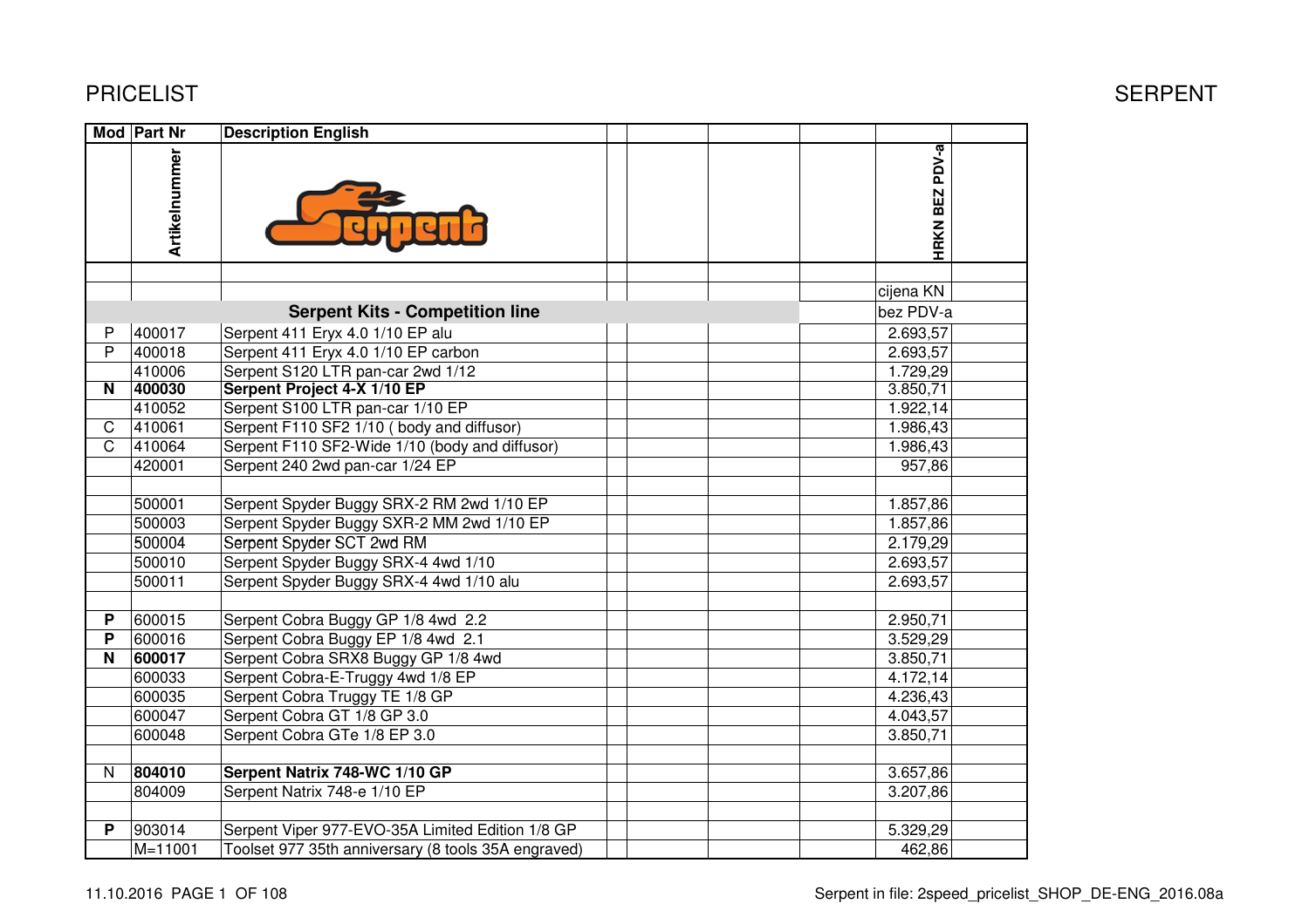# PRICELIST

## SERPENT

| Mod | Part Nr | Description English | cijena KN bez PDV-a |
|---|---|---|---|
| | Artikelnummer | | HRKN BEZ PDV-a |
| | | **Serpent Kits - Competition line** | |
| P | 400017 | Serpent 411 Eryx 4.0 1/10 EP alu | 2.693,57 |
| P | 400018 | Serpent 411 Eryx 4.0 1/10 EP carbon | 2.693,57 |
| | 410006 | Serpent S120 LTR pan-car 2wd 1/12 | 1.729,29 |
| **N** | **400030** | **Serpent Project 4-X 1/10 EP** | 3.850,71 |
| | 410052 | Serpent S100 LTR pan-car 1/10 EP | 1.922,14 |
| C | 410061 | Serpent F110 SF2 1/10 ( body and diffusor) | 1.986,43 |
| C | 410064 | Serpent F110 SF2-Wide 1/10 (body and diffusor) | 1.986,43 |
| | 420001 | Serpent 240 2wd pan-car 1/24 EP | 957,86 |
| | | | |
| | 500001 | Serpent Spyder Buggy SRX-2 RM 2wd 1/10 EP | 1.857,86 |
| | 500003 | Serpent Spyder Buggy SXR-2 MM 2wd 1/10 EP | 1.857,86 |
| | 500004 | Serpent Spyder SCT 2wd RM | 2.179,29 |
| | 500010 | Serpent Spyder Buggy SRX-4 4wd 1/10 | 2.693,57 |
| | 500011 | Serpent Spyder Buggy SRX-4 4wd 1/10 alu | 2.693,57 |
| | | | |
| **P** | 600015 | Serpent Cobra Buggy GP 1/8 4wd 2.2 | 2.950,71 |
| **P** | 600016 | Serpent Cobra Buggy EP 1/8 4wd 2.1 | 3.529,29 |
| **N** | **600017** | Serpent Cobra SRX8 Buggy GP 1/8 4wd | 3.850,71 |
| | 600033 | Serpent Cobra-E-Truggy 4wd 1/8 EP | 4.172,14 |
| | 600035 | Serpent Cobra Truggy TE 1/8 GP | 4.236,43 |
| | 600047 | Serpent Cobra GT 1/8 GP 3.0 | 4.043,57 |
| | 600048 | Serpent Cobra GTe 1/8 EP 3.0 | 3.850,71 |
| | | | |
| N | **804010** | **Serpent Natrix 748-WC 1/10 GP** | 3.657,86 |
| | 804009 | Serpent Natrix 748-e 1/10 EP | 3.207,86 |
| | | | |
| **P** | 903014 | Serpent Viper 977-EVO-35A Limited Edition 1/8 GP | 5.329,29 |
| | M=11001 | Toolset 977 35th anniversary (8 tools 35A engraved) | 462,86 |

11.10.2016

Serpent in file: 2speed_pricelist_SHOP_DE-ENG_2016.08a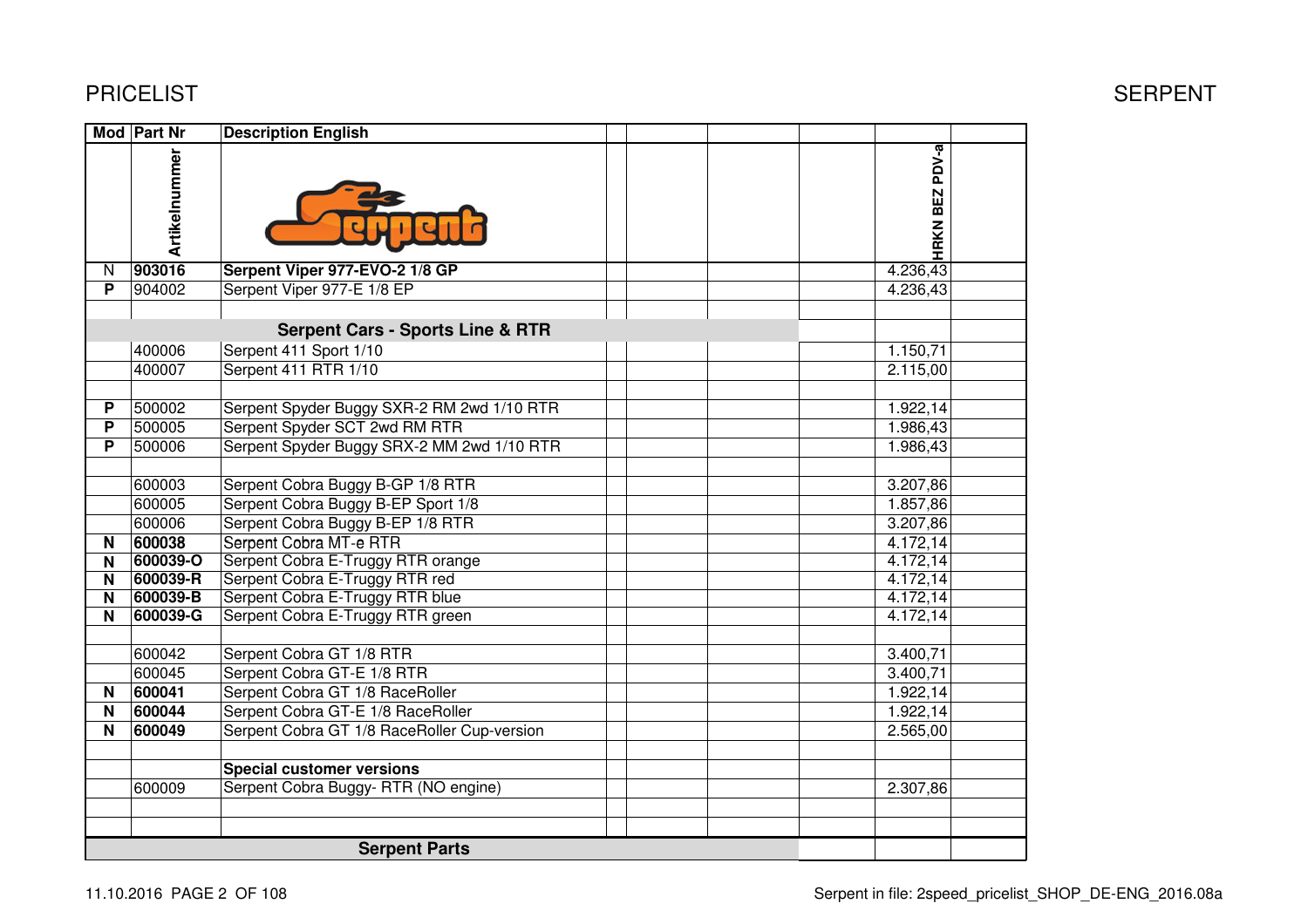# PRICELIST

SERPENT

| Mod | Part Nr | Description English | | | | | HRKN BEZ PDV-a | |
|---|---|---|---|---|---|---|---|---|
| | Artikelnummer | | | | | | | |
| N | **903016** | **Serpent Viper 977-EVO-2 1/8 GP** | | | | | 4.236,43 | |
| **P** | 904002 | Serpent Viper 977-E 1/8 EP | | | | | 4.236,43 | |
| | | | | | | | | |
| | | **Serpent Cars - Sports Line & RTR** | | | | | | |
| | 400006 | Serpent 411 Sport 1/10 | | | | | 1.150,71 | |
| | 400007 | Serpent 411 RTR 1/10 | | | | | 2.115,00 | |
| | | | | | | | | |
| **P** | 500002 | Serpent Spyder Buggy SXR-2 RM 2wd 1/10 RTR | | | | | 1.922,14 | |
| **P** | 500005 | Serpent Spyder SCT 2wd RM RTR | | | | | 1.986,43 | |
| **P** | 500006 | Serpent Spyder Buggy SRX-2 MM 2wd 1/10 RTR | | | | | 1.986,43 | |
| | | | | | | | | |
| | 600003 | Serpent Cobra Buggy B-GP 1/8 RTR | | | | | 3.207,86 | |
| | 600005 | Serpent Cobra Buggy B-EP Sport 1/8 | | | | | 1.857,86 | |
| | 600006 | Serpent Cobra Buggy B-EP 1/8 RTR | | | | | 3.207,86 | |
| **N** | **600038** | Serpent Cobra MT-e RTR | | | | | 4.172,14 | |
| **N** | **600039-O** | Serpent Cobra E-Truggy RTR orange | | | | | 4.172,14 | |
| **N** | **600039-R** | Serpent Cobra E-Truggy RTR red | | | | | 4.172,14 | |
| **N** | **600039-B** | Serpent Cobra E-Truggy RTR blue | | | | | 4.172,14 | |
| **N** | **600039-G** | Serpent Cobra E-Truggy RTR green | | | | | 4.172,14 | |
| | | | | | | | | |
| | 600042 | Serpent Cobra GT 1/8 RTR | | | | | 3.400,71 | |
| | 600045 | Serpent Cobra GT-E 1/8 RTR | | | | | 3.400,71 | |
| **N** | **600041** | Serpent Cobra GT 1/8 RaceRoller | | | | | 1.922,14 | |
| **N** | **600044** | Serpent Cobra GT-E 1/8 RaceRoller | | | | | 1.922,14 | |
| **N** | **600049** | Serpent Cobra GT 1/8 RaceRoller Cup-version | | | | | 2.565,00 | |
| | | | | | | | | |
| | | **Special customer versions** | | | | | | |
| | 600009 | Serpent Cobra Buggy- RTR (NO engine) | | | | | 2.307,86 | |
| | | | | | | | | |
| | | | | | | | | |
| | | **Serpent Parts** | | | | | | |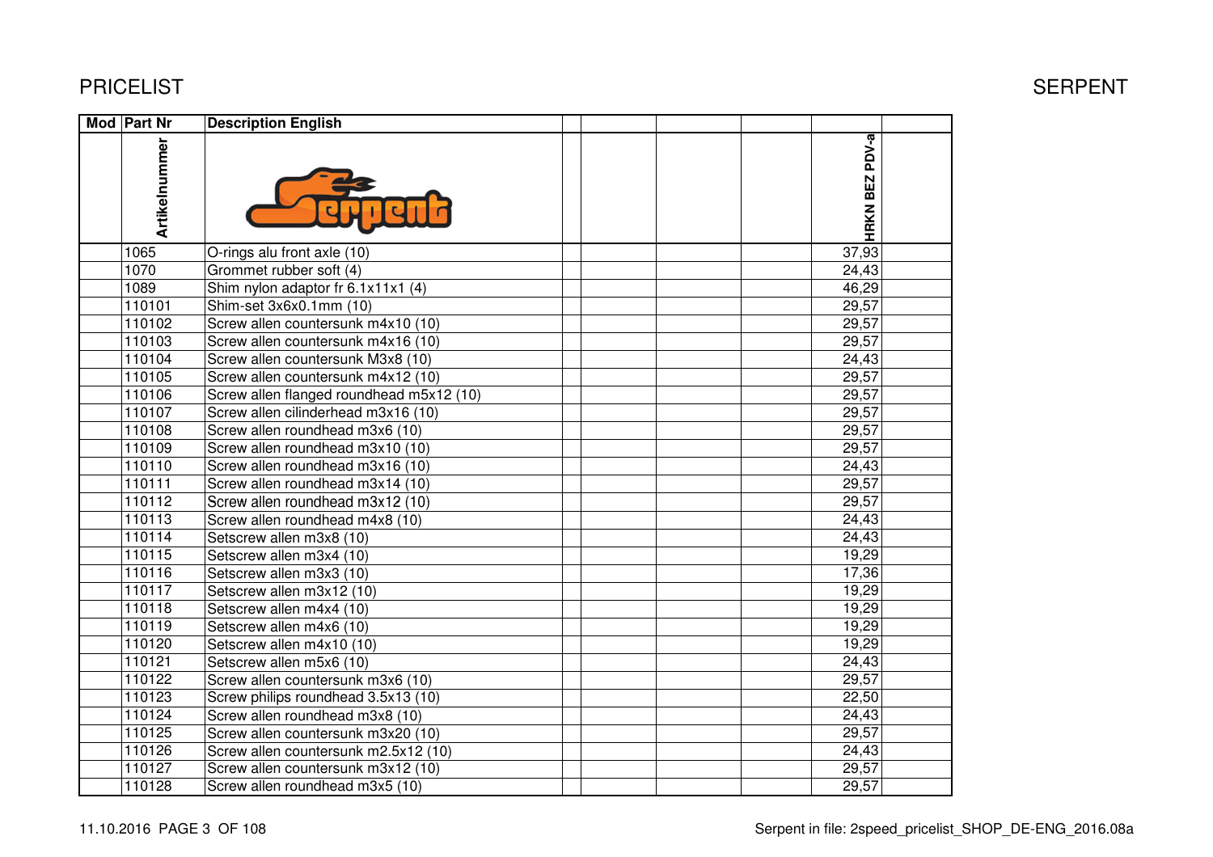# PRICELIST

## SERPENT

| Mod | Part Nr | Description English | | | | | HRKN BEZ PDV-a | |
|---|---|---|---|---|---|---|---|---|
| | Artikelnummer | | | | | | | |
| | 1065 | O-rings alu front axle (10) | | | | | 37,93 | |
| | 1070 | Grommet rubber soft (4) | | | | | 24,43 | |
| | 1089 | Shim nylon adaptor fr 6.1x11x1 (4) | | | | | 46,29 | |
| | 110101 | Shim-set 3x6x0.1mm (10) | | | | | 29,57 | |
| | 110102 | Screw allen countersunk m4x10 (10) | | | | | 29,57 | |
| | 110103 | Screw allen countersunk m4x16 (10) | | | | | 29,57 | |
| | 110104 | Screw allen countersunk M3x8 (10) | | | | | 24,43 | |
| | 110105 | Screw allen countersunk m4x12 (10) | | | | | 29,57 | |
| | 110106 | Screw allen flanged roundhead m5x12 (10) | | | | | 29,57 | |
| | 110107 | Screw allen cilinderhead m3x16 (10) | | | | | 29,57 | |
| | 110108 | Screw allen roundhead m3x6 (10) | | | | | 29,57 | |
| | 110109 | Screw allen roundhead m3x10 (10) | | | | | 29,57 | |
| | 110110 | Screw allen roundhead m3x16 (10) | | | | | 24,43 | |
| | 110111 | Screw allen roundhead m3x14 (10) | | | | | 29,57 | |
| | 110112 | Screw allen roundhead m3x12 (10) | | | | | 29,57 | |
| | 110113 | Screw allen roundhead m4x8 (10) | | | | | 24,43 | |
| | 110114 | Setscrew allen m3x8 (10) | | | | | 24,43 | |
| | 110115 | Setscrew allen m3x4 (10) | | | | | 19,29 | |
| | 110116 | Setscrew allen m3x3 (10) | | | | | 17,36 | |
| | 110117 | Setscrew allen m3x12 (10) | | | | | 19,29 | |
| | 110118 | Setscrew allen m4x4 (10) | | | | | 19,29 | |
| | 110119 | Setscrew allen m4x6 (10) | | | | | 19,29 | |
| | 110120 | Setscrew allen m4x10 (10) | | | | | 19,29 | |
| | 110121 | Setscrew allen m5x6 (10) | | | | | 24,43 | |
| | 110122 | Screw allen countersunk m3x6 (10) | | | | | 29,57 | |
| | 110123 | Screw philips roundhead 3.5x13 (10) | | | | | 22,50 | |
| | 110124 | Screw allen roundhead m3x8 (10) | | | | | 24,43 | |
| | 110125 | Screw allen countersunk m3x20 (10) | | | | | 29,57 | |
| | 110126 | Screw allen countersunk m2.5x12 (10) | | | | | 24,43 | |
| | 110127 | Screw allen countersunk m3x12 (10) | | | | | 29,57 | |
| | 110128 | Screw allen roundhead m3x5 (10) | | | | | 29,57 | |

11.10.2016

Serpent in file: 2speed_pricelist_SHOP_DE-ENG_2016.08a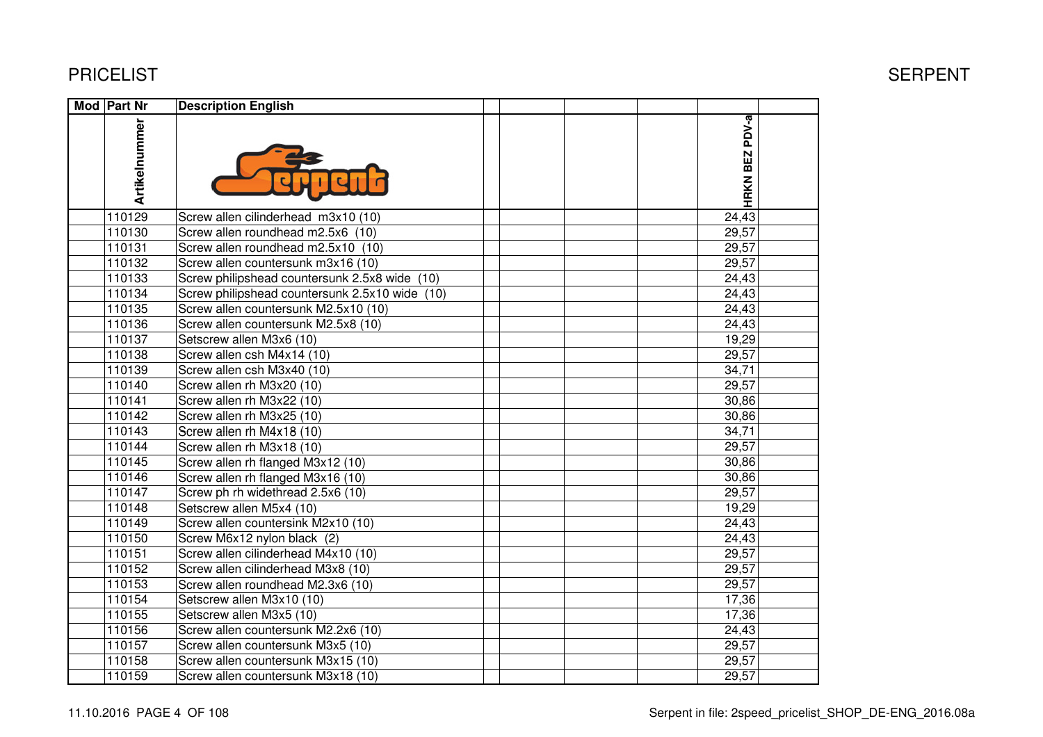PRICELIST

SERPENT

| Mod | Part Nr | Description English | | | | HRKN BEZ PDV-a | |
|---|---|---|---|---|---|---|---|
| | Artikelnummer | | | | | | |
| | 110129 | Screw allen cilinderhead m3x10 (10) | | | | 24,43 | |
| | 110130 | Screw allen roundhead m2.5x6 (10) | | | | 29,57 | |
| | 110131 | Screw allen roundhead m2.5x10 (10) | | | | 29,57 | |
| | 110132 | Screw allen countersunk m3x16 (10) | | | | 29,57 | |
| | 110133 | Screw philipshead countersunk 2.5x8 wide (10) | | | | 24,43 | |
| | 110134 | Screw philipshead countersunk 2.5x10 wide (10) | | | | 24,43 | |
| | 110135 | Screw allen countersunk M2.5x10 (10) | | | | 24,43 | |
| | 110136 | Screw allen countersunk M2.5x8 (10) | | | | 24,43 | |
| | 110137 | Setscrew allen M3x6 (10) | | | | 19,29 | |
| | 110138 | Screw allen csh M4x14 (10) | | | | 29,57 | |
| | 110139 | Screw allen csh M3x40 (10) | | | | 34,71 | |
| | 110140 | Screw allen rh M3x20 (10) | | | | 29,57 | |
| | 110141 | Screw allen rh M3x22 (10) | | | | 30,86 | |
| | 110142 | Screw allen rh M3x25 (10) | | | | 30,86 | |
| | 110143 | Screw allen rh M4x18 (10) | | | | 34,71 | |
| | 110144 | Screw allen rh M3x18 (10) | | | | 29,57 | |
| | 110145 | Screw allen rh flanged M3x12 (10) | | | | 30,86 | |
| | 110146 | Screw allen rh flanged M3x16 (10) | | | | 30,86 | |
| | 110147 | Screw ph rh widethread 2.5x6 (10) | | | | 29,57 | |
| | 110148 | Setscrew allen M5x4 (10) | | | | 19,29 | |
| | 110149 | Screw allen countersink M2x10 (10) | | | | 24,43 | |
| | 110150 | Screw M6x12 nylon black (2) | | | | 24,43 | |
| | 110151 | Screw allen cilinderhead M4x10 (10) | | | | 29,57 | |
| | 110152 | Screw allen cilinderhead M3x8 (10) | | | | 29,57 | |
| | 110153 | Screw allen roundhead M2.3x6 (10) | | | | 29,57 | |
| | 110154 | Setscrew allen M3x10 (10) | | | | 17,36 | |
| | 110155 | Setscrew allen M3x5 (10) | | | | 17,36 | |
| | 110156 | Screw allen countersunk M2.2x6 (10) | | | | 24,43 | |
| | 110157 | Screw allen countersunk M3x5 (10) | | | | 29,57 | |
| | 110158 | Screw allen countersunk M3x15 (10) | | | | 29,57 | |
| | 110159 | Screw allen countersunk M3x18 (10) | | | | 29,57 | |

11.10.2016

Serpent in file: 2speed_pricelist_SHOP_DE-ENG_2016.08a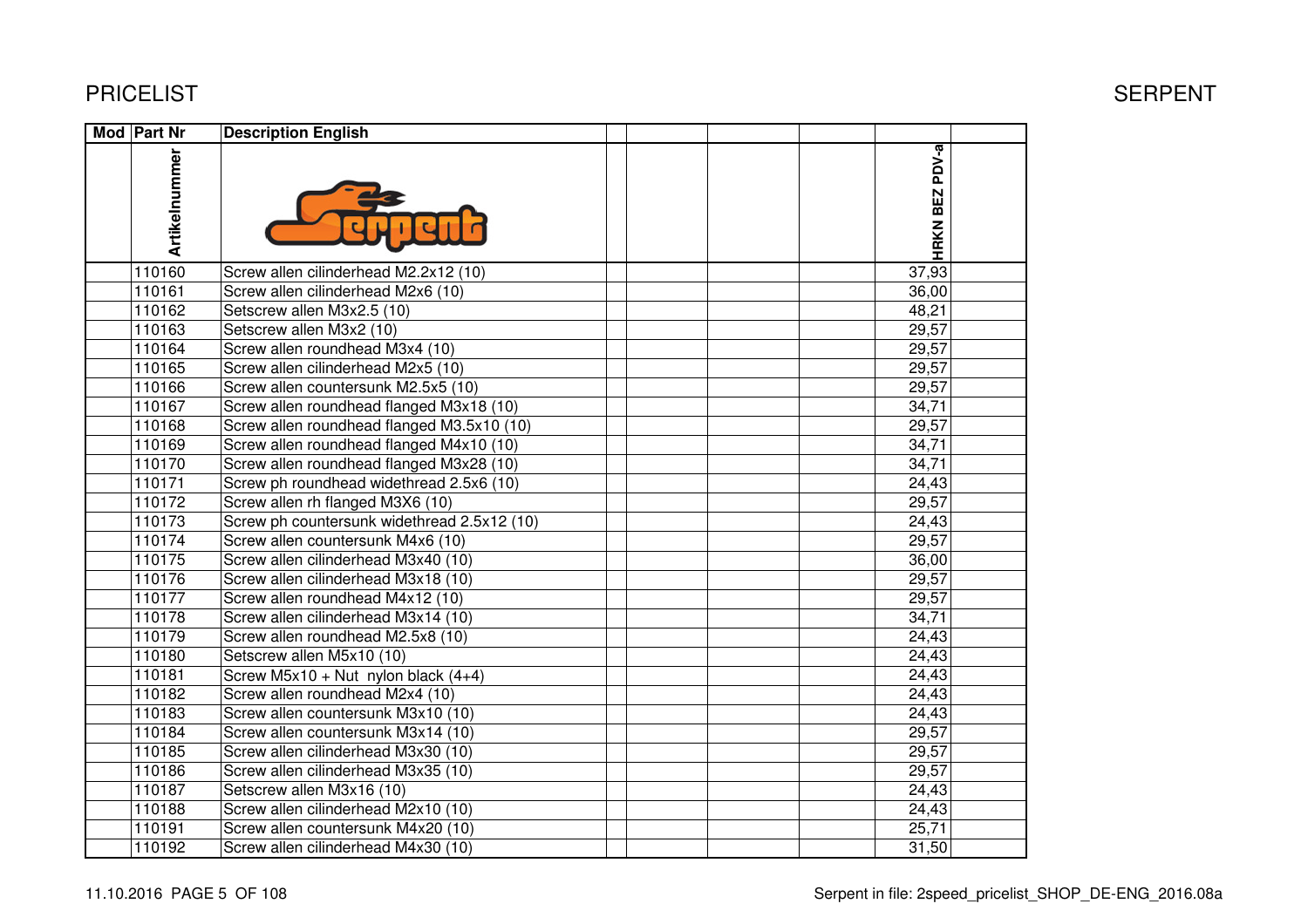PRICELIST

SERPENT

| Mod | Part Nr | Description English | | | | HRKN BEZ PDV-a | |
|---|---|---|---|---|---|---|---|
| | Artikelnummer | | | | | | |
| | 110160 | Screw allen cilinderhead M2.2x12 (10) | | | | 37,93 | |
| | 110161 | Screw allen cilinderhead M2x6 (10) | | | | 36,00 | |
| | 110162 | Setscrew allen M3x2.5 (10) | | | | 48,21 | |
| | 110163 | Setscrew allen M3x2 (10) | | | | 29,57 | |
| | 110164 | Screw allen roundhead M3x4 (10) | | | | 29,57 | |
| | 110165 | Screw allen cilinderhead M2x5 (10) | | | | 29,57 | |
| | 110166 | Screw allen countersunk M2.5x5 (10) | | | | 29,57 | |
| | 110167 | Screw allen roundhead flanged M3x18 (10) | | | | 34,71 | |
| | 110168 | Screw allen roundhead flanged M3.5x10 (10) | | | | 29,57 | |
| | 110169 | Screw allen roundhead flanged M4x10 (10) | | | | 34,71 | |
| | 110170 | Screw allen roundhead flanged M3x28 (10) | | | | 34,71 | |
| | 110171 | Screw ph roundhead widethread 2.5x6 (10) | | | | 24,43 | |
| | 110172 | Screw allen rh flanged M3X6 (10) | | | | 29,57 | |
| | 110173 | Screw ph countersunk widethread 2.5x12 (10) | | | | 24,43 | |
| | 110174 | Screw allen countersunk M4x6 (10) | | | | 29,57 | |
| | 110175 | Screw allen cilinderhead M3x40 (10) | | | | 36,00 | |
| | 110176 | Screw allen cilinderhead M3x18 (10) | | | | 29,57 | |
| | 110177 | Screw allen roundhead M4x12 (10) | | | | 29,57 | |
| | 110178 | Screw allen cilinderhead M3x14 (10) | | | | 34,71 | |
| | 110179 | Screw allen roundhead M2.5x8 (10) | | | | 24,43 | |
| | 110180 | Setscrew allen M5x10 (10) | | | | 24,43 | |
| | 110181 | Screw M5x10 + Nut nylon black (4+4) | | | | 24,43 | |
| | 110182 | Screw allen roundhead M2x4 (10) | | | | 24,43 | |
| | 110183 | Screw allen countersunk M3x10 (10) | | | | 24,43 | |
| | 110184 | Screw allen countersunk M3x14 (10) | | | | 29,57 | |
| | 110185 | Screw allen cilinderhead M3x30 (10) | | | | 29,57 | |
| | 110186 | Screw allen cilinderhead M3x35 (10) | | | | 29,57 | |
| | 110187 | Setscrew allen M3x16 (10) | | | | 24,43 | |
| | 110188 | Screw allen cilinderhead M2x10 (10) | | | | 24,43 | |
| | 110191 | Screw allen countersunk M4x20 (10) | | | | 25,71 | |
| | 110192 | Screw allen cilinderhead M4x30 (10) | | | | 31,50 | |

11.10.2016

Serpent in file: 2speed_pricelist_SHOP_DE-ENG_2016.08a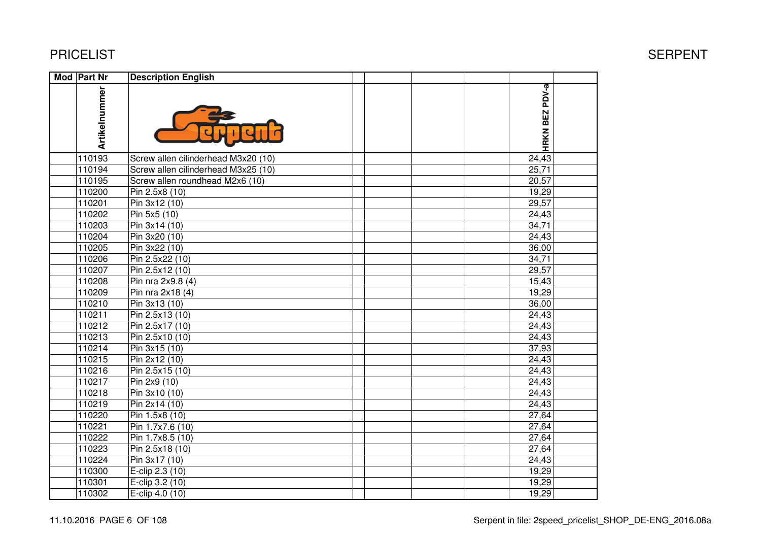# PRICELIST

SERPENT

| Mod | Part Nr | Description English | | | | | HRKN BEZ PDV-a | |
|---|---|---|---|---|---|---|---|---|
| | Artikelnummer | | | | | | | |
| | 110193 | Screw allen cilinderhead M3x20 (10) | | | | | 24,43 | |
| | 110194 | Screw allen cilinderhead M3x25 (10) | | | | | 25,71 | |
| | 110195 | Screw allen roundhead M2x6 (10) | | | | | 20,57 | |
| | 110200 | Pin 2.5x8 (10) | | | | | 19,29 | |
| | 110201 | Pin 3x12 (10) | | | | | 29,57 | |
| | 110202 | Pin 5x5 (10) | | | | | 24,43 | |
| | 110203 | Pin 3x14 (10) | | | | | 34,71 | |
| | 110204 | Pin 3x20 (10) | | | | | 24,43 | |
| | 110205 | Pin 3x22 (10) | | | | | 36,00 | |
| | 110206 | Pin 2.5x22 (10) | | | | | 34,71 | |
| | 110207 | Pin 2.5x12 (10) | | | | | 29,57 | |
| | 110208 | Pin nra 2x9.8 (4) | | | | | 15,43 | |
| | 110209 | Pin nra 2x18 (4) | | | | | 19,29 | |
| | 110210 | Pin 3x13 (10) | | | | | 36,00 | |
| | 110211 | Pin 2.5x13 (10) | | | | | 24,43 | |
| | 110212 | Pin 2.5x17 (10) | | | | | 24,43 | |
| | 110213 | Pin 2.5x10 (10) | | | | | 24,43 | |
| | 110214 | Pin 3x15 (10) | | | | | 37,93 | |
| | 110215 | Pin 2x12 (10) | | | | | 24,43 | |
| | 110216 | Pin 2.5x15 (10) | | | | | 24,43 | |
| | 110217 | Pin 2x9 (10) | | | | | 24,43 | |
| | 110218 | Pin 3x10 (10) | | | | | 24,43 | |
| | 110219 | Pin 2x14 (10) | | | | | 24,43 | |
| | 110220 | Pin 1.5x8 (10) | | | | | 27,64 | |
| | 110221 | Pin 1.7x7.6 (10) | | | | | 27,64 | |
| | 110222 | Pin 1.7x8.5 (10) | | | | | 27,64 | |
| | 110223 | Pin 2.5x18 (10) | | | | | 27,64 | |
| | 110224 | Pin 3x17 (10) | | | | | 24,43 | |
| | 110300 | E-clip 2.3 (10) | | | | | 19,29 | |
| | 110301 | E-clip 3.2 (10) | | | | | 19,29 | |
| | 110302 | E-clip 4.0 (10) | | | | | 19,29 | |

11.10.2016 PAGE 6 OF 108 Serpent in file: 2speed_pricelist_SHOP_DE-ENG_2016.08a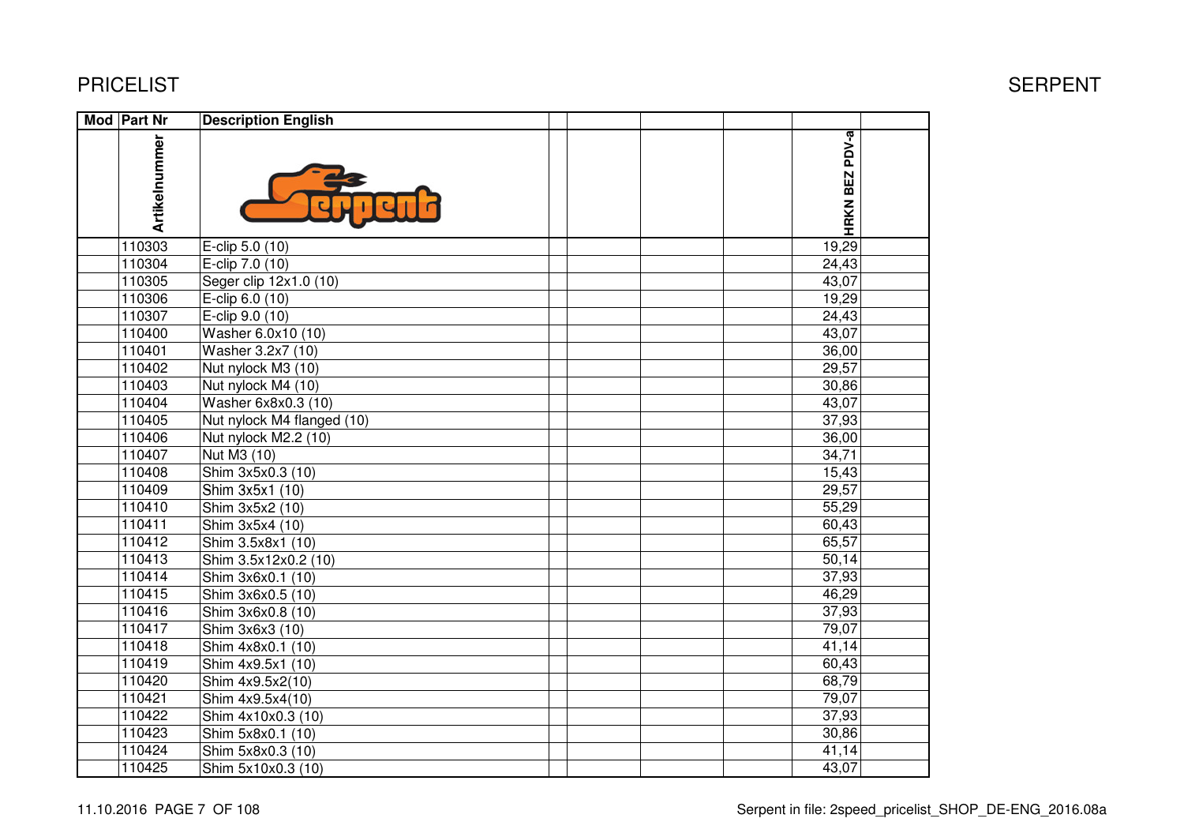# PRICELIST

| Mod | Part Nr | Description English | | | | | HRKN BEZ PDV-a | |
|---|---|---|---|---|---|---|---|---|
| | Artikelnummer | | | | | | | |
| | 110303 | E-clip 5.0 (10) | | | | | 19,29 | |
| | 110304 | E-clip 7.0 (10) | | | | | 24,43 | |
| | 110305 | Seger clip 12x1.0 (10) | | | | | 43,07 | |
| | 110306 | E-clip 6.0 (10) | | | | | 19,29 | |
| | 110307 | E-clip 9.0 (10) | | | | | 24,43 | |
| | 110400 | Washer 6.0x10 (10) | | | | | 43,07 | |
| | 110401 | Washer 3.2x7 (10) | | | | | 36,00 | |
| | 110402 | Nut nylock M3 (10) | | | | | 29,57 | |
| | 110403 | Nut nylock M4 (10) | | | | | 30,86 | |
| | 110404 | Washer 6x8x0.3 (10) | | | | | 43,07 | |
| | 110405 | Nut nylock M4 flanged (10) | | | | | 37,93 | |
| | 110406 | Nut nylock M2.2 (10) | | | | | 36,00 | |
| | 110407 | Nut M3 (10) | | | | | 34,71 | |
| | 110408 | Shim 3x5x0.3 (10) | | | | | 15,43 | |
| | 110409 | Shim 3x5x1 (10) | | | | | 29,57 | |
| | 110410 | Shim 3x5x2 (10) | | | | | 55,29 | |
| | 110411 | Shim 3x5x4 (10) | | | | | 60,43 | |
| | 110412 | Shim 3.5x8x1 (10) | | | | | 65,57 | |
| | 110413 | Shim 3.5x12x0.2 (10) | | | | | 50,14 | |
| | 110414 | Shim 3x6x0.1 (10) | | | | | 37,93 | |
| | 110415 | Shim 3x6x0.5 (10) | | | | | 46,29 | |
| | 110416 | Shim 3x6x0.8 (10) | | | | | 37,93 | |
| | 110417 | Shim 3x6x3 (10) | | | | | 79,07 | |
| | 110418 | Shim 4x8x0.1 (10) | | | | | 41,14 | |
| | 110419 | Shim 4x9.5x1 (10) | | | | | 60,43 | |
| | 110420 | Shim 4x9.5x2(10) | | | | | 68,79 | |
| | 110421 | Shim 4x9.5x4(10) | | | | | 79,07 | |
| | 110422 | Shim 4x10x0.3 (10) | | | | | 37,93 | |
| | 110423 | Shim 5x8x0.1 (10) | | | | | 30,86 | |
| | 110424 | Shim 5x8x0.3 (10) | | | | | 41,14 | |
| | 110425 | Shim 5x10x0.3 (10) | | | | | 43,07 | |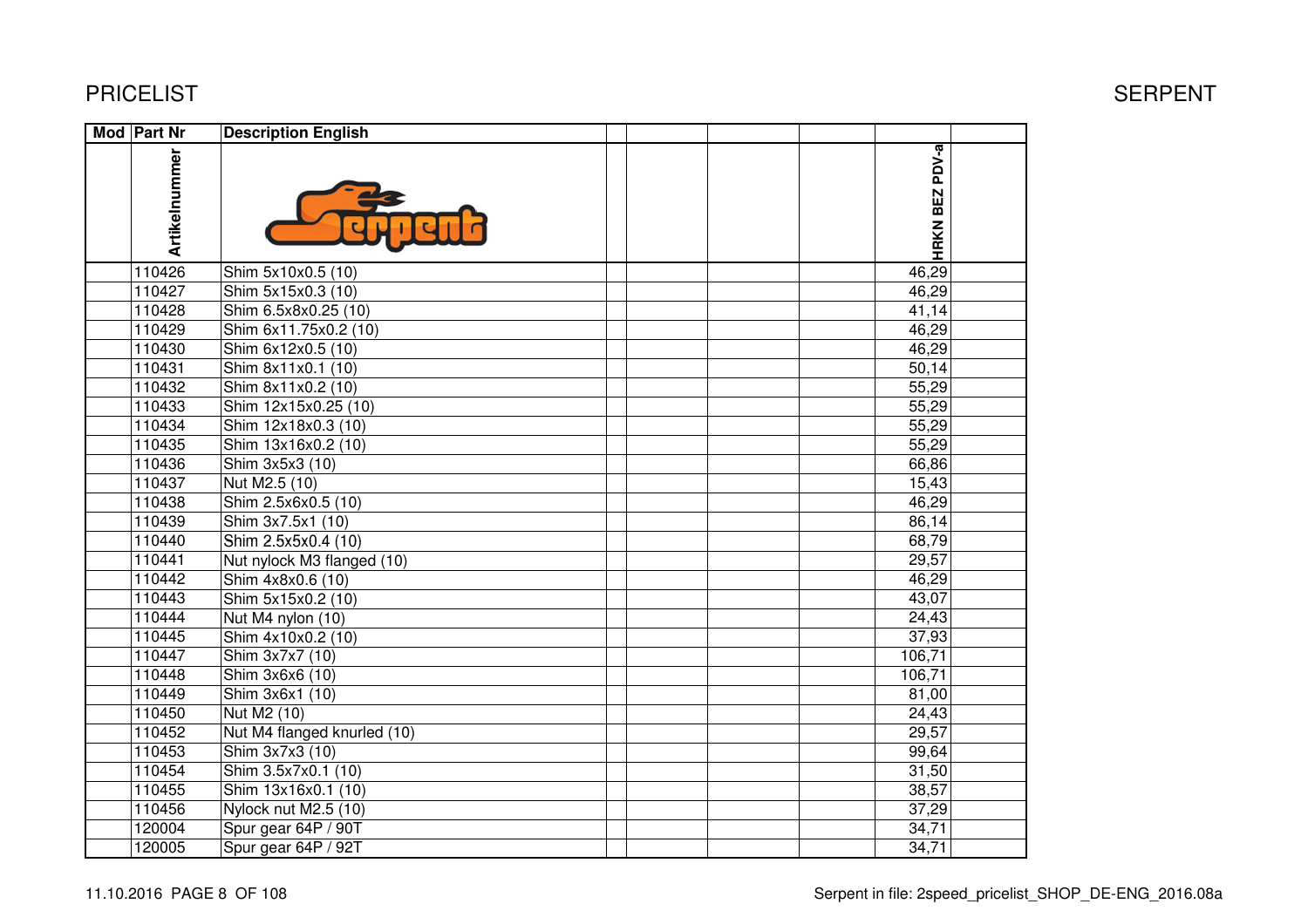# PRICELIST

| Mod | Part Nr | Description English | | | | | | |
|---|---|---|---|---|---|---|---|---|
| | Artikelnummer | | | | | | HRKN BEZ PDV-a | |
| | 110426 | Shim 5x10x0.5 (10) | | | | | 46,29 | |
| | 110427 | Shim 5x15x0.3 (10) | | | | | 46,29 | |
| | 110428 | Shim 6.5x8x0.25 (10) | | | | | 41,14 | |
| | 110429 | Shim 6x11.75x0.2 (10) | | | | | 46,29 | |
| | 110430 | Shim 6x12x0.5 (10) | | | | | 46,29 | |
| | 110431 | Shim 8x11x0.1 (10) | | | | | 50,14 | |
| | 110432 | Shim 8x11x0.2 (10) | | | | | 55,29 | |
| | 110433 | Shim 12x15x0.25 (10) | | | | | 55,29 | |
| | 110434 | Shim 12x18x0.3 (10) | | | | | 55,29 | |
| | 110435 | Shim 13x16x0.2 (10) | | | | | 55,29 | |
| | 110436 | Shim 3x5x3 (10) | | | | | 66,86 | |
| | 110437 | Nut M2.5 (10) | | | | | 15,43 | |
| | 110438 | Shim 2.5x6x0.5 (10) | | | | | 46,29 | |
| | 110439 | Shim 3x7.5x1 (10) | | | | | 86,14 | |
| | 110440 | Shim 2.5x5x0.4 (10) | | | | | 68,79 | |
| | 110441 | Nut nylock M3 flanged (10) | | | | | 29,57 | |
| | 110442 | Shim 4x8x0.6 (10) | | | | | 46,29 | |
| | 110443 | Shim 5x15x0.2 (10) | | | | | 43,07 | |
| | 110444 | Nut M4 nylon (10) | | | | | 24,43 | |
| | 110445 | Shim 4x10x0.2 (10) | | | | | 37,93 | |
| | 110447 | Shim 3x7x7 (10) | | | | | 106,71 | |
| | 110448 | Shim 3x6x6 (10) | | | | | 106,71 | |
| | 110449 | Shim 3x6x1 (10) | | | | | 81,00 | |
| | 110450 | Nut M2 (10) | | | | | 24,43 | |
| | 110452 | Nut M4 flanged knurled (10) | | | | | 29,57 | |
| | 110453 | Shim 3x7x3 (10) | | | | | 99,64 | |
| | 110454 | Shim 3.5x7x0.1 (10) | | | | | 31,50 | |
| | 110455 | Shim 13x16x0.1 (10) | | | | | 38,57 | |
| | 110456 | Nylock nut M2.5 (10) | | | | | 37,29 | |
| | 120004 | Spur gear 64P / 90T | | | | | 34,71 | |
| | 120005 | Spur gear 64P / 92T | | | | | 34,71 | |

11.10.2016 PAGE 8 OF 108 — Serpent in file: 2speed_pricelist_SHOP_DE-ENG_2016.08a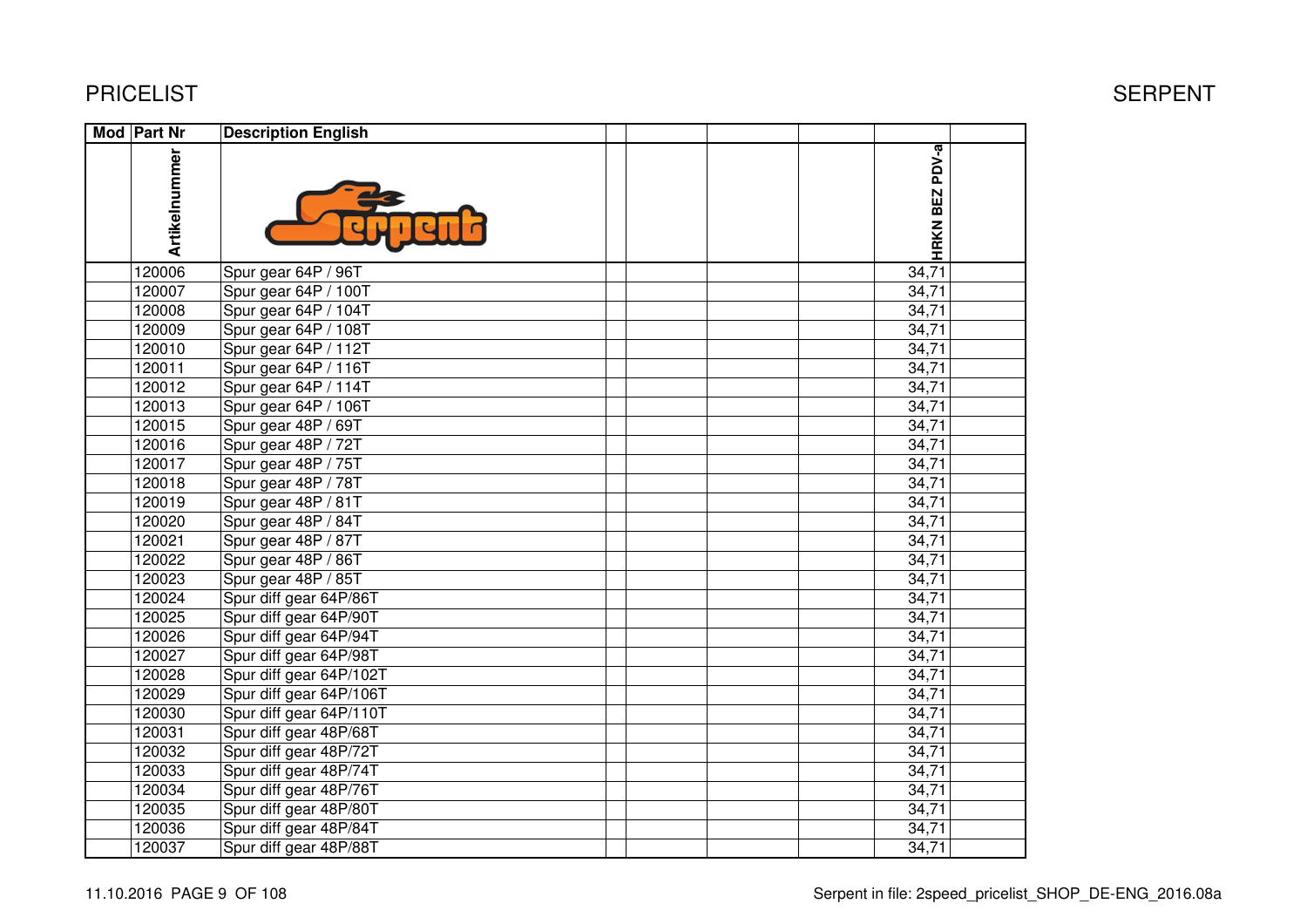# PRICELIST

SERPENT

| Mod | Part Nr | Description English | | | | | |
|---|---|---|---|---|---|---|---|
| | Artikelnummer | | | | | HRKN BEZ PDV-a | |
| | 120006 | Spur gear 64P / 96T | | | | 34,71 | |
| | 120007 | Spur gear 64P / 100T | | | | 34,71 | |
| | 120008 | Spur gear 64P / 104T | | | | 34,71 | |
| | 120009 | Spur gear 64P / 108T | | | | 34,71 | |
| | 120010 | Spur gear 64P / 112T | | | | 34,71 | |
| | 120011 | Spur gear 64P / 116T | | | | 34,71 | |
| | 120012 | Spur gear 64P / 114T | | | | 34,71 | |
| | 120013 | Spur gear 64P / 106T | | | | 34,71 | |
| | 120015 | Spur gear 48P / 69T | | | | 34,71 | |
| | 120016 | Spur gear 48P / 72T | | | | 34,71 | |
| | 120017 | Spur gear 48P / 75T | | | | 34,71 | |
| | 120018 | Spur gear 48P / 78T | | | | 34,71 | |
| | 120019 | Spur gear 48P / 81T | | | | 34,71 | |
| | 120020 | Spur gear 48P / 84T | | | | 34,71 | |
| | 120021 | Spur gear 48P / 87T | | | | 34,71 | |
| | 120022 | Spur gear 48P / 86T | | | | 34,71 | |
| | 120023 | Spur gear 48P / 85T | | | | 34,71 | |
| | 120024 | Spur diff gear 64P/86T | | | | 34,71 | |
| | 120025 | Spur diff gear 64P/90T | | | | 34,71 | |
| | 120026 | Spur diff gear 64P/94T | | | | 34,71 | |
| | 120027 | Spur diff gear 64P/98T | | | | 34,71 | |
| | 120028 | Spur diff gear 64P/102T | | | | 34,71 | |
| | 120029 | Spur diff gear 64P/106T | | | | 34,71 | |
| | 120030 | Spur diff gear 64P/110T | | | | 34,71 | |
| | 120031 | Spur diff gear 48P/68T | | | | 34,71 | |
| | 120032 | Spur diff gear 48P/72T | | | | 34,71 | |
| | 120033 | Spur diff gear 48P/74T | | | | 34,71 | |
| | 120034 | Spur diff gear 48P/76T | | | | 34,71 | |
| | 120035 | Spur diff gear 48P/80T | | | | 34,71 | |
| | 120036 | Spur diff gear 48P/84T | | | | 34,71 | |
| | 120037 | Spur diff gear 48P/88T | | | | 34,71 | |

11.10.2016 PAGE 9 OF 108

Serpent in file: 2speed_pricelist_SHOP_DE-ENG_2016.08a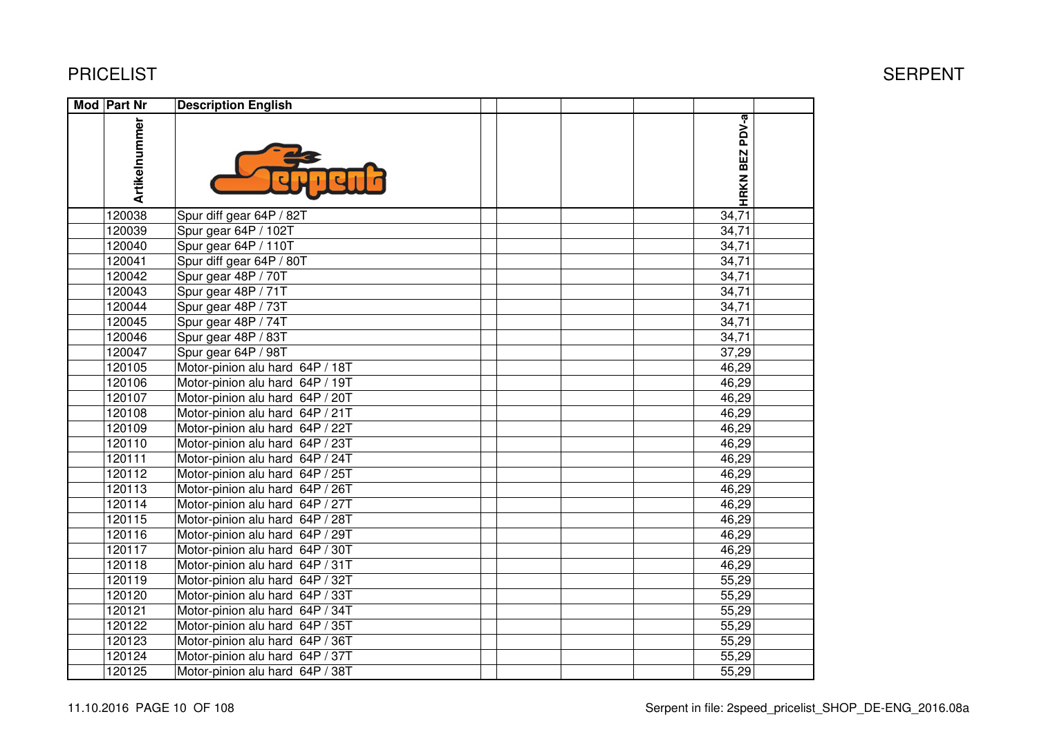PRICELIST

SERPENT

| Mod | Part Nr | Description English | | | | | HRKN BEZ PDV-a | |
|---|---|---|---|---|---|---|---|---|
| | Artikelnummer | | | | | | | |
| | 120038 | Spur diff gear 64P / 82T | | | | | 34,71 | |
| | 120039 | Spur gear 64P / 102T | | | | | 34,71 | |
| | 120040 | Spur gear 64P / 110T | | | | | 34,71 | |
| | 120041 | Spur diff gear 64P / 80T | | | | | 34,71 | |
| | 120042 | Spur gear 48P / 70T | | | | | 34,71 | |
| | 120043 | Spur gear 48P / 71T | | | | | 34,71 | |
| | 120044 | Spur gear 48P / 73T | | | | | 34,71 | |
| | 120045 | Spur gear 48P / 74T | | | | | 34,71 | |
| | 120046 | Spur gear 48P / 83T | | | | | 34,71 | |
| | 120047 | Spur gear 64P / 98T | | | | | 37,29 | |
| | 120105 | Motor-pinion alu hard 64P / 18T | | | | | 46,29 | |
| | 120106 | Motor-pinion alu hard 64P / 19T | | | | | 46,29 | |
| | 120107 | Motor-pinion alu hard 64P / 20T | | | | | 46,29 | |
| | 120108 | Motor-pinion alu hard 64P / 21T | | | | | 46,29 | |
| | 120109 | Motor-pinion alu hard 64P / 22T | | | | | 46,29 | |
| | 120110 | Motor-pinion alu hard 64P / 23T | | | | | 46,29 | |
| | 120111 | Motor-pinion alu hard 64P / 24T | | | | | 46,29 | |
| | 120112 | Motor-pinion alu hard 64P / 25T | | | | | 46,29 | |
| | 120113 | Motor-pinion alu hard 64P / 26T | | | | | 46,29 | |
| | 120114 | Motor-pinion alu hard 64P / 27T | | | | | 46,29 | |
| | 120115 | Motor-pinion alu hard 64P / 28T | | | | | 46,29 | |
| | 120116 | Motor-pinion alu hard 64P / 29T | | | | | 46,29 | |
| | 120117 | Motor-pinion alu hard 64P / 30T | | | | | 46,29 | |
| | 120118 | Motor-pinion alu hard 64P / 31T | | | | | 46,29 | |
| | 120119 | Motor-pinion alu hard 64P / 32T | | | | | 55,29 | |
| | 120120 | Motor-pinion alu hard 64P / 33T | | | | | 55,29 | |
| | 120121 | Motor-pinion alu hard 64P / 34T | | | | | 55,29 | |
| | 120122 | Motor-pinion alu hard 64P / 35T | | | | | 55,29 | |
| | 120123 | Motor-pinion alu hard 64P / 36T | | | | | 55,29 | |
| | 120124 | Motor-pinion alu hard 64P / 37T | | | | | 55,29 | |
| | 120125 | Motor-pinion alu hard 64P / 38T | | | | | 55,29 | |

11.10.2016 PAGE 10 OF 108

Serpent in file: 2speed_pricelist_SHOP_DE-ENG_2016.08a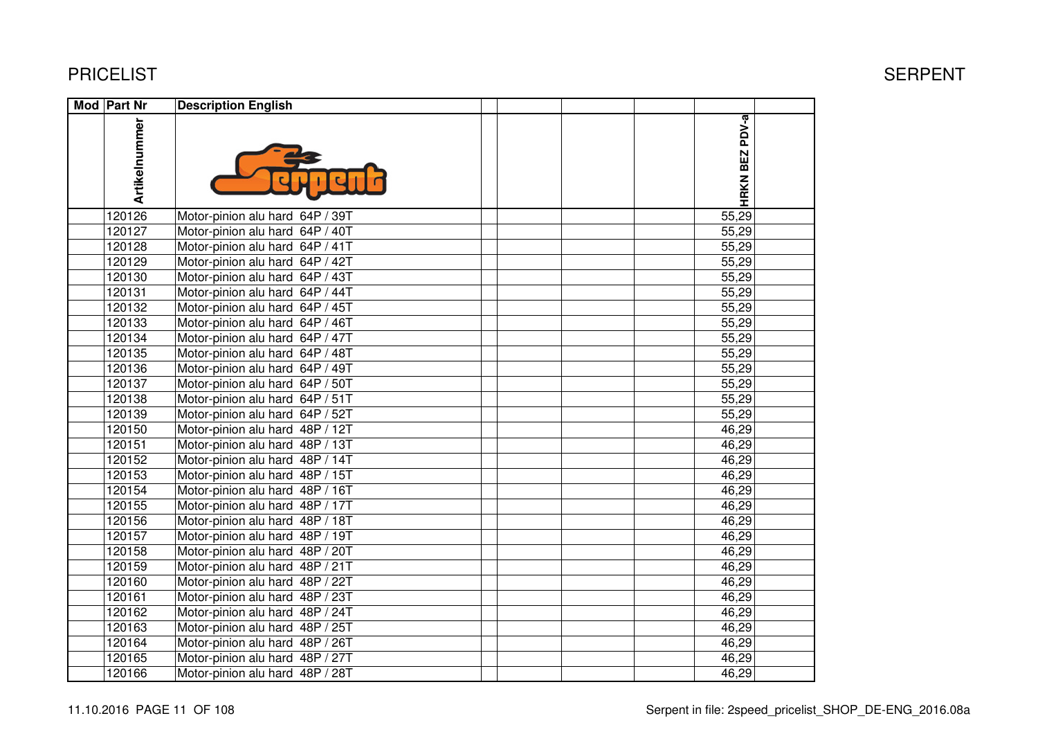PRICELIST SERPENT

| Mod | Part Nr | Description English | | | | | HRKN BEZ PDV-a | |
|---|---|---|---|---|---|---|---|---|
| | Artikelnummer | | | | | | | |
| | 120126 | Motor-pinion alu hard 64P / 39T | | | | | 55,29 | |
| | 120127 | Motor-pinion alu hard 64P / 40T | | | | | 55,29 | |
| | 120128 | Motor-pinion alu hard 64P / 41T | | | | | 55,29 | |
| | 120129 | Motor-pinion alu hard 64P / 42T | | | | | 55,29 | |
| | 120130 | Motor-pinion alu hard 64P / 43T | | | | | 55,29 | |
| | 120131 | Motor-pinion alu hard 64P / 44T | | | | | 55,29 | |
| | 120132 | Motor-pinion alu hard 64P / 45T | | | | | 55,29 | |
| | 120133 | Motor-pinion alu hard 64P / 46T | | | | | 55,29 | |
| | 120134 | Motor-pinion alu hard 64P / 47T | | | | | 55,29 | |
| | 120135 | Motor-pinion alu hard 64P / 48T | | | | | 55,29 | |
| | 120136 | Motor-pinion alu hard 64P / 49T | | | | | 55,29 | |
| | 120137 | Motor-pinion alu hard 64P / 50T | | | | | 55,29 | |
| | 120138 | Motor-pinion alu hard 64P / 51T | | | | | 55,29 | |
| | 120139 | Motor-pinion alu hard 64P / 52T | | | | | 55,29 | |
| | 120150 | Motor-pinion alu hard 48P / 12T | | | | | 46,29 | |
| | 120151 | Motor-pinion alu hard 48P / 13T | | | | | 46,29 | |
| | 120152 | Motor-pinion alu hard 48P / 14T | | | | | 46,29 | |
| | 120153 | Motor-pinion alu hard 48P / 15T | | | | | 46,29 | |
| | 120154 | Motor-pinion alu hard 48P / 16T | | | | | 46,29 | |
| | 120155 | Motor-pinion alu hard 48P / 17T | | | | | 46,29 | |
| | 120156 | Motor-pinion alu hard 48P / 18T | | | | | 46,29 | |
| | 120157 | Motor-pinion alu hard 48P / 19T | | | | | 46,29 | |
| | 120158 | Motor-pinion alu hard 48P / 20T | | | | | 46,29 | |
| | 120159 | Motor-pinion alu hard 48P / 21T | | | | | 46,29 | |
| | 120160 | Motor-pinion alu hard 48P / 22T | | | | | 46,29 | |
| | 120161 | Motor-pinion alu hard 48P / 23T | | | | | 46,29 | |
| | 120162 | Motor-pinion alu hard 48P / 24T | | | | | 46,29 | |
| | 120163 | Motor-pinion alu hard 48P / 25T | | | | | 46,29 | |
| | 120164 | Motor-pinion alu hard 48P / 26T | | | | | 46,29 | |
| | 120165 | Motor-pinion alu hard 48P / 27T | | | | | 46,29 | |
| | 120166 | Motor-pinion alu hard 48P / 28T | | | | | 46,29 | |

11.10.2016 PAGE 11 OF 108 Serpent in file: 2speed_pricelist_SHOP_DE-ENG_2016.08a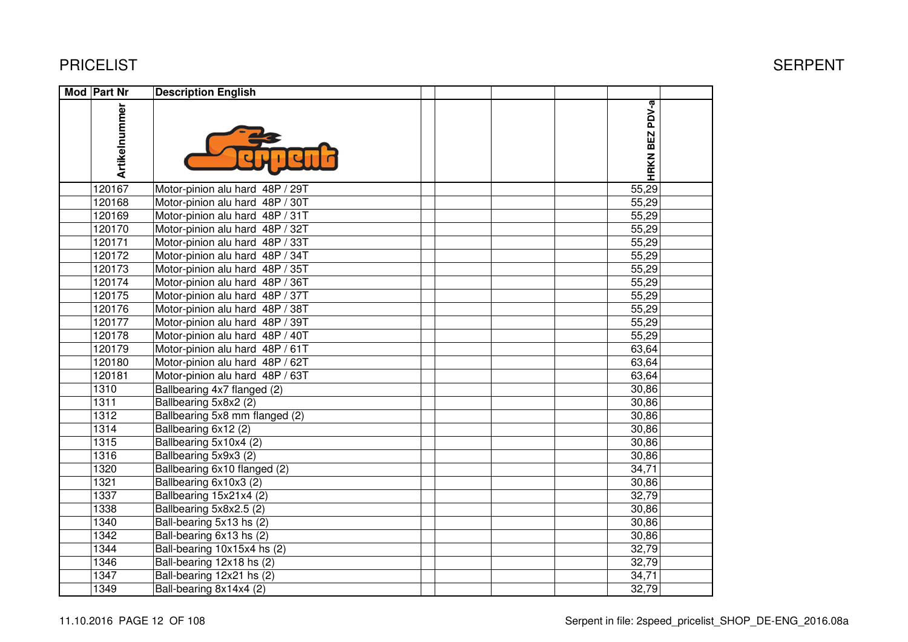# PRICELIST

SERPENT

| Mod | Part Nr | Description English | | | | | HRKN BEZ PDV-a | |
|---|---|---|---|---|---|---|---|---|
| | Artikelnummer | | | | | | | |
| | 120167 | Motor-pinion alu hard 48P / 29T | | | | | 55,29 | |
| | 120168 | Motor-pinion alu hard 48P / 30T | | | | | 55,29 | |
| | 120169 | Motor-pinion alu hard 48P / 31T | | | | | 55,29 | |
| | 120170 | Motor-pinion alu hard 48P / 32T | | | | | 55,29 | |
| | 120171 | Motor-pinion alu hard 48P / 33T | | | | | 55,29 | |
| | 120172 | Motor-pinion alu hard 48P / 34T | | | | | 55,29 | |
| | 120173 | Motor-pinion alu hard 48P / 35T | | | | | 55,29 | |
| | 120174 | Motor-pinion alu hard 48P / 36T | | | | | 55,29 | |
| | 120175 | Motor-pinion alu hard 48P / 37T | | | | | 55,29 | |
| | 120176 | Motor-pinion alu hard 48P / 38T | | | | | 55,29 | |
| | 120177 | Motor-pinion alu hard 48P / 39T | | | | | 55,29 | |
| | 120178 | Motor-pinion alu hard 48P / 40T | | | | | 55,29 | |
| | 120179 | Motor-pinion alu hard 48P / 61T | | | | | 63,64 | |
| | 120180 | Motor-pinion alu hard 48P / 62T | | | | | 63,64 | |
| | 120181 | Motor-pinion alu hard 48P / 63T | | | | | 63,64 | |
| | 1310 | Ballbearing 4x7 flanged (2) | | | | | 30,86 | |
| | 1311 | Ballbearing 5x8x2 (2) | | | | | 30,86 | |
| | 1312 | Ballbearing 5x8 mm flanged (2) | | | | | 30,86 | |
| | 1314 | Ballbearing 6x12 (2) | | | | | 30,86 | |
| | 1315 | Ballbearing 5x10x4 (2) | | | | | 30,86 | |
| | 1316 | Ballbearing 5x9x3 (2) | | | | | 30,86 | |
| | 1320 | Ballbearing 6x10 flanged (2) | | | | | 34,71 | |
| | 1321 | Ballbearing 6x10x3 (2) | | | | | 30,86 | |
| | 1337 | Ballbearing 15x21x4 (2) | | | | | 32,79 | |
| | 1338 | Ballbearing 5x8x2.5 (2) | | | | | 30,86 | |
| | 1340 | Ball-bearing 5x13 hs (2) | | | | | 30,86 | |
| | 1342 | Ball-bearing 6x13 hs (2) | | | | | 30,86 | |
| | 1344 | Ball-bearing 10x15x4 hs (2) | | | | | 32,79 | |
| | 1346 | Ball-bearing 12x18 hs (2) | | | | | 32,79 | |
| | 1347 | Ball-bearing 12x21 hs (2) | | | | | 34,71 | |
| | 1349 | Ball-bearing 8x14x4 (2) | | | | | 32,79 | |

11.10.2016 PAGE 12 OF 108 — Serpent in file: 2speed_pricelist_SHOP_DE-ENG_2016.08a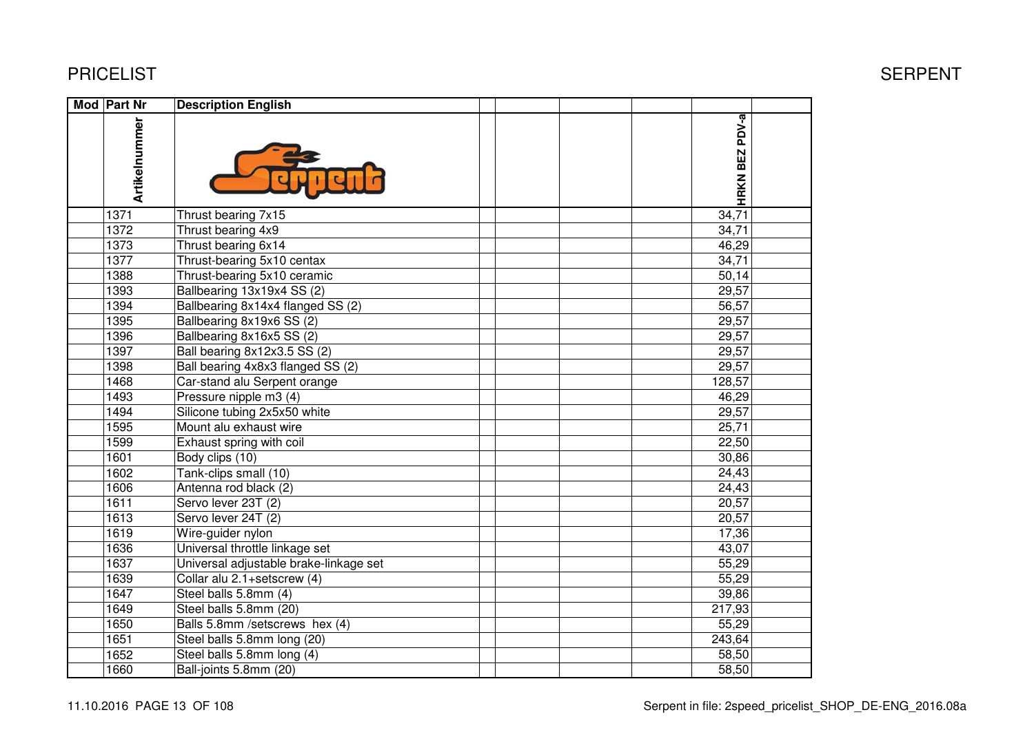# PRICELIST

# SERPENT

| Mod | Part Nr | Description English | | | | | | |
|---|---|---|---|---|---|---|---|---|
| | Artikelnummer | | | | | | HRKN BEZ PDV-a | |
| | 1371 | Thrust bearing 7x15 | | | | | 34,71 | |
| | 1372 | Thrust bearing 4x9 | | | | | 34,71 | |
| | 1373 | Thrust bearing 6x14 | | | | | 46,29 | |
| | 1377 | Thrust-bearing 5x10 centax | | | | | 34,71 | |
| | 1388 | Thrust-bearing 5x10 ceramic | | | | | 50,14 | |
| | 1393 | Ballbearing 13x19x4 SS (2) | | | | | 29,57 | |
| | 1394 | Ballbearing 8x14x4 flanged SS (2) | | | | | 56,57 | |
| | 1395 | Ballbearing 8x19x6 SS (2) | | | | | 29,57 | |
| | 1396 | Ballbearing 8x16x5 SS (2) | | | | | 29,57 | |
| | 1397 | Ball bearing 8x12x3.5 SS (2) | | | | | 29,57 | |
| | 1398 | Ball bearing 4x8x3 flanged SS (2) | | | | | 29,57 | |
| | 1468 | Car-stand alu Serpent orange | | | | | 128,57 | |
| | 1493 | Pressure nipple m3 (4) | | | | | 46,29 | |
| | 1494 | Silicone tubing 2x5x50 white | | | | | 29,57 | |
| | 1595 | Mount alu exhaust wire | | | | | 25,71 | |
| | 1599 | Exhaust spring with coil | | | | | 22,50 | |
| | 1601 | Body clips (10) | | | | | 30,86 | |
| | 1602 | Tank-clips small (10) | | | | | 24,43 | |
| | 1606 | Antenna rod black (2) | | | | | 24,43 | |
| | 1611 | Servo lever 23T (2) | | | | | 20,57 | |
| | 1613 | Servo lever 24T (2) | | | | | 20,57 | |
| | 1619 | Wire-guider nylon | | | | | 17,36 | |
| | 1636 | Universal throttle linkage set | | | | | 43,07 | |
| | 1637 | Universal adjustable brake-linkage set | | | | | 55,29 | |
| | 1639 | Collar alu 2.1+setscrew (4) | | | | | 55,29 | |
| | 1647 | Steel balls 5.8mm (4) | | | | | 39,86 | |
| | 1649 | Steel balls 5.8mm (20) | | | | | 217,93 | |
| | 1650 | Balls 5.8mm /setscrews hex (4) | | | | | 55,29 | |
| | 1651 | Steel balls 5.8mm long (20) | | | | | 243,64 | |
| | 1652 | Steel balls 5.8mm long (4) | | | | | 58,50 | |
| | 1660 | Ball-joints 5.8mm (20) | | | | | 58,50 | |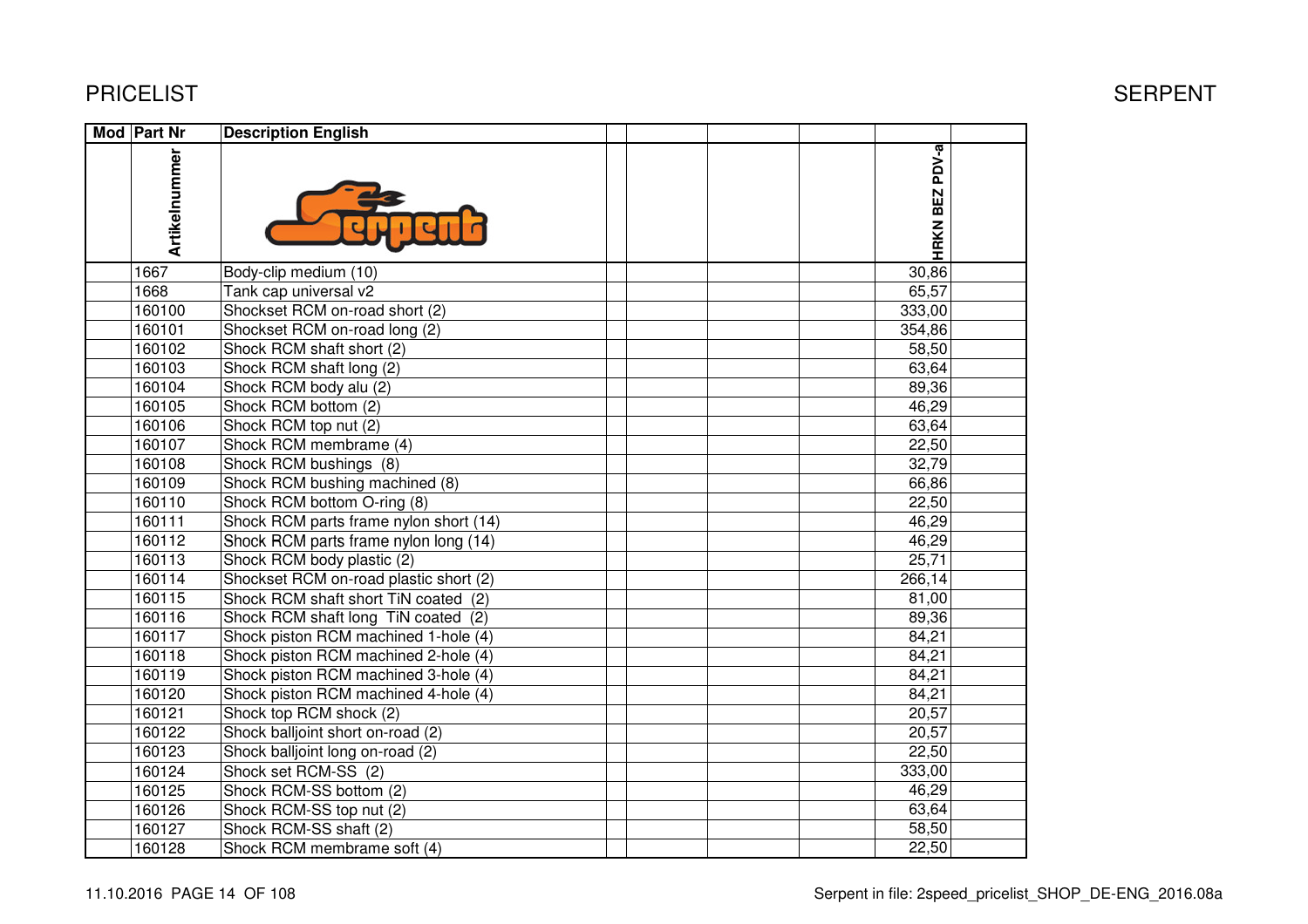# PRICELIST

# SERPENT

| Mod | Part Nr | Description English | | | | | |
|---|---|---|---|---|---|---|---|
| | Artikelnummer | | | | | HRKN BEZ PDV-a | |
| | 1667 | Body-clip medium (10) | | | | 30,86 | |
| | 1668 | Tank cap universal v2 | | | | 65,57 | |
| | 160100 | Shockset RCM on-road short (2) | | | | 333,00 | |
| | 160101 | Shockset RCM on-road long (2) | | | | 354,86 | |
| | 160102 | Shock RCM shaft short (2) | | | | 58,50 | |
| | 160103 | Shock RCM shaft long (2) | | | | 63,64 | |
| | 160104 | Shock RCM body alu (2) | | | | 89,36 | |
| | 160105 | Shock RCM bottom (2) | | | | 46,29 | |
| | 160106 | Shock RCM top nut (2) | | | | 63,64 | |
| | 160107 | Shock RCM membrame (4) | | | | 22,50 | |
| | 160108 | Shock RCM bushings (8) | | | | 32,79 | |
| | 160109 | Shock RCM bushing machined (8) | | | | 66,86 | |
| | 160110 | Shock RCM bottom O-ring (8) | | | | 22,50 | |
| | 160111 | Shock RCM parts frame nylon short (14) | | | | 46,29 | |
| | 160112 | Shock RCM parts frame nylon long (14) | | | | 46,29 | |
| | 160113 | Shock RCM body plastic (2) | | | | 25,71 | |
| | 160114 | Shockset RCM on-road plastic short (2) | | | | 266,14 | |
| | 160115 | Shock RCM shaft short TiN coated (2) | | | | 81,00 | |
| | 160116 | Shock RCM shaft long TiN coated (2) | | | | 89,36 | |
| | 160117 | Shock piston RCM machined 1-hole (4) | | | | 84,21 | |
| | 160118 | Shock piston RCM machined 2-hole (4) | | | | 84,21 | |
| | 160119 | Shock piston RCM machined 3-hole (4) | | | | 84,21 | |
| | 160120 | Shock piston RCM machined 4-hole (4) | | | | 84,21 | |
| | 160121 | Shock top RCM shock (2) | | | | 20,57 | |
| | 160122 | Shock balljoint short on-road (2) | | | | 20,57 | |
| | 160123 | Shock balljoint long on-road (2) | | | | 22,50 | |
| | 160124 | Shock set RCM-SS (2) | | | | 333,00 | |
| | 160125 | Shock RCM-SS bottom (2) | | | | 46,29 | |
| | 160126 | Shock RCM-SS top nut (2) | | | | 63,64 | |
| | 160127 | Shock RCM-SS shaft (2) | | | | 58,50 | |
| | 160128 | Shock RCM membrame soft (4) | | | | 22,50 | |

11.10.2016 PAGE 14 OF 108 Serpent in file: 2speed_pricelist_SHOP_DE-ENG_2016.08a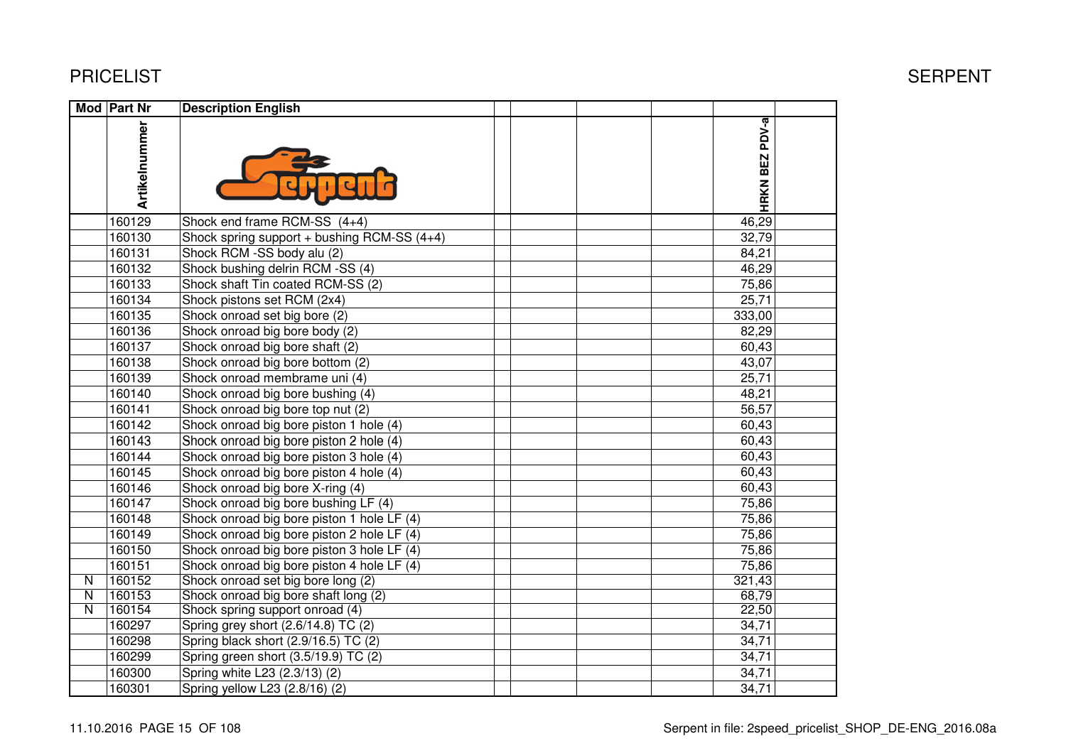# PRICELIST

SERPENT

| Mod | Part Nr | Description English | | | | | | |
|---|---|---|---|---|---|---|---|---|
| | Artikelnummer | | | | | | HRKN BEZ PDV-a | |
| | 160129 | Shock end frame RCM-SS (4+4) | | | | | 46,29 | |
| | 160130 | Shock spring support + bushing RCM-SS (4+4) | | | | | 32,79 | |
| | 160131 | Shock RCM -SS body alu (2) | | | | | 84,21 | |
| | 160132 | Shock bushing delrin RCM -SS (4) | | | | | 46,29 | |
| | 160133 | Shock shaft Tin coated RCM-SS (2) | | | | | 75,86 | |
| | 160134 | Shock pistons set RCM (2x4) | | | | | 25,71 | |
| | 160135 | Shock onroad set big bore (2) | | | | | 333,00 | |
| | 160136 | Shock onroad big bore body (2) | | | | | 82,29 | |
| | 160137 | Shock onroad big bore shaft (2) | | | | | 60,43 | |
| | 160138 | Shock onroad big bore bottom (2) | | | | | 43,07 | |
| | 160139 | Shock onroad membrame uni (4) | | | | | 25,71 | |
| | 160140 | Shock onroad big bore bushing (4) | | | | | 48,21 | |
| | 160141 | Shock onroad big bore top nut (2) | | | | | 56,57 | |
| | 160142 | Shock onroad big bore piston 1 hole (4) | | | | | 60,43 | |
| | 160143 | Shock onroad big bore piston 2 hole (4) | | | | | 60,43 | |
| | 160144 | Shock onroad big bore piston 3 hole (4) | | | | | 60,43 | |
| | 160145 | Shock onroad big bore piston 4 hole (4) | | | | | 60,43 | |
| | 160146 | Shock onroad big bore X-ring (4) | | | | | 60,43 | |
| | 160147 | Shock onroad big bore bushing LF (4) | | | | | 75,86 | |
| | 160148 | Shock onroad big bore piston 1 hole LF (4) | | | | | 75,86 | |
| | 160149 | Shock onroad big bore piston 2 hole LF (4) | | | | | 75,86 | |
| | 160150 | Shock onroad big bore piston 3 hole LF (4) | | | | | 75,86 | |
| | 160151 | Shock onroad big bore piston 4 hole LF (4) | | | | | 75,86 | |
| N | 160152 | Shock onroad set big bore long (2) | | | | | 321,43 | |
| N | 160153 | Shock onroad big bore shaft long (2) | | | | | 68,79 | |
| N | 160154 | Shock spring support onroad (4) | | | | | 22,50 | |
| | 160297 | Spring grey short (2.6/14.8) TC (2) | | | | | 34,71 | |
| | 160298 | Spring black short (2.9/16.5) TC (2) | | | | | 34,71 | |
| | 160299 | Spring green short (3.5/19.9) TC (2) | | | | | 34,71 | |
| | 160300 | Spring white L23 (2.3/13) (2) | | | | | 34,71 | |
| | 160301 | Spring yellow L23 (2.8/16) (2) | | | | | 34,71 | |

11.10.2016 PAGE 15 OF 108 — Serpent in file: 2speed_pricelist_SHOP_DE-ENG_2016.08a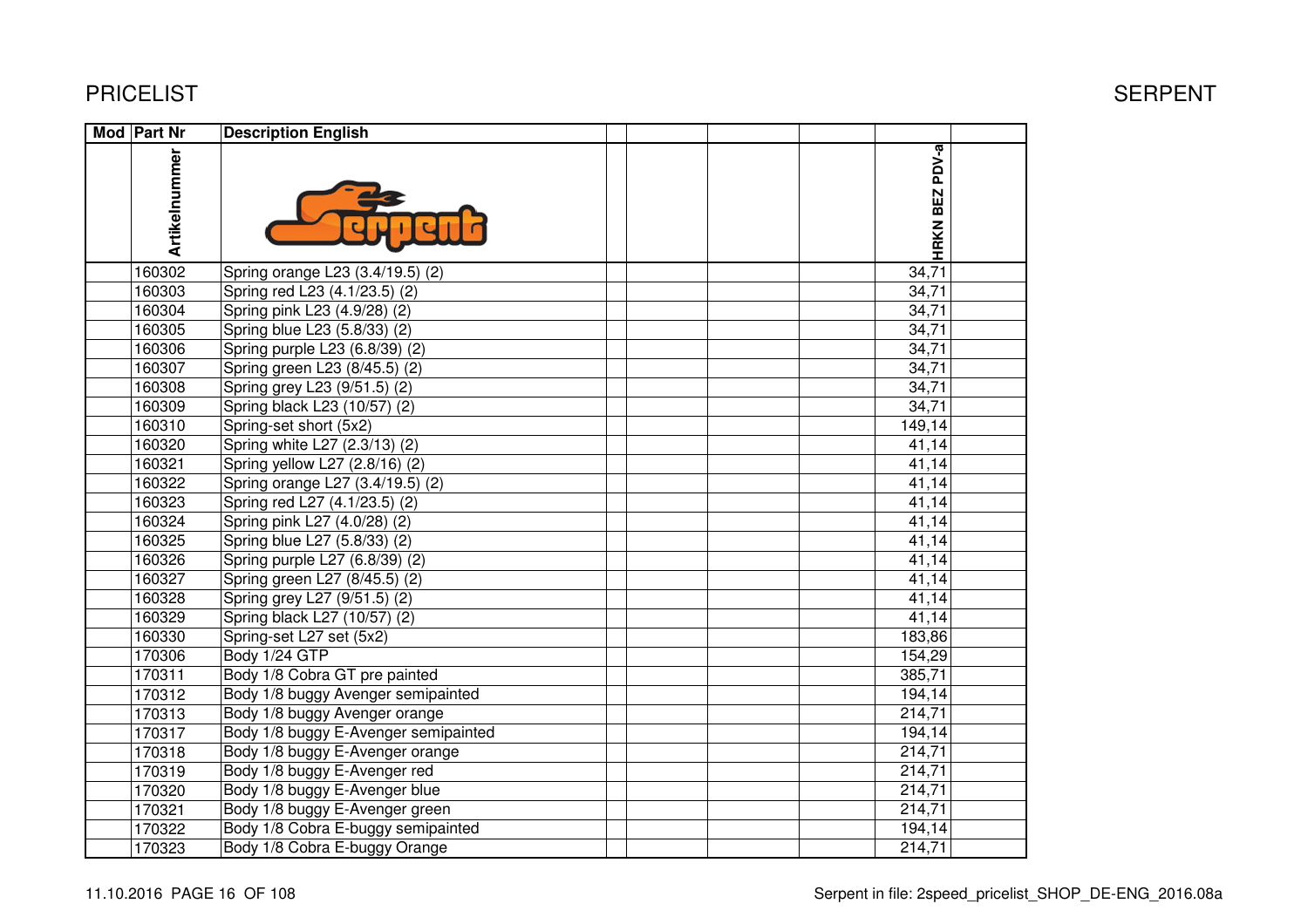| Mod | Part Nr | Description English | | | | | HRKN BEZ PDV-a | |
|---|---|---|---|---|---|---|---|---|
| | Artikelnummer | | | | | | | |
| | 160302 | Spring orange L23 (3.4/19.5) (2) | | | | | 34,71 | |
| | 160303 | Spring red L23 (4.1/23.5) (2) | | | | | 34,71 | |
| | 160304 | Spring pink L23 (4.9/28) (2) | | | | | 34,71 | |
| | 160305 | Spring blue L23 (5.8/33) (2) | | | | | 34,71 | |
| | 160306 | Spring purple L23 (6.8/39) (2) | | | | | 34,71 | |
| | 160307 | Spring green L23 (8/45.5) (2) | | | | | 34,71 | |
| | 160308 | Spring grey L23 (9/51.5) (2) | | | | | 34,71 | |
| | 160309 | Spring black L23 (10/57) (2) | | | | | 34,71 | |
| | 160310 | Spring-set short (5x2) | | | | | 149,14 | |
| | 160320 | Spring white L27 (2.3/13) (2) | | | | | 41,14 | |
| | 160321 | Spring yellow L27 (2.8/16) (2) | | | | | 41,14 | |
| | 160322 | Spring orange L27 (3.4/19.5) (2) | | | | | 41,14 | |
| | 160323 | Spring red L27 (4.1/23.5) (2) | | | | | 41,14 | |
| | 160324 | Spring pink L27 (4.0/28) (2) | | | | | 41,14 | |
| | 160325 | Spring blue L27 (5.8/33) (2) | | | | | 41,14 | |
| | 160326 | Spring purple L27 (6.8/39) (2) | | | | | 41,14 | |
| | 160327 | Spring green L27 (8/45.5) (2) | | | | | 41,14 | |
| | 160328 | Spring grey L27 (9/51.5) (2) | | | | | 41,14 | |
| | 160329 | Spring black L27 (10/57) (2) | | | | | 41,14 | |
| | 160330 | Spring-set L27 set (5x2) | | | | | 183,86 | |
| | 170306 | Body 1/24 GTP | | | | | 154,29 | |
| | 170311 | Body 1/8 Cobra GT pre painted | | | | | 385,71 | |
| | 170312 | Body 1/8 buggy Avenger semipainted | | | | | 194,14 | |
| | 170313 | Body 1/8 buggy Avenger orange | | | | | 214,71 | |
| | 170317 | Body 1/8 buggy E-Avenger semipainted | | | | | 194,14 | |
| | 170318 | Body 1/8 buggy E-Avenger orange | | | | | 214,71 | |
| | 170319 | Body 1/8 buggy E-Avenger red | | | | | 214,71 | |
| | 170320 | Body 1/8 buggy E-Avenger blue | | | | | 214,71 | |
| | 170321 | Body 1/8 buggy E-Avenger green | | | | | 214,71 | |
| | 170322 | Body 1/8 Cobra E-buggy semipainted | | | | | 194,14 | |
| | 170323 | Body 1/8 Cobra E-buggy Orange | | | | | 214,71 | |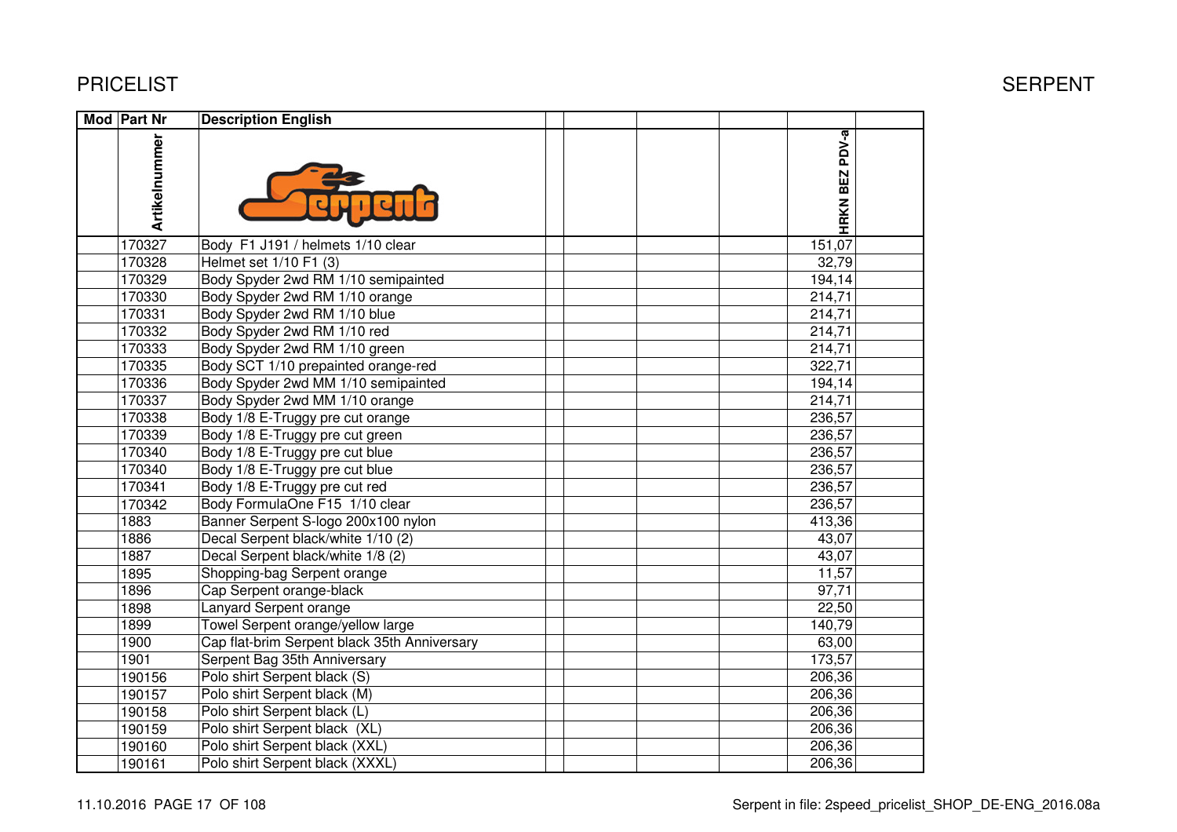# PRICELIST

SERPENT

| Mod | Part Nr | Description English | | | | | | |
|---|---|---|---|---|---|---|---|---|
| | Artikelnummer | | | | | | HRKN BEZ PDV-a | |
| | 170327 | Body  F1 J191 / helmets 1/10 clear | | | | | 151,07 | |
| | 170328 | Helmet set 1/10 F1 (3) | | | | | 32,79 | |
| | 170329 | Body Spyder 2wd RM 1/10 semipainted | | | | | 194,14 | |
| | 170330 | Body Spyder 2wd RM 1/10 orange | | | | | 214,71 | |
| | 170331 | Body Spyder 2wd RM 1/10 blue | | | | | 214,71 | |
| | 170332 | Body Spyder 2wd RM 1/10 red | | | | | 214,71 | |
| | 170333 | Body Spyder 2wd RM 1/10 green | | | | | 214,71 | |
| | 170335 | Body SCT 1/10 prepainted orange-red | | | | | 322,71 | |
| | 170336 | Body Spyder 2wd MM 1/10 semipainted | | | | | 194,14 | |
| | 170337 | Body Spyder 2wd MM 1/10 orange | | | | | 214,71 | |
| | 170338 | Body 1/8 E-Truggy pre cut orange | | | | | 236,57 | |
| | 170339 | Body 1/8 E-Truggy pre cut green | | | | | 236,57 | |
| | 170340 | Body 1/8 E-Truggy pre cut blue | | | | | 236,57 | |
| | 170340 | Body 1/8 E-Truggy pre cut blue | | | | | 236,57 | |
| | 170341 | Body 1/8 E-Truggy pre cut red | | | | | 236,57 | |
| | 170342 | Body FormulaOne F15  1/10 clear | | | | | 236,57 | |
| | 1883 | Banner Serpent S-logo 200x100 nylon | | | | | 413,36 | |
| | 1886 | Decal Serpent black/white 1/10 (2) | | | | | 43,07 | |
| | 1887 | Decal Serpent black/white 1/8 (2) | | | | | 43,07 | |
| | 1895 | Shopping-bag Serpent orange | | | | | 11,57 | |
| | 1896 | Cap Serpent orange-black | | | | | 97,71 | |
| | 1898 | Lanyard Serpent orange | | | | | 22,50 | |
| | 1899 | Towel Serpent orange/yellow large | | | | | 140,79 | |
| | 1900 | Cap flat-brim Serpent black 35th Anniversary | | | | | 63,00 | |
| | 1901 | Serpent Bag 35th Anniversary | | | | | 173,57 | |
| | 190156 | Polo shirt Serpent black (S) | | | | | 206,36 | |
| | 190157 | Polo shirt Serpent black (M) | | | | | 206,36 | |
| | 190158 | Polo shirt Serpent black (L) | | | | | 206,36 | |
| | 190159 | Polo shirt Serpent black  (XL) | | | | | 206,36 | |
| | 190160 | Polo shirt Serpent black (XXL) | | | | | 206,36 | |
| | 190161 | Polo shirt Serpent black (XXXL) | | | | | 206,36 | |

11.10.2016 PAGE 17 OF 108

Serpent in file: 2speed_pricelist_SHOP_DE-ENG_2016.08a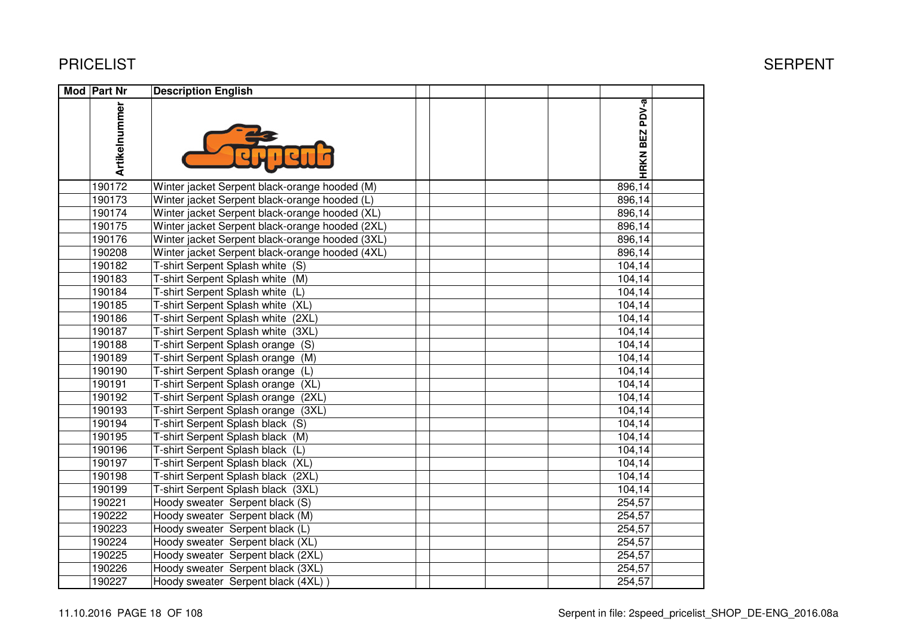PRICELIST

SERPENT

| Mod | Part Nr | Description English | | | | | HRKN BEZ PDV-a | |
|---|---|---|---|---|---|---|---|---|
| | Artikelnummer | | | | | | | |
| | 190172 | Winter jacket Serpent black-orange hooded (M) | | | | | 896,14 | |
| | 190173 | Winter jacket Serpent black-orange hooded (L) | | | | | 896,14 | |
| | 190174 | Winter jacket Serpent black-orange hooded (XL) | | | | | 896,14 | |
| | 190175 | Winter jacket Serpent black-orange hooded (2XL) | | | | | 896,14 | |
| | 190176 | Winter jacket Serpent black-orange hooded (3XL) | | | | | 896,14 | |
| | 190208 | Winter jacket Serpent black-orange hooded (4XL) | | | | | 896,14 | |
| | 190182 | T-shirt Serpent Splash white (S) | | | | | 104,14 | |
| | 190183 | T-shirt Serpent Splash white (M) | | | | | 104,14 | |
| | 190184 | T-shirt Serpent Splash white (L) | | | | | 104,14 | |
| | 190185 | T-shirt Serpent Splash white (XL) | | | | | 104,14 | |
| | 190186 | T-shirt Serpent Splash white (2XL) | | | | | 104,14 | |
| | 190187 | T-shirt Serpent Splash white (3XL) | | | | | 104,14 | |
| | 190188 | T-shirt Serpent Splash orange (S) | | | | | 104,14 | |
| | 190189 | T-shirt Serpent Splash orange (M) | | | | | 104,14 | |
| | 190190 | T-shirt Serpent Splash orange (L) | | | | | 104,14 | |
| | 190191 | T-shirt Serpent Splash orange (XL) | | | | | 104,14 | |
| | 190192 | T-shirt Serpent Splash orange (2XL) | | | | | 104,14 | |
| | 190193 | T-shirt Serpent Splash orange (3XL) | | | | | 104,14 | |
| | 190194 | T-shirt Serpent Splash black (S) | | | | | 104,14 | |
| | 190195 | T-shirt Serpent Splash black (M) | | | | | 104,14 | |
| | 190196 | T-shirt Serpent Splash black (L) | | | | | 104,14 | |
| | 190197 | T-shirt Serpent Splash black (XL) | | | | | 104,14 | |
| | 190198 | T-shirt Serpent Splash black (2XL) | | | | | 104,14 | |
| | 190199 | T-shirt Serpent Splash black (3XL) | | | | | 104,14 | |
| | 190221 | Hoody sweater Serpent black (S) | | | | | 254,57 | |
| | 190222 | Hoody sweater Serpent black (M) | | | | | 254,57 | |
| | 190223 | Hoody sweater Serpent black (L) | | | | | 254,57 | |
| | 190224 | Hoody sweater Serpent black (XL) | | | | | 254,57 | |
| | 190225 | Hoody sweater Serpent black (2XL) | | | | | 254,57 | |
| | 190226 | Hoody sweater Serpent black (3XL) | | | | | 254,57 | |
| | 190227 | Hoody sweater Serpent black (4XL) ) | | | | | 254,57 | |

11.10.2016

Serpent in file: 2speed_pricelist_SHOP_DE-ENG_2016.08a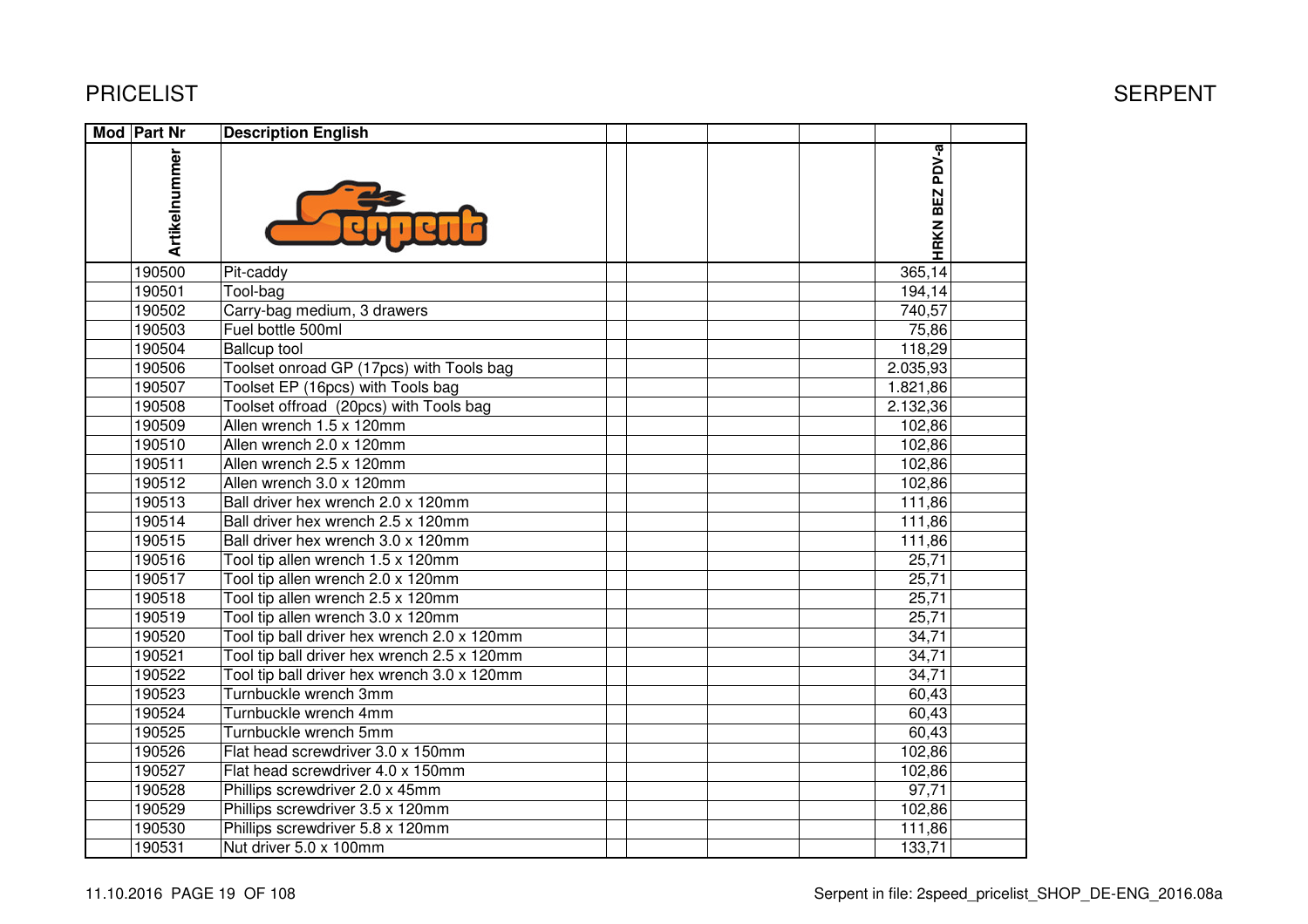PRICELIST

SERPENT

| Mod | Part Nr | Description English | | | | | |
|---|---|---|---|---|---|---|---|
| | Artikelnummer | | | | | HRKN BEZ PDV-a | |
| | 190500 | Pit-caddy | | | | 365,14 | |
| | 190501 | Tool-bag | | | | 194,14 | |
| | 190502 | Carry-bag medium, 3 drawers | | | | 740,57 | |
| | 190503 | Fuel bottle 500ml | | | | 75,86 | |
| | 190504 | Ballcup tool | | | | 118,29 | |
| | 190506 | Toolset onroad GP (17pcs) with Tools bag | | | | 2.035,93 | |
| | 190507 | Toolset EP (16pcs) with Tools bag | | | | 1.821,86 | |
| | 190508 | Toolset offroad (20pcs) with Tools bag | | | | 2.132,36 | |
| | 190509 | Allen wrench 1.5 x 120mm | | | | 102,86 | |
| | 190510 | Allen wrench 2.0 x 120mm | | | | 102,86 | |
| | 190511 | Allen wrench 2.5 x 120mm | | | | 102,86 | |
| | 190512 | Allen wrench 3.0 x 120mm | | | | 102,86 | |
| | 190513 | Ball driver hex wrench 2.0 x 120mm | | | | 111,86 | |
| | 190514 | Ball driver hex wrench 2.5 x 120mm | | | | 111,86 | |
| | 190515 | Ball driver hex wrench 3.0 x 120mm | | | | 111,86 | |
| | 190516 | Tool tip allen wrench 1.5 x 120mm | | | | 25,71 | |
| | 190517 | Tool tip allen wrench 2.0 x 120mm | | | | 25,71 | |
| | 190518 | Tool tip allen wrench 2.5 x 120mm | | | | 25,71 | |
| | 190519 | Tool tip allen wrench 3.0 x 120mm | | | | 25,71 | |
| | 190520 | Tool tip ball driver hex wrench 2.0 x 120mm | | | | 34,71 | |
| | 190521 | Tool tip ball driver hex wrench 2.5 x 120mm | | | | 34,71 | |
| | 190522 | Tool tip ball driver hex wrench 3.0 x 120mm | | | | 34,71 | |
| | 190523 | Turnbuckle wrench 3mm | | | | 60,43 | |
| | 190524 | Turnbuckle wrench 4mm | | | | 60,43 | |
| | 190525 | Turnbuckle wrench 5mm | | | | 60,43 | |
| | 190526 | Flat head screwdriver 3.0 x 150mm | | | | 102,86 | |
| | 190527 | Flat head screwdriver 4.0 x 150mm | | | | 102,86 | |
| | 190528 | Phillips screwdriver 2.0 x 45mm | | | | 97,71 | |
| | 190529 | Phillips screwdriver 3.5 x 120mm | | | | 102,86 | |
| | 190530 | Phillips screwdriver 5.8 x 120mm | | | | 111,86 | |
| | 190531 | Nut driver 5.0 x 100mm | | | | 133,71 | |

11.10.2016 PAGE 19 OF 108

Serpent in file: 2speed_pricelist_SHOP_DE-ENG_2016.08a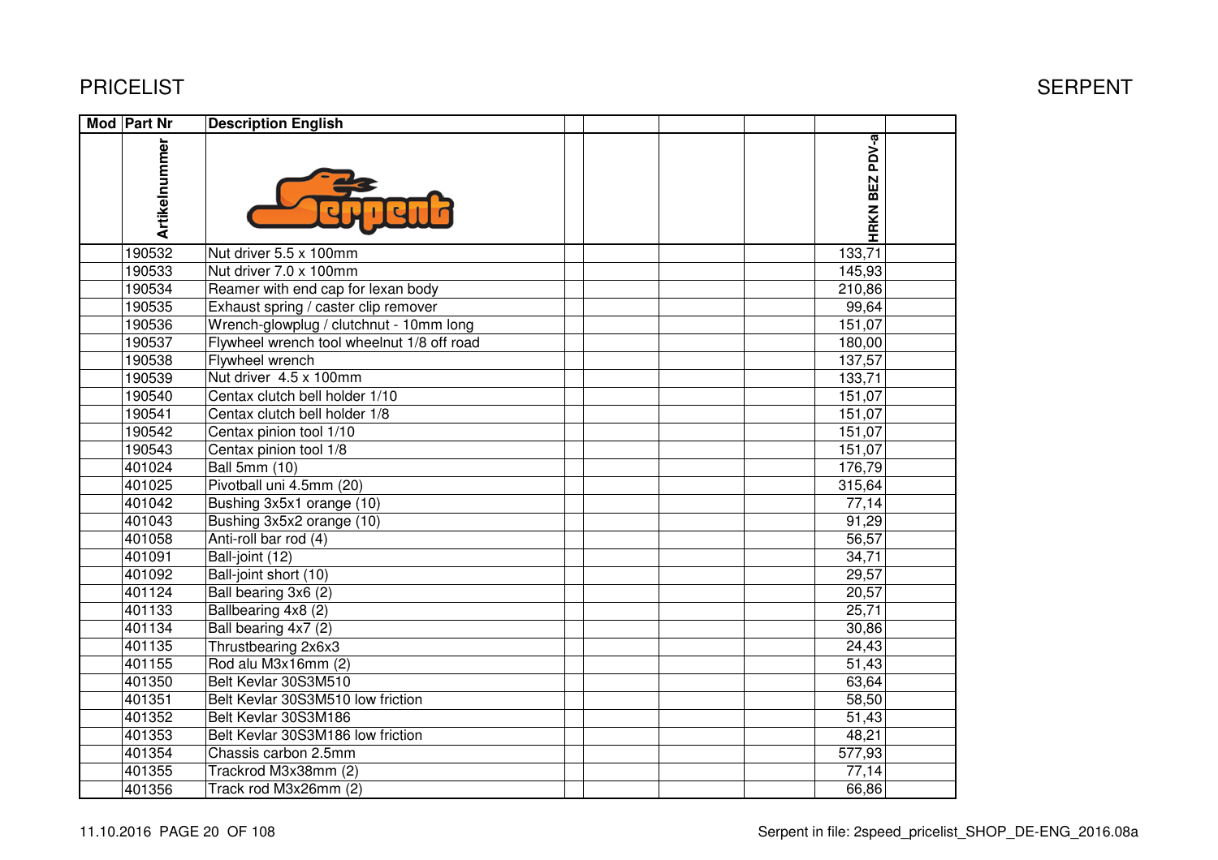| Mod | Part Nr | Description English | | | | | | |
|---|---|---|---|---|---|---|---|---|
| | Artikelnummer | | | | | | HRKN BEZ PDV-a | |
| | 190532 | Nut driver 5.5 x 100mm | | | | | 133,71 | |
| | 190533 | Nut driver 7.0 x 100mm | | | | | 145,93 | |
| | 190534 | Reamer with end cap for lexan body | | | | | 210,86 | |
| | 190535 | Exhaust spring / caster clip remover | | | | | 99,64 | |
| | 190536 | Wrench-glowplug / clutchnut - 10mm long | | | | | 151,07 | |
| | 190537 | Flywheel wrench tool wheelnut 1/8 off road | | | | | 180,00 | |
| | 190538 | Flywheel wrench | | | | | 137,57 | |
| | 190539 | Nut driver 4.5 x 100mm | | | | | 133,71 | |
| | 190540 | Centax clutch bell holder 1/10 | | | | | 151,07 | |
| | 190541 | Centax clutch bell holder 1/8 | | | | | 151,07 | |
| | 190542 | Centax pinion tool 1/10 | | | | | 151,07 | |
| | 190543 | Centax pinion tool 1/8 | | | | | 151,07 | |
| | 401024 | Ball 5mm (10) | | | | | 176,79 | |
| | 401025 | Pivotball uni 4.5mm (20) | | | | | 315,64 | |
| | 401042 | Bushing 3x5x1 orange (10) | | | | | 77,14 | |
| | 401043 | Bushing 3x5x2 orange (10) | | | | | 91,29 | |
| | 401058 | Anti-roll bar rod (4) | | | | | 56,57 | |
| | 401091 | Ball-joint (12) | | | | | 34,71 | |
| | 401092 | Ball-joint short (10) | | | | | 29,57 | |
| | 401124 | Ball bearing 3x6 (2) | | | | | 20,57 | |
| | 401133 | Ballbearing 4x8 (2) | | | | | 25,71 | |
| | 401134 | Ball bearing 4x7 (2) | | | | | 30,86 | |
| | 401135 | Thrustbearing 2x6x3 | | | | | 24,43 | |
| | 401155 | Rod alu M3x16mm (2) | | | | | 51,43 | |
| | 401350 | Belt Kevlar 30S3M510 | | | | | 63,64 | |
| | 401351 | Belt Kevlar 30S3M510 low friction | | | | | 58,50 | |
| | 401352 | Belt Kevlar 30S3M186 | | | | | 51,43 | |
| | 401353 | Belt Kevlar 30S3M186 low friction | | | | | 48,21 | |
| | 401354 | Chassis carbon 2.5mm | | | | | 577,93 | |
| | 401355 | Trackrod M3x38mm (2) | | | | | 77,14 | |
| | 401356 | Track rod M3x26mm (2) | | | | | 66,86 | |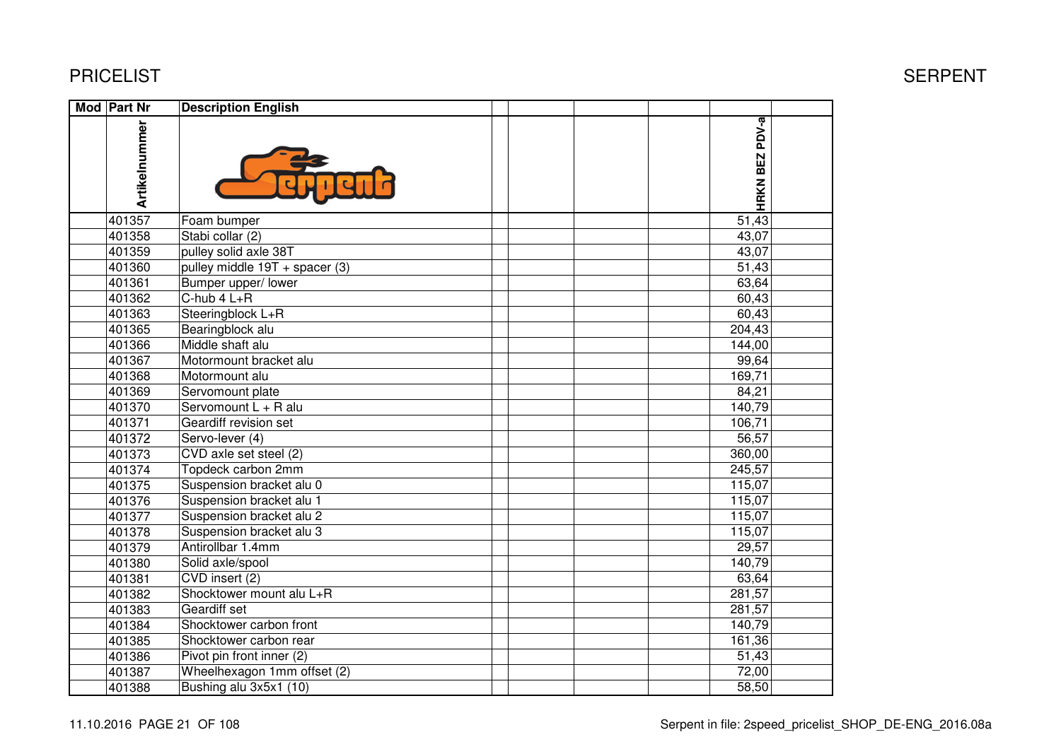PRICELIST

SERPENT

| Mod | Part Nr | Description English | | | | | HRKN BEZ PDV-a | |
|---|---|---|---|---|---|---|---|---|
| | Artikelnummer | | | | | | | |
| | 401357 | Foam bumper | | | | | 51,43 | |
| | 401358 | Stabi collar (2) | | | | | 43,07 | |
| | 401359 | pulley solid axle 38T | | | | | 43,07 | |
| | 401360 | pulley middle 19T + spacer (3) | | | | | 51,43 | |
| | 401361 | Bumper upper/ lower | | | | | 63,64 | |
| | 401362 | C-hub 4 L+R | | | | | 60,43 | |
| | 401363 | Steeringblock L+R | | | | | 60,43 | |
| | 401365 | Bearingblock alu | | | | | 204,43 | |
| | 401366 | Middle shaft alu | | | | | 144,00 | |
| | 401367 | Motormount bracket alu | | | | | 99,64 | |
| | 401368 | Motormount alu | | | | | 169,71 | |
| | 401369 | Servomount plate | | | | | 84,21 | |
| | 401370 | Servomount L + R alu | | | | | 140,79 | |
| | 401371 | Geardiff revision set | | | | | 106,71 | |
| | 401372 | Servo-lever (4) | | | | | 56,57 | |
| | 401373 | CVD axle set steel (2) | | | | | 360,00 | |
| | 401374 | Topdeck carbon 2mm | | | | | 245,57 | |
| | 401375 | Suspension bracket alu 0 | | | | | 115,07 | |
| | 401376 | Suspension bracket alu 1 | | | | | 115,07 | |
| | 401377 | Suspension bracket alu 2 | | | | | 115,07 | |
| | 401378 | Suspension bracket alu 3 | | | | | 115,07 | |
| | 401379 | Antirollbar 1.4mm | | | | | 29,57 | |
| | 401380 | Solid axle/spool | | | | | 140,79 | |
| | 401381 | CVD insert (2) | | | | | 63,64 | |
| | 401382 | Shocktower mount alu L+R | | | | | 281,57 | |
| | 401383 | Geardiff set | | | | | 281,57 | |
| | 401384 | Shocktower carbon front | | | | | 140,79 | |
| | 401385 | Shocktower carbon rear | | | | | 161,36 | |
| | 401386 | Pivot pin front inner (2) | | | | | 51,43 | |
| | 401387 | Wheelhexagon 1mm offset (2) | | | | | 72,00 | |
| | 401388 | Bushing alu 3x5x1 (10) | | | | | 58,50 | |

11.10.2016 PAGE 21 OF 108

Serpent in file: 2speed_pricelist_SHOP_DE-ENG_2016.08a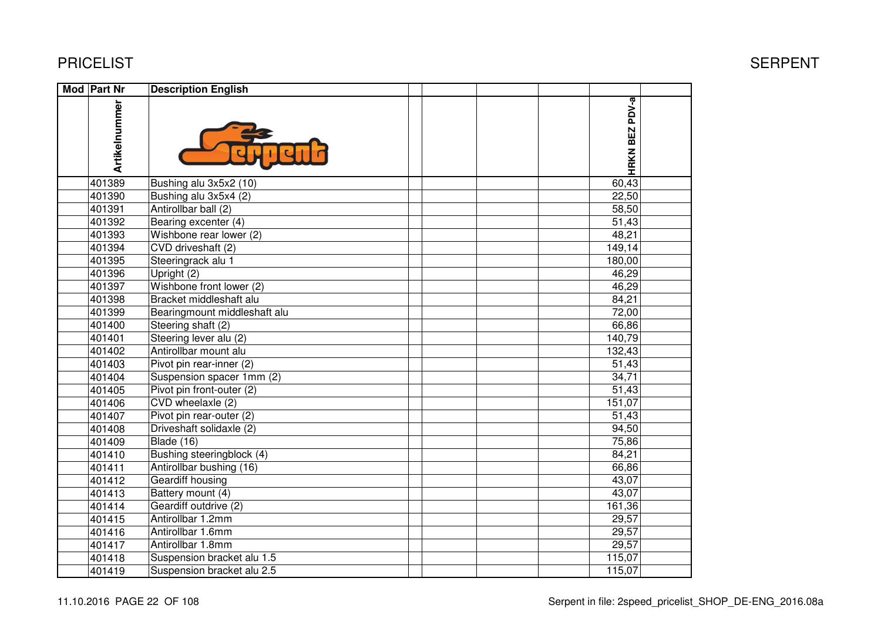# PRICELIST

## SERPENT

| Mod | Part Nr | Description English | | | | | HRKN BEZ PDV-a | |
|---|---|---|---|---|---|---|---|---|
| | Artikelnummer | | | | | | | |
| | 401389 | Bushing alu 3x5x2 (10) | | | | | 60,43 | |
| | 401390 | Bushing alu 3x5x4 (2) | | | | | 22,50 | |
| | 401391 | Antirollbar ball (2) | | | | | 58,50 | |
| | 401392 | Bearing excenter (4) | | | | | 51,43 | |
| | 401393 | Wishbone rear lower (2) | | | | | 48,21 | |
| | 401394 | CVD driveshaft (2) | | | | | 149,14 | |
| | 401395 | Steeringrack alu 1 | | | | | 180,00 | |
| | 401396 | Upright (2) | | | | | 46,29 | |
| | 401397 | Wishbone front lower (2) | | | | | 46,29 | |
| | 401398 | Bracket middleshaft alu | | | | | 84,21 | |
| | 401399 | Bearingmount middleshaft alu | | | | | 72,00 | |
| | 401400 | Steering shaft (2) | | | | | 66,86 | |
| | 401401 | Steering lever alu (2) | | | | | 140,79 | |
| | 401402 | Antirollbar mount alu | | | | | 132,43 | |
| | 401403 | Pivot pin rear-inner (2) | | | | | 51,43 | |
| | 401404 | Suspension spacer 1mm (2) | | | | | 34,71 | |
| | 401405 | Pivot pin front-outer (2) | | | | | 51,43 | |
| | 401406 | CVD wheelaxle (2) | | | | | 151,07 | |
| | 401407 | Pivot pin rear-outer (2) | | | | | 51,43 | |
| | 401408 | Driveshaft solidaxle (2) | | | | | 94,50 | |
| | 401409 | Blade (16) | | | | | 75,86 | |
| | 401410 | Bushing steeringblock (4) | | | | | 84,21 | |
| | 401411 | Antirollbar bushing (16) | | | | | 66,86 | |
| | 401412 | Geardiff housing | | | | | 43,07 | |
| | 401413 | Battery mount (4) | | | | | 43,07 | |
| | 401414 | Geardiff outdrive (2) | | | | | 161,36 | |
| | 401415 | Antirollbar 1.2mm | | | | | 29,57 | |
| | 401416 | Antirollbar 1.6mm | | | | | 29,57 | |
| | 401417 | Antirollbar 1.8mm | | | | | 29,57 | |
| | 401418 | Suspension bracket alu 1.5 | | | | | 115,07 | |
| | 401419 | Suspension bracket alu 2.5 | | | | | 115,07 | |

11.10.2016 PAGE 22 OF 108

Serpent in file: 2speed_pricelist_SHOP_DE-ENG_2016.08a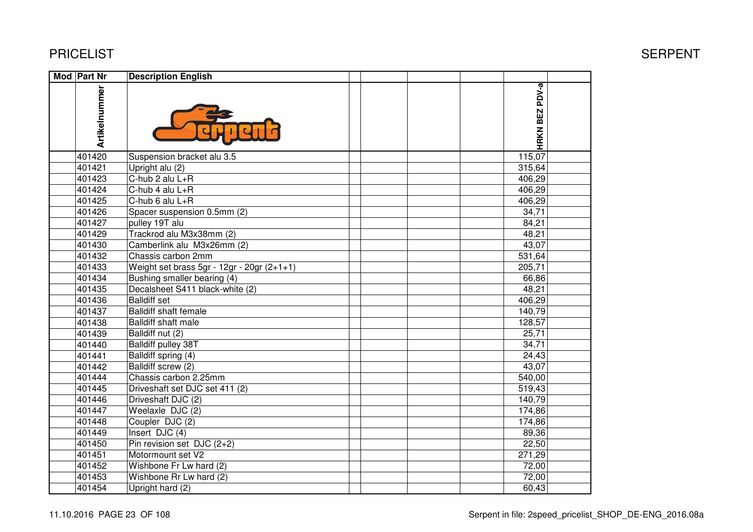# PRICELIST

# SERPENT

| Mod | Part Nr | Description English | | | | | |
|---|---|---|---|---|---|---|---|
| | Artikelnummer | | | | | HRKN BEZ PDV-a | |
| | 401420 | Suspension bracket alu 3.5 | | | | 115,07 | |
| | 401421 | Upright alu (2) | | | | 315,64 | |
| | 401423 | C-hub 2 alu L+R | | | | 406,29 | |
| | 401424 | C-hub 4 alu L+R | | | | 406,29 | |
| | 401425 | C-hub 6 alu L+R | | | | 406,29 | |
| | 401426 | Spacer suspension 0.5mm (2) | | | | 34,71 | |
| | 401427 | pulley 19T alu | | | | 84,21 | |
| | 401429 | Trackrod alu M3x38mm (2) | | | | 48,21 | |
| | 401430 | Camberlink alu M3x26mm (2) | | | | 43,07 | |
| | 401432 | Chassis carbon 2mm | | | | 531,64 | |
| | 401433 | Weight set brass 5gr - 12gr - 20gr (2+1+1) | | | | 205,71 | |
| | 401434 | Bushing smaller bearing (4) | | | | 66,86 | |
| | 401435 | Decalsheet S411 black-white (2) | | | | 48,21 | |
| | 401436 | Balldiff set | | | | 406,29 | |
| | 401437 | Balldiff shaft female | | | | 140,79 | |
| | 401438 | Balldiff shaft male | | | | 128,57 | |
| | 401439 | Balldiff nut (2) | | | | 25,71 | |
| | 401440 | Balldiff pulley 38T | | | | 34,71 | |
| | 401441 | Balldiff spring (4) | | | | 24,43 | |
| | 401442 | Balldiff screw (2) | | | | 43,07 | |
| | 401444 | Chassis carbon 2.25mm | | | | 540,00 | |
| | 401445 | Driveshaft set DJC set 411 (2) | | | | 519,43 | |
| | 401446 | Driveshaft DJC (2) | | | | 140,79 | |
| | 401447 | Weelaxle DJC (2) | | | | 174,86 | |
| | 401448 | Coupler DJC (2) | | | | 174,86 | |
| | 401449 | Insert DJC (4) | | | | 89,36 | |
| | 401450 | Pin revision set DJC (2+2) | | | | 22,50 | |
| | 401451 | Motormount set V2 | | | | 271,29 | |
| | 401452 | Wishbone Fr Lw hard (2) | | | | 72,00 | |
| | 401453 | Wishbone Rr Lw hard (2) | | | | 72,00 | |
| | 401454 | Upright hard (2) | | | | 60,43 | |

11.10.2016 PAGE 23 OF 108

Serpent in file: 2speed_pricelist_SHOP_DE-ENG_2016.08a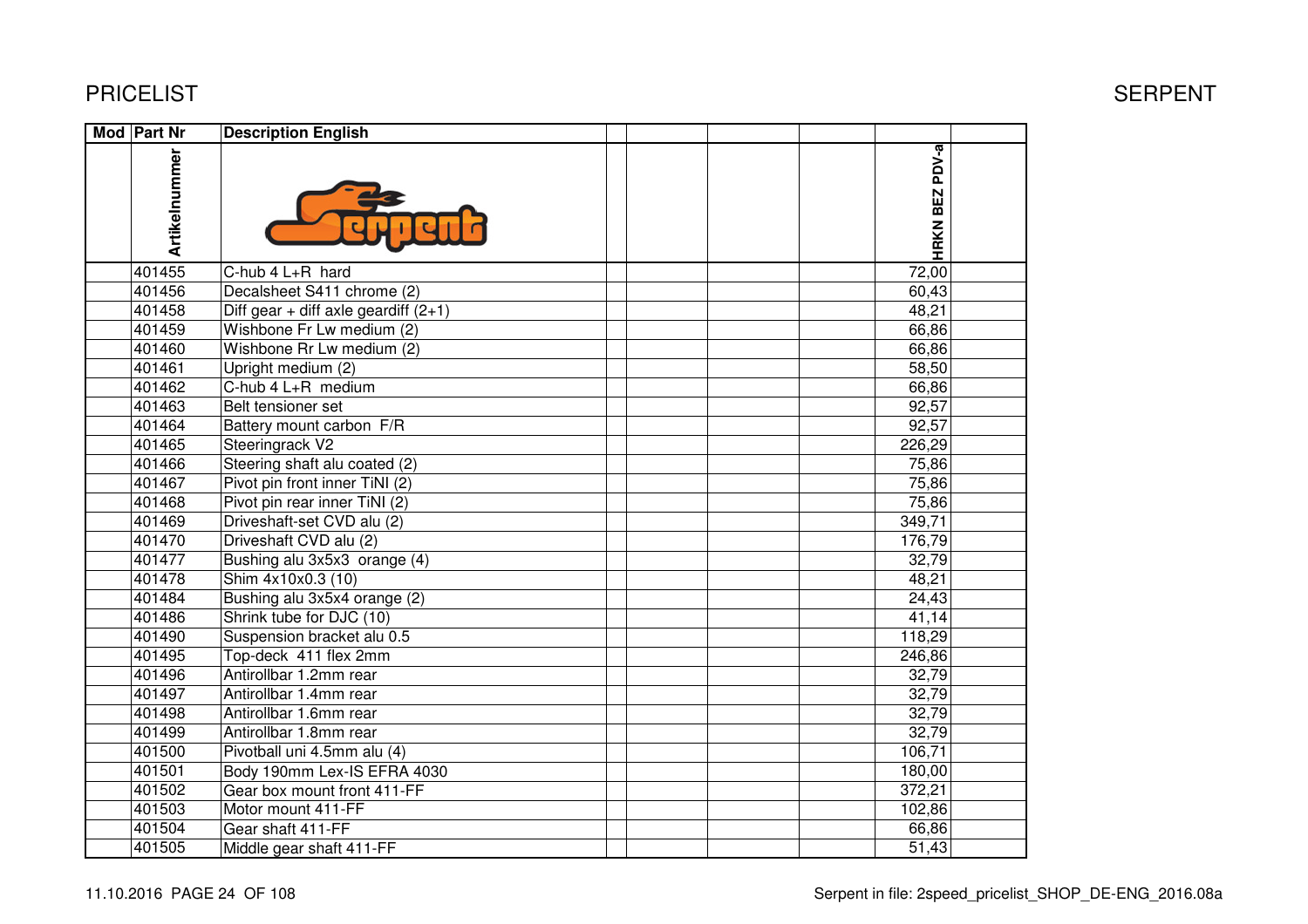# PRICELIST

# SERPENT

| Mod | Part Nr | Description English | | | | | HRKN BEZ PDV-a | |
|---|---|---|---|---|---|---|---|---|
| | Artikelnummer | | | | | | | |
| | 401455 | C-hub 4 L+R hard | | | | | 72,00 | |
| | 401456 | Decalsheet S411 chrome (2) | | | | | 60,43 | |
| | 401458 | Diff gear + diff axle geardiff (2+1) | | | | | 48,21 | |
| | 401459 | Wishbone Fr Lw medium (2) | | | | | 66,86 | |
| | 401460 | Wishbone Rr Lw medium (2) | | | | | 66,86 | |
| | 401461 | Upright medium (2) | | | | | 58,50 | |
| | 401462 | C-hub 4 L+R medium | | | | | 66,86 | |
| | 401463 | Belt tensioner set | | | | | 92,57 | |
| | 401464 | Battery mount carbon F/R | | | | | 92,57 | |
| | 401465 | Steeringrack V2 | | | | | 226,29 | |
| | 401466 | Steering shaft alu coated (2) | | | | | 75,86 | |
| | 401467 | Pivot pin front inner TiNI (2) | | | | | 75,86 | |
| | 401468 | Pivot pin rear inner TiNI (2) | | | | | 75,86 | |
| | 401469 | Driveshaft-set CVD alu (2) | | | | | 349,71 | |
| | 401470 | Driveshaft CVD alu (2) | | | | | 176,79 | |
| | 401477 | Bushing alu 3x5x3 orange (4) | | | | | 32,79 | |
| | 401478 | Shim 4x10x0.3 (10) | | | | | 48,21 | |
| | 401484 | Bushing alu 3x5x4 orange (2) | | | | | 24,43 | |
| | 401486 | Shrink tube for DJC (10) | | | | | 41,14 | |
| | 401490 | Suspension bracket alu 0.5 | | | | | 118,29 | |
| | 401495 | Top-deck 411 flex 2mm | | | | | 246,86 | |
| | 401496 | Antirollbar 1.2mm rear | | | | | 32,79 | |
| | 401497 | Antirollbar 1.4mm rear | | | | | 32,79 | |
| | 401498 | Antirollbar 1.6mm rear | | | | | 32,79 | |
| | 401499 | Antirollbar 1.8mm rear | | | | | 32,79 | |
| | 401500 | Pivotball uni 4.5mm alu (4) | | | | | 106,71 | |
| | 401501 | Body 190mm Lex-IS EFRA 4030 | | | | | 180,00 | |
| | 401502 | Gear box mount front 411-FF | | | | | 372,21 | |
| | 401503 | Motor mount 411-FF | | | | | 102,86 | |
| | 401504 | Gear shaft 411-FF | | | | | 66,86 | |
| | 401505 | Middle gear shaft 411-FF | | | | | 51,43 | |

Serpent in file: 2speed_pricelist_SHOP_DE-ENG_2016.08a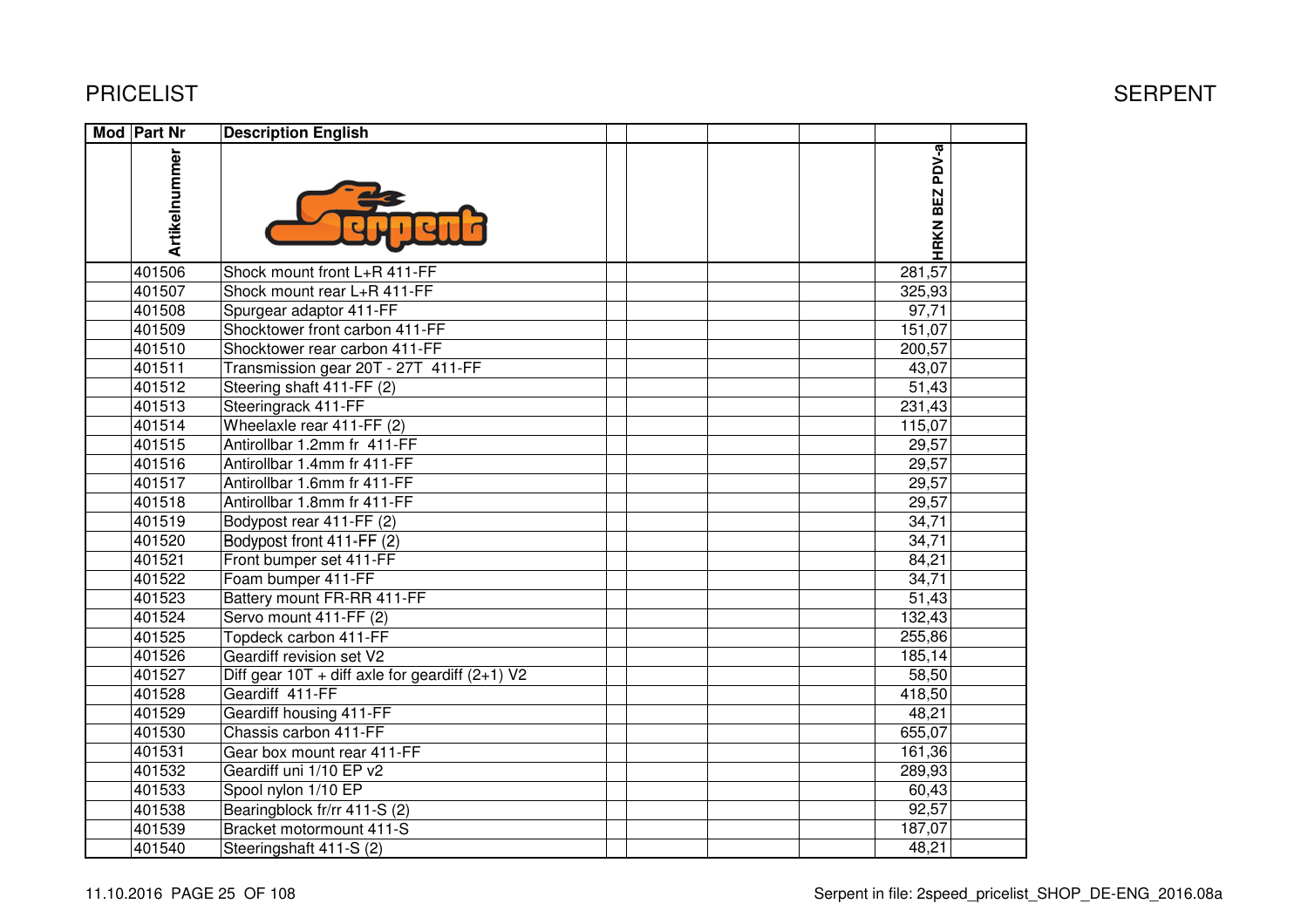| Mod | Part Nr | Description English | | | | | HRKN BEZ PDV-a | |
|---|---|---|---|---|---|---|---|---|
| | Artikelnummer | | | | | | | |
| | 401506 | Shock mount front L+R 411-FF | | | | | 281,57 | |
| | 401507 | Shock mount rear L+R 411-FF | | | | | 325,93 | |
| | 401508 | Spurgear adaptor 411-FF | | | | | 97,71 | |
| | 401509 | Shocktower front carbon 411-FF | | | | | 151,07 | |
| | 401510 | Shocktower rear carbon 411-FF | | | | | 200,57 | |
| | 401511 | Transmission gear 20T - 27T 411-FF | | | | | 43,07 | |
| | 401512 | Steering shaft 411-FF (2) | | | | | 51,43 | |
| | 401513 | Steeringrack 411-FF | | | | | 231,43 | |
| | 401514 | Wheelaxle rear 411-FF (2) | | | | | 115,07 | |
| | 401515 | Antirollbar 1.2mm fr 411-FF | | | | | 29,57 | |
| | 401516 | Antirollbar 1.4mm fr 411-FF | | | | | 29,57 | |
| | 401517 | Antirollbar 1.6mm fr 411-FF | | | | | 29,57 | |
| | 401518 | Antirollbar 1.8mm fr 411-FF | | | | | 29,57 | |
| | 401519 | Bodypost rear 411-FF (2) | | | | | 34,71 | |
| | 401520 | Bodypost front 411-FF (2) | | | | | 34,71 | |
| | 401521 | Front bumper set 411-FF | | | | | 84,21 | |
| | 401522 | Foam bumper 411-FF | | | | | 34,71 | |
| | 401523 | Battery mount FR-RR 411-FF | | | | | 51,43 | |
| | 401524 | Servo mount 411-FF (2) | | | | | 132,43 | |
| | 401525 | Topdeck carbon 411-FF | | | | | 255,86 | |
| | 401526 | Geardiff revision set V2 | | | | | 185,14 | |
| | 401527 | Diff gear 10T + diff axle for geardiff (2+1) V2 | | | | | 58,50 | |
| | 401528 | Geardiff 411-FF | | | | | 418,50 | |
| | 401529 | Geardiff housing 411-FF | | | | | 48,21 | |
| | 401530 | Chassis carbon 411-FF | | | | | 655,07 | |
| | 401531 | Gear box mount rear 411-FF | | | | | 161,36 | |
| | 401532 | Geardiff uni 1/10 EP v2 | | | | | 289,93 | |
| | 401533 | Spool nylon 1/10 EP | | | | | 60,43 | |
| | 401538 | Bearingblock fr/rr 411-S (2) | | | | | 92,57 | |
| | 401539 | Bracket motormount 411-S | | | | | 187,07 | |
| | 401540 | Steeringshaft 411-S (2) | | | | | 48,21 | |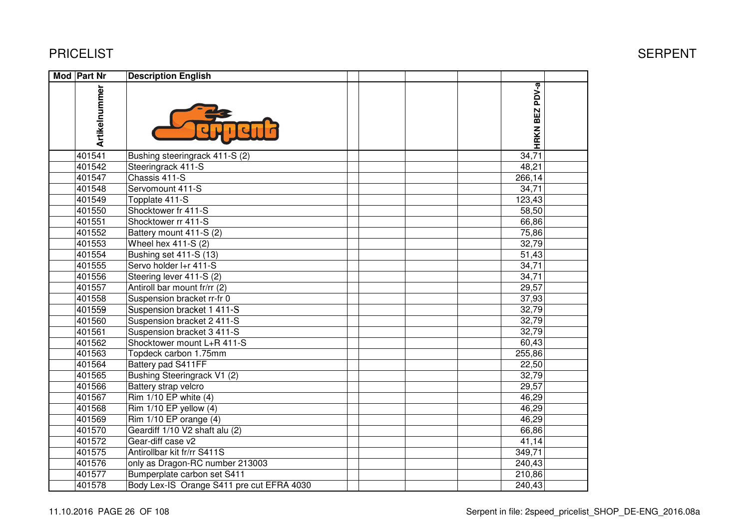# PRICELIST

SERPENT

| Mod | Part Nr | Description English | | | | | |
|---|---|---|---|---|---|---|---|
| | Artikelnummer | | | | | HRKN BEZ PDV-a | |
| | 401541 | Bushing steeringrack 411-S (2) | | | | 34,71 | |
| | 401542 | Steeringrack 411-S | | | | 48,21 | |
| | 401547 | Chassis 411-S | | | | 266,14 | |
| | 401548 | Servomount 411-S | | | | 34,71 | |
| | 401549 | Topplate 411-S | | | | 123,43 | |
| | 401550 | Shocktower fr 411-S | | | | 58,50 | |
| | 401551 | Shocktower rr 411-S | | | | 66,86 | |
| | 401552 | Battery mount 411-S (2) | | | | 75,86 | |
| | 401553 | Wheel hex 411-S (2) | | | | 32,79 | |
| | 401554 | Bushing set 411-S (13) | | | | 51,43 | |
| | 401555 | Servo holder l+r 411-S | | | | 34,71 | |
| | 401556 | Steering lever 411-S (2) | | | | 34,71 | |
| | 401557 | Antiroll bar mount fr/rr (2) | | | | 29,57 | |
| | 401558 | Suspension bracket rr-fr 0 | | | | 37,93 | |
| | 401559 | Suspension bracket 1 411-S | | | | 32,79 | |
| | 401560 | Suspension bracket 2 411-S | | | | 32,79 | |
| | 401561 | Suspension bracket 3 411-S | | | | 32,79 | |
| | 401562 | Shocktower mount L+R 411-S | | | | 60,43 | |
| | 401563 | Topdeck carbon 1.75mm | | | | 255,86 | |
| | 401564 | Battery pad S411FF | | | | 22,50 | |
| | 401565 | Bushing Steeringrack V1 (2) | | | | 32,79 | |
| | 401566 | Battery strap velcro | | | | 29,57 | |
| | 401567 | Rim 1/10 EP white (4) | | | | 46,29 | |
| | 401568 | Rim 1/10 EP yellow (4) | | | | 46,29 | |
| | 401569 | Rim 1/10 EP orange (4) | | | | 46,29 | |
| | 401570 | Geardiff 1/10 V2 shaft alu (2) | | | | 66,86 | |
| | 401572 | Gear-diff case v2 | | | | 41,14 | |
| | 401575 | Antirollbar kit fr/rr S411S | | | | 349,71 | |
| | 401576 | only as Dragon-RC number 213003 | | | | 240,43 | |
| | 401577 | Bumperplate carbon set S411 | | | | 210,86 | |
| | 401578 | Body Lex-IS Orange S411 pre cut EFRA 4030 | | | | 240,43 | |

11.10.2016

Serpent in file: 2speed_pricelist_SHOP_DE-ENG_2016.08a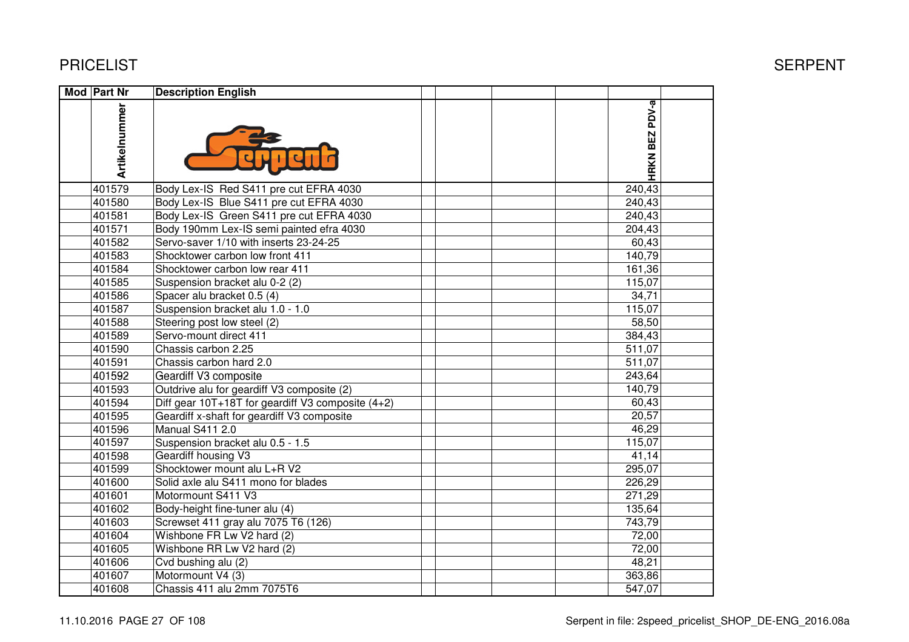| Mod | Part Nr | Description English | | | | | HRKN BEZ PDV-a | |
|---|---|---|---|---|---|---|---|---|
| | Artikelnummer | | | | | | | |
| | 401579 | Body Lex-IS  Red S411 pre cut EFRA 4030 | | | | | 240,43 | |
| | 401580 | Body Lex-IS  Blue S411 pre cut EFRA 4030 | | | | | 240,43 | |
| | 401581 | Body Lex-IS  Green S411 pre cut EFRA 4030 | | | | | 240,43 | |
| | 401571 | Body 190mm Lex-IS semi painted efra 4030 | | | | | 204,43 | |
| | 401582 | Servo-saver 1/10 with inserts 23-24-25 | | | | | 60,43 | |
| | 401583 | Shocktower carbon low front 411 | | | | | 140,79 | |
| | 401584 | Shocktower carbon low rear 411 | | | | | 161,36 | |
| | 401585 | Suspension bracket alu 0-2 (2) | | | | | 115,07 | |
| | 401586 | Spacer alu bracket 0.5 (4) | | | | | 34,71 | |
| | 401587 | Suspension bracket alu 1.0 - 1.0 | | | | | 115,07 | |
| | 401588 | Steering post low steel (2) | | | | | 58,50 | |
| | 401589 | Servo-mount direct 411 | | | | | 384,43 | |
| | 401590 | Chassis carbon 2.25 | | | | | 511,07 | |
| | 401591 | Chassis carbon hard 2.0 | | | | | 511,07 | |
| | 401592 | Geardiff V3 composite | | | | | 243,64 | |
| | 401593 | Outdrive alu for geardiff V3 composite (2) | | | | | 140,79 | |
| | 401594 | Diff gear 10T+18T for geardiff V3 composite (4+2) | | | | | 60,43 | |
| | 401595 | Geardiff x-shaft for geardiff V3 composite | | | | | 20,57 | |
| | 401596 | Manual S411 2.0 | | | | | 46,29 | |
| | 401597 | Suspension bracket alu 0.5 - 1.5 | | | | | 115,07 | |
| | 401598 | Geardiff housing V3 | | | | | 41,14 | |
| | 401599 | Shocktower mount alu L+R V2 | | | | | 295,07 | |
| | 401600 | Solid axle alu S411 mono for blades | | | | | 226,29 | |
| | 401601 | Motormount S411 V3 | | | | | 271,29 | |
| | 401602 | Body-height fine-tuner alu (4) | | | | | 135,64 | |
| | 401603 | Screwset 411 gray alu 7075 T6 (126) | | | | | 743,79 | |
| | 401604 | Wishbone FR Lw V2 hard (2) | | | | | 72,00 | |
| | 401605 | Wishbone RR Lw V2 hard (2) | | | | | 72,00 | |
| | 401606 | Cvd bushing alu (2) | | | | | 48,21 | |
| | 401607 | Motormount V4 (3) | | | | | 363,86 | |
| | 401608 | Chassis 411 alu 2mm 7075T6 | | | | | 547,07 | |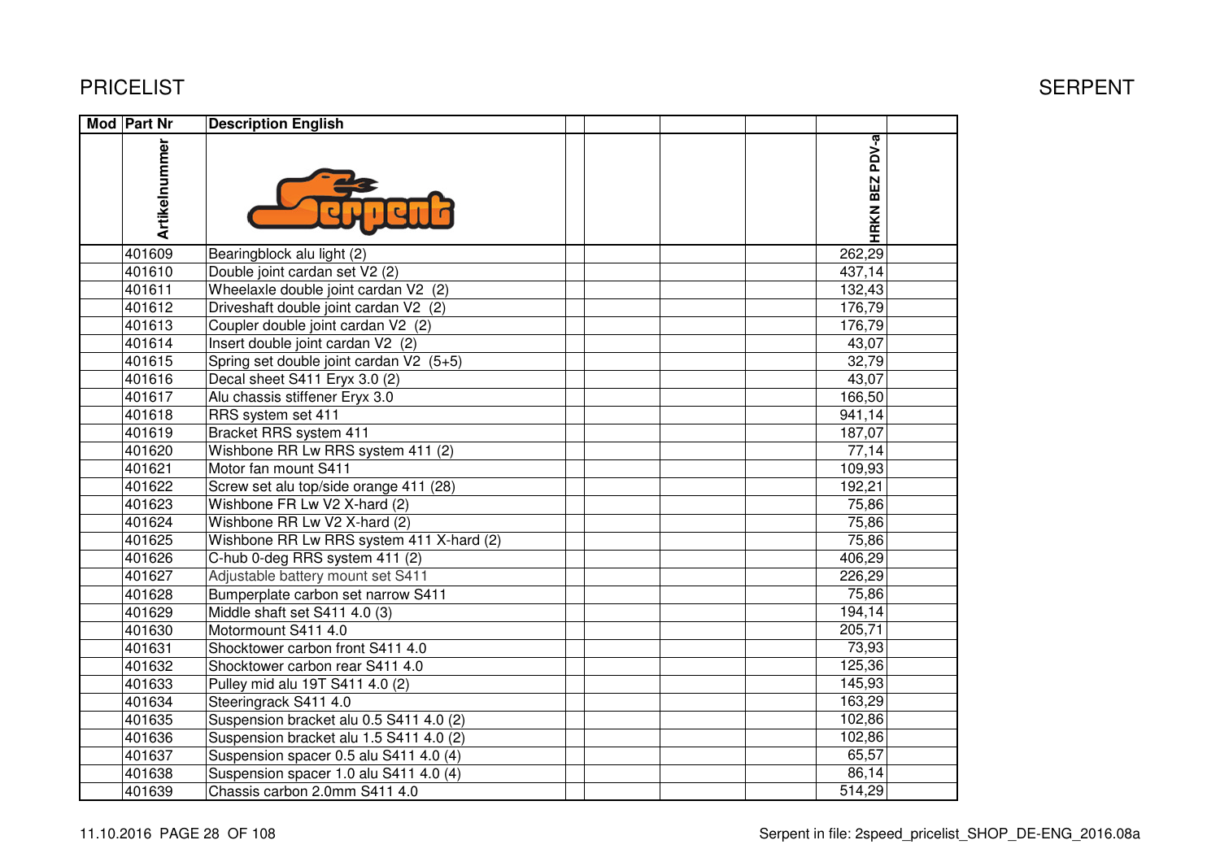# PRICELIST

SERPENT

| Mod | Part Nr | Description English | | | | | | |
|---|---|---|---|---|---|---|---|---|
| | Artikelnummer | | | | | | HRKN BEZ PDV-a | |
| | 401609 | Bearingblock alu light (2) | | | | | 262,29 | |
| | 401610 | Double joint cardan set V2 (2) | | | | | 437,14 | |
| | 401611 | Wheelaxle double joint cardan V2 (2) | | | | | 132,43 | |
| | 401612 | Driveshaft double joint cardan V2 (2) | | | | | 176,79 | |
| | 401613 | Coupler double joint cardan V2 (2) | | | | | 176,79 | |
| | 401614 | Insert double joint cardan V2 (2) | | | | | 43,07 | |
| | 401615 | Spring set double joint cardan V2 (5+5) | | | | | 32,79 | |
| | 401616 | Decal sheet S411 Eryx 3.0 (2) | | | | | 43,07 | |
| | 401617 | Alu chassis stiffener Eryx 3.0 | | | | | 166,50 | |
| | 401618 | RRS system set 411 | | | | | 941,14 | |
| | 401619 | Bracket RRS system 411 | | | | | 187,07 | |
| | 401620 | Wishbone RR Lw RRS system 411 (2) | | | | | 77,14 | |
| | 401621 | Motor fan mount S411 | | | | | 109,93 | |
| | 401622 | Screw set alu top/side orange 411 (28) | | | | | 192,21 | |
| | 401623 | Wishbone FR Lw V2 X-hard (2) | | | | | 75,86 | |
| | 401624 | Wishbone RR Lw V2 X-hard (2) | | | | | 75,86 | |
| | 401625 | Wishbone RR Lw RRS system 411 X-hard (2) | | | | | 75,86 | |
| | 401626 | C-hub 0-deg RRS system 411 (2) | | | | | 406,29 | |
| | 401627 | Adjustable battery mount set S411 | | | | | 226,29 | |
| | 401628 | Bumperplate carbon set narrow S411 | | | | | 75,86 | |
| | 401629 | Middle shaft set S411 4.0 (3) | | | | | 194,14 | |
| | 401630 | Motormount S411 4.0 | | | | | 205,71 | |
| | 401631 | Shocktower carbon front S411 4.0 | | | | | 73,93 | |
| | 401632 | Shocktower carbon rear S411 4.0 | | | | | 125,36 | |
| | 401633 | Pulley mid alu 19T S411 4.0 (2) | | | | | 145,93 | |
| | 401634 | Steeringrack S411 4.0 | | | | | 163,29 | |
| | 401635 | Suspension bracket alu 0.5 S411 4.0 (2) | | | | | 102,86 | |
| | 401636 | Suspension bracket alu 1.5 S411 4.0 (2) | | | | | 102,86 | |
| | 401637 | Suspension spacer 0.5 alu S411 4.0 (4) | | | | | 65,57 | |
| | 401638 | Suspension spacer 1.0 alu S411 4.0 (4) | | | | | 86,14 | |
| | 401639 | Chassis carbon 2.0mm S411 4.0 | | | | | 514,29 | |

11.10.2016 PAGE 28 OF 108

Serpent in file: 2speed_pricelist_SHOP_DE-ENG_2016.08a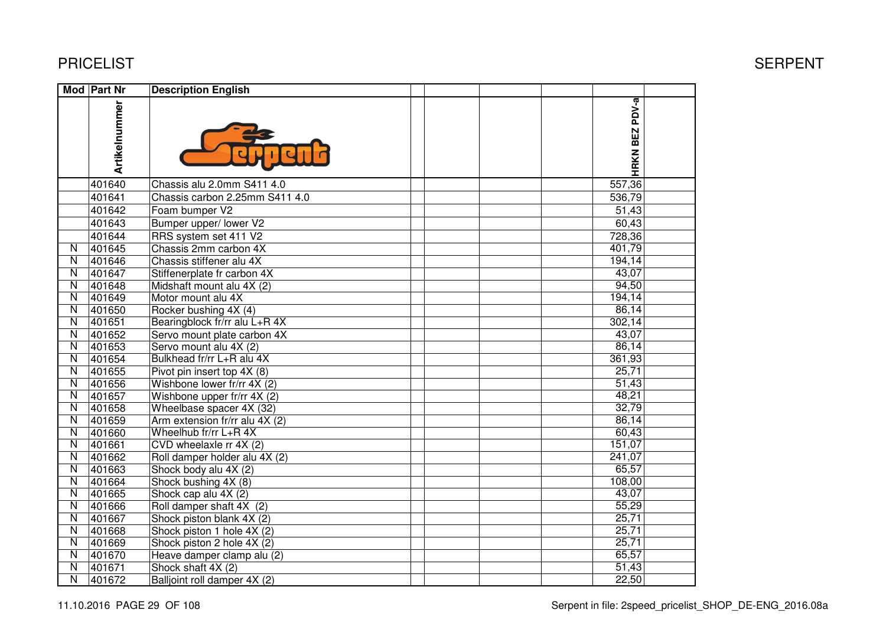| Mod | Part Nr | Description English | | | | HRKN BEZ PDV-a | |
|---|---|---|---|---|---|---|---|
| | Artikelnummer | | | | | | |
| | 401640 | Chassis alu 2.0mm S411 4.0 | | | | 557,36 | |
| | 401641 | Chassis carbon 2.25mm S411 4.0 | | | | 536,79 | |
| | 401642 | Foam bumper V2 | | | | 51,43 | |
| | 401643 | Bumper upper/ lower V2 | | | | 60,43 | |
| | 401644 | RRS system set 411 V2 | | | | 728,36 | |
| N | 401645 | Chassis 2mm carbon 4X | | | | 401,79 | |
| N | 401646 | Chassis stiffener alu 4X | | | | 194,14 | |
| N | 401647 | Stiffenerplate fr carbon 4X | | | | 43,07 | |
| N | 401648 | Midshaft mount alu 4X (2) | | | | 94,50 | |
| N | 401649 | Motor mount alu 4X | | | | 194,14 | |
| N | 401650 | Rocker bushing 4X (4) | | | | 86,14 | |
| N | 401651 | Bearingblock fr/rr alu L+R 4X | | | | 302,14 | |
| N | 401652 | Servo mount plate carbon 4X | | | | 43,07 | |
| N | 401653 | Servo mount alu 4X (2) | | | | 86,14 | |
| N | 401654 | Bulkhead fr/rr L+R alu 4X | | | | 361,93 | |
| N | 401655 | Pivot pin insert top 4X (8) | | | | 25,71 | |
| N | 401656 | Wishbone lower fr/rr 4X (2) | | | | 51,43 | |
| N | 401657 | Wishbone upper fr/rr 4X (2) | | | | 48,21 | |
| N | 401658 | Wheelbase spacer 4X (32) | | | | 32,79 | |
| N | 401659 | Arm extension fr/rr alu 4X (2) | | | | 86,14 | |
| N | 401660 | Wheelhub fr/rr L+R 4X | | | | 60,43 | |
| N | 401661 | CVD wheelaxle rr 4X (2) | | | | 151,07 | |
| N | 401662 | Roll damper holder alu 4X (2) | | | | 241,07 | |
| N | 401663 | Shock body alu 4X (2) | | | | 65,57 | |
| N | 401664 | Shock bushing 4X (8) | | | | 108,00 | |
| N | 401665 | Shock cap alu 4X (2) | | | | 43,07 | |
| N | 401666 | Roll damper shaft 4X (2) | | | | 55,29 | |
| N | 401667 | Shock piston blank 4X (2) | | | | 25,71 | |
| N | 401668 | Shock piston 1 hole 4X (2) | | | | 25,71 | |
| N | 401669 | Shock piston 2 hole 4X (2) | | | | 25,71 | |
| N | 401670 | Heave damper clamp alu (2) | | | | 65,57 | |
| N | 401671 | Shock shaft 4X (2) | | | | 51,43 | |
| N | 401672 | Balljoint roll damper 4X (2) | | | | 22,50 | |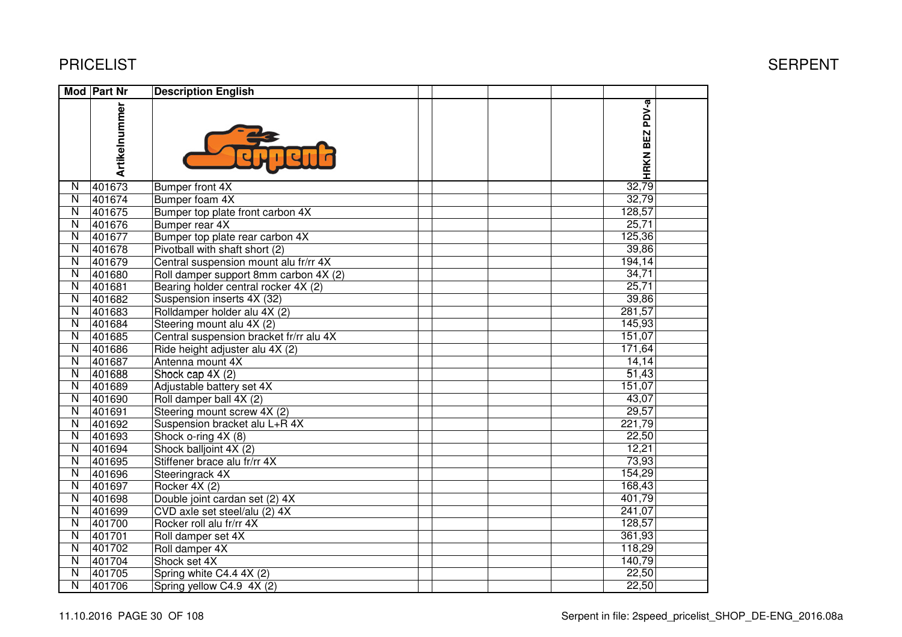# PRICELIST

SERPENT

| Mod | Part Nr | Description English | | | | | HRKN BEZ PDV-a | |
|---|---|---|---|---|---|---|---|---|
| | Artikelnummer | | | | | | | |
| N | 401673 | Bumper front 4X | | | | | 32,79 | |
| N | 401674 | Bumper foam 4X | | | | | 32,79 | |
| N | 401675 | Bumper top plate front carbon 4X | | | | | 128,57 | |
| N | 401676 | Bumper rear 4X | | | | | 25,71 | |
| N | 401677 | Bumper top plate rear carbon 4X | | | | | 125,36 | |
| N | 401678 | Pivotball with shaft short (2) | | | | | 39,86 | |
| N | 401679 | Central suspension mount alu fr/rr 4X | | | | | 194,14 | |
| N | 401680 | Roll damper support 8mm carbon 4X (2) | | | | | 34,71 | |
| N | 401681 | Bearing holder central rocker 4X (2) | | | | | 25,71 | |
| N | 401682 | Suspension inserts 4X (32) | | | | | 39,86 | |
| N | 401683 | Rolldamper holder alu 4X (2) | | | | | 281,57 | |
| N | 401684 | Steering mount alu 4X (2) | | | | | 145,93 | |
| N | 401685 | Central suspension bracket fr/rr alu 4X | | | | | 151,07 | |
| N | 401686 | Ride height adjuster alu 4X (2) | | | | | 171,64 | |
| N | 401687 | Antenna mount 4X | | | | | 14,14 | |
| N | 401688 | Shock cap 4X (2) | | | | | 51,43 | |
| N | 401689 | Adjustable battery set 4X | | | | | 151,07 | |
| N | 401690 | Roll damper ball 4X (2) | | | | | 43,07 | |
| N | 401691 | Steering mount screw 4X (2) | | | | | 29,57 | |
| N | 401692 | Suspension bracket alu L+R 4X | | | | | 221,79 | |
| N | 401693 | Shock o-ring 4X (8) | | | | | 22,50 | |
| N | 401694 | Shock balljoint 4X (2) | | | | | 12,21 | |
| N | 401695 | Stiffener brace alu fr/rr 4X | | | | | 73,93 | |
| N | 401696 | Steeringrack 4X | | | | | 154,29 | |
| N | 401697 | Rocker 4X (2) | | | | | 168,43 | |
| N | 401698 | Double joint cardan set (2) 4X | | | | | 401,79 | |
| N | 401699 | CVD axle set steel/alu (2) 4X | | | | | 241,07 | |
| N | 401700 | Rocker roll alu fr/rr 4X | | | | | 128,57 | |
| N | 401701 | Roll damper set 4X | | | | | 361,93 | |
| N | 401702 | Roll damper 4X | | | | | 118,29 | |
| N | 401704 | Shock set 4X | | | | | 140,79 | |
| N | 401705 | Spring white C4.4 4X (2) | | | | | 22,50 | |
| N | 401706 | Spring yellow C4.9 4X (2) | | | | | 22,50 | |

11.10.2016 PAGE 30 OF 108 Serpent in file: 2speed_pricelist_SHOP_DE-ENG_2016.08a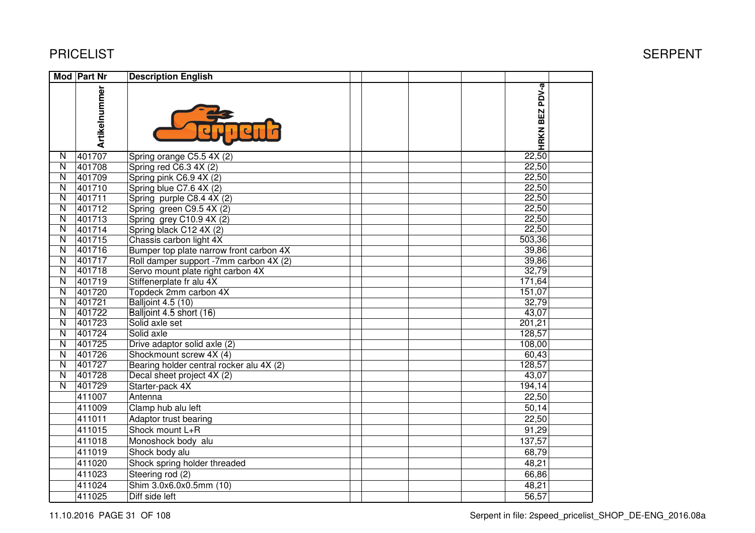# PRICELIST

SERPENT

| Mod | Part Nr | Description English | | | | | HRKN BEZ PDV-a | |
|---|---|---|---|---|---|---|---|---|
| | Artikelnummer | | | | | | | |
| N | 401707 | Spring orange C5.5 4X (2) | | | | | 22,50 | |
| N | 401708 | Spring red C6.3 4X (2) | | | | | 22,50 | |
| N | 401709 | Spring pink C6.9 4X (2) | | | | | 22,50 | |
| N | 401710 | Spring blue C7.6 4X (2) | | | | | 22,50 | |
| N | 401711 | Spring  purple C8.4 4X (2) | | | | | 22,50 | |
| N | 401712 | Spring  green C9.5 4X (2) | | | | | 22,50 | |
| N | 401713 | Spring  grey C10.9 4X (2) | | | | | 22,50 | |
| N | 401714 | Spring black C12 4X (2) | | | | | 22,50 | |
| N | 401715 | Chassis carbon light 4X | | | | | 503,36 | |
| N | 401716 | Bumper top plate narrow front carbon 4X | | | | | 39,86 | |
| N | 401717 | Roll damper support -7mm carbon 4X (2) | | | | | 39,86 | |
| N | 401718 | Servo mount plate right carbon 4X | | | | | 32,79 | |
| N | 401719 | Stiffenerplate fr alu 4X | | | | | 171,64 | |
| N | 401720 | Topdeck 2mm carbon 4X | | | | | 151,07 | |
| N | 401721 | Balljoint 4.5 (10) | | | | | 32,79 | |
| N | 401722 | Balljoint 4.5 short (16) | | | | | 43,07 | |
| N | 401723 | Solid axle set | | | | | 201,21 | |
| N | 401724 | Solid axle | | | | | 128,57 | |
| N | 401725 | Drive adaptor solid axle (2) | | | | | 108,00 | |
| N | 401726 | Shockmount screw 4X (4) | | | | | 60,43 | |
| N | 401727 | Bearing holder central rocker alu 4X (2) | | | | | 128,57 | |
| N | 401728 | Decal sheet project 4X (2) | | | | | 43,07 | |
| N | 401729 | Starter-pack 4X | | | | | 194,14 | |
| | 411007 | Antenna | | | | | 22,50 | |
| | 411009 | Clamp hub alu left | | | | | 50,14 | |
| | 411011 | Adaptor trust bearing | | | | | 22,50 | |
| | 411015 | Shock mount L+R | | | | | 91,29 | |
| | 411018 | Monoshock body  alu | | | | | 137,57 | |
| | 411019 | Shock body alu | | | | | 68,79 | |
| | 411020 | Shock spring holder threaded | | | | | 48,21 | |
| | 411023 | Steering rod (2) | | | | | 66,86 | |
| | 411024 | Shim 3.0x6.0x0.5mm (10) | | | | | 48,21 | |
| | 411025 | Diff side left | | | | | 56,57 | |

11.10.2016

Serpent in file: 2speed_pricelist_SHOP_DE-ENG_2016.08a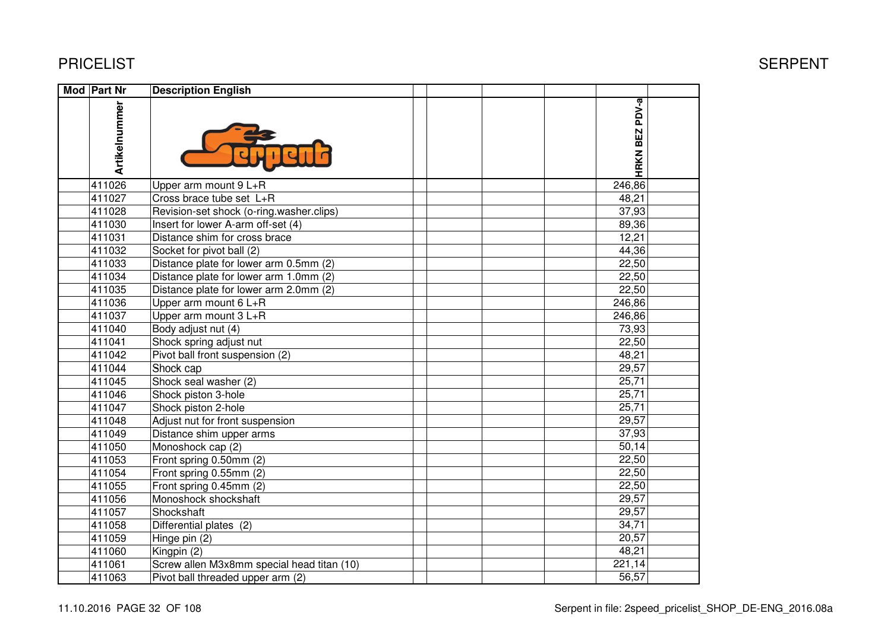| Mod | Part Nr | Description English | | | | | |
|---|---|---|---|---|---|---|---|
| | Artikelnummer | | | | | HRKN BEZ PDV-a | |
| | 411026 | Upper arm mount 9 L+R | | | | 246,86 | |
| | 411027 | Cross brace tube set L+R | | | | 48,21 | |
| | 411028 | Revision-set shock (o-ring.washer.clips) | | | | 37,93 | |
| | 411030 | Insert for lower A-arm off-set (4) | | | | 89,36 | |
| | 411031 | Distance shim for cross brace | | | | 12,21 | |
| | 411032 | Socket for pivot ball (2) | | | | 44,36 | |
| | 411033 | Distance plate for lower arm 0.5mm (2) | | | | 22,50 | |
| | 411034 | Distance plate for lower arm 1.0mm (2) | | | | 22,50 | |
| | 411035 | Distance plate for lower arm 2.0mm (2) | | | | 22,50 | |
| | 411036 | Upper arm mount 6 L+R | | | | 246,86 | |
| | 411037 | Upper arm mount 3 L+R | | | | 246,86 | |
| | 411040 | Body adjust nut (4) | | | | 73,93 | |
| | 411041 | Shock spring adjust nut | | | | 22,50 | |
| | 411042 | Pivot ball front suspension (2) | | | | 48,21 | |
| | 411044 | Shock cap | | | | 29,57 | |
| | 411045 | Shock seal washer (2) | | | | 25,71 | |
| | 411046 | Shock piston 3-hole | | | | 25,71 | |
| | 411047 | Shock piston 2-hole | | | | 25,71 | |
| | 411048 | Adjust nut for front suspension | | | | 29,57 | |
| | 411049 | Distance shim upper arms | | | | 37,93 | |
| | 411050 | Monoshock cap (2) | | | | 50,14 | |
| | 411053 | Front spring 0.50mm (2) | | | | 22,50 | |
| | 411054 | Front spring 0.55mm (2) | | | | 22,50 | |
| | 411055 | Front spring 0.45mm (2) | | | | 22,50 | |
| | 411056 | Monoshock shockshaft | | | | 29,57 | |
| | 411057 | Shockshaft | | | | 29,57 | |
| | 411058 | Differential plates (2) | | | | 34,71 | |
| | 411059 | Hinge pin (2) | | | | 20,57 | |
| | 411060 | Kingpin (2) | | | | 48,21 | |
| | 411061 | Screw allen M3x8mm special head titan (10) | | | | 221,14 | |
| | 411063 | Pivot ball threaded upper arm (2) | | | | 56,57 | |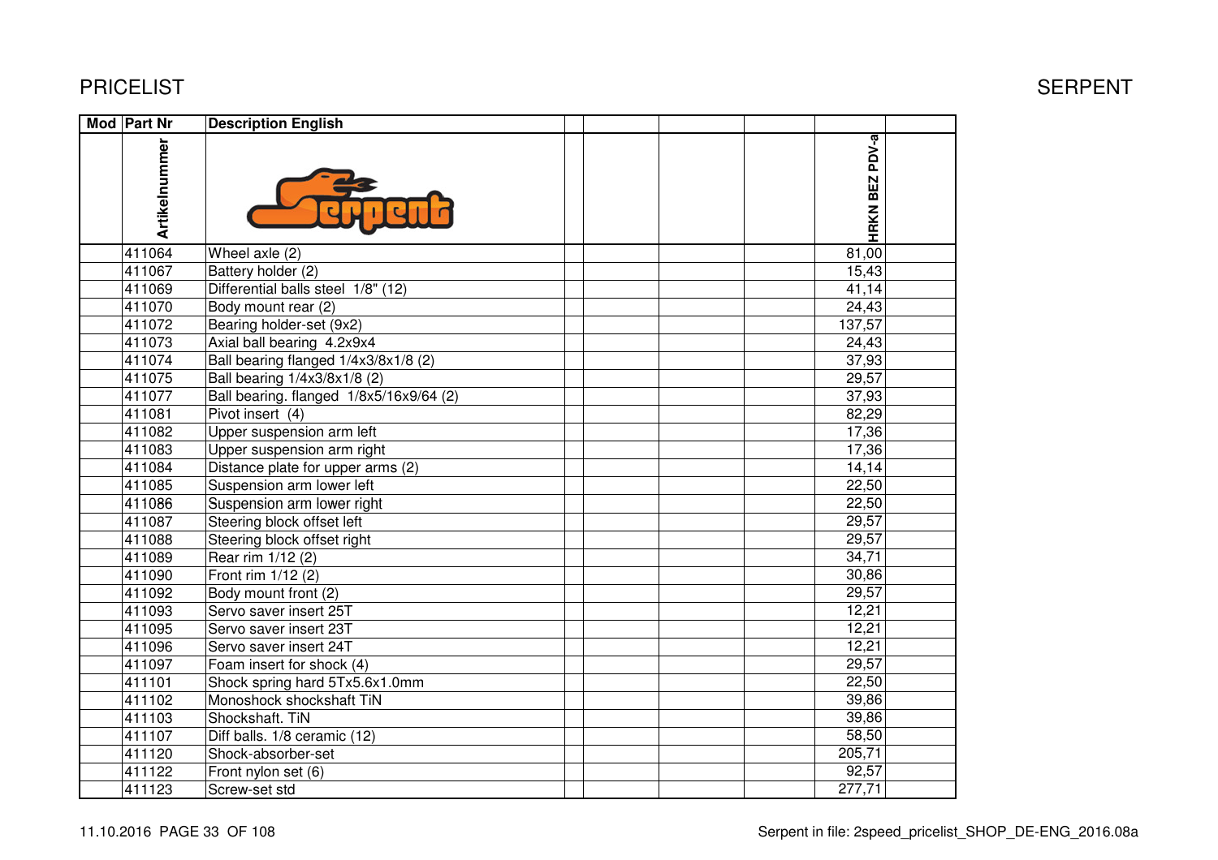# PRICELIST

SERPENT

| Mod | Part Nr | Description English | | | | | HRKN BEZ PDV-a | |
|---|---|---|---|---|---|---|---|---|
| | Artikelnummer | | | | | | | |
| | 411064 | Wheel axle (2) | | | | | 81,00 | |
| | 411067 | Battery holder (2) | | | | | 15,43 | |
| | 411069 | Differential balls steel 1/8" (12) | | | | | 41,14 | |
| | 411070 | Body mount rear (2) | | | | | 24,43 | |
| | 411072 | Bearing holder-set (9x2) | | | | | 137,57 | |
| | 411073 | Axial ball bearing 4.2x9x4 | | | | | 24,43 | |
| | 411074 | Ball bearing flanged 1/4x3/8x1/8 (2) | | | | | 37,93 | |
| | 411075 | Ball bearing 1/4x3/8x1/8 (2) | | | | | 29,57 | |
| | 411077 | Ball bearing. flanged 1/8x5/16x9/64 (2) | | | | | 37,93 | |
| | 411081 | Pivot insert (4) | | | | | 82,29 | |
| | 411082 | Upper suspension arm left | | | | | 17,36 | |
| | 411083 | Upper suspension arm right | | | | | 17,36 | |
| | 411084 | Distance plate for upper arms (2) | | | | | 14,14 | |
| | 411085 | Suspension arm lower left | | | | | 22,50 | |
| | 411086 | Suspension arm lower right | | | | | 22,50 | |
| | 411087 | Steering block offset left | | | | | 29,57 | |
| | 411088 | Steering block offset right | | | | | 29,57 | |
| | 411089 | Rear rim 1/12 (2) | | | | | 34,71 | |
| | 411090 | Front rim 1/12 (2) | | | | | 30,86 | |
| | 411092 | Body mount front (2) | | | | | 29,57 | |
| | 411093 | Servo saver insert 25T | | | | | 12,21 | |
| | 411095 | Servo saver insert 23T | | | | | 12,21 | |
| | 411096 | Servo saver insert 24T | | | | | 12,21 | |
| | 411097 | Foam insert for shock (4) | | | | | 29,57 | |
| | 411101 | Shock spring hard 5Tx5.6x1.0mm | | | | | 22,50 | |
| | 411102 | Monoshock shockshaft TiN | | | | | 39,86 | |
| | 411103 | Shockshaft. TiN | | | | | 39,86 | |
| | 411107 | Diff balls. 1/8 ceramic (12) | | | | | 58,50 | |
| | 411120 | Shock-absorber-set | | | | | 205,71 | |
| | 411122 | Front nylon set (6) | | | | | 92,57 | |
| | 411123 | Screw-set std | | | | | 277,71 | |

11.10.2016 Serpent in file: 2speed_pricelist_SHOP_DE-ENG_2016.08a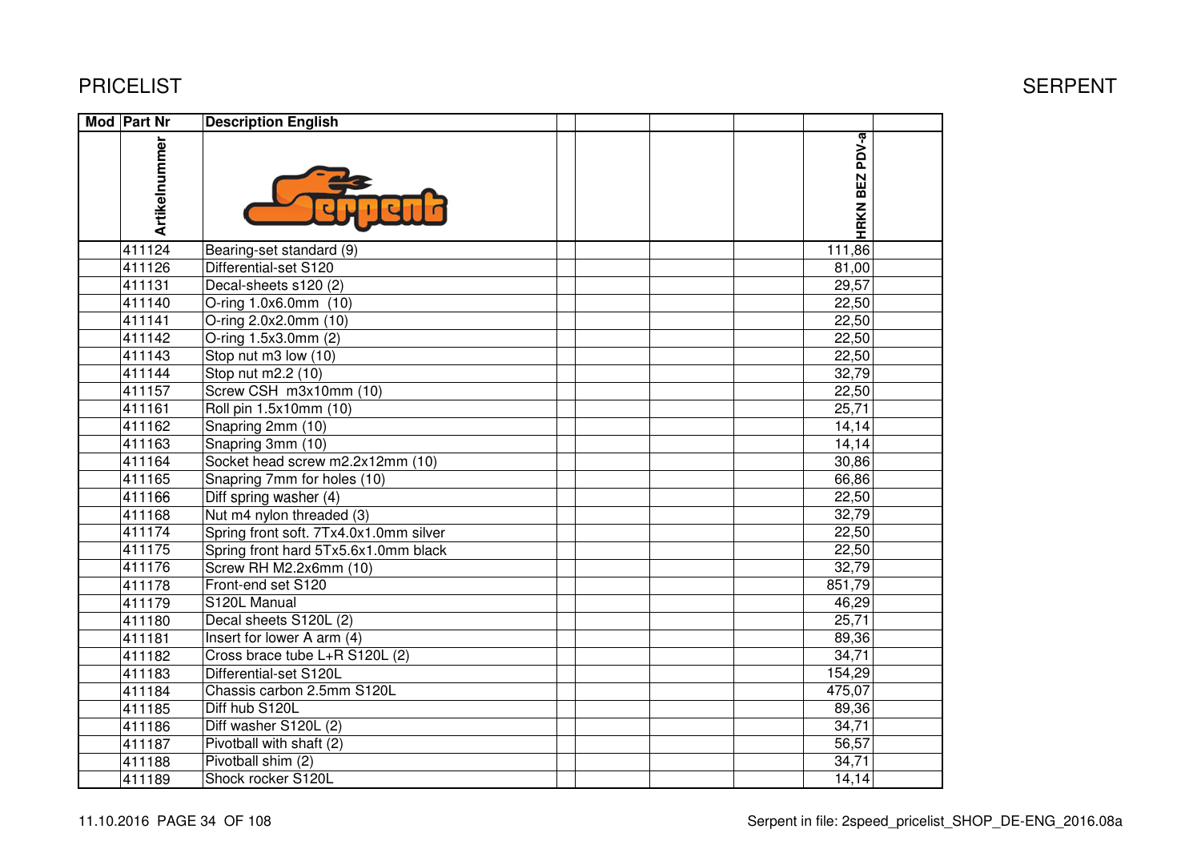# PRICELIST

SERPENT

| Mod | Part Nr | Description English | | | | | HRKN BEZ PDV-a | |
|---|---|---|---|---|---|---|---|---|
| | Artikelnummer | | | | | | | |
| | 411124 | Bearing-set standard (9) | | | | | 111,86 | |
| | 411126 | Differential-set S120 | | | | | 81,00 | |
| | 411131 | Decal-sheets s120 (2) | | | | | 29,57 | |
| | 411140 | O-ring 1.0x6.0mm (10) | | | | | 22,50 | |
| | 411141 | O-ring 2.0x2.0mm (10) | | | | | 22,50 | |
| | 411142 | O-ring 1.5x3.0mm (2) | | | | | 22,50 | |
| | 411143 | Stop nut m3 low (10) | | | | | 22,50 | |
| | 411144 | Stop nut m2.2 (10) | | | | | 32,79 | |
| | 411157 | Screw CSH m3x10mm (10) | | | | | 22,50 | |
| | 411161 | Roll pin 1.5x10mm (10) | | | | | 25,71 | |
| | 411162 | Snapring 2mm (10) | | | | | 14,14 | |
| | 411163 | Snapring 3mm (10) | | | | | 14,14 | |
| | 411164 | Socket head screw m2.2x12mm (10) | | | | | 30,86 | |
| | 411165 | Snapring 7mm for holes (10) | | | | | 66,86 | |
| | 411166 | Diff spring washer (4) | | | | | 22,50 | |
| | 411168 | Nut m4 nylon threaded (3) | | | | | 32,79 | |
| | 411174 | Spring front soft. 7Tx4.0x1.0mm silver | | | | | 22,50 | |
| | 411175 | Spring front hard 5Tx5.6x1.0mm black | | | | | 22,50 | |
| | 411176 | Screw RH M2.2x6mm (10) | | | | | 32,79 | |
| | 411178 | Front-end set S120 | | | | | 851,79 | |
| | 411179 | S120L Manual | | | | | 46,29 | |
| | 411180 | Decal sheets S120L (2) | | | | | 25,71 | |
| | 411181 | Insert for lower A arm (4) | | | | | 89,36 | |
| | 411182 | Cross brace tube L+R S120L (2) | | | | | 34,71 | |
| | 411183 | Differential-set S120L | | | | | 154,29 | |
| | 411184 | Chassis carbon 2.5mm S120L | | | | | 475,07 | |
| | 411185 | Diff hub S120L | | | | | 89,36 | |
| | 411186 | Diff washer S120L (2) | | | | | 34,71 | |
| | 411187 | Pivotball with shaft (2) | | | | | 56,57 | |
| | 411188 | Pivotball shim (2) | | | | | 34,71 | |
| | 411189 | Shock rocker S120L | | | | | 14,14 | |

11.10.2016 PAGE 34 OF 108

Serpent in file: 2speed_pricelist_SHOP_DE-ENG_2016.08a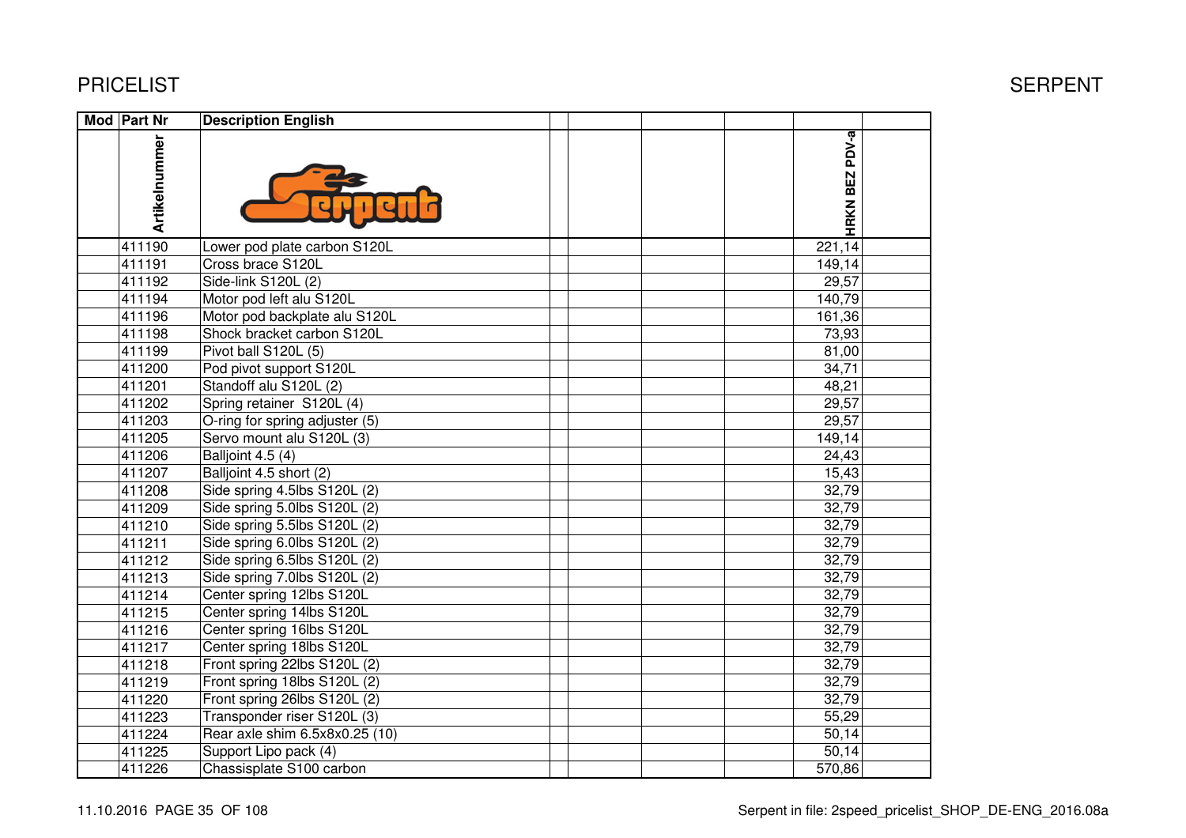| Mod | Part Nr | Description English | | | | | HRKN BEZ PDV-a | |
|---|---|---|---|---|---|---|---|---|
| | Artikelnummer | | | | | | | |
| | 411190 | Lower pod plate carbon S120L | | | | | 221,14 | |
| | 411191 | Cross brace S120L | | | | | 149,14 | |
| | 411192 | Side-link S120L (2) | | | | | 29,57 | |
| | 411194 | Motor pod left alu S120L | | | | | 140,79 | |
| | 411196 | Motor pod backplate alu S120L | | | | | 161,36 | |
| | 411198 | Shock bracket carbon S120L | | | | | 73,93 | |
| | 411199 | Pivot ball S120L (5) | | | | | 81,00 | |
| | 411200 | Pod pivot support S120L | | | | | 34,71 | |
| | 411201 | Standoff alu S120L (2) | | | | | 48,21 | |
| | 411202 | Spring retainer S120L (4) | | | | | 29,57 | |
| | 411203 | O-ring for spring adjuster (5) | | | | | 29,57 | |
| | 411205 | Servo mount alu S120L (3) | | | | | 149,14 | |
| | 411206 | Balljoint 4.5 (4) | | | | | 24,43 | |
| | 411207 | Balljoint 4.5 short (2) | | | | | 15,43 | |
| | 411208 | Side spring 4.5lbs S120L (2) | | | | | 32,79 | |
| | 411209 | Side spring 5.0lbs S120L (2) | | | | | 32,79 | |
| | 411210 | Side spring 5.5lbs S120L (2) | | | | | 32,79 | |
| | 411211 | Side spring 6.0lbs S120L (2) | | | | | 32,79 | |
| | 411212 | Side spring 6.5lbs S120L (2) | | | | | 32,79 | |
| | 411213 | Side spring 7.0lbs S120L (2) | | | | | 32,79 | |
| | 411214 | Center spring 12lbs S120L | | | | | 32,79 | |
| | 411215 | Center spring 14lbs S120L | | | | | 32,79 | |
| | 411216 | Center spring 16lbs S120L | | | | | 32,79 | |
| | 411217 | Center spring 18lbs S120L | | | | | 32,79 | |
| | 411218 | Front spring 22lbs S120L (2) | | | | | 32,79 | |
| | 411219 | Front spring 18lbs S120L (2) | | | | | 32,79 | |
| | 411220 | Front spring 26lbs S120L (2) | | | | | 32,79 | |
| | 411223 | Transponder riser S120L (3) | | | | | 55,29 | |
| | 411224 | Rear axle shim 6.5x8x0.25 (10) | | | | | 50,14 | |
| | 411225 | Support Lipo pack (4) | | | | | 50,14 | |
| | 411226 | Chassisplate S100 carbon | | | | | 570,86 | |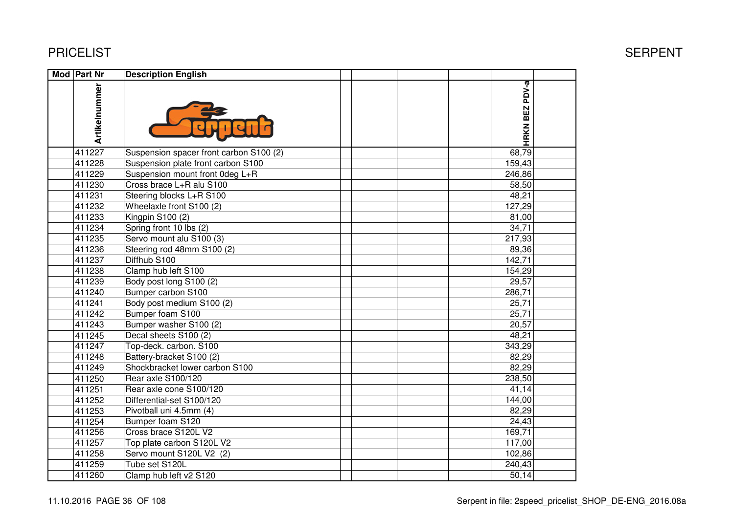| Mod | Part Nr | Description English | | | | | | |
|---|---|---|---|---|---|---|---|---|
| | Artikelnummer | | | | | | HRKN BEZ PDV-a | |
| | 411227 | Suspension spacer front carbon S100 (2) | | | | | 68,79 | |
| | 411228 | Suspension plate front carbon S100 | | | | | 159,43 | |
| | 411229 | Suspension mount front 0deg L+R | | | | | 246,86 | |
| | 411230 | Cross brace L+R alu S100 | | | | | 58,50 | |
| | 411231 | Steering blocks L+R S100 | | | | | 48,21 | |
| | 411232 | Wheelaxle front S100 (2) | | | | | 127,29 | |
| | 411233 | Kingpin S100 (2) | | | | | 81,00 | |
| | 411234 | Spring front 10 lbs (2) | | | | | 34,71 | |
| | 411235 | Servo mount alu S100 (3) | | | | | 217,93 | |
| | 411236 | Steering rod 48mm S100 (2) | | | | | 89,36 | |
| | 411237 | Diffhub S100 | | | | | 142,71 | |
| | 411238 | Clamp hub left S100 | | | | | 154,29 | |
| | 411239 | Body post long S100 (2) | | | | | 29,57 | |
| | 411240 | Bumper carbon S100 | | | | | 286,71 | |
| | 411241 | Body post medium S100 (2) | | | | | 25,71 | |
| | 411242 | Bumper foam S100 | | | | | 25,71 | |
| | 411243 | Bumper washer S100 (2) | | | | | 20,57 | |
| | 411245 | Decal sheets S100 (2) | | | | | 48,21 | |
| | 411247 | Top-deck. carbon. S100 | | | | | 343,29 | |
| | 411248 | Battery-bracket S100 (2) | | | | | 82,29 | |
| | 411249 | Shockbracket lower carbon S100 | | | | | 82,29 | |
| | 411250 | Rear axle S100/120 | | | | | 238,50 | |
| | 411251 | Rear axle cone S100/120 | | | | | 41,14 | |
| | 411252 | Differential-set S100/120 | | | | | 144,00 | |
| | 411253 | Pivotball uni 4.5mm (4) | | | | | 82,29 | |
| | 411254 | Bumper foam S120 | | | | | 24,43 | |
| | 411256 | Cross brace S120L V2 | | | | | 169,71 | |
| | 411257 | Top plate carbon S120L V2 | | | | | 117,00 | |
| | 411258 | Servo mount S120L V2 (2) | | | | | 102,86 | |
| | 411259 | Tube set S120L | | | | | 240,43 | |
| | 411260 | Clamp hub left v2 S120 | | | | | 50,14 | |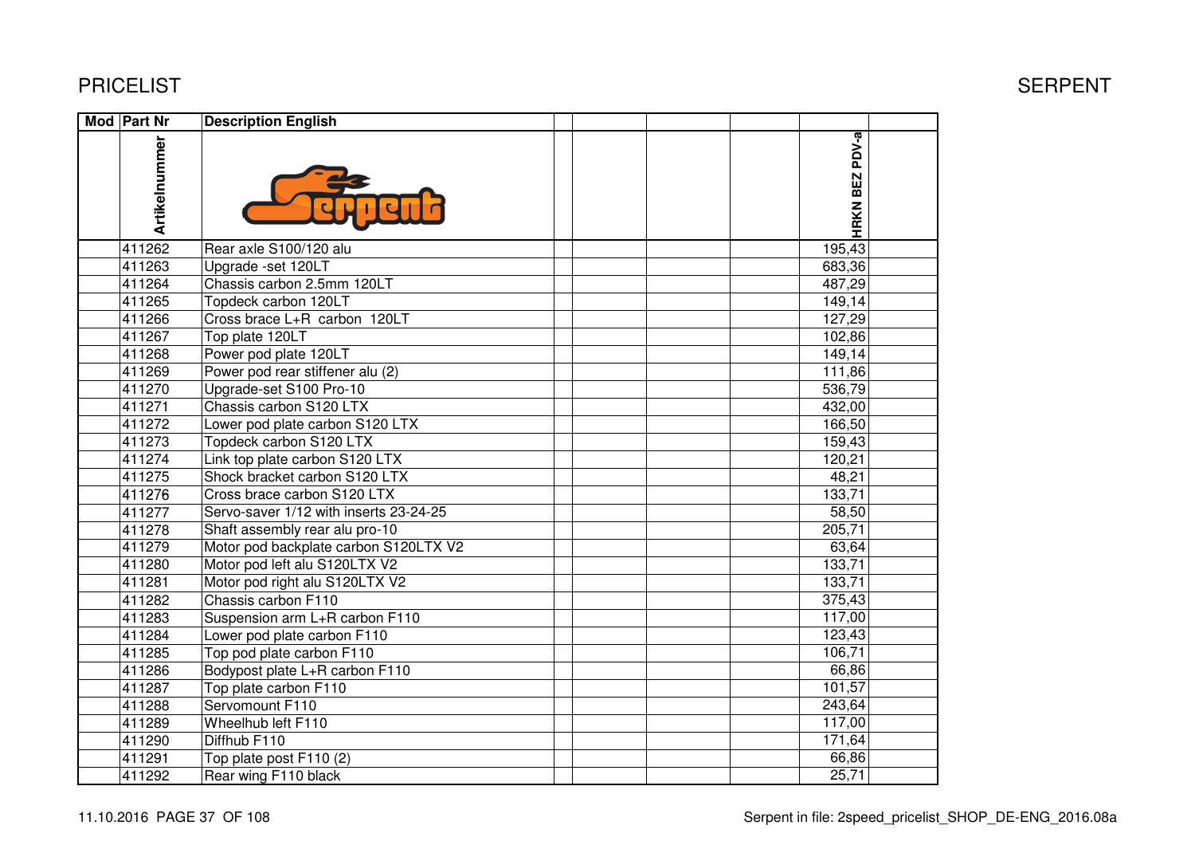PRICELIST

SERPENT

| Mod | Part Nr | Description English | | | | | HRKN BEZ PDV-a | |
|---|---|---|---|---|---|---|---|---|
| | Artikelnummer | | | | | | | |
| | 411262 | Rear axle S100/120 alu | | | | | 195,43 | |
| | 411263 | Upgrade -set 120LT | | | | | 683,36 | |
| | 411264 | Chassis carbon 2.5mm 120LT | | | | | 487,29 | |
| | 411265 | Topdeck carbon 120LT | | | | | 149,14 | |
| | 411266 | Cross brace L+R carbon 120LT | | | | | 127,29 | |
| | 411267 | Top plate 120LT | | | | | 102,86 | |
| | 411268 | Power pod plate 120LT | | | | | 149,14 | |
| | 411269 | Power pod rear stiffener alu (2) | | | | | 111,86 | |
| | 411270 | Upgrade-set S100 Pro-10 | | | | | 536,79 | |
| | 411271 | Chassis carbon S120 LTX | | | | | 432,00 | |
| | 411272 | Lower pod plate carbon S120 LTX | | | | | 166,50 | |
| | 411273 | Topdeck carbon S120 LTX | | | | | 159,43 | |
| | 411274 | Link top plate carbon S120 LTX | | | | | 120,21 | |
| | 411275 | Shock bracket carbon S120 LTX | | | | | 48,21 | |
| | 411276 | Cross brace carbon S120 LTX | | | | | 133,71 | |
| | 411277 | Servo-saver 1/12 with inserts 23-24-25 | | | | | 58,50 | |
| | 411278 | Shaft assembly rear alu pro-10 | | | | | 205,71 | |
| | 411279 | Motor pod backplate carbon S120LTX V2 | | | | | 63,64 | |
| | 411280 | Motor pod left alu S120LTX V2 | | | | | 133,71 | |
| | 411281 | Motor pod right alu S120LTX V2 | | | | | 133,71 | |
| | 411282 | Chassis carbon F110 | | | | | 375,43 | |
| | 411283 | Suspension arm L+R carbon F110 | | | | | 117,00 | |
| | 411284 | Lower pod plate carbon F110 | | | | | 123,43 | |
| | 411285 | Top pod plate carbon F110 | | | | | 106,71 | |
| | 411286 | Bodypost plate L+R carbon F110 | | | | | 66,86 | |
| | 411287 | Top plate carbon F110 | | | | | 101,57 | |
| | 411288 | Servomount F110 | | | | | 243,64 | |
| | 411289 | Wheelhub left F110 | | | | | 117,00 | |
| | 411290 | Diffhub F110 | | | | | 171,64 | |
| | 411291 | Top plate post F110 (2) | | | | | 66,86 | |
| | 411292 | Rear wing F110 black | | | | | 25,71 | |

11.10.2016 PAGE 37 OF 108

Serpent in file: 2speed_pricelist_SHOP_DE-ENG_2016.08a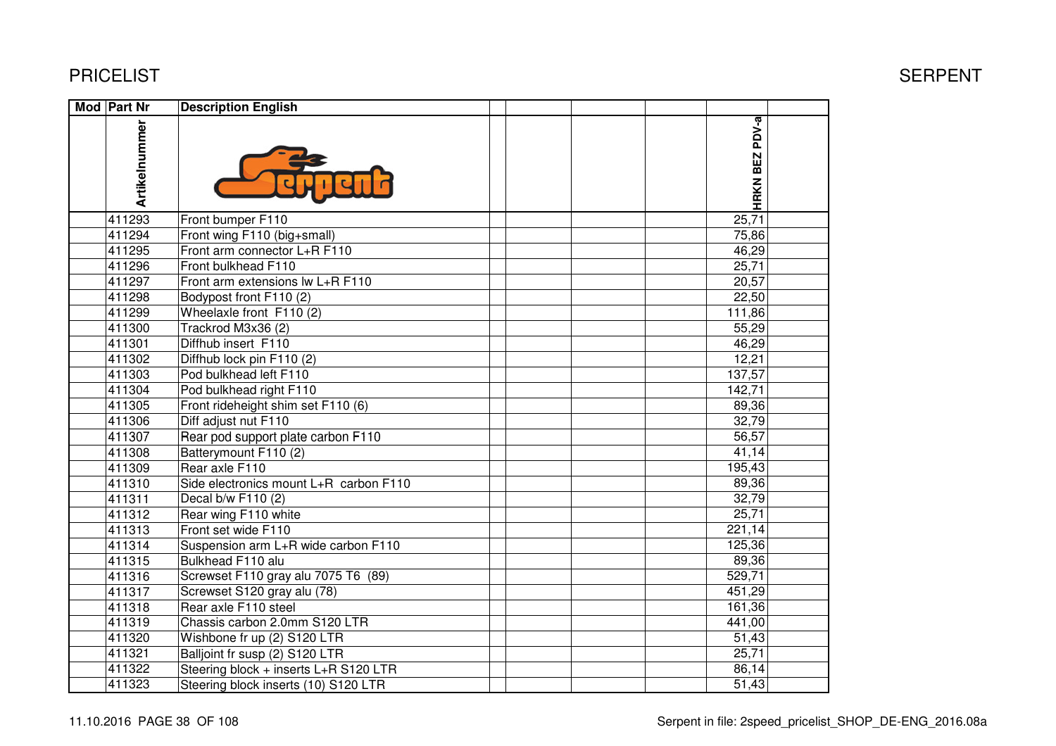PRICELIST

SERPENT

| Mod | Part Nr | Description English | | | | | HRKN BEZ PDV-a | |
|---|---|---|---|---|---|---|---|---|
| | Artikelnummer | | | | | | | |
| | 411293 | Front bumper F110 | | | | | 25,71 | |
| | 411294 | Front wing F110 (big+small) | | | | | 75,86 | |
| | 411295 | Front arm connector L+R F110 | | | | | 46,29 | |
| | 411296 | Front bulkhead F110 | | | | | 25,71 | |
| | 411297 | Front arm extensions lw L+R F110 | | | | | 20,57 | |
| | 411298 | Bodypost front F110 (2) | | | | | 22,50 | |
| | 411299 | Wheelaxle front F110 (2) | | | | | 111,86 | |
| | 411300 | Trackrod M3x36 (2) | | | | | 55,29 | |
| | 411301 | Diffhub insert F110 | | | | | 46,29 | |
| | 411302 | Diffhub lock pin F110 (2) | | | | | 12,21 | |
| | 411303 | Pod bulkhead left F110 | | | | | 137,57 | |
| | 411304 | Pod bulkhead right F110 | | | | | 142,71 | |
| | 411305 | Front rideheight shim set F110 (6) | | | | | 89,36 | |
| | 411306 | Diff adjust nut F110 | | | | | 32,79 | |
| | 411307 | Rear pod support plate carbon F110 | | | | | 56,57 | |
| | 411308 | Batterymount F110 (2) | | | | | 41,14 | |
| | 411309 | Rear axle F110 | | | | | 195,43 | |
| | 411310 | Side electronics mount L+R carbon F110 | | | | | 89,36 | |
| | 411311 | Decal b/w F110 (2) | | | | | 32,79 | |
| | 411312 | Rear wing F110 white | | | | | 25,71 | |
| | 411313 | Front set wide F110 | | | | | 221,14 | |
| | 411314 | Suspension arm L+R wide carbon F110 | | | | | 125,36 | |
| | 411315 | Bulkhead F110 alu | | | | | 89,36 | |
| | 411316 | Screwset F110 gray alu 7075 T6 (89) | | | | | 529,71 | |
| | 411317 | Screwset S120 gray alu (78) | | | | | 451,29 | |
| | 411318 | Rear axle F110 steel | | | | | 161,36 | |
| | 411319 | Chassis carbon 2.0mm S120 LTR | | | | | 441,00 | |
| | 411320 | Wishbone fr up (2) S120 LTR | | | | | 51,43 | |
| | 411321 | Balljoint fr susp (2) S120 LTR | | | | | 25,71 | |
| | 411322 | Steering block + inserts L+R S120 LTR | | | | | 86,14 | |
| | 411323 | Steering block inserts (10) S120 LTR | | | | | 51,43 | |

11.10.2016

Serpent in file: 2speed_pricelist_SHOP_DE-ENG_2016.08a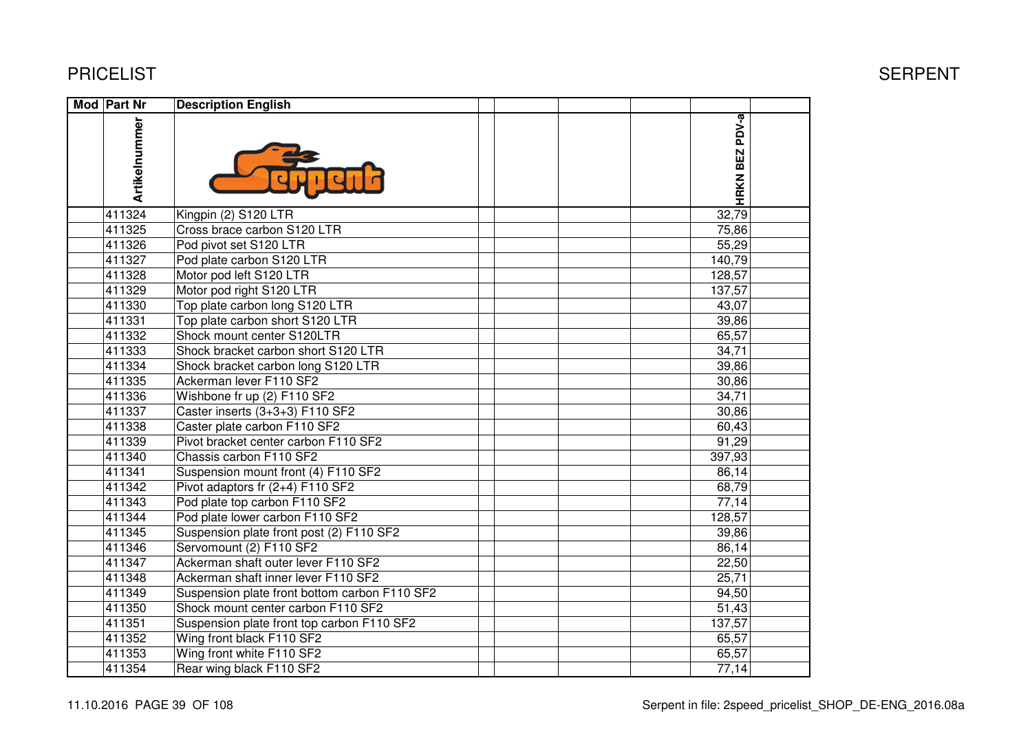# PRICELIST

| Mod | Part Nr | Description English | | | | | |
|---|---|---|---|---|---|---|---|
| | Artikelnummer | | | | | HRKN BEZ PDV-a | |
| | 411324 | Kingpin (2) S120 LTR | | | | 32,79 | |
| | 411325 | Cross brace carbon S120 LTR | | | | 75,86 | |
| | 411326 | Pod pivot set S120 LTR | | | | 55,29 | |
| | 411327 | Pod plate carbon S120 LTR | | | | 140,79 | |
| | 411328 | Motor pod left S120 LTR | | | | 128,57 | |
| | 411329 | Motor pod right S120 LTR | | | | 137,57 | |
| | 411330 | Top plate carbon long S120 LTR | | | | 43,07 | |
| | 411331 | Top plate carbon short S120 LTR | | | | 39,86 | |
| | 411332 | Shock mount center S120LTR | | | | 65,57 | |
| | 411333 | Shock bracket carbon short S120 LTR | | | | 34,71 | |
| | 411334 | Shock bracket carbon long S120 LTR | | | | 39,86 | |
| | 411335 | Ackerman lever F110 SF2 | | | | 30,86 | |
| | 411336 | Wishbone fr up (2) F110 SF2 | | | | 34,71 | |
| | 411337 | Caster inserts (3+3+3) F110 SF2 | | | | 30,86 | |
| | 411338 | Caster plate carbon F110 SF2 | | | | 60,43 | |
| | 411339 | Pivot bracket center carbon F110 SF2 | | | | 91,29 | |
| | 411340 | Chassis carbon F110 SF2 | | | | 397,93 | |
| | 411341 | Suspension mount front (4) F110 SF2 | | | | 86,14 | |
| | 411342 | Pivot adaptors fr (2+4) F110 SF2 | | | | 68,79 | |
| | 411343 | Pod plate top carbon F110 SF2 | | | | 77,14 | |
| | 411344 | Pod plate lower carbon F110 SF2 | | | | 128,57 | |
| | 411345 | Suspension plate front post (2) F110 SF2 | | | | 39,86 | |
| | 411346 | Servomount (2) F110 SF2 | | | | 86,14 | |
| | 411347 | Ackerman shaft outer lever F110 SF2 | | | | 22,50 | |
| | 411348 | Ackerman shaft inner lever F110 SF2 | | | | 25,71 | |
| | 411349 | Suspension plate front bottom carbon F110 SF2 | | | | 94,50 | |
| | 411350 | Shock mount center carbon F110 SF2 | | | | 51,43 | |
| | 411351 | Suspension plate front top carbon F110 SF2 | | | | 137,57 | |
| | 411352 | Wing front black F110 SF2 | | | | 65,57 | |
| | 411353 | Wing front white F110 SF2 | | | | 65,57 | |
| | 411354 | Rear wing black F110 SF2 | | | | 77,14 | |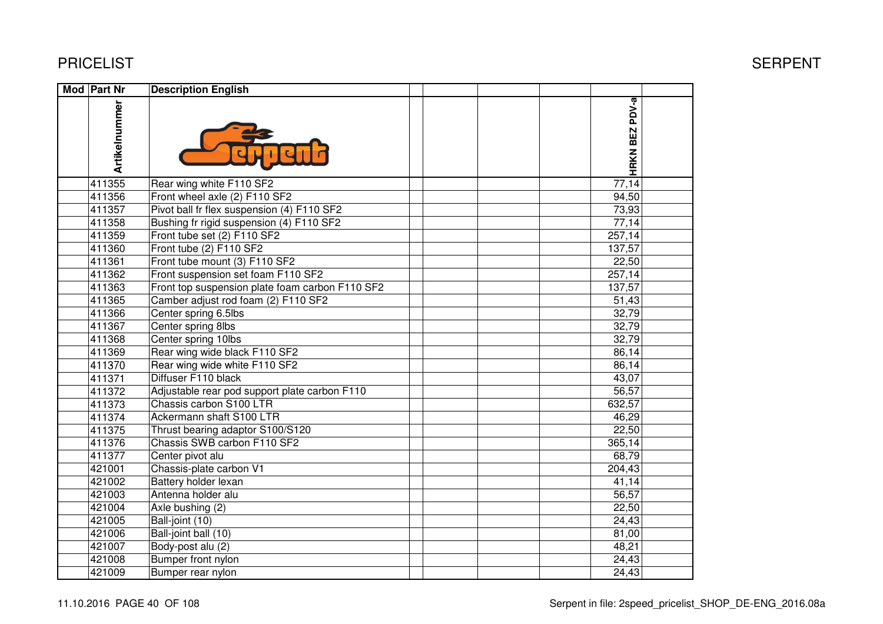# PRICELIST

## SERPENT

| Mod | Part Nr | Description English | | | | | HRKN BEZ PDV-a | |
|---|---|---|---|---|---|---|---|---|
| | Artikelnummer | | | | | | | |
| | 411355 | Rear wing white F110 SF2 | | | | | 77,14 | |
| | 411356 | Front wheel axle (2) F110 SF2 | | | | | 94,50 | |
| | 411357 | Pivot ball fr flex suspension (4) F110 SF2 | | | | | 73,93 | |
| | 411358 | Bushing fr rigid suspension (4) F110 SF2 | | | | | 77,14 | |
| | 411359 | Front tube set (2) F110 SF2 | | | | | 257,14 | |
| | 411360 | Front tube (2) F110 SF2 | | | | | 137,57 | |
| | 411361 | Front tube mount (3) F110 SF2 | | | | | 22,50 | |
| | 411362 | Front suspension set foam F110 SF2 | | | | | 257,14 | |
| | 411363 | Front top suspension plate foam carbon F110 SF2 | | | | | 137,57 | |
| | 411365 | Camber adjust rod foam (2) F110 SF2 | | | | | 51,43 | |
| | 411366 | Center spring 6.5lbs | | | | | 32,79 | |
| | 411367 | Center spring 8lbs | | | | | 32,79 | |
| | 411368 | Center spring 10lbs | | | | | 32,79 | |
| | 411369 | Rear wing wide black F110 SF2 | | | | | 86,14 | |
| | 411370 | Rear wing wide white F110 SF2 | | | | | 86,14 | |
| | 411371 | Diffuser F110 black | | | | | 43,07 | |
| | 411372 | Adjustable rear pod support plate carbon F110 | | | | | 56,57 | |
| | 411373 | Chassis carbon S100 LTR | | | | | 632,57 | |
| | 411374 | Ackermann shaft S100 LTR | | | | | 46,29 | |
| | 411375 | Thrust bearing adaptor S100/S120 | | | | | 22,50 | |
| | 411376 | Chassis SWB carbon F110 SF2 | | | | | 365,14 | |
| | 411377 | Center pivot alu | | | | | 68,79 | |
| | 421001 | Chassis-plate carbon V1 | | | | | 204,43 | |
| | 421002 | Battery holder lexan | | | | | 41,14 | |
| | 421003 | Antenna holder alu | | | | | 56,57 | |
| | 421004 | Axle bushing (2) | | | | | 22,50 | |
| | 421005 | Ball-joint (10) | | | | | 24,43 | |
| | 421006 | Ball-joint ball (10) | | | | | 81,00 | |
| | 421007 | Body-post alu (2) | | | | | 48,21 | |
| | 421008 | Bumper front nylon | | | | | 24,43 | |
| | 421009 | Bumper rear nylon | | | | | 24,43 | |

11.10.2016 PAGE 40 OF 108 — Serpent in file: 2speed_pricelist_SHOP_DE-ENG_2016.08a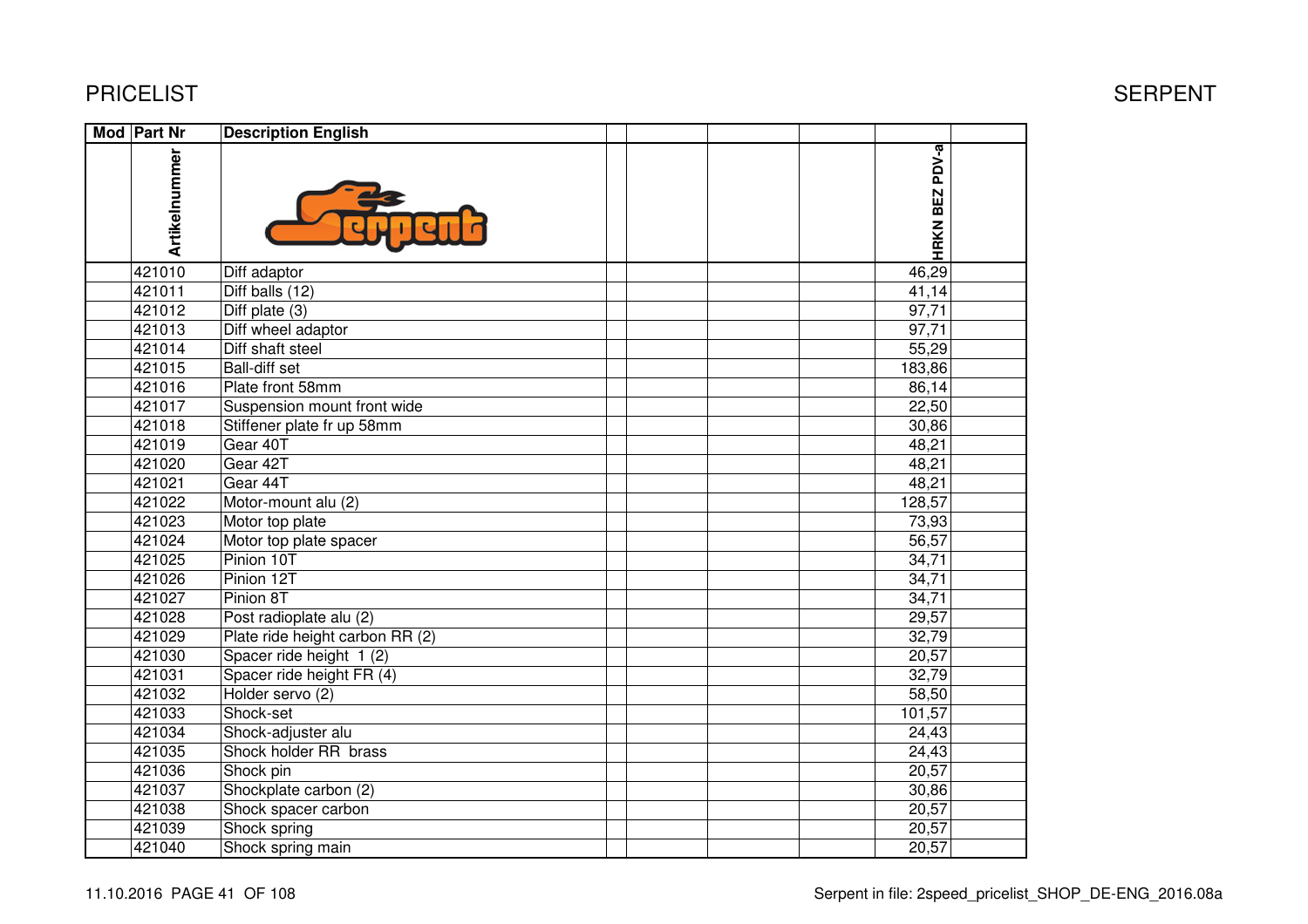# PRICELIST

SERPENT

| Mod | Part Nr | Description English | | | | | HRKN BEZ PDV-a | |
|---|---|---|---|---|---|---|---|---|
| | Artikelnummer | | | | | | | |
| | 421010 | Diff adaptor | | | | | 46,29 | |
| | 421011 | Diff balls (12) | | | | | 41,14 | |
| | 421012 | Diff plate (3) | | | | | 97,71 | |
| | 421013 | Diff wheel adaptor | | | | | 97,71 | |
| | 421014 | Diff shaft steel | | | | | 55,29 | |
| | 421015 | Ball-diff set | | | | | 183,86 | |
| | 421016 | Plate front 58mm | | | | | 86,14 | |
| | 421017 | Suspension mount front wide | | | | | 22,50 | |
| | 421018 | Stiffener plate fr up 58mm | | | | | 30,86 | |
| | 421019 | Gear 40T | | | | | 48,21 | |
| | 421020 | Gear 42T | | | | | 48,21 | |
| | 421021 | Gear 44T | | | | | 48,21 | |
| | 421022 | Motor-mount alu (2) | | | | | 128,57 | |
| | 421023 | Motor top plate | | | | | 73,93 | |
| | 421024 | Motor top plate spacer | | | | | 56,57 | |
| | 421025 | Pinion 10T | | | | | 34,71 | |
| | 421026 | Pinion 12T | | | | | 34,71 | |
| | 421027 | Pinion 8T | | | | | 34,71 | |
| | 421028 | Post radioplate alu (2) | | | | | 29,57 | |
| | 421029 | Plate ride height carbon RR (2) | | | | | 32,79 | |
| | 421030 | Spacer ride height 1 (2) | | | | | 20,57 | |
| | 421031 | Spacer ride height FR (4) | | | | | 32,79 | |
| | 421032 | Holder servo (2) | | | | | 58,50 | |
| | 421033 | Shock-set | | | | | 101,57 | |
| | 421034 | Shock-adjuster alu | | | | | 24,43 | |
| | 421035 | Shock holder RR brass | | | | | 24,43 | |
| | 421036 | Shock pin | | | | | 20,57 | |
| | 421037 | Shockplate carbon (2) | | | | | 30,86 | |
| | 421038 | Shock spacer carbon | | | | | 20,57 | |
| | 421039 | Shock spring | | | | | 20,57 | |
| | 421040 | Shock spring main | | | | | 20,57 | |

11.10.2016

Serpent in file: 2speed_pricelist_SHOP_DE-ENG_2016.08a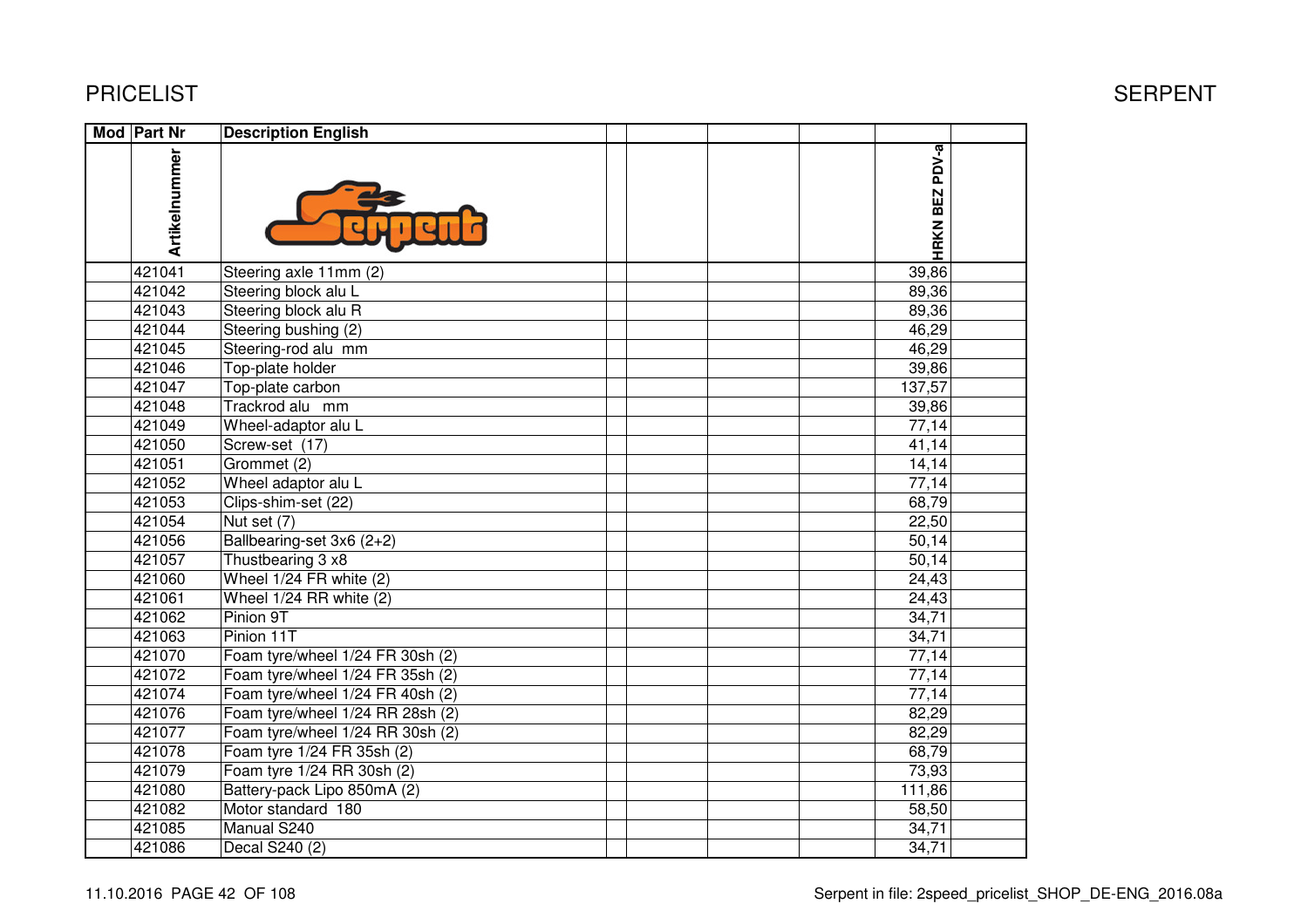# PRICELIST

SERPENT

| Mod | Part Nr | Description English | | | | | | |
|---|---|---|---|---|---|---|---|---|
| | Artikelnummer | | | | | | HRKN BEZ PDV-a | |
| | 421041 | Steering axle 11mm (2) | | | | | 39,86 | |
| | 421042 | Steering block alu L | | | | | 89,36 | |
| | 421043 | Steering block alu R | | | | | 89,36 | |
| | 421044 | Steering bushing (2) | | | | | 46,29 | |
| | 421045 | Steering-rod alu mm | | | | | 46,29 | |
| | 421046 | Top-plate holder | | | | | 39,86 | |
| | 421047 | Top-plate carbon | | | | | 137,57 | |
| | 421048 | Trackrod alu mm | | | | | 39,86 | |
| | 421049 | Wheel-adaptor alu L | | | | | 77,14 | |
| | 421050 | Screw-set (17) | | | | | 41,14 | |
| | 421051 | Grommet (2) | | | | | 14,14 | |
| | 421052 | Wheel adaptor alu L | | | | | 77,14 | |
| | 421053 | Clips-shim-set (22) | | | | | 68,79 | |
| | 421054 | Nut set (7) | | | | | 22,50 | |
| | 421056 | Ballbearing-set 3x6 (2+2) | | | | | 50,14 | |
| | 421057 | Thustbearing 3 x8 | | | | | 50,14 | |
| | 421060 | Wheel 1/24 FR white (2) | | | | | 24,43 | |
| | 421061 | Wheel 1/24 RR white (2) | | | | | 24,43 | |
| | 421062 | Pinion 9T | | | | | 34,71 | |
| | 421063 | Pinion 11T | | | | | 34,71 | |
| | 421070 | Foam tyre/wheel 1/24 FR 30sh (2) | | | | | 77,14 | |
| | 421072 | Foam tyre/wheel 1/24 FR 35sh (2) | | | | | 77,14 | |
| | 421074 | Foam tyre/wheel 1/24 FR 40sh (2) | | | | | 77,14 | |
| | 421076 | Foam tyre/wheel 1/24 RR 28sh (2) | | | | | 82,29 | |
| | 421077 | Foam tyre/wheel 1/24 RR 30sh (2) | | | | | 82,29 | |
| | 421078 | Foam tyre 1/24 FR 35sh (2) | | | | | 68,79 | |
| | 421079 | Foam tyre 1/24 RR 30sh (2) | | | | | 73,93 | |
| | 421080 | Battery-pack Lipo 850mA (2) | | | | | 111,86 | |
| | 421082 | Motor standard 180 | | | | | 58,50 | |
| | 421085 | Manual S240 | | | | | 34,71 | |
| | 421086 | Decal S240 (2) | | | | | 34,71 | |

11.10.2016

Serpent in file: 2speed_pricelist_SHOP_DE-ENG_2016.08a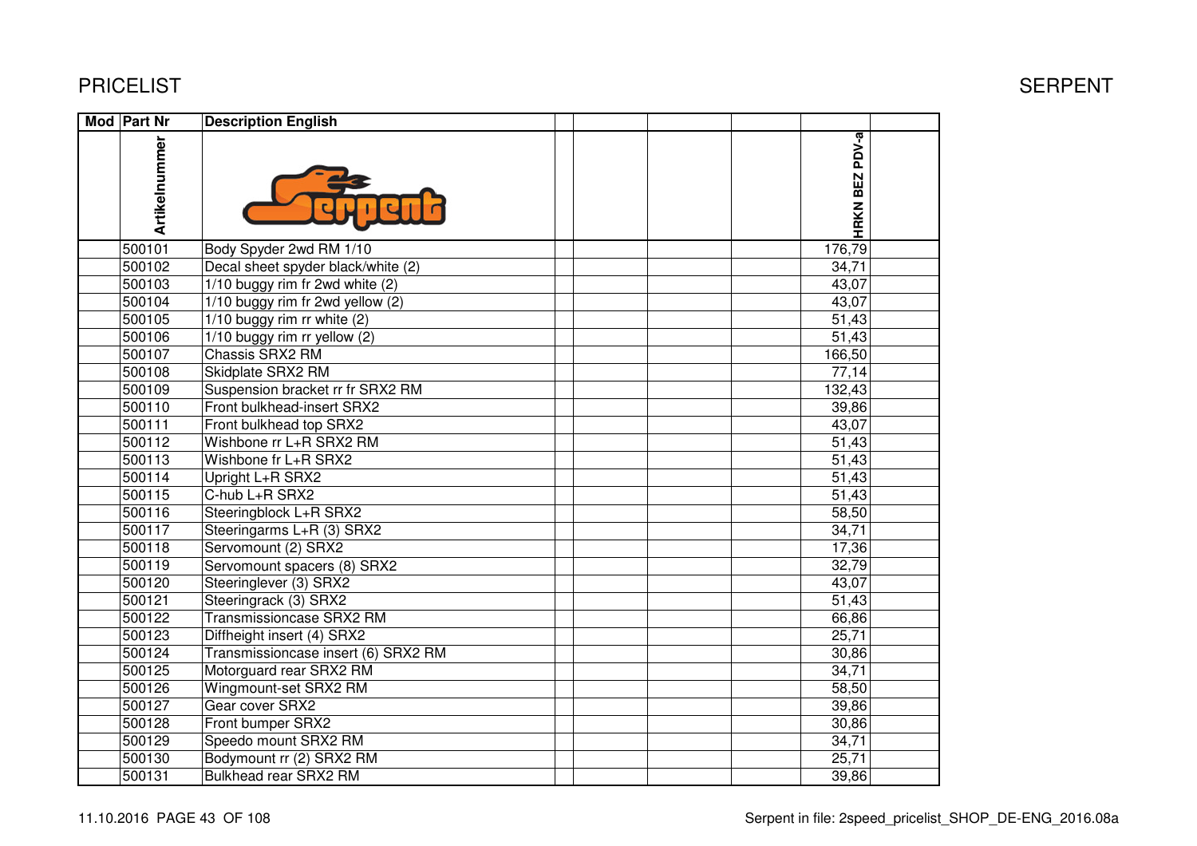# PRICELIST

SERPENT

| Mod | Part Nr | Description English | | | | | |
|---|---|---|---|---|---|---|---|
| | Artikelnummer | | | | | HRKN BEZ PDV-a | |
| | 500101 | Body Spyder 2wd RM 1/10 | | | | 176,79 | |
| | 500102 | Decal sheet spyder black/white (2) | | | | 34,71 | |
| | 500103 | 1/10 buggy rim fr 2wd white (2) | | | | 43,07 | |
| | 500104 | 1/10 buggy rim fr 2wd yellow (2) | | | | 43,07 | |
| | 500105 | 1/10 buggy rim rr white (2) | | | | 51,43 | |
| | 500106 | 1/10 buggy rim rr yellow (2) | | | | 51,43 | |
| | 500107 | Chassis SRX2 RM | | | | 166,50 | |
| | 500108 | Skidplate SRX2 RM | | | | 77,14 | |
| | 500109 | Suspension bracket rr fr SRX2 RM | | | | 132,43 | |
| | 500110 | Front bulkhead-insert SRX2 | | | | 39,86 | |
| | 500111 | Front bulkhead top SRX2 | | | | 43,07 | |
| | 500112 | Wishbone rr L+R SRX2 RM | | | | 51,43 | |
| | 500113 | Wishbone fr L+R SRX2 | | | | 51,43 | |
| | 500114 | Upright L+R SRX2 | | | | 51,43 | |
| | 500115 | C-hub L+R SRX2 | | | | 51,43 | |
| | 500116 | Steeringblock L+R SRX2 | | | | 58,50 | |
| | 500117 | Steeringarms L+R (3) SRX2 | | | | 34,71 | |
| | 500118 | Servomount (2) SRX2 | | | | 17,36 | |
| | 500119 | Servomount spacers (8) SRX2 | | | | 32,79 | |
| | 500120 | Steeringlever (3) SRX2 | | | | 43,07 | |
| | 500121 | Steeringrack (3) SRX2 | | | | 51,43 | |
| | 500122 | Transmissioncase SRX2 RM | | | | 66,86 | |
| | 500123 | Diffheight insert (4) SRX2 | | | | 25,71 | |
| | 500124 | Transmissioncase insert (6) SRX2 RM | | | | 30,86 | |
| | 500125 | Motorguard rear SRX2 RM | | | | 34,71 | |
| | 500126 | Wingmount-set SRX2 RM | | | | 58,50 | |
| | 500127 | Gear cover SRX2 | | | | 39,86 | |
| | 500128 | Front bumper SRX2 | | | | 30,86 | |
| | 500129 | Speedo mount SRX2 RM | | | | 34,71 | |
| | 500130 | Bodymount rr (2) SRX2 RM | | | | 25,71 | |
| | 500131 | Bulkhead rear SRX2 RM | | | | 39,86 | |

11.10.2016 Serpent in file: 2speed_pricelist_SHOP_DE-ENG_2016.08a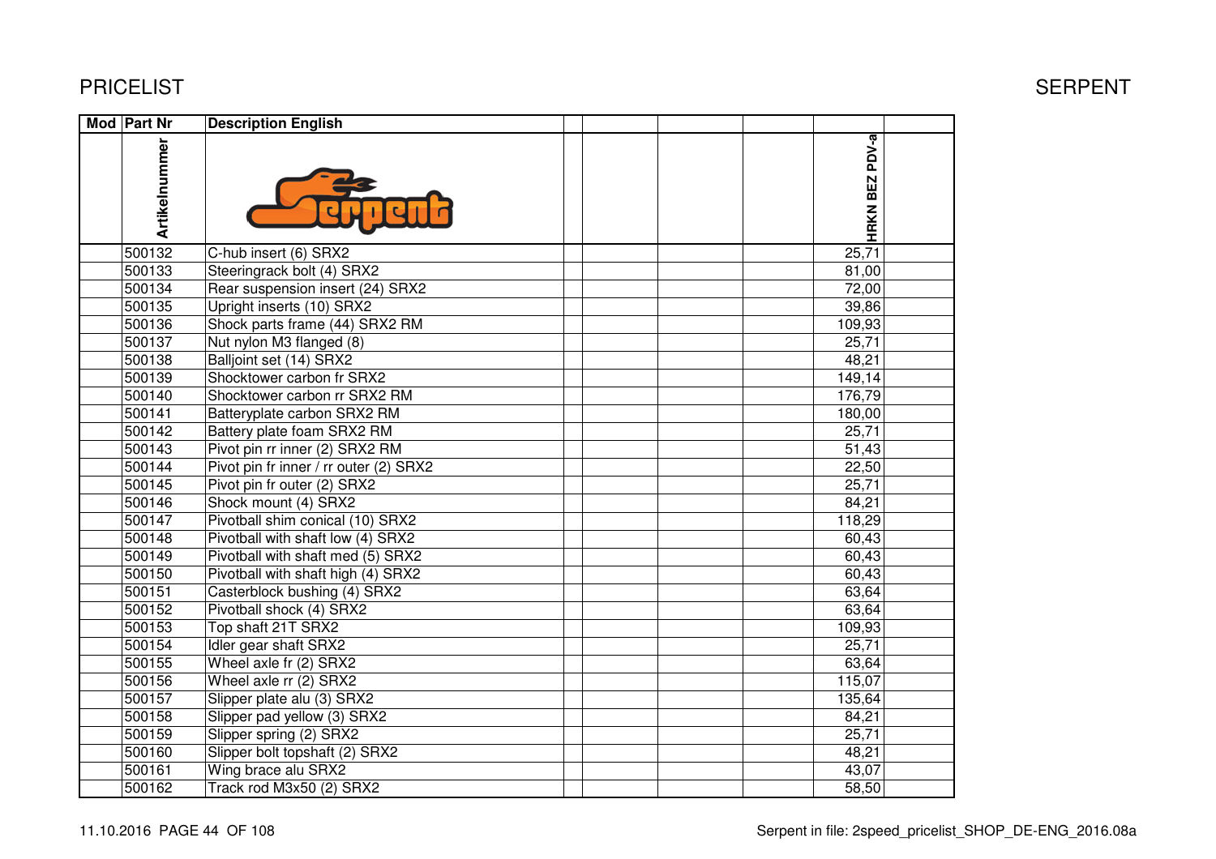# PRICELIST

SERPENT

| Mod | Part Nr | Description English | | | | | |
|---|---|---|---|---|---|---|---|
| | Artikelnummer | | | | | HRKN BEZ PDV-a | |
| | 500132 | C-hub insert (6) SRX2 | | | | 25,71 | |
| | 500133 | Steeringrack bolt (4) SRX2 | | | | 81,00 | |
| | 500134 | Rear suspension insert (24) SRX2 | | | | 72,00 | |
| | 500135 | Upright inserts (10) SRX2 | | | | 39,86 | |
| | 500136 | Shock parts frame (44) SRX2 RM | | | | 109,93 | |
| | 500137 | Nut nylon M3 flanged (8) | | | | 25,71 | |
| | 500138 | Balljoint set (14) SRX2 | | | | 48,21 | |
| | 500139 | Shocktower carbon fr SRX2 | | | | 149,14 | |
| | 500140 | Shocktower carbon rr SRX2 RM | | | | 176,79 | |
| | 500141 | Batteryplate carbon SRX2 RM | | | | 180,00 | |
| | 500142 | Battery plate foam SRX2 RM | | | | 25,71 | |
| | 500143 | Pivot pin rr inner (2) SRX2 RM | | | | 51,43 | |
| | 500144 | Pivot pin fr inner / rr outer (2) SRX2 | | | | 22,50 | |
| | 500145 | Pivot pin fr outer (2) SRX2 | | | | 25,71 | |
| | 500146 | Shock mount (4) SRX2 | | | | 84,21 | |
| | 500147 | Pivotball shim conical (10) SRX2 | | | | 118,29 | |
| | 500148 | Pivotball with shaft low (4) SRX2 | | | | 60,43 | |
| | 500149 | Pivotball with shaft med (5) SRX2 | | | | 60,43 | |
| | 500150 | Pivotball with shaft high (4) SRX2 | | | | 60,43 | |
| | 500151 | Casterblock bushing (4) SRX2 | | | | 63,64 | |
| | 500152 | Pivotball shock (4) SRX2 | | | | 63,64 | |
| | 500153 | Top shaft 21T SRX2 | | | | 109,93 | |
| | 500154 | Idler gear shaft SRX2 | | | | 25,71 | |
| | 500155 | Wheel axle fr (2) SRX2 | | | | 63,64 | |
| | 500156 | Wheel axle rr (2) SRX2 | | | | 115,07 | |
| | 500157 | Slipper plate alu (3) SRX2 | | | | 135,64 | |
| | 500158 | Slipper pad yellow (3) SRX2 | | | | 84,21 | |
| | 500159 | Slipper spring (2) SRX2 | | | | 25,71 | |
| | 500160 | Slipper bolt topshaft (2) SRX2 | | | | 48,21 | |
| | 500161 | Wing brace alu SRX2 | | | | 43,07 | |
| | 500162 | Track rod M3x50 (2) SRX2 | | | | 58,50 | |

11.10.2016 PAGE 44 OF 108

Serpent in file: 2speed_pricelist_SHOP_DE-ENG_2016.08a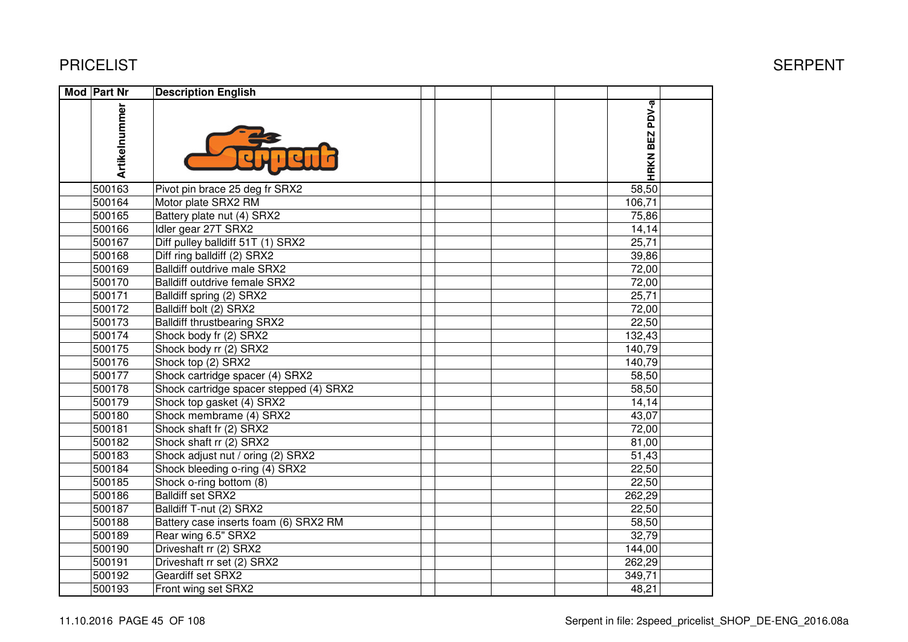| Mod | Part Nr | Description English | | | | | | |
|---|---|---|---|---|---|---|---|---|
| | Artikelnummer | | | | | | HRKN BEZ PDV-a | |
| | 500163 | Pivot pin brace 25 deg fr SRX2 | | | | | 58,50 | |
| | 500164 | Motor plate SRX2 RM | | | | | 106,71 | |
| | 500165 | Battery plate nut (4) SRX2 | | | | | 75,86 | |
| | 500166 | Idler gear 27T SRX2 | | | | | 14,14 | |
| | 500167 | Diff pulley balldiff 51T (1) SRX2 | | | | | 25,71 | |
| | 500168 | Diff ring balldiff (2) SRX2 | | | | | 39,86 | |
| | 500169 | Balldiff outdrive male SRX2 | | | | | 72,00 | |
| | 500170 | Balldiff outdrive female SRX2 | | | | | 72,00 | |
| | 500171 | Balldiff spring (2) SRX2 | | | | | 25,71 | |
| | 500172 | Balldiff bolt (2) SRX2 | | | | | 72,00 | |
| | 500173 | Balldiff thrustbearing SRX2 | | | | | 22,50 | |
| | 500174 | Shock body fr (2) SRX2 | | | | | 132,43 | |
| | 500175 | Shock body rr (2) SRX2 | | | | | 140,79 | |
| | 500176 | Shock top (2) SRX2 | | | | | 140,79 | |
| | 500177 | Shock cartridge spacer (4) SRX2 | | | | | 58,50 | |
| | 500178 | Shock cartridge spacer stepped (4) SRX2 | | | | | 58,50 | |
| | 500179 | Shock top gasket (4) SRX2 | | | | | 14,14 | |
| | 500180 | Shock membrame (4) SRX2 | | | | | 43,07 | |
| | 500181 | Shock shaft fr (2) SRX2 | | | | | 72,00 | |
| | 500182 | Shock shaft rr (2) SRX2 | | | | | 81,00 | |
| | 500183 | Shock adjust nut / oring (2) SRX2 | | | | | 51,43 | |
| | 500184 | Shock bleeding o-ring (4) SRX2 | | | | | 22,50 | |
| | 500185 | Shock o-ring bottom (8) | | | | | 22,50 | |
| | 500186 | Balldiff set SRX2 | | | | | 262,29 | |
| | 500187 | Balldiff T-nut (2) SRX2 | | | | | 22,50 | |
| | 500188 | Battery case inserts foam (6) SRX2 RM | | | | | 58,50 | |
| | 500189 | Rear wing 6.5" SRX2 | | | | | 32,79 | |
| | 500190 | Driveshaft rr (2) SRX2 | | | | | 144,00 | |
| | 500191 | Driveshaft rr set (2) SRX2 | | | | | 262,29 | |
| | 500192 | Geardiff set SRX2 | | | | | 349,71 | |
| | 500193 | Front wing set SRX2 | | | | | 48,21 | |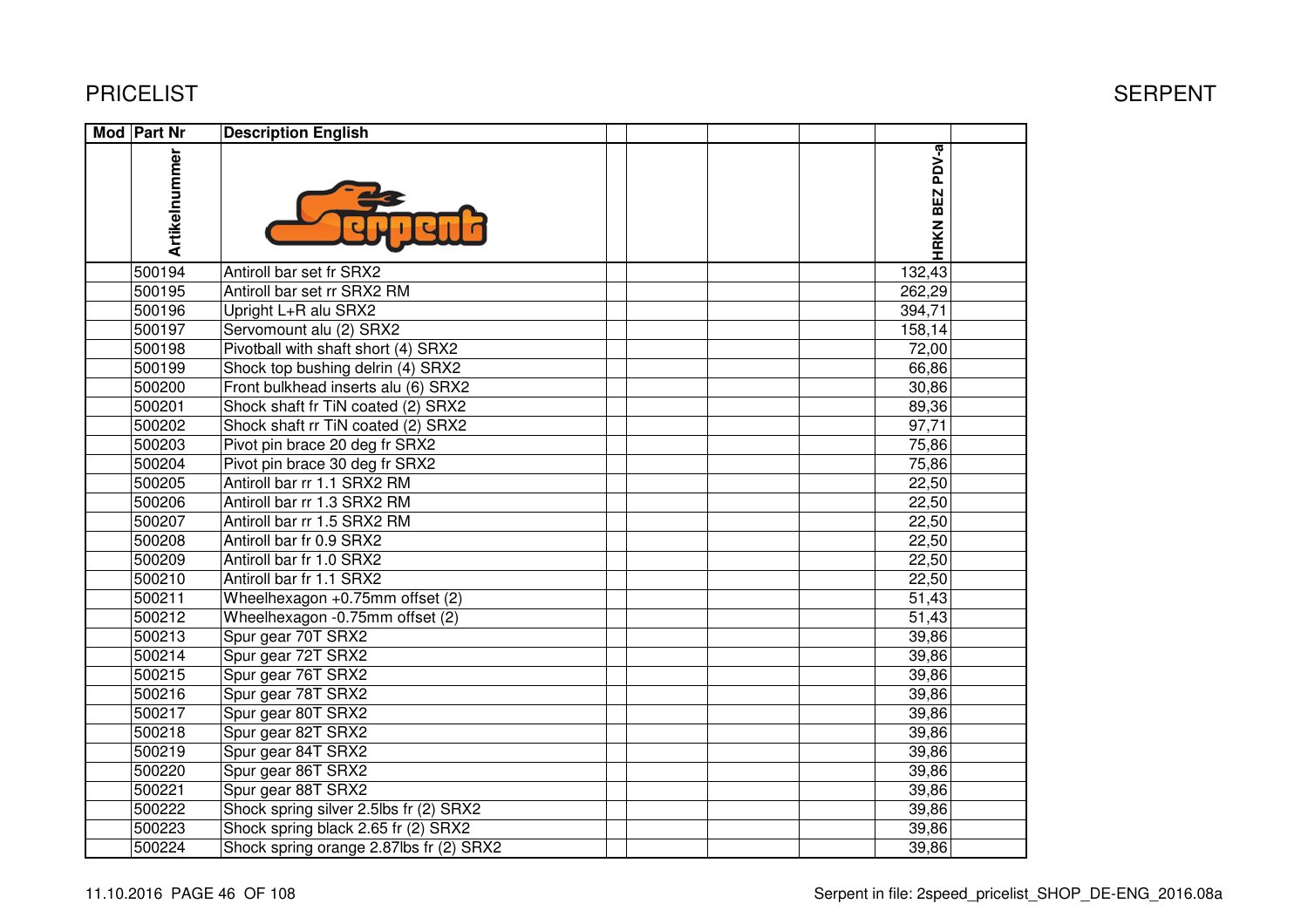PRICELIST SERPENT

| Mod | Part Nr | Description English | | | | | | |
|---|---|---|---|---|---|---|---|---|
| | Artikelnummer | | | | | | HRKN BEZ PDV-a | |
| | 500194 | Antiroll bar set fr SRX2 | | | | | 132,43 | |
| | 500195 | Antiroll bar set rr SRX2 RM | | | | | 262,29 | |
| | 500196 | Upright L+R alu SRX2 | | | | | 394,71 | |
| | 500197 | Servomount alu (2) SRX2 | | | | | 158,14 | |
| | 500198 | Pivotball with shaft short (4) SRX2 | | | | | 72,00 | |
| | 500199 | Shock top bushing delrin (4) SRX2 | | | | | 66,86 | |
| | 500200 | Front bulkhead inserts alu (6) SRX2 | | | | | 30,86 | |
| | 500201 | Shock shaft fr TiN coated (2) SRX2 | | | | | 89,36 | |
| | 500202 | Shock shaft rr TiN coated (2) SRX2 | | | | | 97,71 | |
| | 500203 | Pivot pin brace 20 deg fr SRX2 | | | | | 75,86 | |
| | 500204 | Pivot pin brace 30 deg fr SRX2 | | | | | 75,86 | |
| | 500205 | Antiroll bar rr 1.1 SRX2 RM | | | | | 22,50 | |
| | 500206 | Antiroll bar rr 1.3 SRX2 RM | | | | | 22,50 | |
| | 500207 | Antiroll bar rr 1.5 SRX2 RM | | | | | 22,50 | |
| | 500208 | Antiroll bar fr 0.9 SRX2 | | | | | 22,50 | |
| | 500209 | Antiroll bar fr 1.0 SRX2 | | | | | 22,50 | |
| | 500210 | Antiroll bar fr 1.1 SRX2 | | | | | 22,50 | |
| | 500211 | Wheelhexagon +0.75mm offset (2) | | | | | 51,43 | |
| | 500212 | Wheelhexagon -0.75mm offset (2) | | | | | 51,43 | |
| | 500213 | Spur gear 70T SRX2 | | | | | 39,86 | |
| | 500214 | Spur gear 72T SRX2 | | | | | 39,86 | |
| | 500215 | Spur gear 76T SRX2 | | | | | 39,86 | |
| | 500216 | Spur gear 78T SRX2 | | | | | 39,86 | |
| | 500217 | Spur gear 80T SRX2 | | | | | 39,86 | |
| | 500218 | Spur gear 82T SRX2 | | | | | 39,86 | |
| | 500219 | Spur gear 84T SRX2 | | | | | 39,86 | |
| | 500220 | Spur gear 86T SRX2 | | | | | 39,86 | |
| | 500221 | Spur gear 88T SRX2 | | | | | 39,86 | |
| | 500222 | Shock spring silver 2.5lbs fr (2) SRX2 | | | | | 39,86 | |
| | 500223 | Shock spring black 2.65 fr (2) SRX2 | | | | | 39,86 | |
| | 500224 | Shock spring orange 2.87lbs fr (2) SRX2 | | | | | 39,86 | |

11.10.2016 PAGE 46 OF 108 Serpent in file: 2speed_pricelist_SHOP_DE-ENG_2016.08a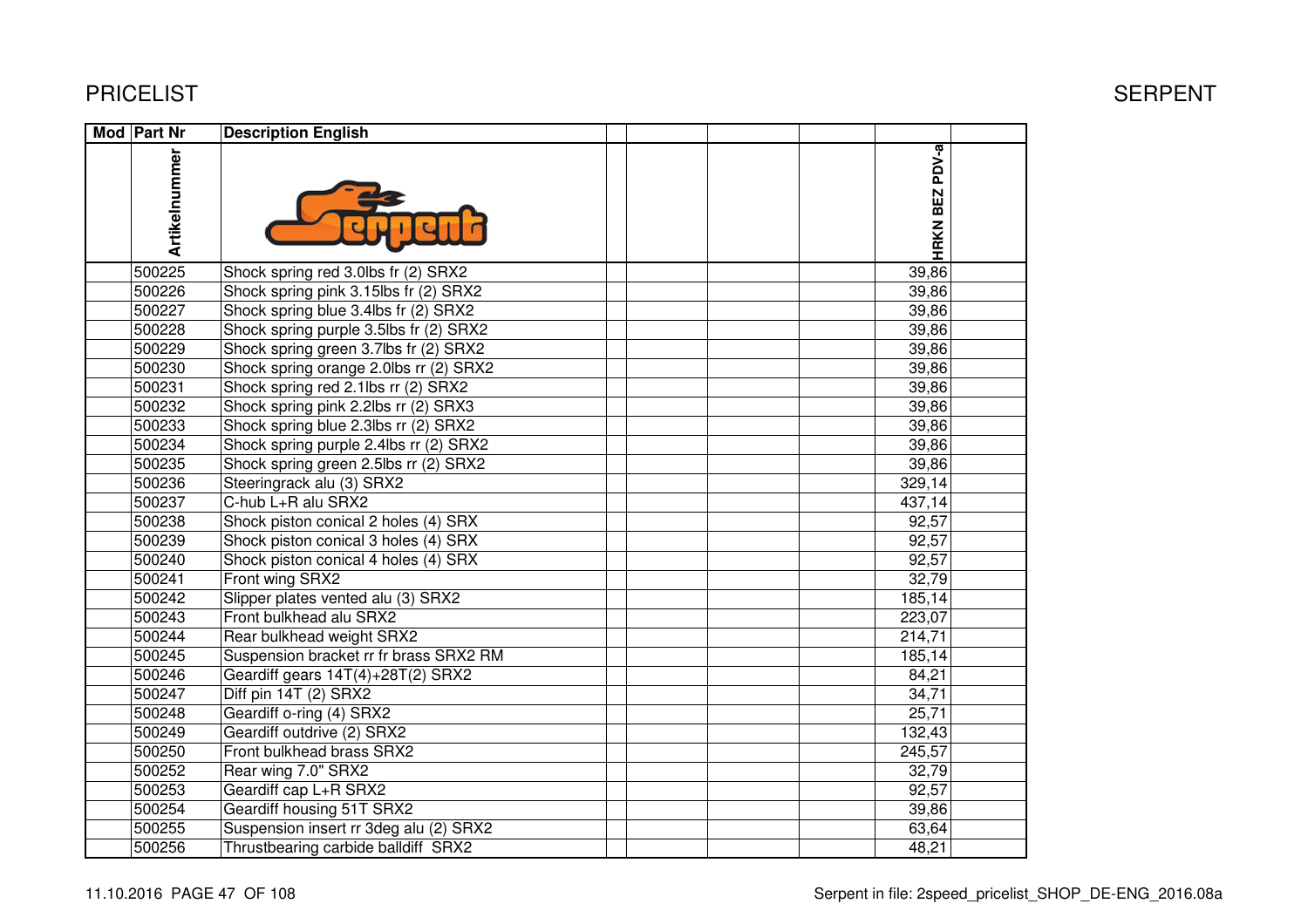# PRICELIST

# SERPENT

| Mod | Part Nr | Description English | | | | | |
|---|---|---|---|---|---|---|---|
| | Artikelnummer | | | | | HRKN BEZ PDV-a | |
| | 500225 | Shock spring red 3.0lbs fr (2) SRX2 | | | | 39,86 | |
| | 500226 | Shock spring pink 3.15lbs fr (2) SRX2 | | | | 39,86 | |
| | 500227 | Shock spring blue 3.4lbs fr (2) SRX2 | | | | 39,86 | |
| | 500228 | Shock spring purple 3.5lbs fr (2) SRX2 | | | | 39,86 | |
| | 500229 | Shock spring green 3.7lbs fr (2) SRX2 | | | | 39,86 | |
| | 500230 | Shock spring orange 2.0lbs rr (2) SRX2 | | | | 39,86 | |
| | 500231 | Shock spring red 2.1lbs rr (2) SRX2 | | | | 39,86 | |
| | 500232 | Shock spring pink 2.2lbs rr (2) SRX3 | | | | 39,86 | |
| | 500233 | Shock spring blue 2.3lbs rr (2) SRX2 | | | | 39,86 | |
| | 500234 | Shock spring purple 2.4lbs rr (2) SRX2 | | | | 39,86 | |
| | 500235 | Shock spring green 2.5lbs rr (2) SRX2 | | | | 39,86 | |
| | 500236 | Steeringrack alu (3) SRX2 | | | | 329,14 | |
| | 500237 | C-hub L+R alu SRX2 | | | | 437,14 | |
| | 500238 | Shock piston conical 2 holes (4) SRX | | | | 92,57 | |
| | 500239 | Shock piston conical 3 holes (4) SRX | | | | 92,57 | |
| | 500240 | Shock piston conical 4 holes (4) SRX | | | | 92,57 | |
| | 500241 | Front wing SRX2 | | | | 32,79 | |
| | 500242 | Slipper plates vented alu (3) SRX2 | | | | 185,14 | |
| | 500243 | Front bulkhead alu SRX2 | | | | 223,07 | |
| | 500244 | Rear bulkhead weight SRX2 | | | | 214,71 | |
| | 500245 | Suspension bracket rr fr brass SRX2 RM | | | | 185,14 | |
| | 500246 | Geardiff gears 14T(4)+28T(2) SRX2 | | | | 84,21 | |
| | 500247 | Diff pin 14T (2) SRX2 | | | | 34,71 | |
| | 500248 | Geardiff o-ring (4) SRX2 | | | | 25,71 | |
| | 500249 | Geardiff outdrive (2) SRX2 | | | | 132,43 | |
| | 500250 | Front bulkhead brass SRX2 | | | | 245,57 | |
| | 500252 | Rear wing 7.0" SRX2 | | | | 32,79 | |
| | 500253 | Geardiff cap L+R SRX2 | | | | 92,57 | |
| | 500254 | Geardiff housing 51T SRX2 | | | | 39,86 | |
| | 500255 | Suspension insert rr 3deg alu (2) SRX2 | | | | 63,64 | |
| | 500256 | Thrustbearing carbide balldiff SRX2 | | | | 48,21 | |

11.10.2016 PAGE 47 OF 108

Serpent in file: 2speed_pricelist_SHOP_DE-ENG_2016.08a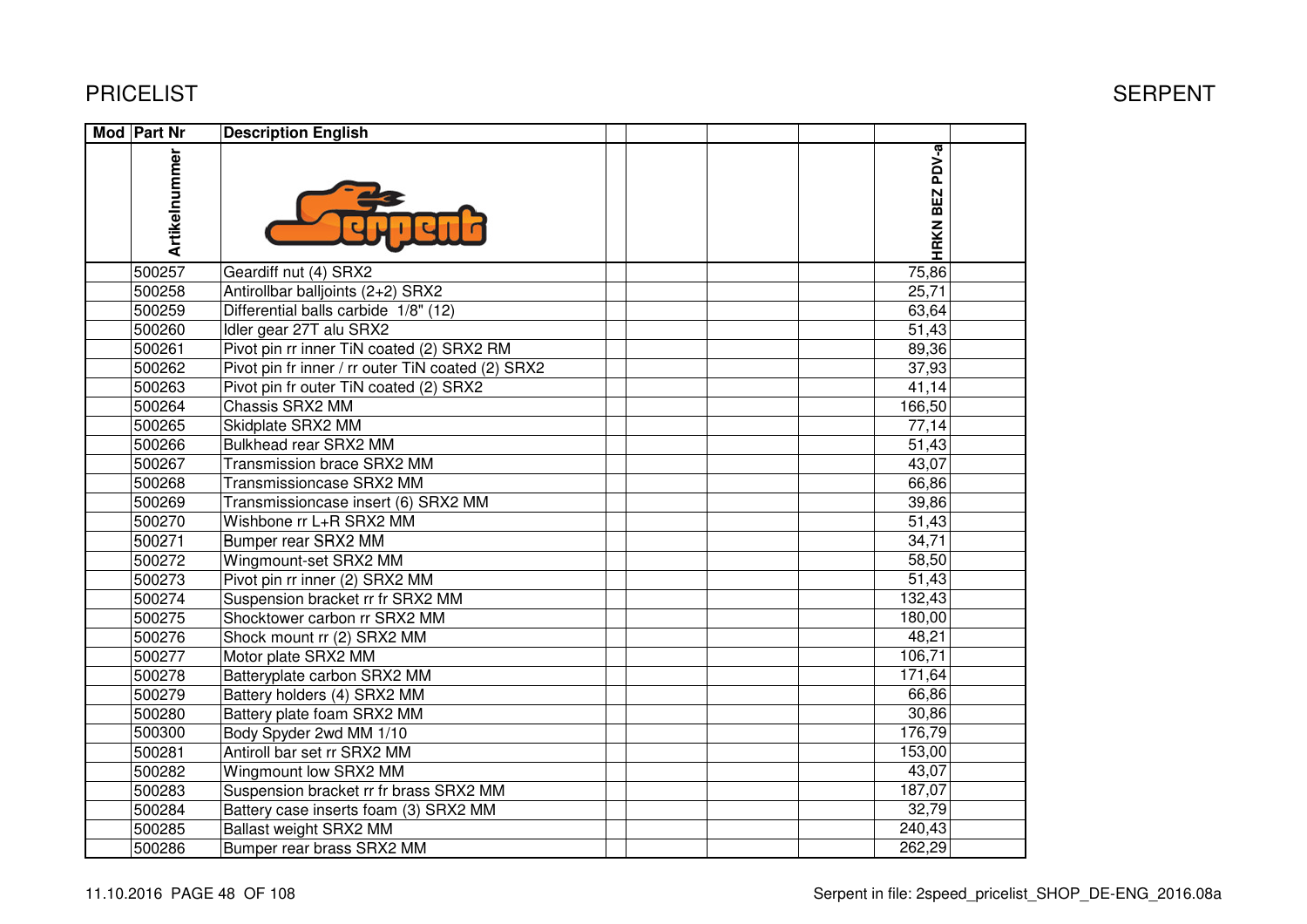PRICELIST

SERPENT

| Mod | Part Nr | Description English | | | | | HRKN BEZ PDV-a | |
|---|---|---|---|---|---|---|---|---|
| | Artikelnummer | | | | | | | |
| | 500257 | Geardiff nut (4) SRX2 | | | | | 75,86 | |
| | 500258 | Antirollbar balljoints (2+2) SRX2 | | | | | 25,71 | |
| | 500259 | Differential balls carbide 1/8" (12) | | | | | 63,64 | |
| | 500260 | Idler gear 27T alu SRX2 | | | | | 51,43 | |
| | 500261 | Pivot pin rr inner TiN coated (2) SRX2 RM | | | | | 89,36 | |
| | 500262 | Pivot pin fr inner / rr outer TiN coated (2) SRX2 | | | | | 37,93 | |
| | 500263 | Pivot pin fr outer TiN coated (2) SRX2 | | | | | 41,14 | |
| | 500264 | Chassis SRX2 MM | | | | | 166,50 | |
| | 500265 | Skidplate SRX2 MM | | | | | 77,14 | |
| | 500266 | Bulkhead rear SRX2 MM | | | | | 51,43 | |
| | 500267 | Transmission brace SRX2 MM | | | | | 43,07 | |
| | 500268 | Transmissioncase SRX2 MM | | | | | 66,86 | |
| | 500269 | Transmissioncase insert (6) SRX2 MM | | | | | 39,86 | |
| | 500270 | Wishbone rr L+R SRX2 MM | | | | | 51,43 | |
| | 500271 | Bumper rear SRX2 MM | | | | | 34,71 | |
| | 500272 | Wingmount-set SRX2 MM | | | | | 58,50 | |
| | 500273 | Pivot pin rr inner (2) SRX2 MM | | | | | 51,43 | |
| | 500274 | Suspension bracket rr fr SRX2 MM | | | | | 132,43 | |
| | 500275 | Shocktower carbon rr SRX2 MM | | | | | 180,00 | |
| | 500276 | Shock mount rr (2) SRX2 MM | | | | | 48,21 | |
| | 500277 | Motor plate SRX2 MM | | | | | 106,71 | |
| | 500278 | Batteryplate carbon SRX2 MM | | | | | 171,64 | |
| | 500279 | Battery holders (4) SRX2 MM | | | | | 66,86 | |
| | 500280 | Battery plate foam SRX2 MM | | | | | 30,86 | |
| | 500300 | Body Spyder 2wd MM 1/10 | | | | | 176,79 | |
| | 500281 | Antiroll bar set rr SRX2 MM | | | | | 153,00 | |
| | 500282 | Wingmount low SRX2 MM | | | | | 43,07 | |
| | 500283 | Suspension bracket rr fr brass SRX2 MM | | | | | 187,07 | |
| | 500284 | Battery case inserts foam (3) SRX2 MM | | | | | 32,79 | |
| | 500285 | Ballast weight SRX2 MM | | | | | 240,43 | |
| | 500286 | Bumper rear brass SRX2 MM | | | | | 262,29 | |

11.10.2016

Serpent in file: 2speed_pricelist_SHOP_DE-ENG_2016.08a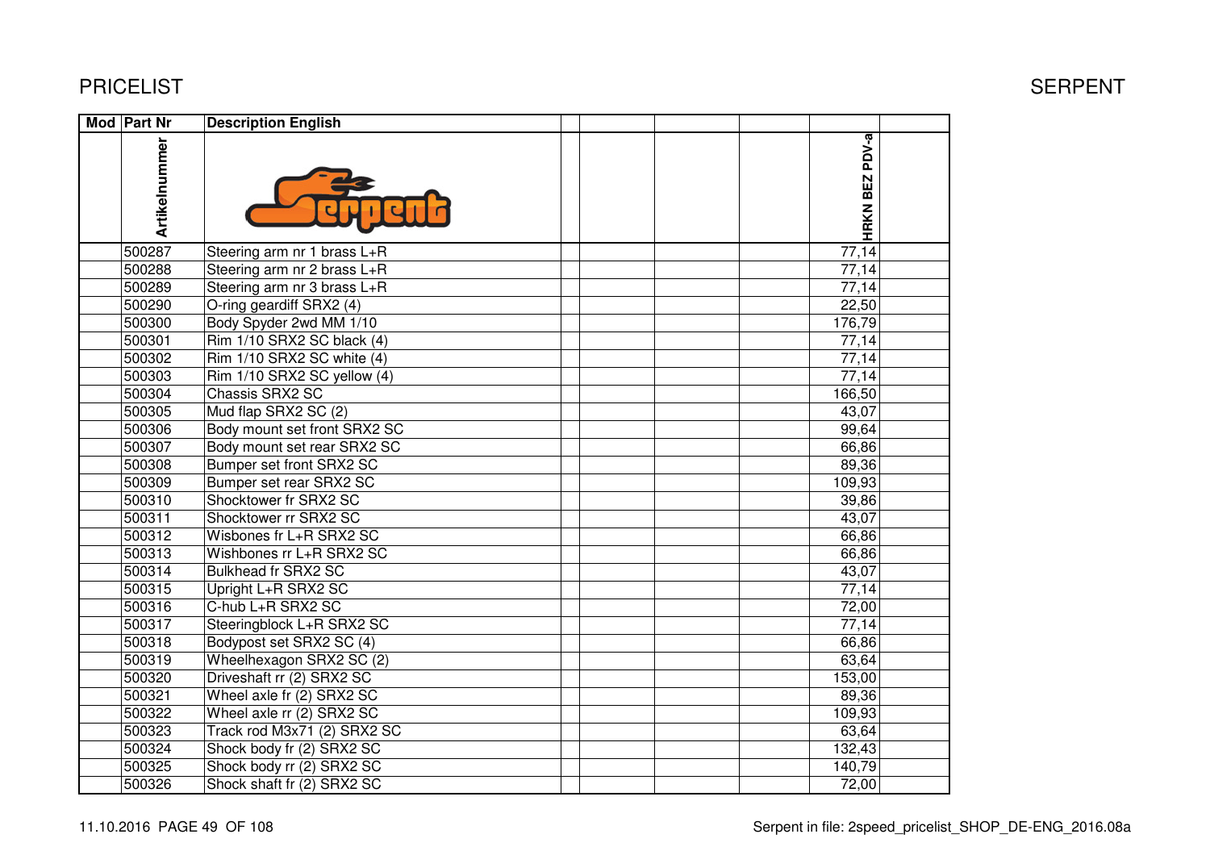# PRICELIST

SERPENT

| Mod | Part Nr | Description English | | | | | |
|---|---|---|---|---|---|---|---|
| | Artikelnummer | | | | | HRKN BEZ PDV-a | |
| | 500287 | Steering arm nr 1 brass L+R | | | | 77,14 | |
| | 500288 | Steering arm nr 2 brass L+R | | | | 77,14 | |
| | 500289 | Steering arm nr 3 brass L+R | | | | 77,14 | |
| | 500290 | O-ring geardiff SRX2 (4) | | | | 22,50 | |
| | 500300 | Body Spyder 2wd MM 1/10 | | | | 176,79 | |
| | 500301 | Rim 1/10 SRX2 SC black (4) | | | | 77,14 | |
| | 500302 | Rim 1/10 SRX2 SC white (4) | | | | 77,14 | |
| | 500303 | Rim 1/10 SRX2 SC yellow (4) | | | | 77,14 | |
| | 500304 | Chassis SRX2 SC | | | | 166,50 | |
| | 500305 | Mud flap SRX2 SC (2) | | | | 43,07 | |
| | 500306 | Body mount set front SRX2 SC | | | | 99,64 | |
| | 500307 | Body mount set rear SRX2 SC | | | | 66,86 | |
| | 500308 | Bumper set front SRX2 SC | | | | 89,36 | |
| | 500309 | Bumper set rear SRX2 SC | | | | 109,93 | |
| | 500310 | Shocktower fr SRX2 SC | | | | 39,86 | |
| | 500311 | Shocktower rr SRX2 SC | | | | 43,07 | |
| | 500312 | Wisbones fr L+R SRX2 SC | | | | 66,86 | |
| | 500313 | Wishbones rr L+R SRX2 SC | | | | 66,86 | |
| | 500314 | Bulkhead fr SRX2 SC | | | | 43,07 | |
| | 500315 | Upright L+R SRX2 SC | | | | 77,14 | |
| | 500316 | C-hub L+R SRX2 SC | | | | 72,00 | |
| | 500317 | Steeringblock L+R SRX2 SC | | | | 77,14 | |
| | 500318 | Bodypost set SRX2 SC (4) | | | | 66,86 | |
| | 500319 | Wheelhexagon SRX2 SC (2) | | | | 63,64 | |
| | 500320 | Driveshaft rr (2) SRX2 SC | | | | 153,00 | |
| | 500321 | Wheel axle fr (2) SRX2 SC | | | | 89,36 | |
| | 500322 | Wheel axle rr (2) SRX2 SC | | | | 109,93 | |
| | 500323 | Track rod M3x71 (2) SRX2 SC | | | | 63,64 | |
| | 500324 | Shock body fr (2) SRX2 SC | | | | 132,43 | |
| | 500325 | Shock body rr (2) SRX2 SC | | | | 140,79 | |
| | 500326 | Shock shaft fr (2) SRX2 SC | | | | 72,00 | |

11.10.2016 PAGE 49 OF 108

Serpent in file: 2speed_pricelist_SHOP_DE-ENG_2016.08a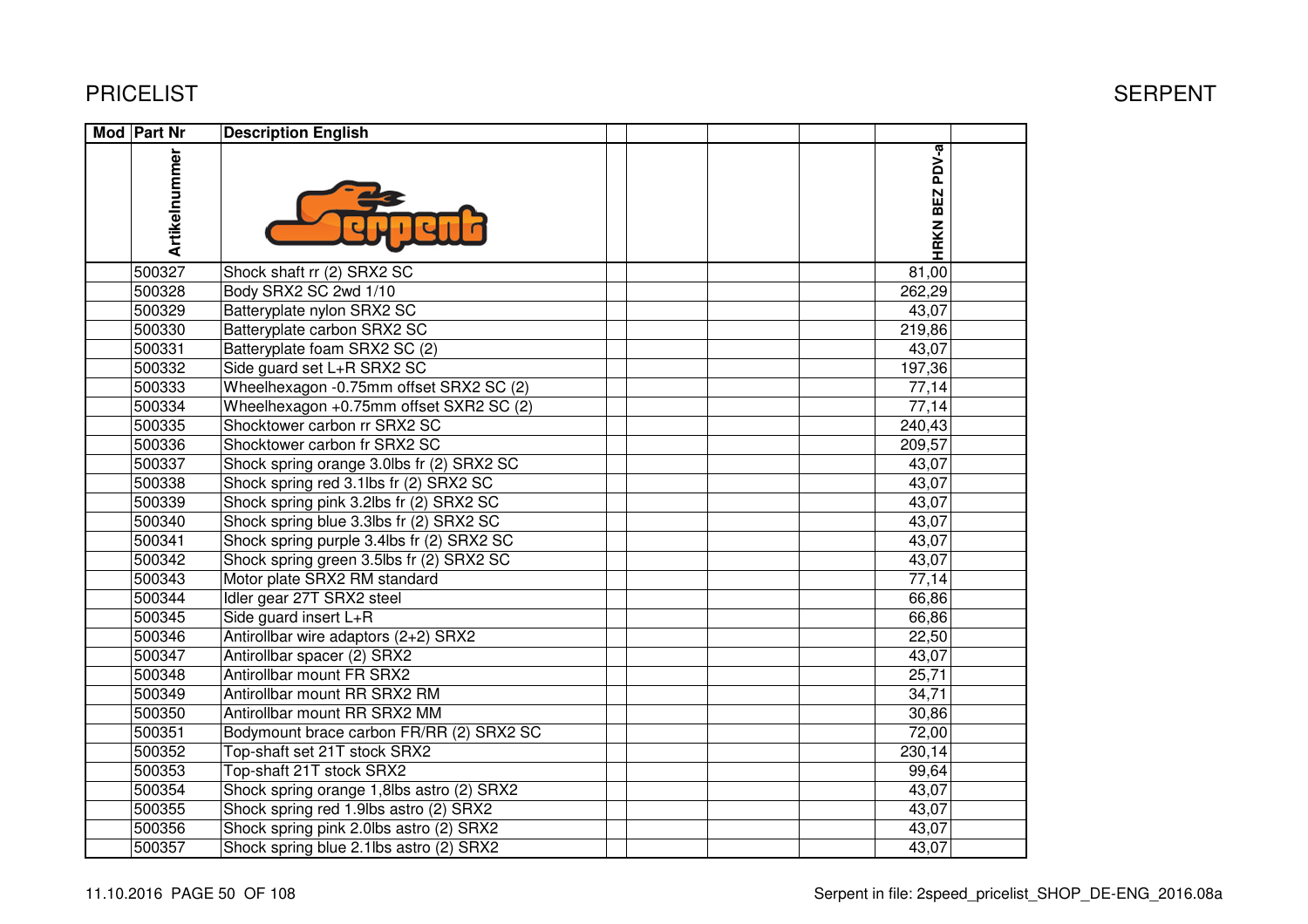# PRICELIST

# SERPENT

| Mod | Part Nr | Description English | | | | | HRKN BEZ PDV-a | |
|---|---|---|---|---|---|---|---|---|
| | Artikelnummer | | | | | | | |
| | 500327 | Shock shaft rr (2) SRX2 SC | | | | | 81,00 | |
| | 500328 | Body SRX2 SC 2wd 1/10 | | | | | 262,29 | |
| | 500329 | Batteryplate nylon SRX2 SC | | | | | 43,07 | |
| | 500330 | Batteryplate carbon SRX2 SC | | | | | 219,86 | |
| | 500331 | Batteryplate foam SRX2 SC (2) | | | | | 43,07 | |
| | 500332 | Side guard set L+R SRX2 SC | | | | | 197,36 | |
| | 500333 | Wheelhexagon -0.75mm offset SRX2 SC (2) | | | | | 77,14 | |
| | 500334 | Wheelhexagon +0.75mm offset SXR2 SC (2) | | | | | 77,14 | |
| | 500335 | Shocktower carbon rr SRX2 SC | | | | | 240,43 | |
| | 500336 | Shocktower carbon fr SRX2 SC | | | | | 209,57 | |
| | 500337 | Shock spring orange 3.0lbs fr (2) SRX2 SC | | | | | 43,07 | |
| | 500338 | Shock spring red 3.1lbs fr (2) SRX2 SC | | | | | 43,07 | |
| | 500339 | Shock spring pink 3.2lbs fr (2) SRX2 SC | | | | | 43,07 | |
| | 500340 | Shock spring blue 3.3lbs fr (2) SRX2 SC | | | | | 43,07 | |
| | 500341 | Shock spring purple 3.4lbs fr (2) SRX2 SC | | | | | 43,07 | |
| | 500342 | Shock spring green 3.5lbs fr (2) SRX2 SC | | | | | 43,07 | |
| | 500343 | Motor plate SRX2 RM standard | | | | | 77,14 | |
| | 500344 | Idler gear 27T SRX2 steel | | | | | 66,86 | |
| | 500345 | Side guard insert L+R | | | | | 66,86 | |
| | 500346 | Antirollbar wire adaptors (2+2) SRX2 | | | | | 22,50 | |
| | 500347 | Antirollbar spacer (2) SRX2 | | | | | 43,07 | |
| | 500348 | Antirollbar mount FR SRX2 | | | | | 25,71 | |
| | 500349 | Antirollbar mount RR SRX2 RM | | | | | 34,71 | |
| | 500350 | Antirollbar mount RR SRX2 MM | | | | | 30,86 | |
| | 500351 | Bodymount brace carbon FR/RR (2) SRX2 SC | | | | | 72,00 | |
| | 500352 | Top-shaft set 21T stock SRX2 | | | | | 230,14 | |
| | 500353 | Top-shaft 21T stock SRX2 | | | | | 99,64 | |
| | 500354 | Shock spring orange 1,8lbs astro (2) SRX2 | | | | | 43,07 | |
| | 500355 | Shock spring red 1.9lbs astro (2) SRX2 | | | | | 43,07 | |
| | 500356 | Shock spring pink 2.0lbs astro (2) SRX2 | | | | | 43,07 | |
| | 500357 | Shock spring blue 2.1lbs astro (2) SRX2 | | | | | 43,07 | |

Serpent in file: 2speed_pricelist_SHOP_DE-ENG_2016.08a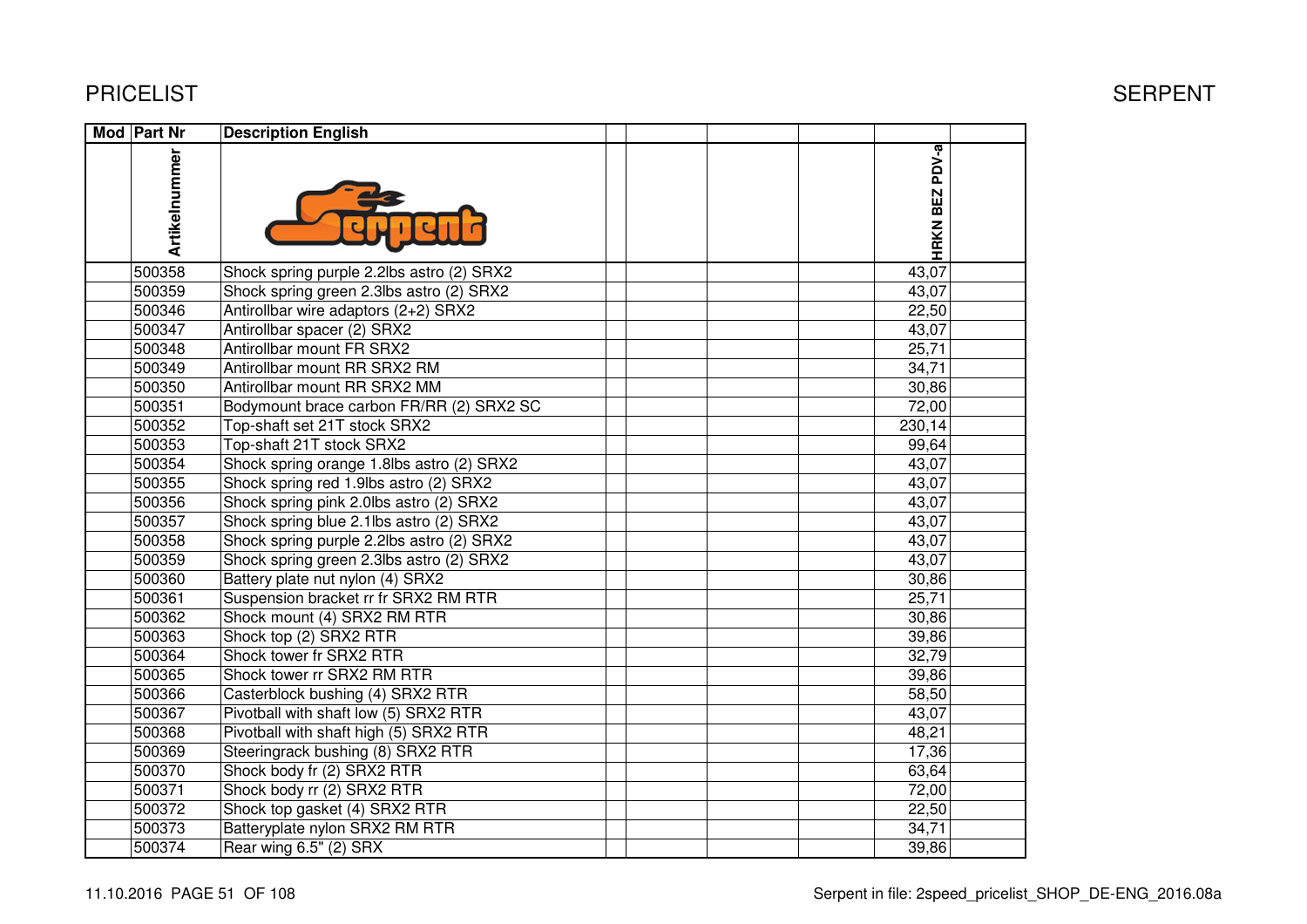# PRICELIST

SERPENT

| Mod | Part Nr | Description English | | | | | | |
|---|---|---|---|---|---|---|---|---|
| | Artikelnummer | | | | | | HRKN BEZ PDV-a | |
| | 500358 | Shock spring purple 2.2lbs astro (2) SRX2 | | | | | 43,07 | |
| | 500359 | Shock spring green 2.3lbs astro (2) SRX2 | | | | | 43,07 | |
| | 500346 | Antirollbar wire adaptors (2+2) SRX2 | | | | | 22,50 | |
| | 500347 | Antirollbar spacer (2) SRX2 | | | | | 43,07 | |
| | 500348 | Antirollbar mount FR SRX2 | | | | | 25,71 | |
| | 500349 | Antirollbar mount RR SRX2 RM | | | | | 34,71 | |
| | 500350 | Antirollbar mount RR SRX2 MM | | | | | 30,86 | |
| | 500351 | Bodymount brace carbon FR/RR (2) SRX2 SC | | | | | 72,00 | |
| | 500352 | Top-shaft set 21T stock SRX2 | | | | | 230,14 | |
| | 500353 | Top-shaft 21T stock SRX2 | | | | | 99,64 | |
| | 500354 | Shock spring orange 1.8lbs astro (2) SRX2 | | | | | 43,07 | |
| | 500355 | Shock spring red 1.9lbs astro (2) SRX2 | | | | | 43,07 | |
| | 500356 | Shock spring pink 2.0lbs astro (2) SRX2 | | | | | 43,07 | |
| | 500357 | Shock spring blue 2.1lbs astro (2) SRX2 | | | | | 43,07 | |
| | 500358 | Shock spring purple 2.2lbs astro (2) SRX2 | | | | | 43,07 | |
| | 500359 | Shock spring green 2.3lbs astro (2) SRX2 | | | | | 43,07 | |
| | 500360 | Battery plate nut nylon (4) SRX2 | | | | | 30,86 | |
| | 500361 | Suspension bracket rr fr SRX2 RM RTR | | | | | 25,71 | |
| | 500362 | Shock mount (4) SRX2 RM RTR | | | | | 30,86 | |
| | 500363 | Shock top (2) SRX2 RTR | | | | | 39,86 | |
| | 500364 | Shock tower fr SRX2 RTR | | | | | 32,79 | |
| | 500365 | Shock tower rr SRX2 RM RTR | | | | | 39,86 | |
| | 500366 | Casterblock bushing (4) SRX2 RTR | | | | | 58,50 | |
| | 500367 | Pivotball with shaft low (5) SRX2 RTR | | | | | 43,07 | |
| | 500368 | Pivotball with shaft high (5) SRX2 RTR | | | | | 48,21 | |
| | 500369 | Steeringrack bushing (8) SRX2 RTR | | | | | 17,36 | |
| | 500370 | Shock body fr (2) SRX2 RTR | | | | | 63,64 | |
| | 500371 | Shock body rr (2) SRX2 RTR | | | | | 72,00 | |
| | 500372 | Shock top gasket (4) SRX2 RTR | | | | | 22,50 | |
| | 500373 | Batteryplate nylon SRX2 RM RTR | | | | | 34,71 | |
| | 500374 | Rear wing 6.5" (2) SRX | | | | | 39,86 | |

11.10.2016 PAGE 51 OF 108

Serpent in file: 2speed_pricelist_SHOP_DE-ENG_2016.08a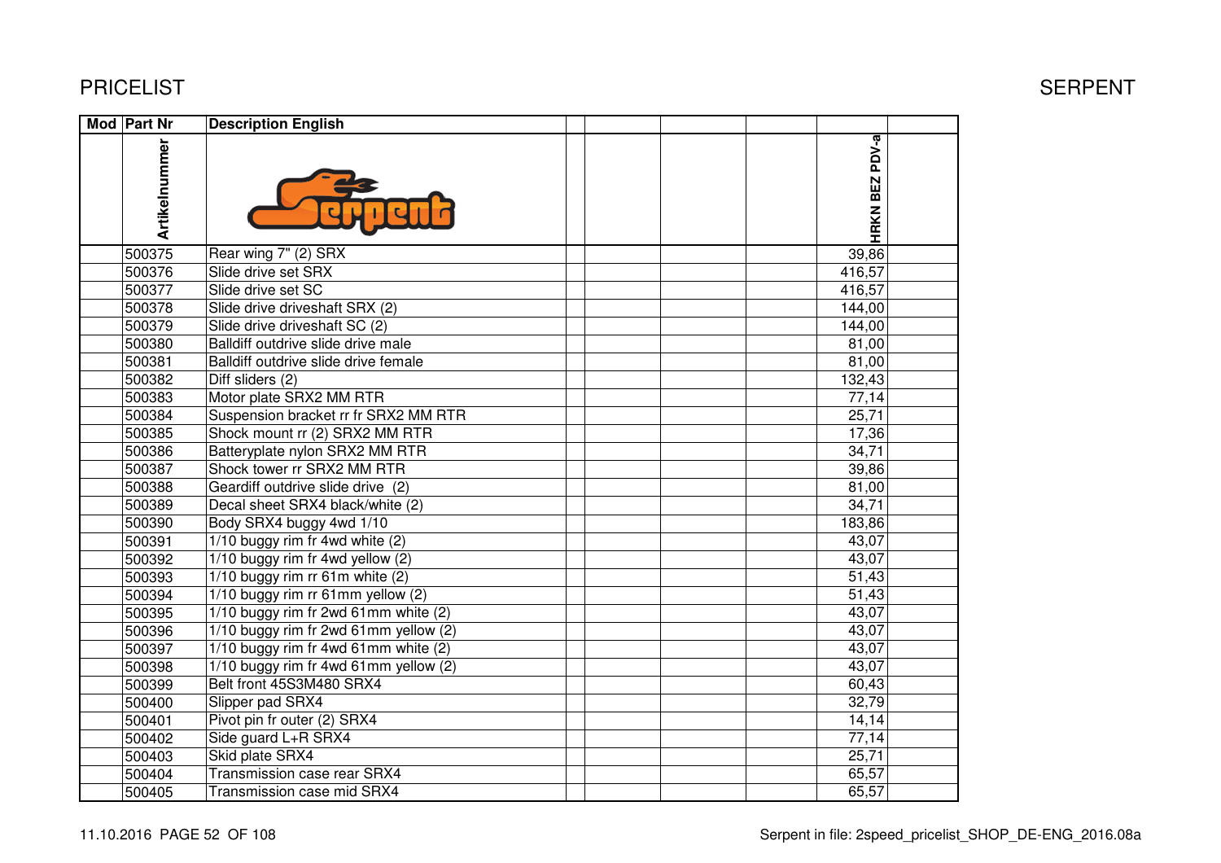# PRICELIST

SERPENT

| Mod | Part Nr | Description English | | | | | |
|---|---|---|---|---|---|---|---|
| | Artikelnummer | | | | | HRKN BEZ PDV-a | |
| | 500375 | Rear wing 7" (2) SRX | | | | 39,86 | |
| | 500376 | Slide drive set SRX | | | | 416,57 | |
| | 500377 | Slide drive set SC | | | | 416,57 | |
| | 500378 | Slide drive driveshaft SRX (2) | | | | 144,00 | |
| | 500379 | Slide drive driveshaft SC (2) | | | | 144,00 | |
| | 500380 | Balldiff outdrive slide drive male | | | | 81,00 | |
| | 500381 | Balldiff outdrive slide drive female | | | | 81,00 | |
| | 500382 | Diff sliders (2) | | | | 132,43 | |
| | 500383 | Motor plate SRX2 MM RTR | | | | 77,14 | |
| | 500384 | Suspension bracket rr fr SRX2 MM RTR | | | | 25,71 | |
| | 500385 | Shock mount rr (2) SRX2 MM RTR | | | | 17,36 | |
| | 500386 | Batteryplate nylon SRX2 MM RTR | | | | 34,71 | |
| | 500387 | Shock tower rr SRX2 MM RTR | | | | 39,86 | |
| | 500388 | Geardiff outdrive slide drive (2) | | | | 81,00 | |
| | 500389 | Decal sheet SRX4 black/white (2) | | | | 34,71 | |
| | 500390 | Body SRX4 buggy 4wd 1/10 | | | | 183,86 | |
| | 500391 | 1/10 buggy rim fr 4wd white (2) | | | | 43,07 | |
| | 500392 | 1/10 buggy rim fr 4wd yellow (2) | | | | 43,07 | |
| | 500393 | 1/10 buggy rim rr 61m white (2) | | | | 51,43 | |
| | 500394 | 1/10 buggy rim rr 61mm yellow (2) | | | | 51,43 | |
| | 500395 | 1/10 buggy rim fr 2wd 61mm white (2) | | | | 43,07 | |
| | 500396 | 1/10 buggy rim fr 2wd 61mm yellow (2) | | | | 43,07 | |
| | 500397 | 1/10 buggy rim fr 4wd 61mm white (2) | | | | 43,07 | |
| | 500398 | 1/10 buggy rim fr 4wd 61mm yellow (2) | | | | 43,07 | |
| | 500399 | Belt front 45S3M480 SRX4 | | | | 60,43 | |
| | 500400 | Slipper pad SRX4 | | | | 32,79 | |
| | 500401 | Pivot pin fr outer (2) SRX4 | | | | 14,14 | |
| | 500402 | Side guard L+R SRX4 | | | | 77,14 | |
| | 500403 | Skid plate SRX4 | | | | 25,71 | |
| | 500404 | Transmission case rear SRX4 | | | | 65,57 | |
| | 500405 | Transmission case mid SRX4 | | | | 65,57 | |

11.10.2016 PAGE 52 OF 108 — Serpent in file: 2speed_pricelist_SHOP_DE-ENG_2016.08a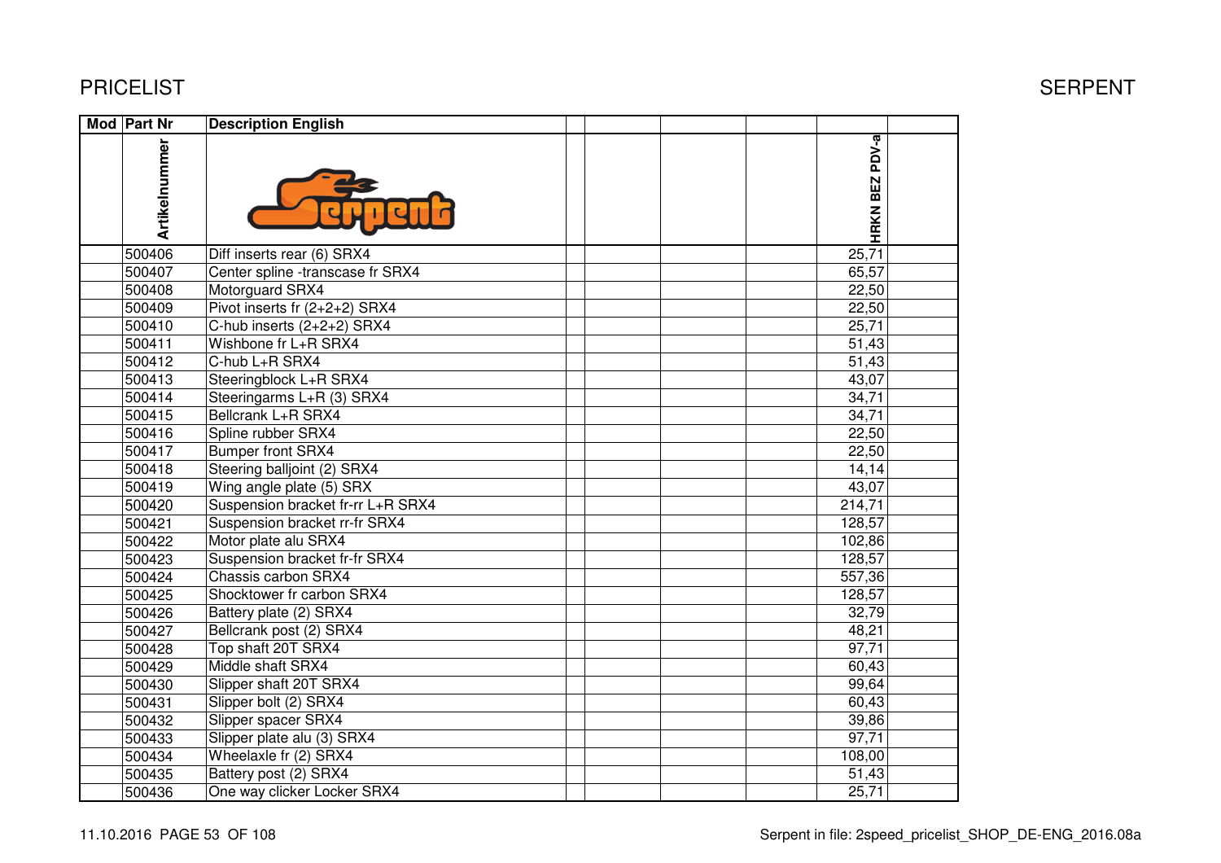# PRICELIST

SERPENT

| Mod | Part Nr | Description English | | | | | HRKN BEZ PDV-a | |
|---|---|---|---|---|---|---|---|---|
| | Artikelnummer | | | | | | | |
| | 500406 | Diff inserts rear (6) SRX4 | | | | | 25,71 | |
| | 500407 | Center spline -transcase fr SRX4 | | | | | 65,57 | |
| | 500408 | Motorguard SRX4 | | | | | 22,50 | |
| | 500409 | Pivot inserts fr (2+2+2) SRX4 | | | | | 22,50 | |
| | 500410 | C-hub inserts (2+2+2) SRX4 | | | | | 25,71 | |
| | 500411 | Wishbone fr L+R SRX4 | | | | | 51,43 | |
| | 500412 | C-hub L+R SRX4 | | | | | 51,43 | |
| | 500413 | Steeringblock L+R SRX4 | | | | | 43,07 | |
| | 500414 | Steeringarms L+R (3) SRX4 | | | | | 34,71 | |
| | 500415 | Bellcrank L+R SRX4 | | | | | 34,71 | |
| | 500416 | Spline rubber SRX4 | | | | | 22,50 | |
| | 500417 | Bumper front SRX4 | | | | | 22,50 | |
| | 500418 | Steering balljoint (2) SRX4 | | | | | 14,14 | |
| | 500419 | Wing angle plate (5) SRX | | | | | 43,07 | |
| | 500420 | Suspension bracket fr-rr L+R SRX4 | | | | | 214,71 | |
| | 500421 | Suspension bracket rr-fr SRX4 | | | | | 128,57 | |
| | 500422 | Motor plate alu SRX4 | | | | | 102,86 | |
| | 500423 | Suspension bracket fr-fr SRX4 | | | | | 128,57 | |
| | 500424 | Chassis carbon SRX4 | | | | | 557,36 | |
| | 500425 | Shocktower fr carbon SRX4 | | | | | 128,57 | |
| | 500426 | Battery plate (2) SRX4 | | | | | 32,79 | |
| | 500427 | Bellcrank post (2) SRX4 | | | | | 48,21 | |
| | 500428 | Top shaft 20T SRX4 | | | | | 97,71 | |
| | 500429 | Middle shaft SRX4 | | | | | 60,43 | |
| | 500430 | Slipper shaft 20T SRX4 | | | | | 99,64 | |
| | 500431 | Slipper bolt (2) SRX4 | | | | | 60,43 | |
| | 500432 | Slipper spacer SRX4 | | | | | 39,86 | |
| | 500433 | Slipper plate alu (3) SRX4 | | | | | 97,71 | |
| | 500434 | Wheelaxle fr (2) SRX4 | | | | | 108,00 | |
| | 500435 | Battery post (2) SRX4 | | | | | 51,43 | |
| | 500436 | One way clicker Locker SRX4 | | | | | 25,71 | |

11.10.2016 PAGE 53 OF 108 Serpent in file: 2speed_pricelist_SHOP_DE-ENG_2016.08a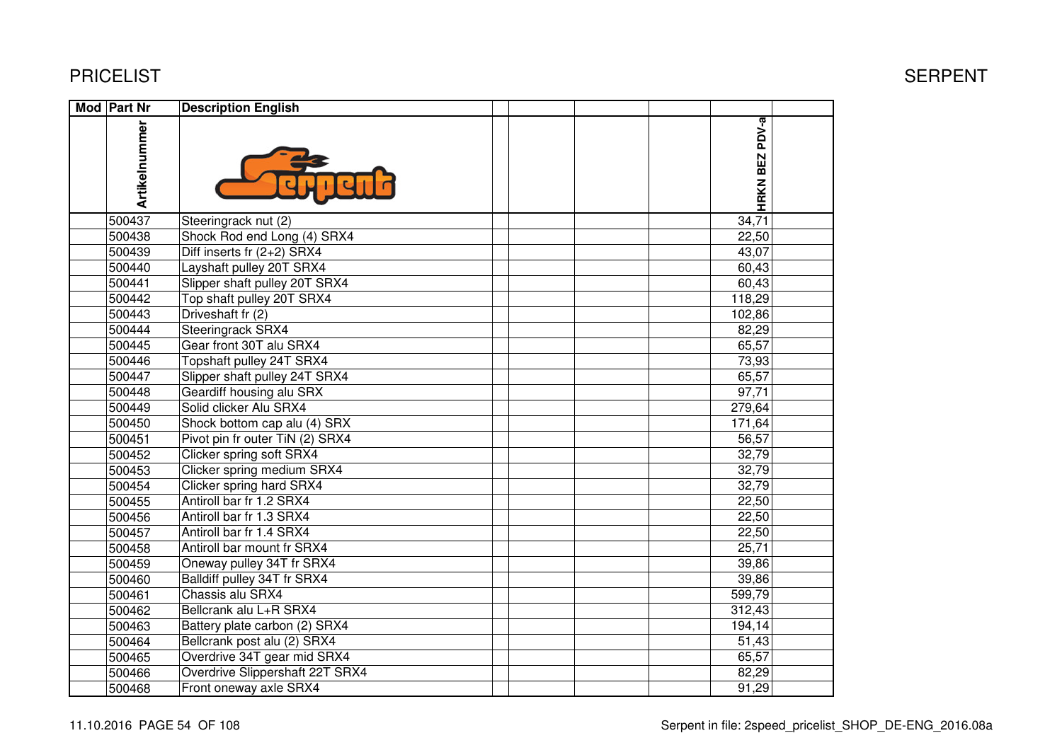PRICELIST

SERPENT

| Mod | Part Nr | Description English | | | | | HRKN BEZ PDV-a | |
|---|---|---|---|---|---|---|---|---|
| | Artikelnummer | | | | | | | |
| | 500437 | Steeringrack nut (2) | | | | | 34,71 | |
| | 500438 | Shock Rod end Long (4) SRX4 | | | | | 22,50 | |
| | 500439 | Diff inserts fr (2+2) SRX4 | | | | | 43,07 | |
| | 500440 | Layshaft pulley 20T SRX4 | | | | | 60,43 | |
| | 500441 | Slipper shaft pulley 20T SRX4 | | | | | 60,43 | |
| | 500442 | Top shaft pulley 20T SRX4 | | | | | 118,29 | |
| | 500443 | Driveshaft fr (2) | | | | | 102,86 | |
| | 500444 | Steeringrack SRX4 | | | | | 82,29 | |
| | 500445 | Gear front 30T alu SRX4 | | | | | 65,57 | |
| | 500446 | Topshaft pulley 24T SRX4 | | | | | 73,93 | |
| | 500447 | Slipper shaft pulley 24T SRX4 | | | | | 65,57 | |
| | 500448 | Geardiff housing alu SRX | | | | | 97,71 | |
| | 500449 | Solid clicker Alu SRX4 | | | | | 279,64 | |
| | 500450 | Shock bottom cap alu (4) SRX | | | | | 171,64 | |
| | 500451 | Pivot pin fr outer TiN (2) SRX4 | | | | | 56,57 | |
| | 500452 | Clicker spring soft SRX4 | | | | | 32,79 | |
| | 500453 | Clicker spring medium SRX4 | | | | | 32,79 | |
| | 500454 | Clicker spring hard SRX4 | | | | | 32,79 | |
| | 500455 | Antiroll bar fr 1.2 SRX4 | | | | | 22,50 | |
| | 500456 | Antiroll bar fr 1.3 SRX4 | | | | | 22,50 | |
| | 500457 | Antiroll bar fr 1.4 SRX4 | | | | | 22,50 | |
| | 500458 | Antiroll bar mount fr SRX4 | | | | | 25,71 | |
| | 500459 | Oneway pulley 34T fr SRX4 | | | | | 39,86 | |
| | 500460 | Balldiff pulley 34T fr SRX4 | | | | | 39,86 | |
| | 500461 | Chassis alu SRX4 | | | | | 599,79 | |
| | 500462 | Bellcrank alu L+R SRX4 | | | | | 312,43 | |
| | 500463 | Battery plate carbon (2) SRX4 | | | | | 194,14 | |
| | 500464 | Bellcrank post alu (2) SRX4 | | | | | 51,43 | |
| | 500465 | Overdrive 34T gear mid SRX4 | | | | | 65,57 | |
| | 500466 | Overdrive Slippershaft 22T SRX4 | | | | | 82,29 | |
| | 500468 | Front oneway axle SRX4 | | | | | 91,29 | |

11.10.2016 PAGE 54 OF 108

Serpent in file: 2speed_pricelist_SHOP_DE-ENG_2016.08a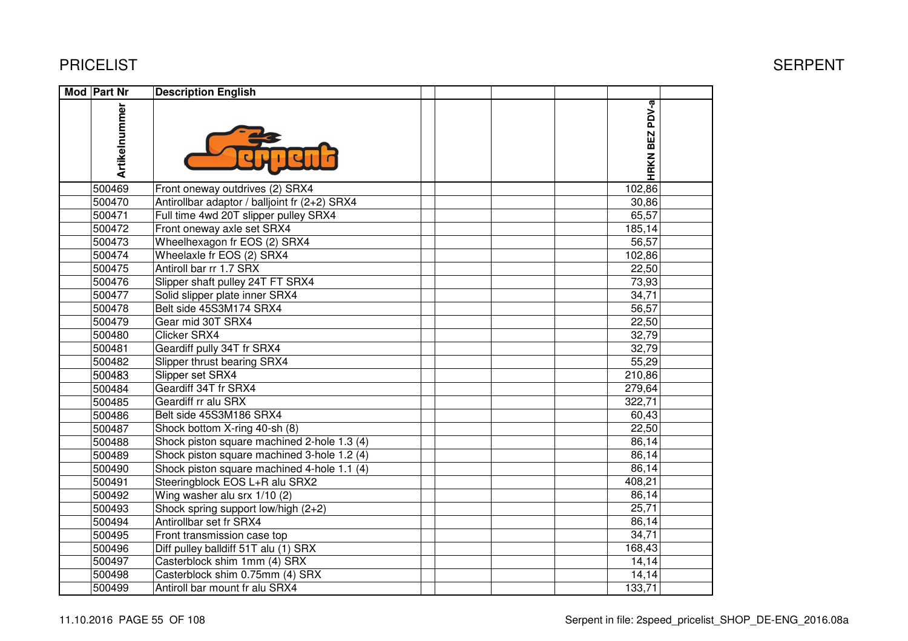# PRICELIST

| Mod | Part Nr | Description English | | | | | | |
|---|---|---|---|---|---|---|---|---|
| | Artikelnummer | | | | | | HRKN BEZ PDV-a | |
| | 500469 | Front oneway outdrives (2) SRX4 | | | | | 102,86 | |
| | 500470 | Antirollbar adaptor / balljoint fr (2+2) SRX4 | | | | | 30,86 | |
| | 500471 | Full time 4wd 20T slipper pulley SRX4 | | | | | 65,57 | |
| | 500472 | Front oneway axle set SRX4 | | | | | 185,14 | |
| | 500473 | Wheelhexagon fr EOS (2) SRX4 | | | | | 56,57 | |
| | 500474 | Wheelaxle fr EOS (2) SRX4 | | | | | 102,86 | |
| | 500475 | Antiroll bar rr 1.7 SRX | | | | | 22,50 | |
| | 500476 | Slipper shaft pulley 24T FT SRX4 | | | | | 73,93 | |
| | 500477 | Solid slipper plate inner SRX4 | | | | | 34,71 | |
| | 500478 | Belt side 45S3M174 SRX4 | | | | | 56,57 | |
| | 500479 | Gear mid 30T SRX4 | | | | | 22,50 | |
| | 500480 | Clicker SRX4 | | | | | 32,79 | |
| | 500481 | Geardiff pully 34T fr SRX4 | | | | | 32,79 | |
| | 500482 | Slipper thrust bearing SRX4 | | | | | 55,29 | |
| | 500483 | Slipper set SRX4 | | | | | 210,86 | |
| | 500484 | Geardiff 34T fr SRX4 | | | | | 279,64 | |
| | 500485 | Geardiff rr alu SRX | | | | | 322,71 | |
| | 500486 | Belt side 45S3M186 SRX4 | | | | | 60,43 | |
| | 500487 | Shock bottom X-ring 40-sh (8) | | | | | 22,50 | |
| | 500488 | Shock piston square machined 2-hole 1.3 (4) | | | | | 86,14 | |
| | 500489 | Shock piston square machined 3-hole 1.2 (4) | | | | | 86,14 | |
| | 500490 | Shock piston square machined 4-hole 1.1 (4) | | | | | 86,14 | |
| | 500491 | Steeringblock EOS L+R alu SRX2 | | | | | 408,21 | |
| | 500492 | Wing washer alu srx 1/10 (2) | | | | | 86,14 | |
| | 500493 | Shock spring support low/high (2+2) | | | | | 25,71 | |
| | 500494 | Antirollbar set fr SRX4 | | | | | 86,14 | |
| | 500495 | Front transmission case top | | | | | 34,71 | |
| | 500496 | Diff pulley balldiff 51T alu (1) SRX | | | | | 168,43 | |
| | 500497 | Casterblock shim 1mm (4) SRX | | | | | 14,14 | |
| | 500498 | Casterblock shim 0.75mm (4) SRX | | | | | 14,14 | |
| | 500499 | Antiroll bar mount fr alu SRX4 | | | | | 133,71 | |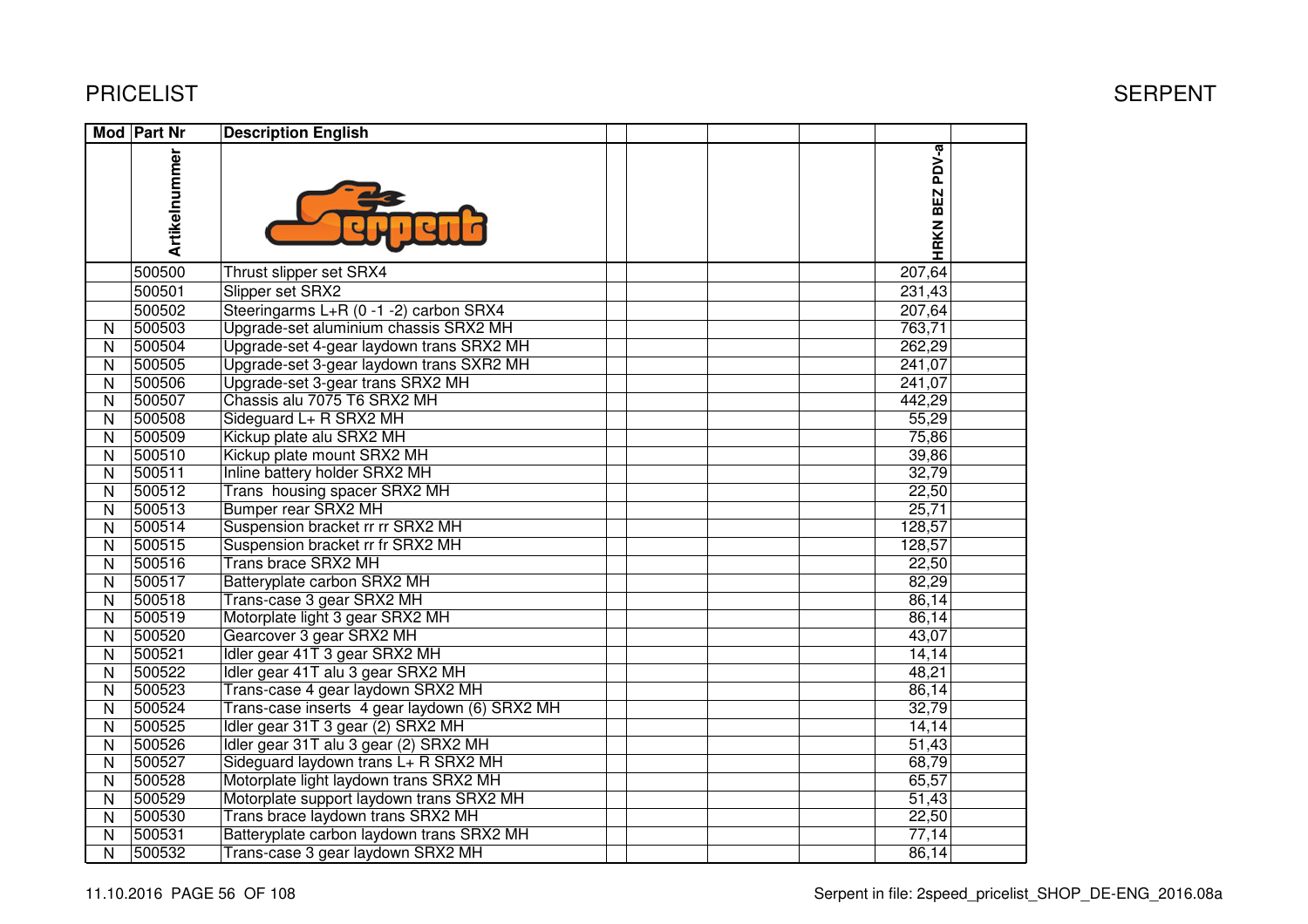| Mod | Part Nr | Description English | | | | | HRKN BEZ PDV-a | |
|---|---|---|---|---|---|---|---|---|
| | Artikelnummer | | | | | | | |
| | 500500 | Thrust slipper set SRX4 | | | | | 207,64 | |
| | 500501 | Slipper set SRX2 | | | | | 231,43 | |
| | 500502 | Steeringarms L+R (0 -1 -2) carbon SRX4 | | | | | 207,64 | |
| N | 500503 | Upgrade-set aluminium chassis SRX2 MH | | | | | 763,71 | |
| N | 500504 | Upgrade-set 4-gear laydown trans SRX2 MH | | | | | 262,29 | |
| N | 500505 | Upgrade-set 3-gear laydown trans SXR2 MH | | | | | 241,07 | |
| N | 500506 | Upgrade-set 3-gear trans SRX2 MH | | | | | 241,07 | |
| N | 500507 | Chassis alu 7075 T6 SRX2 MH | | | | | 442,29 | |
| N | 500508 | Sideguard L+ R SRX2 MH | | | | | 55,29 | |
| N | 500509 | Kickup plate alu SRX2 MH | | | | | 75,86 | |
| N | 500510 | Kickup plate mount SRX2 MH | | | | | 39,86 | |
| N | 500511 | Inline battery holder SRX2 MH | | | | | 32,79 | |
| N | 500512 | Trans housing spacer SRX2 MH | | | | | 22,50 | |
| N | 500513 | Bumper rear SRX2 MH | | | | | 25,71 | |
| N | 500514 | Suspension bracket rr rr SRX2 MH | | | | | 128,57 | |
| N | 500515 | Suspension bracket rr fr SRX2 MH | | | | | 128,57 | |
| N | 500516 | Trans brace SRX2 MH | | | | | 22,50 | |
| N | 500517 | Batteryplate carbon SRX2 MH | | | | | 82,29 | |
| N | 500518 | Trans-case 3 gear SRX2 MH | | | | | 86,14 | |
| N | 500519 | Motorplate light 3 gear SRX2 MH | | | | | 86,14 | |
| N | 500520 | Gearcover 3 gear SRX2 MH | | | | | 43,07 | |
| N | 500521 | Idler gear 41T 3 gear SRX2 MH | | | | | 14,14 | |
| N | 500522 | Idler gear 41T alu 3 gear SRX2 MH | | | | | 48,21 | |
| N | 500523 | Trans-case 4 gear laydown SRX2 MH | | | | | 86,14 | |
| N | 500524 | Trans-case inserts 4 gear laydown (6) SRX2 MH | | | | | 32,79 | |
| N | 500525 | Idler gear 31T 3 gear (2) SRX2 MH | | | | | 14,14 | |
| N | 500526 | Idler gear 31T alu 3 gear (2) SRX2 MH | | | | | 51,43 | |
| N | 500527 | Sideguard laydown trans L+ R SRX2 MH | | | | | 68,79 | |
| N | 500528 | Motorplate light laydown trans SRX2 MH | | | | | 65,57 | |
| N | 500529 | Motorplate support laydown trans SRX2 MH | | | | | 51,43 | |
| N | 500530 | Trans brace laydown trans SRX2 MH | | | | | 22,50 | |
| N | 500531 | Batteryplate carbon laydown trans SRX2 MH | | | | | 77,14 | |
| N | 500532 | Trans-case 3 gear laydown SRX2 MH | | | | | 86,14 | |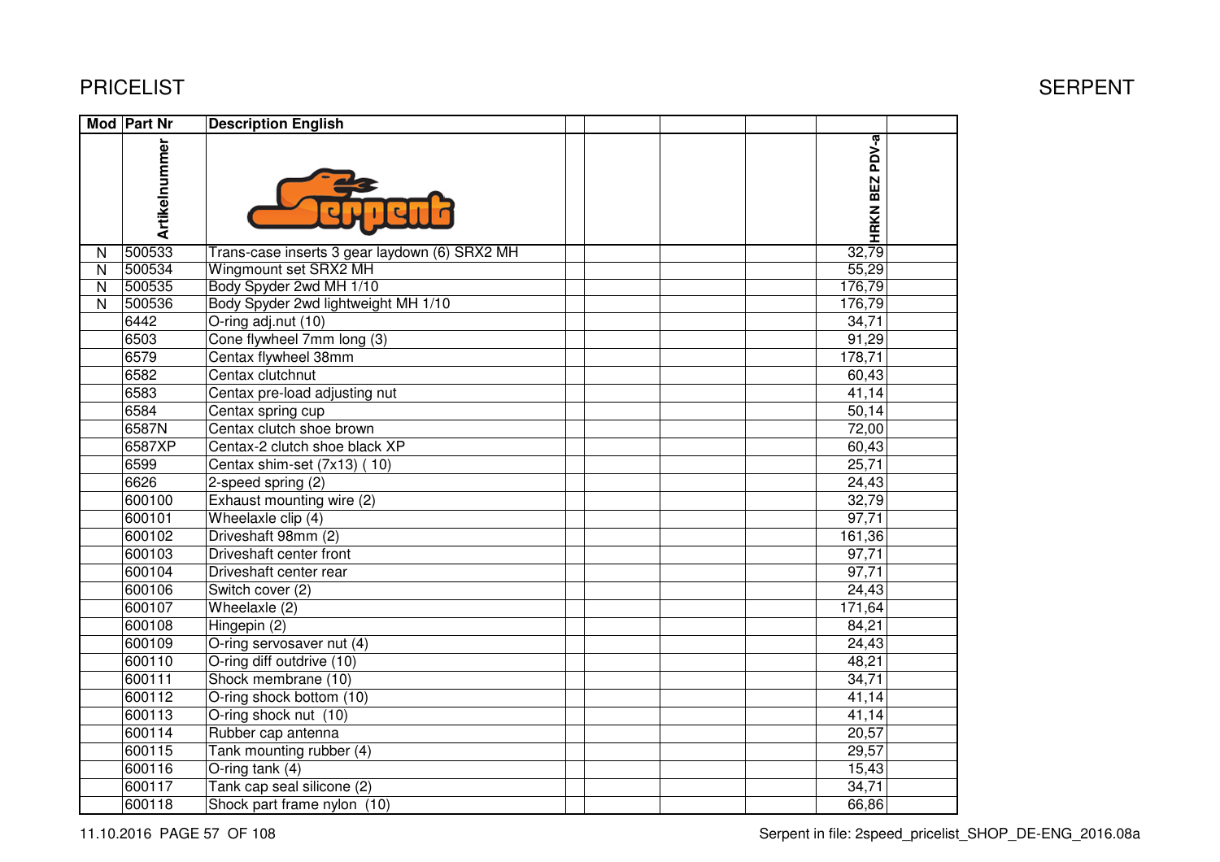# PRICELIST

SERPENT

| Mod | Part Nr | Description English | | | | | HRKN BEZ PDV-a | |
|---|---|---|---|---|---|---|---|---|
| | Artikelnummer | | | | | | | |
| N | 500533 | Trans-case inserts 3 gear laydown (6) SRX2 MH | | | | | 32,79 | |
| N | 500534 | Wingmount set SRX2 MH | | | | | 55,29 | |
| N | 500535 | Body Spyder 2wd MH 1/10 | | | | | 176,79 | |
| N | 500536 | Body Spyder 2wd lightweight MH 1/10 | | | | | 176,79 | |
| | 6442 | O-ring adj.nut (10) | | | | | 34,71 | |
| | 6503 | Cone flywheel 7mm long (3) | | | | | 91,29 | |
| | 6579 | Centax flywheel 38mm | | | | | 178,71 | |
| | 6582 | Centax clutchnut | | | | | 60,43 | |
| | 6583 | Centax pre-load adjusting nut | | | | | 41,14 | |
| | 6584 | Centax spring cup | | | | | 50,14 | |
| | 6587N | Centax clutch shoe brown | | | | | 72,00 | |
| | 6587XP | Centax-2 clutch shoe black XP | | | | | 60,43 | |
| | 6599 | Centax shim-set (7x13) ( 10) | | | | | 25,71 | |
| | 6626 | 2-speed spring (2) | | | | | 24,43 | |
| | 600100 | Exhaust mounting wire (2) | | | | | 32,79 | |
| | 600101 | Wheelaxle clip (4) | | | | | 97,71 | |
| | 600102 | Driveshaft 98mm (2) | | | | | 161,36 | |
| | 600103 | Driveshaft center front | | | | | 97,71 | |
| | 600104 | Driveshaft center rear | | | | | 97,71 | |
| | 600106 | Switch cover (2) | | | | | 24,43 | |
| | 600107 | Wheelaxle (2) | | | | | 171,64 | |
| | 600108 | Hingepin (2) | | | | | 84,21 | |
| | 600109 | O-ring servosaver nut (4) | | | | | 24,43 | |
| | 600110 | O-ring diff outdrive (10) | | | | | 48,21 | |
| | 600111 | Shock membrane (10) | | | | | 34,71 | |
| | 600112 | O-ring shock bottom (10) | | | | | 41,14 | |
| | 600113 | O-ring shock nut (10) | | | | | 41,14 | |
| | 600114 | Rubber cap antenna | | | | | 20,57 | |
| | 600115 | Tank mounting rubber (4) | | | | | 29,57 | |
| | 600116 | O-ring tank (4) | | | | | 15,43 | |
| | 600117 | Tank cap seal silicone (2) | | | | | 34,71 | |
| | 600118 | Shock part frame nylon (10) | | | | | 66,86 | |

11.10.2016 PAGE 57 OF 108 — Serpent in file: 2speed_pricelist_SHOP_DE-ENG_2016.08a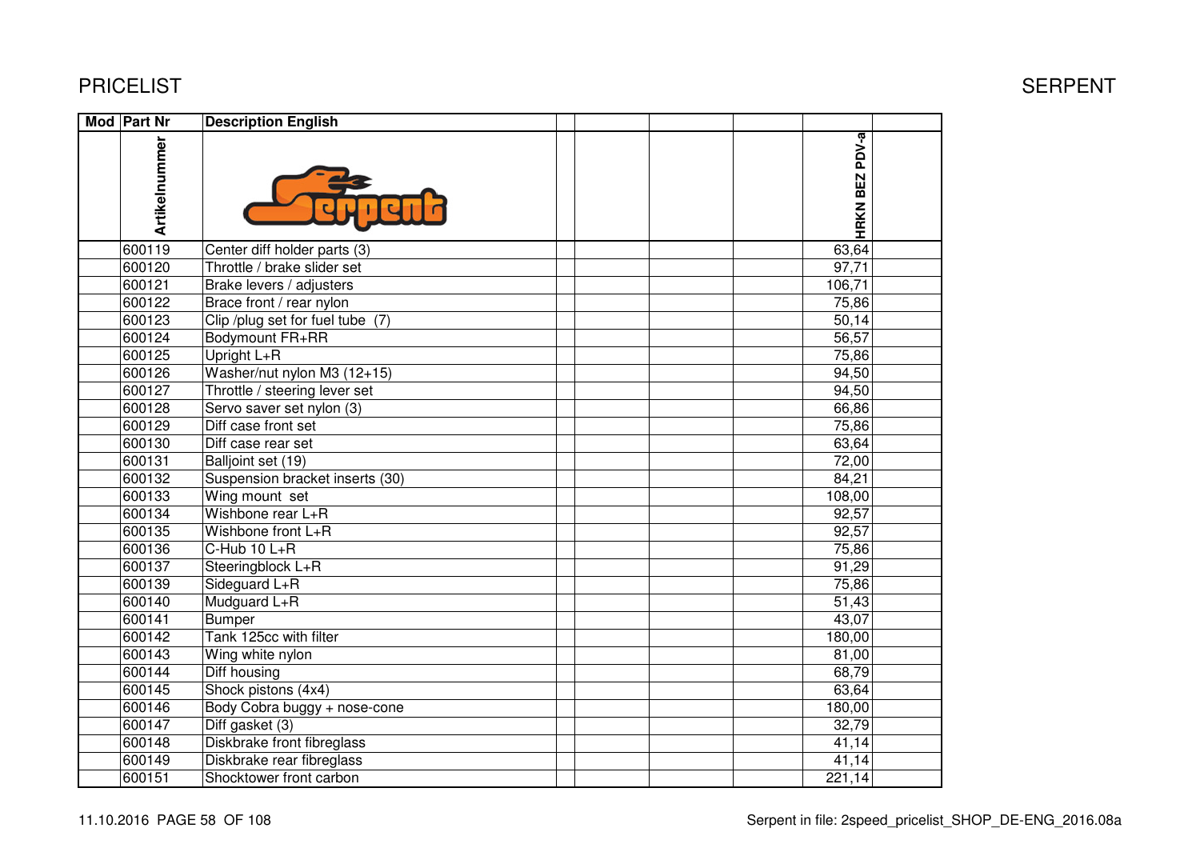# PRICELIST

SERPENT

| Mod | Part Nr | Description English | | | | | |
|---|---|---|---|---|---|---|---|
| | Artikelnummer | | | | | HRKN BEZ PDV-a | |
| | 600119 | Center diff holder parts (3) | | | | 63,64 | |
| | 600120 | Throttle / brake slider set | | | | 97,71 | |
| | 600121 | Brake levers / adjusters | | | | 106,71 | |
| | 600122 | Brace front / rear nylon | | | | 75,86 | |
| | 600123 | Clip /plug set for fuel tube (7) | | | | 50,14 | |
| | 600124 | Bodymount FR+RR | | | | 56,57 | |
| | 600125 | Upright L+R | | | | 75,86 | |
| | 600126 | Washer/nut nylon M3 (12+15) | | | | 94,50 | |
| | 600127 | Throttle / steering lever set | | | | 94,50 | |
| | 600128 | Servo saver set nylon (3) | | | | 66,86 | |
| | 600129 | Diff case front set | | | | 75,86 | |
| | 600130 | Diff case rear set | | | | 63,64 | |
| | 600131 | Balljoint set (19) | | | | 72,00 | |
| | 600132 | Suspension bracket inserts (30) | | | | 84,21 | |
| | 600133 | Wing mount set | | | | 108,00 | |
| | 600134 | Wishbone rear L+R | | | | 92,57 | |
| | 600135 | Wishbone front L+R | | | | 92,57 | |
| | 600136 | C-Hub 10 L+R | | | | 75,86 | |
| | 600137 | Steeringblock L+R | | | | 91,29 | |
| | 600139 | Sideguard L+R | | | | 75,86 | |
| | 600140 | Mudguard L+R | | | | 51,43 | |
| | 600141 | Bumper | | | | 43,07 | |
| | 600142 | Tank 125cc with filter | | | | 180,00 | |
| | 600143 | Wing white nylon | | | | 81,00 | |
| | 600144 | Diff housing | | | | 68,79 | |
| | 600145 | Shock pistons (4x4) | | | | 63,64 | |
| | 600146 | Body Cobra buggy + nose-cone | | | | 180,00 | |
| | 600147 | Diff gasket (3) | | | | 32,79 | |
| | 600148 | Diskbrake front fibreglass | | | | 41,14 | |
| | 600149 | Diskbrake rear fibreglass | | | | 41,14 | |
| | 600151 | Shocktower front carbon | | | | 221,14 | |

11.10.2016 Serpent in file: 2speed_pricelist_SHOP_DE-ENG_2016.08a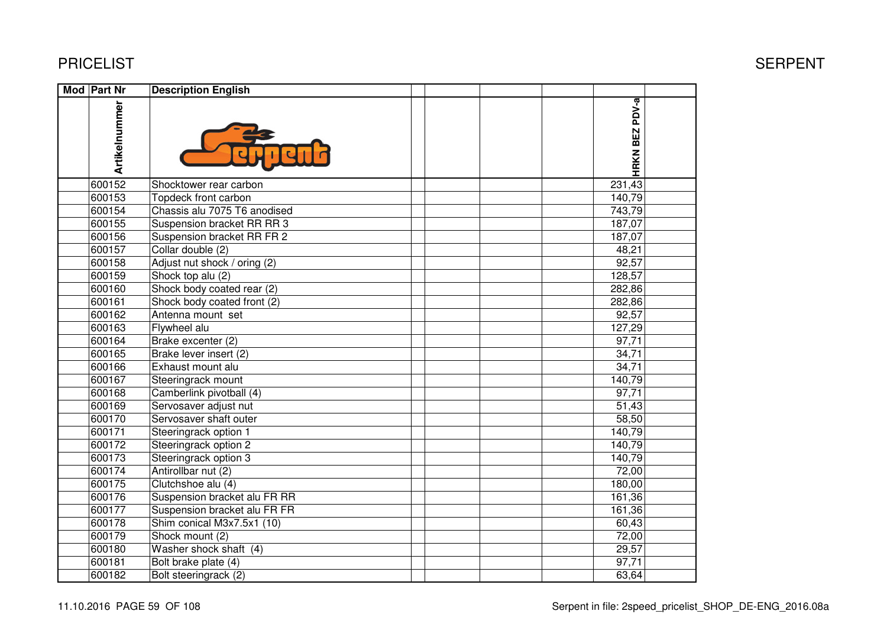# PRICELIST

SERPENT

| Mod | Part Nr | Description English | | | | | | |
|---|---|---|---|---|---|---|---|---|
| | Artikelnummer | | | | | | HRKN BEZ PDV-a | |
| | 600152 | Shocktower rear carbon | | | | | 231,43 | |
| | 600153 | Topdeck front carbon | | | | | 140,79 | |
| | 600154 | Chassis alu 7075 T6 anodised | | | | | 743,79 | |
| | 600155 | Suspension bracket RR RR 3 | | | | | 187,07 | |
| | 600156 | Suspension bracket RR FR 2 | | | | | 187,07 | |
| | 600157 | Collar double (2) | | | | | 48,21 | |
| | 600158 | Adjust nut shock / oring (2) | | | | | 92,57 | |
| | 600159 | Shock top alu (2) | | | | | 128,57 | |
| | 600160 | Shock body coated rear (2) | | | | | 282,86 | |
| | 600161 | Shock body coated front (2) | | | | | 282,86 | |
| | 600162 | Antenna mount set | | | | | 92,57 | |
| | 600163 | Flywheel alu | | | | | 127,29 | |
| | 600164 | Brake excenter (2) | | | | | 97,71 | |
| | 600165 | Brake lever insert (2) | | | | | 34,71 | |
| | 600166 | Exhaust mount alu | | | | | 34,71 | |
| | 600167 | Steeringrack mount | | | | | 140,79 | |
| | 600168 | Camberlink pivotball (4) | | | | | 97,71 | |
| | 600169 | Servosaver adjust nut | | | | | 51,43 | |
| | 600170 | Servosaver shaft outer | | | | | 58,50 | |
| | 600171 | Steeringrack option 1 | | | | | 140,79 | |
| | 600172 | Steeringrack option 2 | | | | | 140,79 | |
| | 600173 | Steeringrack option 3 | | | | | 140,79 | |
| | 600174 | Antirollbar nut (2) | | | | | 72,00 | |
| | 600175 | Clutchshoe alu (4) | | | | | 180,00 | |
| | 600176 | Suspension bracket alu FR RR | | | | | 161,36 | |
| | 600177 | Suspension bracket alu FR FR | | | | | 161,36 | |
| | 600178 | Shim conical M3x7.5x1 (10) | | | | | 60,43 | |
| | 600179 | Shock mount (2) | | | | | 72,00 | |
| | 600180 | Washer shock shaft (4) | | | | | 29,57 | |
| | 600181 | Bolt brake plate (4) | | | | | 97,71 | |
| | 600182 | Bolt steeringrack (2) | | | | | 63,64 | |

11.10.2016 PAGE 59 OF 108

Serpent in file: 2speed_pricelist_SHOP_DE-ENG_2016.08a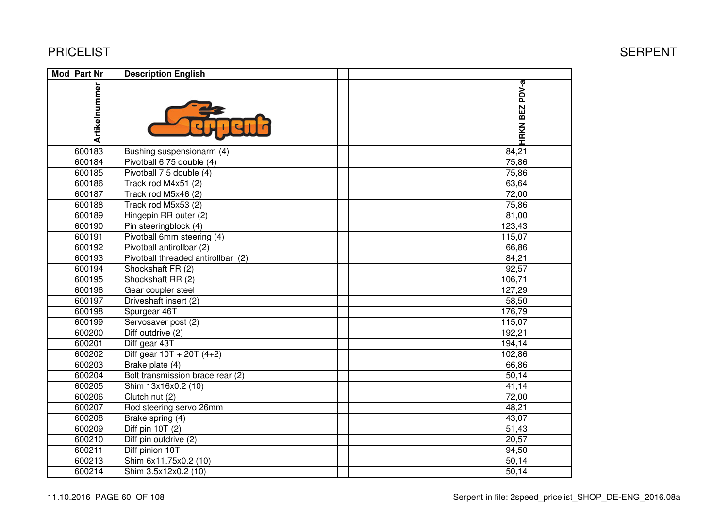| Mod | Part Nr | Description English | | | | | HRKN BEZ PDV-a | |
|---|---|---|---|---|---|---|---|---|
| | Artikelnummer | | | | | | | |
| | 600183 | Bushing suspensionarm (4) | | | | | 84,21 | |
| | 600184 | Pivotball 6.75 double (4) | | | | | 75,86 | |
| | 600185 | Pivotball 7.5 double (4) | | | | | 75,86 | |
| | 600186 | Track rod M4x51 (2) | | | | | 63,64 | |
| | 600187 | Track rod M5x46 (2) | | | | | 72,00 | |
| | 600188 | Track rod M5x53 (2) | | | | | 75,86 | |
| | 600189 | Hingepin RR outer (2) | | | | | 81,00 | |
| | 600190 | Pin steeringblock (4) | | | | | 123,43 | |
| | 600191 | Pivotball 6mm steering (4) | | | | | 115,07 | |
| | 600192 | Pivotball antirollbar (2) | | | | | 66,86 | |
| | 600193 | Pivotball threaded antirollbar (2) | | | | | 84,21 | |
| | 600194 | Shockshaft FR (2) | | | | | 92,57 | |
| | 600195 | Shockshaft RR (2) | | | | | 106,71 | |
| | 600196 | Gear coupler steel | | | | | 127,29 | |
| | 600197 | Driveshaft insert (2) | | | | | 58,50 | |
| | 600198 | Spurgear 46T | | | | | 176,79 | |
| | 600199 | Servosaver post (2) | | | | | 115,07 | |
| | 600200 | Diff outdrive (2) | | | | | 192,21 | |
| | 600201 | Diff gear 43T | | | | | 194,14 | |
| | 600202 | Diff gear 10T + 20T (4+2) | | | | | 102,86 | |
| | 600203 | Brake plate (4) | | | | | 66,86 | |
| | 600204 | Bolt transmission brace rear (2) | | | | | 50,14 | |
| | 600205 | Shim 13x16x0.2 (10) | | | | | 41,14 | |
| | 600206 | Clutch nut (2) | | | | | 72,00 | |
| | 600207 | Rod steering servo 26mm | | | | | 48,21 | |
| | 600208 | Brake spring (4) | | | | | 43,07 | |
| | 600209 | Diff pin 10T (2) | | | | | 51,43 | |
| | 600210 | Diff pin outdrive (2) | | | | | 20,57 | |
| | 600211 | Diff pinion 10T | | | | | 94,50 | |
| | 600213 | Shim 6x11.75x0.2 (10) | | | | | 50,14 | |
| | 600214 | Shim 3.5x12x0.2 (10) | | | | | 50,14 | |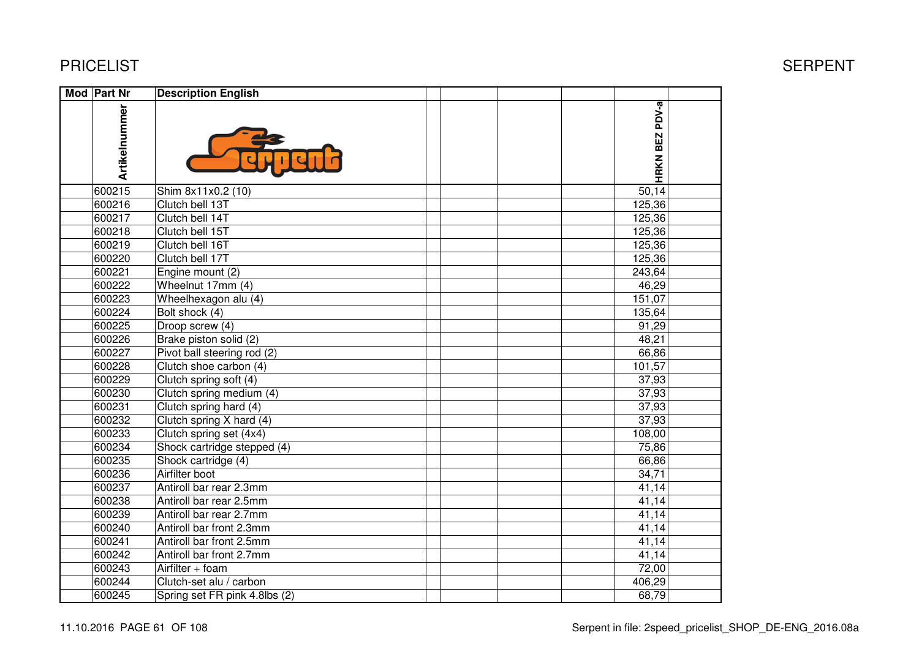PRICELIST

SERPENT

| Mod | Part Nr | Description English | | | | | HRKN BEZ PDV-a | |
|---|---|---|---|---|---|---|---|---|
| | Artikelnummer | | | | | | | |
| | 600215 | Shim 8x11x0.2 (10) | | | | | 50,14 | |
| | 600216 | Clutch bell 13T | | | | | 125,36 | |
| | 600217 | Clutch bell 14T | | | | | 125,36 | |
| | 600218 | Clutch bell 15T | | | | | 125,36 | |
| | 600219 | Clutch bell 16T | | | | | 125,36 | |
| | 600220 | Clutch bell 17T | | | | | 125,36 | |
| | 600221 | Engine mount (2) | | | | | 243,64 | |
| | 600222 | Wheelnut 17mm (4) | | | | | 46,29 | |
| | 600223 | Wheelhexagon alu (4) | | | | | 151,07 | |
| | 600224 | Bolt shock (4) | | | | | 135,64 | |
| | 600225 | Droop screw (4) | | | | | 91,29 | |
| | 600226 | Brake piston solid (2) | | | | | 48,21 | |
| | 600227 | Pivot ball steering rod (2) | | | | | 66,86 | |
| | 600228 | Clutch shoe carbon (4) | | | | | 101,57 | |
| | 600229 | Clutch spring soft (4) | | | | | 37,93 | |
| | 600230 | Clutch spring medium (4) | | | | | 37,93 | |
| | 600231 | Clutch spring hard (4) | | | | | 37,93 | |
| | 600232 | Clutch spring X hard (4) | | | | | 37,93 | |
| | 600233 | Clutch spring set (4x4) | | | | | 108,00 | |
| | 600234 | Shock cartridge stepped (4) | | | | | 75,86 | |
| | 600235 | Shock cartridge (4) | | | | | 66,86 | |
| | 600236 | Airfilter boot | | | | | 34,71 | |
| | 600237 | Antiroll bar rear 2.3mm | | | | | 41,14 | |
| | 600238 | Antiroll bar rear 2.5mm | | | | | 41,14 | |
| | 600239 | Antiroll bar rear 2.7mm | | | | | 41,14 | |
| | 600240 | Antiroll bar front 2.3mm | | | | | 41,14 | |
| | 600241 | Antiroll bar front 2.5mm | | | | | 41,14 | |
| | 600242 | Antiroll bar front 2.7mm | | | | | 41,14 | |
| | 600243 | Airfilter + foam | | | | | 72,00 | |
| | 600244 | Clutch-set alu / carbon | | | | | 406,29 | |
| | 600245 | Spring set FR pink 4.8lbs (2) | | | | | 68,79 | |

11.10.2016 PAGE 61 OF 108

Serpent in file: 2speed_pricelist_SHOP_DE-ENG_2016.08a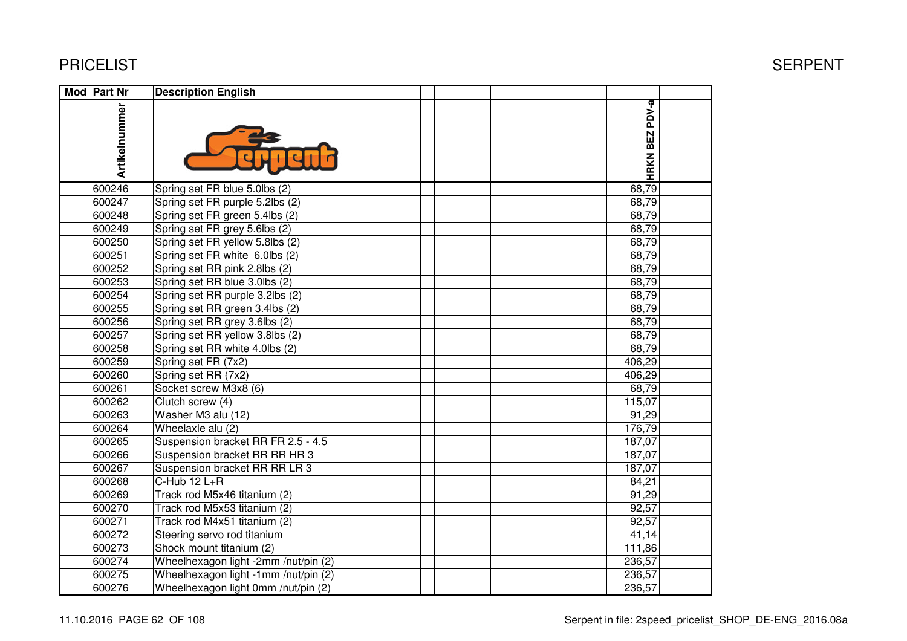PRICELIST

SERPENT

| Mod | Part Nr | Description English | | | | | HRKN BEZ PDV-a | |
|---|---|---|---|---|---|---|---|---|
| | Artikelnummer | | | | | | | |
| | 600246 | Spring set FR blue 5.0lbs (2) | | | | | 68,79 | |
| | 600247 | Spring set FR purple 5.2lbs (2) | | | | | 68,79 | |
| | 600248 | Spring set FR green 5.4lbs (2) | | | | | 68,79 | |
| | 600249 | Spring set FR grey 5.6lbs (2) | | | | | 68,79 | |
| | 600250 | Spring set FR yellow 5.8lbs (2) | | | | | 68,79 | |
| | 600251 | Spring set FR white 6.0lbs (2) | | | | | 68,79 | |
| | 600252 | Spring set RR pink 2.8lbs (2) | | | | | 68,79 | |
| | 600253 | Spring set RR blue 3.0lbs (2) | | | | | 68,79 | |
| | 600254 | Spring set RR purple 3.2lbs (2) | | | | | 68,79 | |
| | 600255 | Spring set RR green 3.4lbs (2) | | | | | 68,79 | |
| | 600256 | Spring set RR grey 3.6lbs (2) | | | | | 68,79 | |
| | 600257 | Spring set RR yellow 3.8lbs (2) | | | | | 68,79 | |
| | 600258 | Spring set RR white 4.0lbs (2) | | | | | 68,79 | |
| | 600259 | Spring set FR (7x2) | | | | | 406,29 | |
| | 600260 | Spring set RR (7x2) | | | | | 406,29 | |
| | 600261 | Socket screw M3x8 (6) | | | | | 68,79 | |
| | 600262 | Clutch screw (4) | | | | | 115,07 | |
| | 600263 | Washer M3 alu (12) | | | | | 91,29 | |
| | 600264 | Wheelaxle alu (2) | | | | | 176,79 | |
| | 600265 | Suspension bracket RR FR 2.5 - 4.5 | | | | | 187,07 | |
| | 600266 | Suspension bracket RR RR HR 3 | | | | | 187,07 | |
| | 600267 | Suspension bracket RR RR LR 3 | | | | | 187,07 | |
| | 600268 | C-Hub 12 L+R | | | | | 84,21 | |
| | 600269 | Track rod M5x46 titanium (2) | | | | | 91,29 | |
| | 600270 | Track rod M5x53 titanium (2) | | | | | 92,57 | |
| | 600271 | Track rod M4x51 titanium (2) | | | | | 92,57 | |
| | 600272 | Steering servo rod titanium | | | | | 41,14 | |
| | 600273 | Shock mount titanium (2) | | | | | 111,86 | |
| | 600274 | Wheelhexagon light -2mm /nut/pin (2) | | | | | 236,57 | |
| | 600275 | Wheelhexagon light -1mm /nut/pin (2) | | | | | 236,57 | |
| | 600276 | Wheelhexagon light 0mm /nut/pin (2) | | | | | 236,57 | |

11.10.2016

Serpent in file: 2speed_pricelist_SHOP_DE-ENG_2016.08a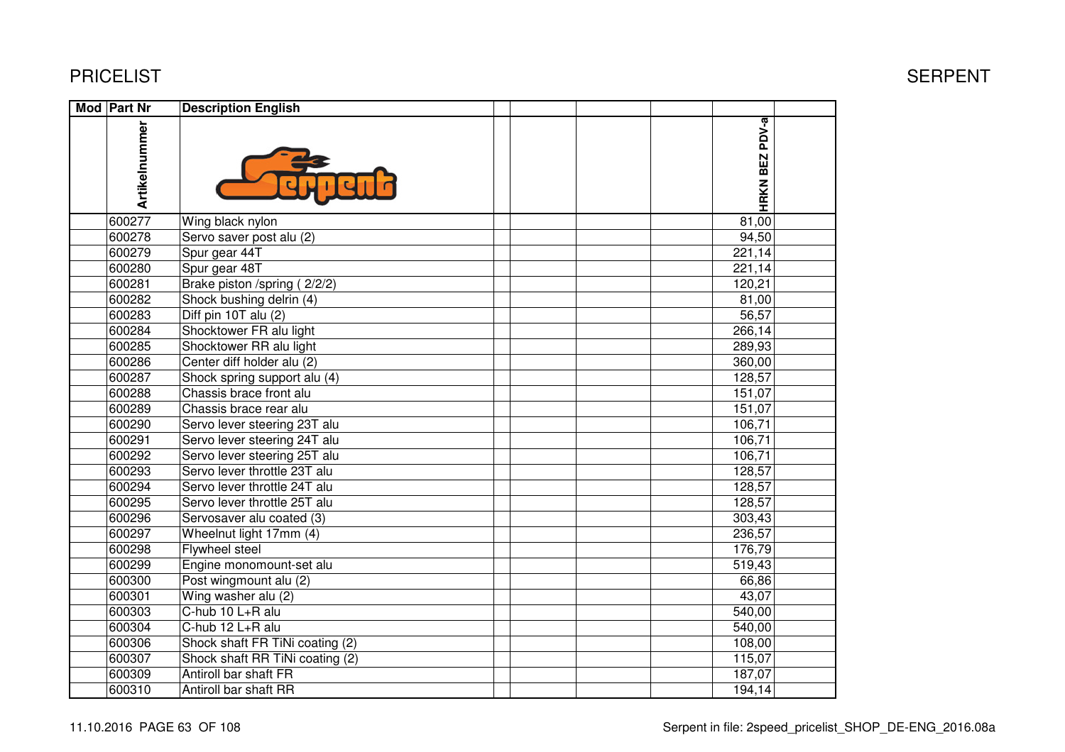# PRICELIST

| Mod | Part Nr | Description English | | | | | HRKN BEZ PDV-a | |
|---|---|---|---|---|---|---|---|---|
| | Artikelnummer | | | | | | | |
| | 600277 | Wing black nylon | | | | | 81,00 | |
| | 600278 | Servo saver post alu (2) | | | | | 94,50 | |
| | 600279 | Spur gear 44T | | | | | 221,14 | |
| | 600280 | Spur gear 48T | | | | | 221,14 | |
| | 600281 | Brake piston /spring ( 2/2/2) | | | | | 120,21 | |
| | 600282 | Shock bushing delrin (4) | | | | | 81,00 | |
| | 600283 | Diff pin 10T alu (2) | | | | | 56,57 | |
| | 600284 | Shocktower FR alu light | | | | | 266,14 | |
| | 600285 | Shocktower RR alu light | | | | | 289,93 | |
| | 600286 | Center diff holder alu (2) | | | | | 360,00 | |
| | 600287 | Shock spring support alu (4) | | | | | 128,57 | |
| | 600288 | Chassis brace front alu | | | | | 151,07 | |
| | 600289 | Chassis brace rear alu | | | | | 151,07 | |
| | 600290 | Servo lever steering 23T alu | | | | | 106,71 | |
| | 600291 | Servo lever steering 24T alu | | | | | 106,71 | |
| | 600292 | Servo lever steering 25T alu | | | | | 106,71 | |
| | 600293 | Servo lever throttle 23T alu | | | | | 128,57 | |
| | 600294 | Servo lever throttle 24T alu | | | | | 128,57 | |
| | 600295 | Servo lever throttle 25T alu | | | | | 128,57 | |
| | 600296 | Servosaver alu coated (3) | | | | | 303,43 | |
| | 600297 | Wheelnut light 17mm (4) | | | | | 236,57 | |
| | 600298 | Flywheel steel | | | | | 176,79 | |
| | 600299 | Engine monomount-set alu | | | | | 519,43 | |
| | 600300 | Post wingmount alu (2) | | | | | 66,86 | |
| | 600301 | Wing washer alu (2) | | | | | 43,07 | |
| | 600303 | C-hub 10 L+R alu | | | | | 540,00 | |
| | 600304 | C-hub 12 L+R alu | | | | | 540,00 | |
| | 600306 | Shock shaft FR TiNi coating (2) | | | | | 108,00 | |
| | 600307 | Shock shaft RR TiNi coating (2) | | | | | 115,07 | |
| | 600309 | Antiroll bar shaft FR | | | | | 187,07 | |
| | 600310 | Antiroll bar shaft RR | | | | | 194,14 | |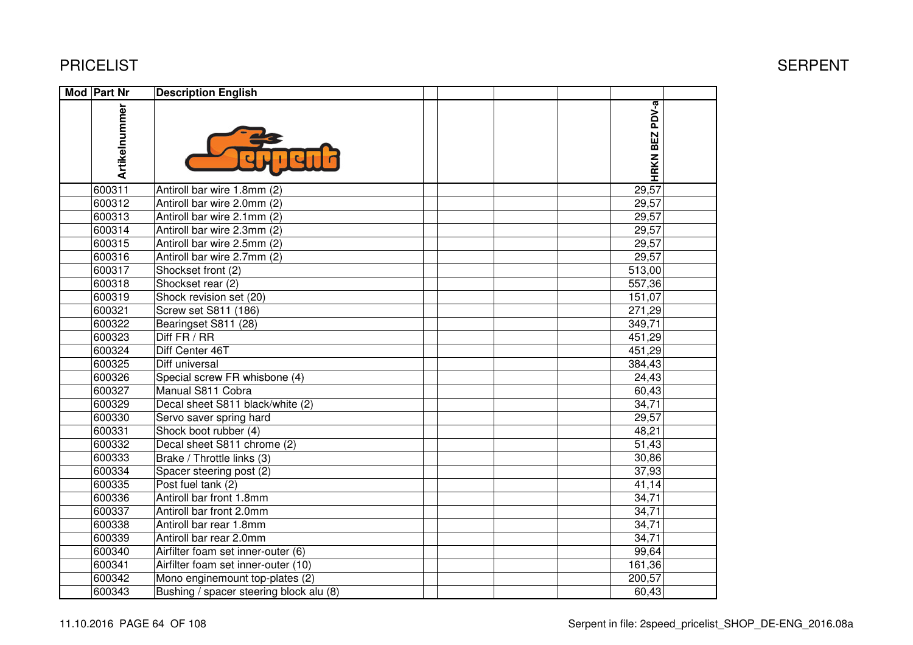# PRICELIST

SERPENT

| Mod | Part Nr | Description English | | | | | HRKN BEZ PDV-a | |
|---|---|---|---|---|---|---|---|---|
| | Artikelnummer | | | | | | | |
| | 600311 | Antiroll bar wire 1.8mm (2) | | | | | 29,57 | |
| | 600312 | Antiroll bar wire 2.0mm (2) | | | | | 29,57 | |
| | 600313 | Antiroll bar wire 2.1mm (2) | | | | | 29,57 | |
| | 600314 | Antiroll bar wire 2.3mm (2) | | | | | 29,57 | |
| | 600315 | Antiroll bar wire 2.5mm (2) | | | | | 29,57 | |
| | 600316 | Antiroll bar wire 2.7mm (2) | | | | | 29,57 | |
| | 600317 | Shockset front (2) | | | | | 513,00 | |
| | 600318 | Shockset rear (2) | | | | | 557,36 | |
| | 600319 | Shock revision set (20) | | | | | 151,07 | |
| | 600321 | Screw set S811 (186) | | | | | 271,29 | |
| | 600322 | Bearingset S811 (28) | | | | | 349,71 | |
| | 600323 | Diff FR / RR | | | | | 451,29 | |
| | 600324 | Diff Center 46T | | | | | 451,29 | |
| | 600325 | Diff universal | | | | | 384,43 | |
| | 600326 | Special screw FR whisbone (4) | | | | | 24,43 | |
| | 600327 | Manual S811 Cobra | | | | | 60,43 | |
| | 600329 | Decal sheet S811 black/white (2) | | | | | 34,71 | |
| | 600330 | Servo saver spring hard | | | | | 29,57 | |
| | 600331 | Shock boot rubber (4) | | | | | 48,21 | |
| | 600332 | Decal sheet S811 chrome (2) | | | | | 51,43 | |
| | 600333 | Brake / Throttle links (3) | | | | | 30,86 | |
| | 600334 | Spacer steering post (2) | | | | | 37,93 | |
| | 600335 | Post fuel tank (2) | | | | | 41,14 | |
| | 600336 | Antiroll bar front 1.8mm | | | | | 34,71 | |
| | 600337 | Antiroll bar front 2.0mm | | | | | 34,71 | |
| | 600338 | Antiroll bar rear 1.8mm | | | | | 34,71 | |
| | 600339 | Antiroll bar rear 2.0mm | | | | | 34,71 | |
| | 600340 | Airfilter foam set inner-outer (6) | | | | | 99,64 | |
| | 600341 | Airfilter foam set inner-outer (10) | | | | | 161,36 | |
| | 600342 | Mono enginemount top-plates (2) | | | | | 200,57 | |
| | 600343 | Bushing / spacer steering block alu (8) | | | | | 60,43 | |

11.10.2016 PAGE 64 OF 108

Serpent in file: 2speed_pricelist_SHOP_DE-ENG_2016.08a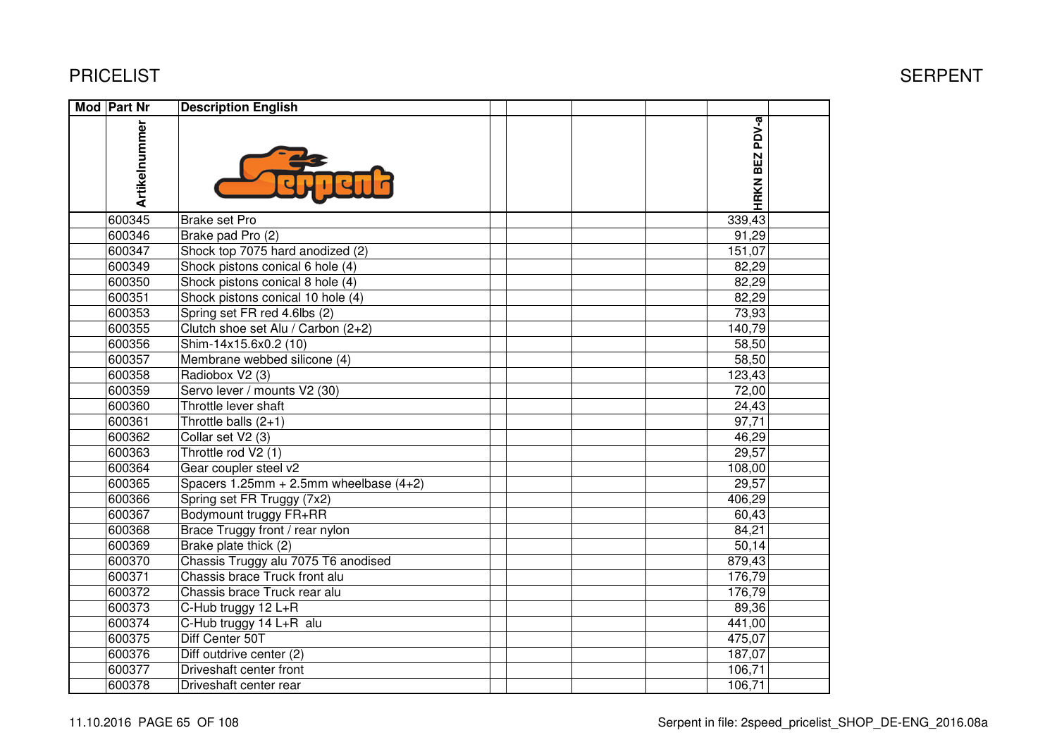# PRICELIST

SERPENT

| Mod | Part Nr | Description English | | | | | HRKN BEZ PDV-a | |
|---|---|---|---|---|---|---|---|---|
| | Artikelnummer | | | | | | | |
| | 600345 | Brake set Pro | | | | | 339,43 | |
| | 600346 | Brake pad Pro (2) | | | | | 91,29 | |
| | 600347 | Shock top 7075 hard anodized (2) | | | | | 151,07 | |
| | 600349 | Shock pistons conical 6 hole (4) | | | | | 82,29 | |
| | 600350 | Shock pistons conical 8 hole (4) | | | | | 82,29 | |
| | 600351 | Shock pistons conical 10 hole (4) | | | | | 82,29 | |
| | 600353 | Spring set FR red 4.6lbs (2) | | | | | 73,93 | |
| | 600355 | Clutch shoe set Alu / Carbon (2+2) | | | | | 140,79 | |
| | 600356 | Shim-14x15.6x0.2 (10) | | | | | 58,50 | |
| | 600357 | Membrane webbed silicone (4) | | | | | 58,50 | |
| | 600358 | Radiobox V2 (3) | | | | | 123,43 | |
| | 600359 | Servo lever / mounts V2 (30) | | | | | 72,00 | |
| | 600360 | Throttle lever shaft | | | | | 24,43 | |
| | 600361 | Throttle balls (2+1) | | | | | 97,71 | |
| | 600362 | Collar set V2 (3) | | | | | 46,29 | |
| | 600363 | Throttle rod V2 (1) | | | | | 29,57 | |
| | 600364 | Gear coupler steel v2 | | | | | 108,00 | |
| | 600365 | Spacers 1.25mm + 2.5mm wheelbase (4+2) | | | | | 29,57 | |
| | 600366 | Spring set FR Truggy (7x2) | | | | | 406,29 | |
| | 600367 | Bodymount truggy FR+RR | | | | | 60,43 | |
| | 600368 | Brace Truggy front / rear nylon | | | | | 84,21 | |
| | 600369 | Brake plate thick (2) | | | | | 50,14 | |
| | 600370 | Chassis Truggy alu 7075 T6 anodised | | | | | 879,43 | |
| | 600371 | Chassis brace Truck front alu | | | | | 176,79 | |
| | 600372 | Chassis brace Truck rear alu | | | | | 176,79 | |
| | 600373 | C-Hub truggy 12 L+R | | | | | 89,36 | |
| | 600374 | C-Hub truggy 14 L+R alu | | | | | 441,00 | |
| | 600375 | Diff Center 50T | | | | | 475,07 | |
| | 600376 | Diff outdrive center (2) | | | | | 187,07 | |
| | 600377 | Driveshaft center front | | | | | 106,71 | |
| | 600378 | Driveshaft center rear | | | | | 106,71 | |

11.10.2016 PAGE 65 OF 108 — Serpent in file: 2speed_pricelist_SHOP_DE-ENG_2016.08a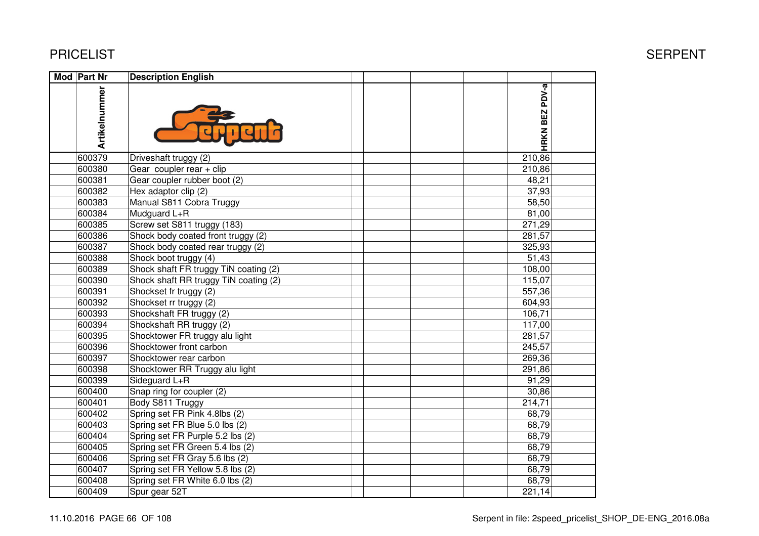| Mod | Part Nr | Description English | | | | | |
|---|---|---|---|---|---|---|---|
| | Artikelnummer | | | | | HRKN BEZ PDV-a | |
| | 600379 | Driveshaft truggy (2) | | | | 210,86 | |
| | 600380 | Gear coupler rear + clip | | | | 210,86 | |
| | 600381 | Gear coupler rubber boot (2) | | | | 48,21 | |
| | 600382 | Hex adaptor clip (2) | | | | 37,93 | |
| | 600383 | Manual S811 Cobra Truggy | | | | 58,50 | |
| | 600384 | Mudguard L+R | | | | 81,00 | |
| | 600385 | Screw set S811 truggy (183) | | | | 271,29 | |
| | 600386 | Shock body coated front truggy (2) | | | | 281,57 | |
| | 600387 | Shock body coated rear truggy (2) | | | | 325,93 | |
| | 600388 | Shock boot truggy (4) | | | | 51,43 | |
| | 600389 | Shock shaft FR truggy TiN coating (2) | | | | 108,00 | |
| | 600390 | Shock shaft RR truggy TiN coating (2) | | | | 115,07 | |
| | 600391 | Shockset fr truggy (2) | | | | 557,36 | |
| | 600392 | Shockset rr truggy (2) | | | | 604,93 | |
| | 600393 | Shockshaft FR truggy (2) | | | | 106,71 | |
| | 600394 | Shockshaft RR truggy (2) | | | | 117,00 | |
| | 600395 | Shocktower FR truggy alu light | | | | 281,57 | |
| | 600396 | Shocktower front carbon | | | | 245,57 | |
| | 600397 | Shocktower rear carbon | | | | 269,36 | |
| | 600398 | Shocktower RR Truggy alu light | | | | 291,86 | |
| | 600399 | Sideguard L+R | | | | 91,29 | |
| | 600400 | Snap ring for coupler (2) | | | | 30,86 | |
| | 600401 | Body S811 Truggy | | | | 214,71 | |
| | 600402 | Spring set FR Pink 4.8lbs (2) | | | | 68,79 | |
| | 600403 | Spring set FR Blue 5.0 lbs (2) | | | | 68,79 | |
| | 600404 | Spring set FR Purple 5.2 lbs (2) | | | | 68,79 | |
| | 600405 | Spring set FR Green 5.4 lbs (2) | | | | 68,79 | |
| | 600406 | Spring set FR Gray 5.6 lbs (2) | | | | 68,79 | |
| | 600407 | Spring set FR Yellow 5.8 lbs (2) | | | | 68,79 | |
| | 600408 | Spring set FR White 6.0 lbs (2) | | | | 68,79 | |
| | 600409 | Spur gear 52T | | | | 221,14 | |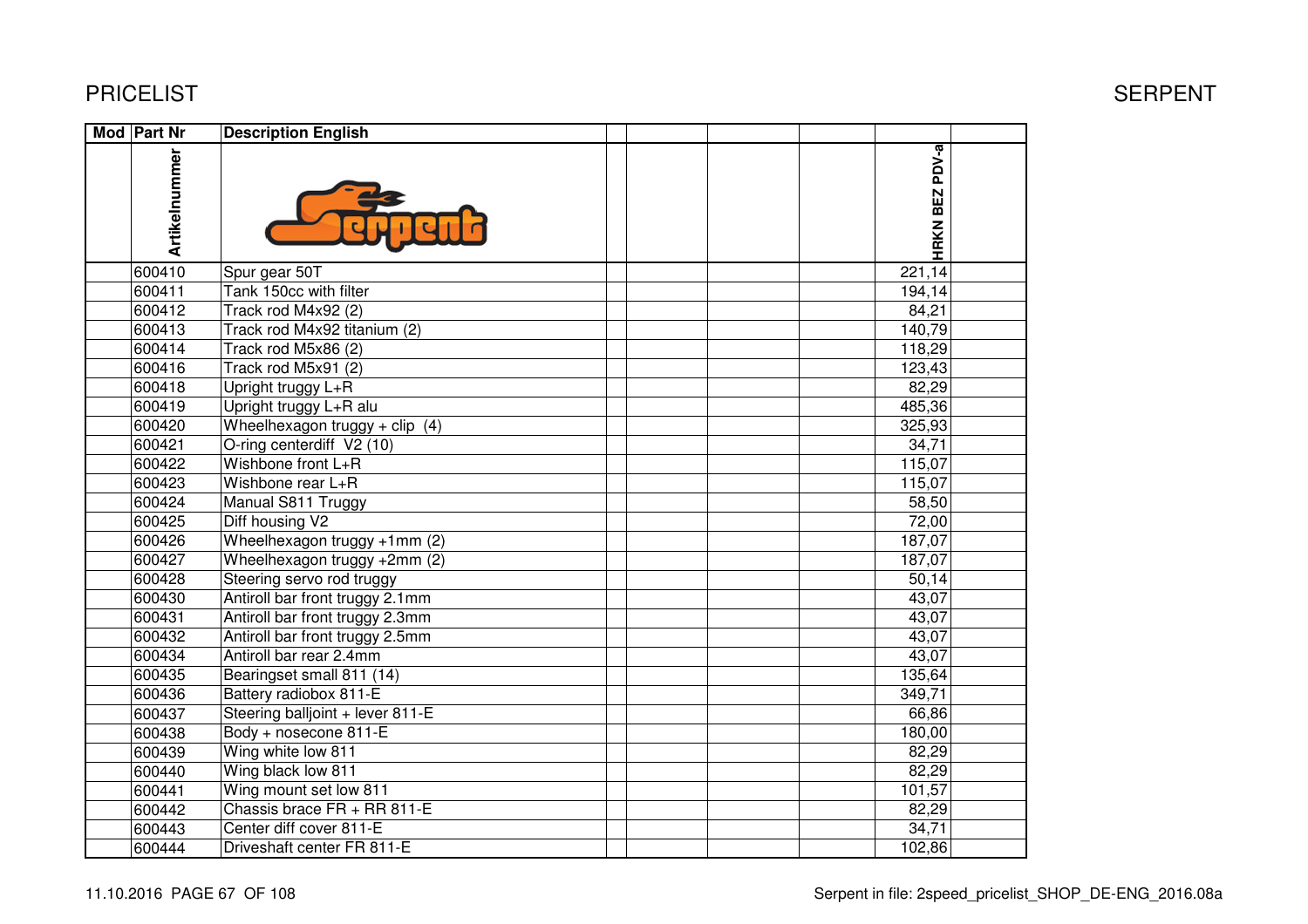# PRICELIST

SERPENT

| Mod | Part Nr | Description English | | | | | |
|---|---|---|---|---|---|---|---|
| | Artikelnummer | | | | | HRKN BEZ PDV-a | |
| | 600410 | Spur gear 50T | | | | 221,14 | |
| | 600411 | Tank 150cc with filter | | | | 194,14 | |
| | 600412 | Track rod M4x92 (2) | | | | 84,21 | |
| | 600413 | Track rod M4x92 titanium (2) | | | | 140,79 | |
| | 600414 | Track rod M5x86 (2) | | | | 118,29 | |
| | 600416 | Track rod M5x91 (2) | | | | 123,43 | |
| | 600418 | Upright truggy L+R | | | | 82,29 | |
| | 600419 | Upright truggy L+R alu | | | | 485,36 | |
| | 600420 | Wheelhexagon truggy + clip (4) | | | | 325,93 | |
| | 600421 | O-ring centerdiff V2 (10) | | | | 34,71 | |
| | 600422 | Wishbone front L+R | | | | 115,07 | |
| | 600423 | Wishbone rear L+R | | | | 115,07 | |
| | 600424 | Manual S811 Truggy | | | | 58,50 | |
| | 600425 | Diff housing V2 | | | | 72,00 | |
| | 600426 | Wheelhexagon truggy +1mm (2) | | | | 187,07 | |
| | 600427 | Wheelhexagon truggy +2mm (2) | | | | 187,07 | |
| | 600428 | Steering servo rod truggy | | | | 50,14 | |
| | 600430 | Antiroll bar front truggy 2.1mm | | | | 43,07 | |
| | 600431 | Antiroll bar front truggy 2.3mm | | | | 43,07 | |
| | 600432 | Antiroll bar front truggy 2.5mm | | | | 43,07 | |
| | 600434 | Antiroll bar rear 2.4mm | | | | 43,07 | |
| | 600435 | Bearingset small 811 (14) | | | | 135,64 | |
| | 600436 | Battery radiobox 811-E | | | | 349,71 | |
| | 600437 | Steering balljoint + lever 811-E | | | | 66,86 | |
| | 600438 | Body + nosecone 811-E | | | | 180,00 | |
| | 600439 | Wing white low 811 | | | | 82,29 | |
| | 600440 | Wing black low 811 | | | | 82,29 | |
| | 600441 | Wing mount set low 811 | | | | 101,57 | |
| | 600442 | Chassis brace FR + RR 811-E | | | | 82,29 | |
| | 600443 | Center diff cover 811-E | | | | 34,71 | |
| | 600444 | Driveshaft center FR 811-E | | | | 102,86 | |

11.10.2016 PAGE 67 OF 108 — Serpent in file: 2speed_pricelist_SHOP_DE-ENG_2016.08a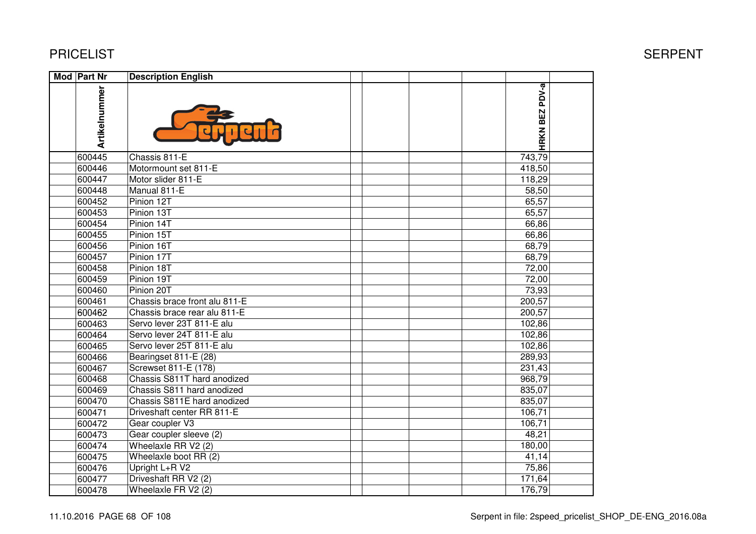# PRICELIST

SERPENT

| Mod | Part Nr | Description English | | | | | HRKN BEZ PDV-a | |
|---|---|---|---|---|---|---|---|---|
| | Artikelnummer | | | | | | | |
| | 600445 | Chassis 811-E | | | | | 743,79 | |
| | 600446 | Motormount set 811-E | | | | | 418,50 | |
| | 600447 | Motor slider 811-E | | | | | 118,29 | |
| | 600448 | Manual 811-E | | | | | 58,50 | |
| | 600452 | Pinion 12T | | | | | 65,57 | |
| | 600453 | Pinion 13T | | | | | 65,57 | |
| | 600454 | Pinion 14T | | | | | 66,86 | |
| | 600455 | Pinion 15T | | | | | 66,86 | |
| | 600456 | Pinion 16T | | | | | 68,79 | |
| | 600457 | Pinion 17T | | | | | 68,79 | |
| | 600458 | Pinion 18T | | | | | 72,00 | |
| | 600459 | Pinion 19T | | | | | 72,00 | |
| | 600460 | Pinion 20T | | | | | 73,93 | |
| | 600461 | Chassis brace front alu 811-E | | | | | 200,57 | |
| | 600462 | Chassis brace rear alu 811-E | | | | | 200,57 | |
| | 600463 | Servo lever 23T 811-E alu | | | | | 102,86 | |
| | 600464 | Servo lever 24T 811-E alu | | | | | 102,86 | |
| | 600465 | Servo lever 25T 811-E alu | | | | | 102,86 | |
| | 600466 | Bearingset 811-E (28) | | | | | 289,93 | |
| | 600467 | Screwset 811-E (178) | | | | | 231,43 | |
| | 600468 | Chassis S811T hard anodized | | | | | 968,79 | |
| | 600469 | Chassis S811 hard anodized | | | | | 835,07 | |
| | 600470 | Chassis S811E hard anodized | | | | | 835,07 | |
| | 600471 | Driveshaft center RR 811-E | | | | | 106,71 | |
| | 600472 | Gear coupler V3 | | | | | 106,71 | |
| | 600473 | Gear coupler sleeve (2) | | | | | 48,21 | |
| | 600474 | Wheelaxle RR V2 (2) | | | | | 180,00 | |
| | 600475 | Wheelaxle boot RR (2) | | | | | 41,14 | |
| | 600476 | Upright L+R V2 | | | | | 75,86 | |
| | 600477 | Driveshaft RR V2 (2) | | | | | 171,64 | |
| | 600478 | Wheelaxle FR V2 (2) | | | | | 176,79 | |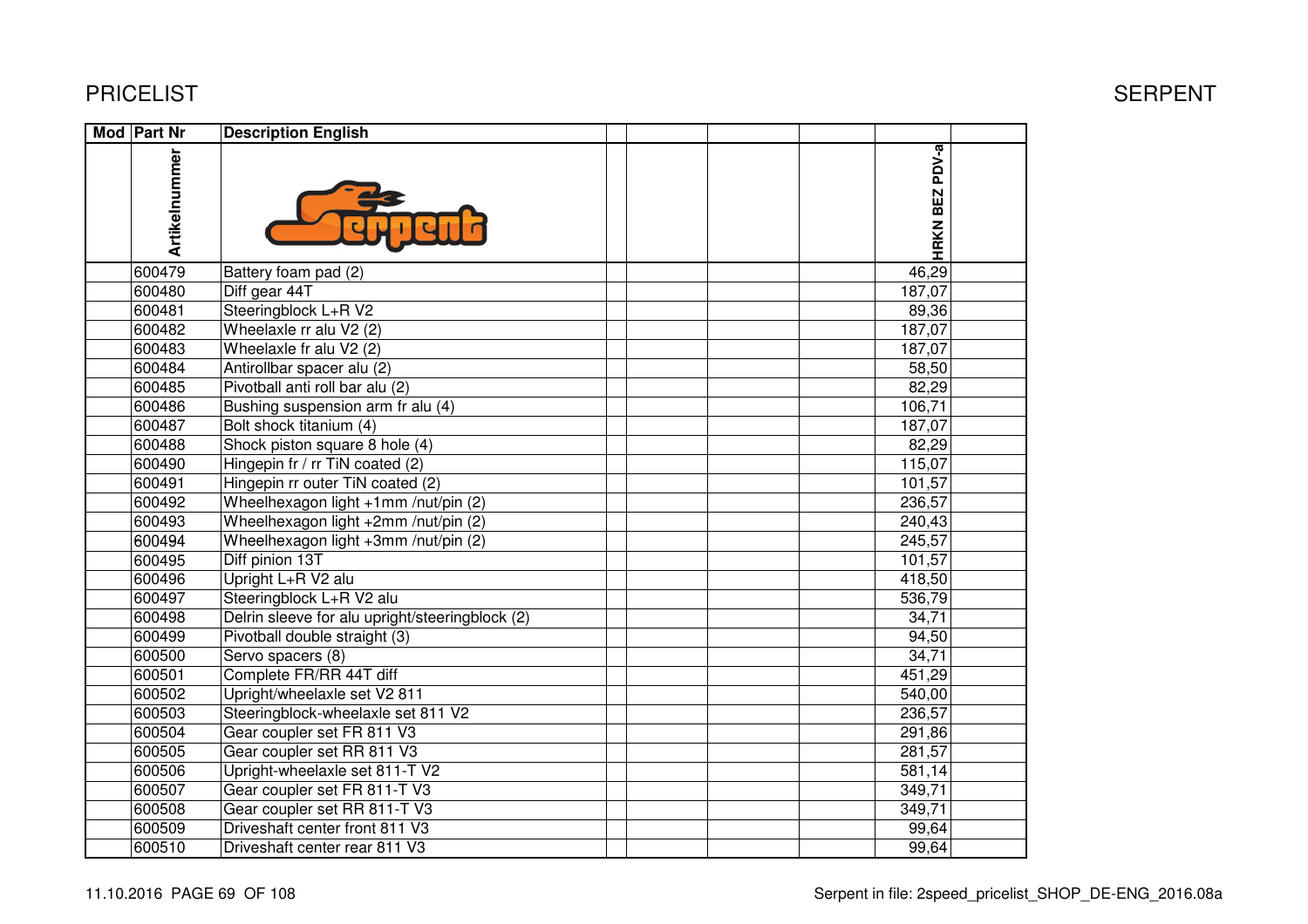# PRICELIST

SERPENT

| Mod | Part Nr | Description English | | | | | HRKN BEZ PDV-a | |
|---|---|---|---|---|---|---|---|---|
| | Artikelnummer | | | | | | | |
| | 600479 | Battery foam pad (2) | | | | | 46,29 | |
| | 600480 | Diff gear 44T | | | | | 187,07 | |
| | 600481 | Steeringblock L+R V2 | | | | | 89,36 | |
| | 600482 | Wheelaxle rr alu V2 (2) | | | | | 187,07 | |
| | 600483 | Wheelaxle fr alu V2 (2) | | | | | 187,07 | |
| | 600484 | Antirollbar spacer alu (2) | | | | | 58,50 | |
| | 600485 | Pivotball anti roll bar alu (2) | | | | | 82,29 | |
| | 600486 | Bushing suspension arm fr alu (4) | | | | | 106,71 | |
| | 600487 | Bolt shock titanium (4) | | | | | 187,07 | |
| | 600488 | Shock piston square 8 hole (4) | | | | | 82,29 | |
| | 600490 | Hingepin fr / rr TiN coated (2) | | | | | 115,07 | |
| | 600491 | Hingepin rr outer TiN coated (2) | | | | | 101,57 | |
| | 600492 | Wheelhexagon light +1mm /nut/pin (2) | | | | | 236,57 | |
| | 600493 | Wheelhexagon light +2mm /nut/pin (2) | | | | | 240,43 | |
| | 600494 | Wheelhexagon light +3mm /nut/pin (2) | | | | | 245,57 | |
| | 600495 | Diff pinion 13T | | | | | 101,57 | |
| | 600496 | Upright L+R V2 alu | | | | | 418,50 | |
| | 600497 | Steeringblock L+R V2 alu | | | | | 536,79 | |
| | 600498 | Delrin sleeve for alu upright/steeringblock (2) | | | | | 34,71 | |
| | 600499 | Pivotball double straight (3) | | | | | 94,50 | |
| | 600500 | Servo spacers (8) | | | | | 34,71 | |
| | 600501 | Complete FR/RR 44T diff | | | | | 451,29 | |
| | 600502 | Upright/wheelaxle set V2 811 | | | | | 540,00 | |
| | 600503 | Steeringblock-wheelaxle set 811 V2 | | | | | 236,57 | |
| | 600504 | Gear coupler set FR 811 V3 | | | | | 291,86 | |
| | 600505 | Gear coupler set RR 811 V3 | | | | | 281,57 | |
| | 600506 | Upright-wheelaxle set 811-T V2 | | | | | 581,14 | |
| | 600507 | Gear coupler set FR 811-T V3 | | | | | 349,71 | |
| | 600508 | Gear coupler set RR 811-T V3 | | | | | 349,71 | |
| | 600509 | Driveshaft center front 811 V3 | | | | | 99,64 | |
| | 600510 | Driveshaft center rear 811 V3 | | | | | 99,64 | |

11.10.2016 PAGE 69 OF 108

Serpent in file: 2speed_pricelist_SHOP_DE-ENG_2016.08a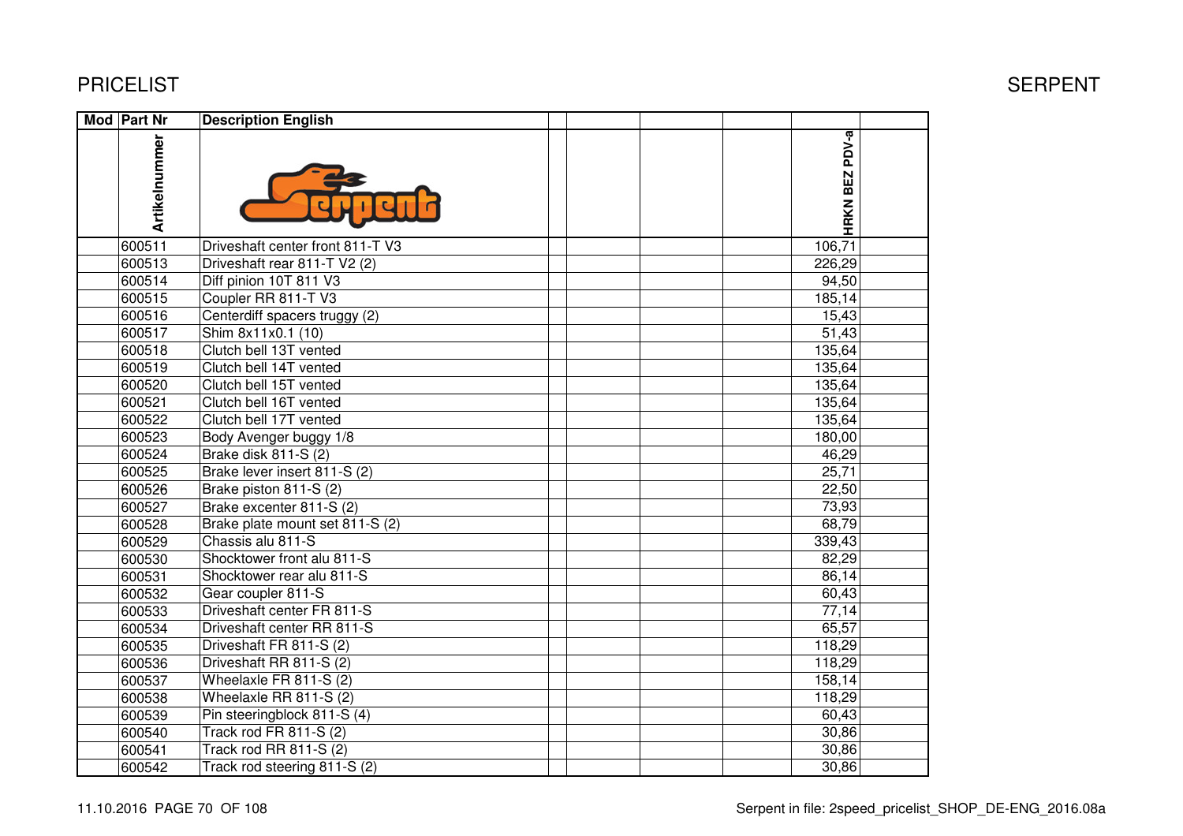# PRICELIST

SERPENT

| Mod | Part Nr | Description English | | | | | |
|---|---|---|---|---|---|---|---|
| | Artikelnummer | | | | | HRKN BEZ PDV-a | |
| | 600511 | Driveshaft center front 811-T V3 | | | | 106,71 | |
| | 600513 | Driveshaft rear 811-T V2 (2) | | | | 226,29 | |
| | 600514 | Diff pinion 10T 811 V3 | | | | 94,50 | |
| | 600515 | Coupler RR 811-T V3 | | | | 185,14 | |
| | 600516 | Centerdiff spacers truggy (2) | | | | 15,43 | |
| | 600517 | Shim 8x11x0.1 (10) | | | | 51,43 | |
| | 600518 | Clutch bell 13T vented | | | | 135,64 | |
| | 600519 | Clutch bell 14T vented | | | | 135,64 | |
| | 600520 | Clutch bell 15T vented | | | | 135,64 | |
| | 600521 | Clutch bell 16T vented | | | | 135,64 | |
| | 600522 | Clutch bell 17T vented | | | | 135,64 | |
| | 600523 | Body Avenger buggy 1/8 | | | | 180,00 | |
| | 600524 | Brake disk 811-S (2) | | | | 46,29 | |
| | 600525 | Brake lever insert 811-S (2) | | | | 25,71 | |
| | 600526 | Brake piston 811-S (2) | | | | 22,50 | |
| | 600527 | Brake excenter 811-S (2) | | | | 73,93 | |
| | 600528 | Brake plate mount set 811-S (2) | | | | 68,79 | |
| | 600529 | Chassis alu 811-S | | | | 339,43 | |
| | 600530 | Shocktower front alu 811-S | | | | 82,29 | |
| | 600531 | Shocktower rear alu 811-S | | | | 86,14 | |
| | 600532 | Gear coupler 811-S | | | | 60,43 | |
| | 600533 | Driveshaft center FR 811-S | | | | 77,14 | |
| | 600534 | Driveshaft center RR 811-S | | | | 65,57 | |
| | 600535 | Driveshaft FR 811-S (2) | | | | 118,29 | |
| | 600536 | Driveshaft RR 811-S (2) | | | | 118,29 | |
| | 600537 | Wheelaxle FR 811-S (2) | | | | 158,14 | |
| | 600538 | Wheelaxle RR 811-S (2) | | | | 118,29 | |
| | 600539 | Pin steeringblock 811-S (4) | | | | 60,43 | |
| | 600540 | Track rod FR 811-S (2) | | | | 30,86 | |
| | 600541 | Track rod RR 811-S (2) | | | | 30,86 | |
| | 600542 | Track rod steering 811-S (2) | | | | 30,86 | |

11.10.2016 Serpent in file: 2speed_pricelist_SHOP_DE-ENG_2016.08a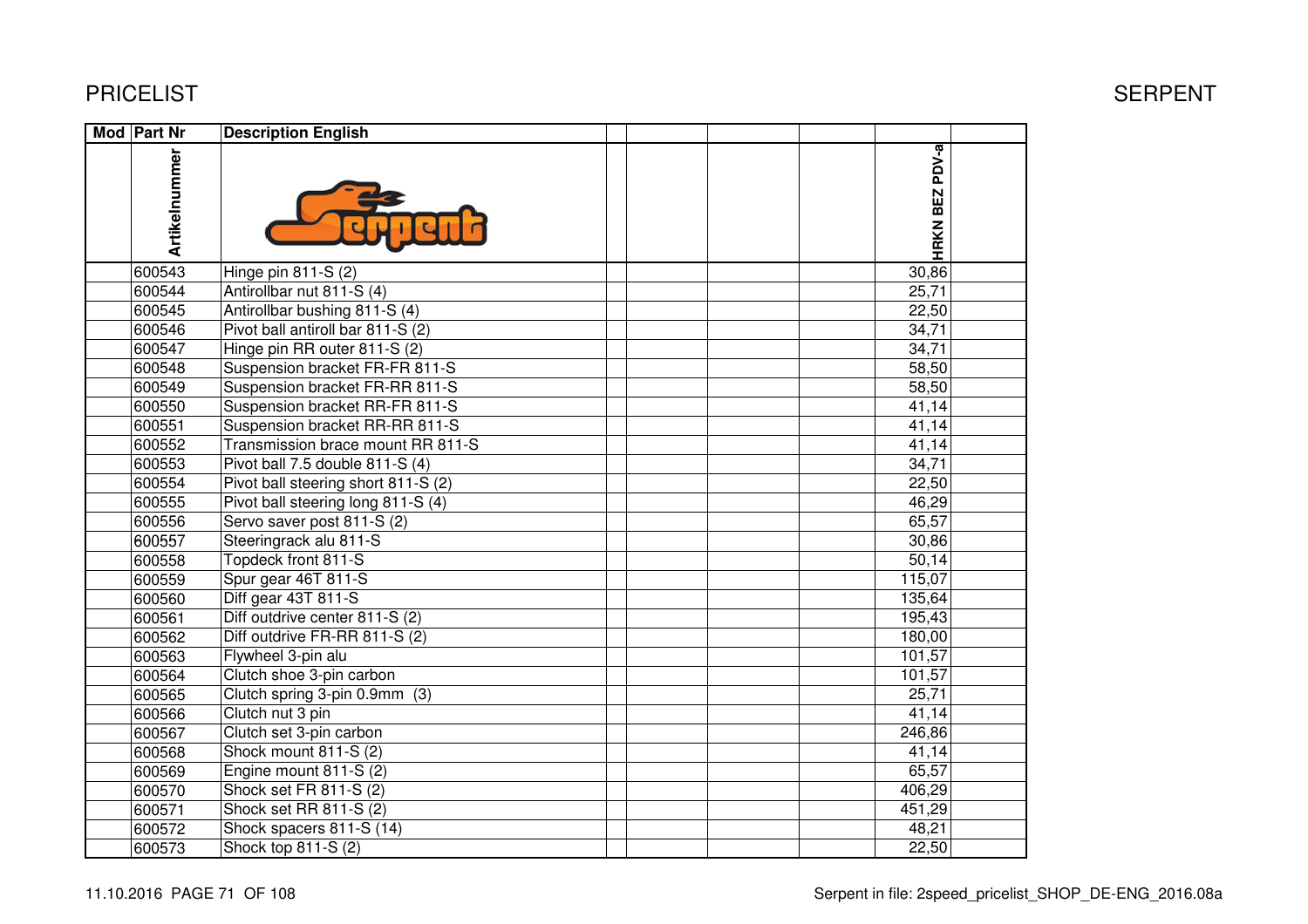PRICELIST

SERPENT

| Mod | Part Nr | Description English | | | | | HRKN BEZ PDV-a | |
|---|---|---|---|---|---|---|---|---|
| | Artikelnummer | | | | | | | |
| | 600543 | Hinge pin 811-S (2) | | | | | 30,86 | |
| | 600544 | Antirollbar nut 811-S (4) | | | | | 25,71 | |
| | 600545 | Antirollbar bushing 811-S (4) | | | | | 22,50 | |
| | 600546 | Pivot ball antiroll bar 811-S (2) | | | | | 34,71 | |
| | 600547 | Hinge pin RR outer 811-S (2) | | | | | 34,71 | |
| | 600548 | Suspension bracket FR-FR 811-S | | | | | 58,50 | |
| | 600549 | Suspension bracket FR-RR 811-S | | | | | 58,50 | |
| | 600550 | Suspension bracket RR-FR 811-S | | | | | 41,14 | |
| | 600551 | Suspension bracket RR-RR 811-S | | | | | 41,14 | |
| | 600552 | Transmission brace mount RR 811-S | | | | | 41,14 | |
| | 600553 | Pivot ball 7.5 double 811-S (4) | | | | | 34,71 | |
| | 600554 | Pivot ball steering short 811-S (2) | | | | | 22,50 | |
| | 600555 | Pivot ball steering long 811-S (4) | | | | | 46,29 | |
| | 600556 | Servo saver post 811-S (2) | | | | | 65,57 | |
| | 600557 | Steeringrack alu 811-S | | | | | 30,86 | |
| | 600558 | Topdeck front 811-S | | | | | 50,14 | |
| | 600559 | Spur gear 46T 811-S | | | | | 115,07 | |
| | 600560 | Diff gear 43T 811-S | | | | | 135,64 | |
| | 600561 | Diff outdrive center 811-S (2) | | | | | 195,43 | |
| | 600562 | Diff outdrive FR-RR 811-S (2) | | | | | 180,00 | |
| | 600563 | Flywheel 3-pin alu | | | | | 101,57 | |
| | 600564 | Clutch shoe 3-pin carbon | | | | | 101,57 | |
| | 600565 | Clutch spring 3-pin 0.9mm (3) | | | | | 25,71 | |
| | 600566 | Clutch nut 3 pin | | | | | 41,14 | |
| | 600567 | Clutch set 3-pin carbon | | | | | 246,86 | |
| | 600568 | Shock mount 811-S (2) | | | | | 41,14 | |
| | 600569 | Engine mount 811-S (2) | | | | | 65,57 | |
| | 600570 | Shock set FR 811-S (2) | | | | | 406,29 | |
| | 600571 | Shock set RR 811-S (2) | | | | | 451,29 | |
| | 600572 | Shock spacers 811-S (14) | | | | | 48,21 | |
| | 600573 | Shock top 811-S (2) | | | | | 22,50 | |

11.10.2016 PAGE 71 OF 108 Serpent in file: 2speed_pricelist_SHOP_DE-ENG_2016.08a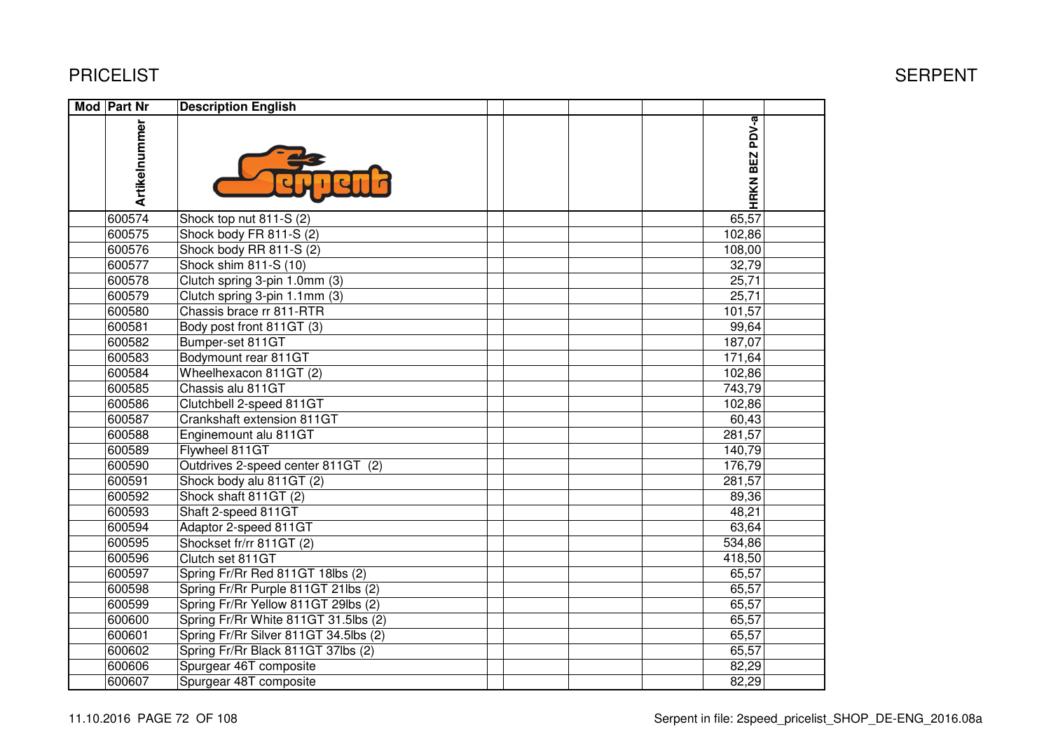# PRICELIST

| Mod | Part Nr | Description English | | | | | |
|---|---|---|---|---|---|---|---|
| | Artikelnummer | | | | | HRKN BEZ PDV-a | |
| | 600574 | Shock top nut 811-S (2) | | | | 65,57 | |
| | 600575 | Shock body FR 811-S (2) | | | | 102,86 | |
| | 600576 | Shock body RR 811-S (2) | | | | 108,00 | |
| | 600577 | Shock shim 811-S (10) | | | | 32,79 | |
| | 600578 | Clutch spring 3-pin 1.0mm (3) | | | | 25,71 | |
| | 600579 | Clutch spring 3-pin 1.1mm (3) | | | | 25,71 | |
| | 600580 | Chassis brace rr 811-RTR | | | | 101,57 | |
| | 600581 | Body post front 811GT (3) | | | | 99,64 | |
| | 600582 | Bumper-set 811GT | | | | 187,07 | |
| | 600583 | Bodymount rear 811GT | | | | 171,64 | |
| | 600584 | Wheelhexacon 811GT (2) | | | | 102,86 | |
| | 600585 | Chassis alu 811GT | | | | 743,79 | |
| | 600586 | Clutchbell 2-speed 811GT | | | | 102,86 | |
| | 600587 | Crankshaft extension 811GT | | | | 60,43 | |
| | 600588 | Enginemount alu 811GT | | | | 281,57 | |
| | 600589 | Flywheel 811GT | | | | 140,79 | |
| | 600590 | Outdrives 2-speed center 811GT (2) | | | | 176,79 | |
| | 600591 | Shock body alu 811GT (2) | | | | 281,57 | |
| | 600592 | Shock shaft 811GT (2) | | | | 89,36 | |
| | 600593 | Shaft 2-speed 811GT | | | | 48,21 | |
| | 600594 | Adaptor 2-speed 811GT | | | | 63,64 | |
| | 600595 | Shockset fr/rr 811GT (2) | | | | 534,86 | |
| | 600596 | Clutch set 811GT | | | | 418,50 | |
| | 600597 | Spring Fr/Rr Red 811GT 18lbs (2) | | | | 65,57 | |
| | 600598 | Spring Fr/Rr Purple 811GT 21lbs (2) | | | | 65,57 | |
| | 600599 | Spring Fr/Rr Yellow 811GT 29lbs (2) | | | | 65,57 | |
| | 600600 | Spring Fr/Rr White 811GT 31.5lbs (2) | | | | 65,57 | |
| | 600601 | Spring Fr/Rr Silver 811GT 34.5lbs (2) | | | | 65,57 | |
| | 600602 | Spring Fr/Rr Black 811GT 37lbs (2) | | | | 65,57 | |
| | 600606 | Spurgear 46T composite | | | | 82,29 | |
| | 600607 | Spurgear 48T composite | | | | 82,29 | |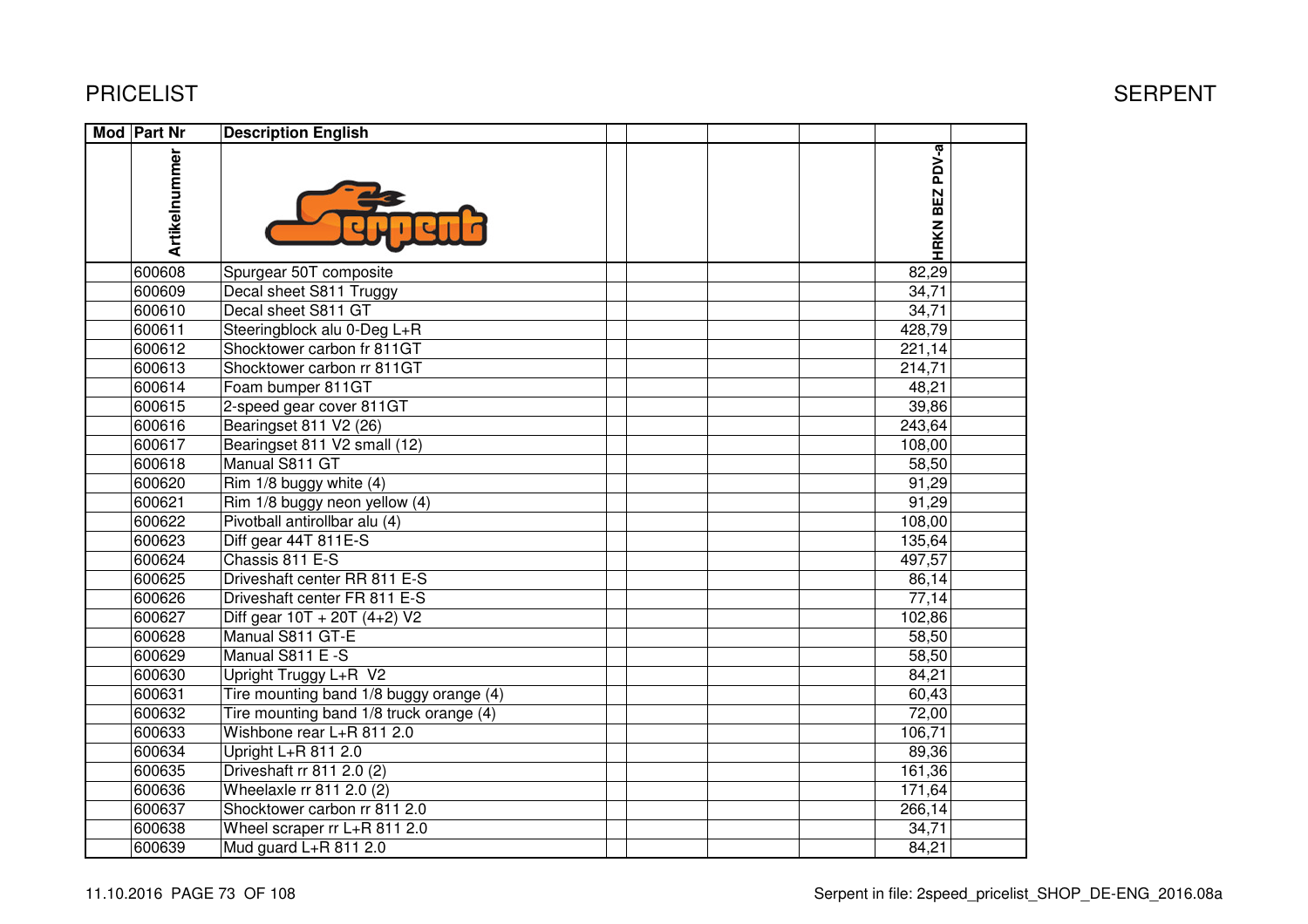| Mod | Part Nr | Description English | | | | | HRKN BEZ PDV-a | |
|---|---|---|---|---|---|---|---|---|
| | Artikelnummer | | | | | | | |
| | 600608 | Spurgear 50T composite | | | | | 82,29 | |
| | 600609 | Decal sheet S811 Truggy | | | | | 34,71 | |
| | 600610 | Decal sheet S811 GT | | | | | 34,71 | |
| | 600611 | Steeringblock alu 0-Deg L+R | | | | | 428,79 | |
| | 600612 | Shocktower carbon fr 811GT | | | | | 221,14 | |
| | 600613 | Shocktower carbon rr 811GT | | | | | 214,71 | |
| | 600614 | Foam bumper 811GT | | | | | 48,21 | |
| | 600615 | 2-speed gear cover 811GT | | | | | 39,86 | |
| | 600616 | Bearingset 811 V2 (26) | | | | | 243,64 | |
| | 600617 | Bearingset 811 V2 small (12) | | | | | 108,00 | |
| | 600618 | Manual S811 GT | | | | | 58,50 | |
| | 600620 | Rim 1/8 buggy white (4) | | | | | 91,29 | |
| | 600621 | Rim 1/8 buggy neon yellow (4) | | | | | 91,29 | |
| | 600622 | Pivotball antirollbar alu (4) | | | | | 108,00 | |
| | 600623 | Diff gear 44T 811E-S | | | | | 135,64 | |
| | 600624 | Chassis 811 E-S | | | | | 497,57 | |
| | 600625 | Driveshaft center RR 811 E-S | | | | | 86,14 | |
| | 600626 | Driveshaft center FR 811 E-S | | | | | 77,14 | |
| | 600627 | Diff gear 10T + 20T (4+2) V2 | | | | | 102,86 | |
| | 600628 | Manual S811 GT-E | | | | | 58,50 | |
| | 600629 | Manual S811 E -S | | | | | 58,50 | |
| | 600630 | Upright Truggy L+R V2 | | | | | 84,21 | |
| | 600631 | Tire mounting band 1/8 buggy orange (4) | | | | | 60,43 | |
| | 600632 | Tire mounting band 1/8 truck orange (4) | | | | | 72,00 | |
| | 600633 | Wishbone rear L+R 811 2.0 | | | | | 106,71 | |
| | 600634 | Upright L+R 811 2.0 | | | | | 89,36 | |
| | 600635 | Driveshaft rr 811 2.0 (2) | | | | | 161,36 | |
| | 600636 | Wheelaxle rr 811 2.0 (2) | | | | | 171,64 | |
| | 600637 | Shocktower carbon rr 811 2.0 | | | | | 266,14 | |
| | 600638 | Wheel scraper rr L+R 811 2.0 | | | | | 34,71 | |
| | 600639 | Mud guard L+R 811 2.0 | | | | | 84,21 | |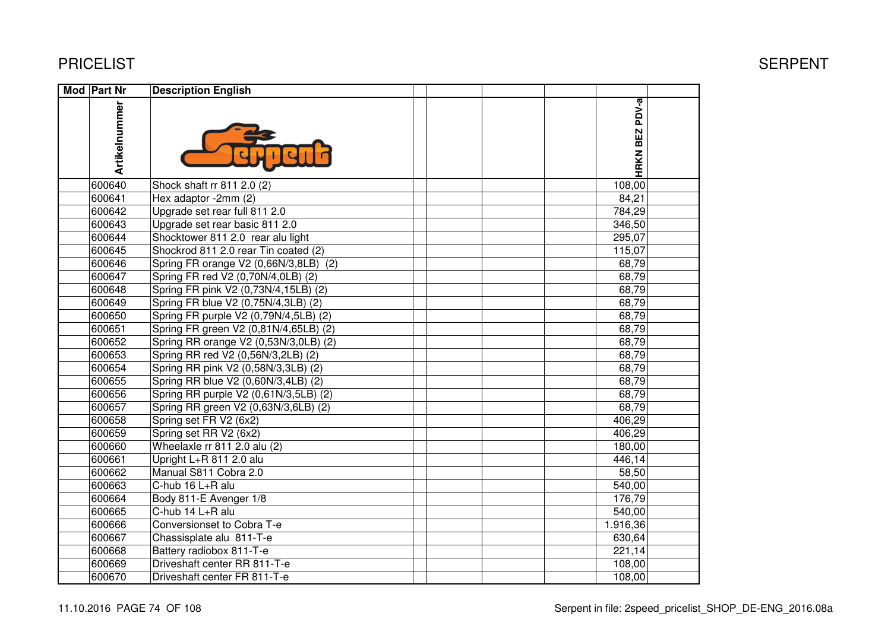# PRICELIST

SERPENT

| Mod | Part Nr | Description English | | | | | HRKN BEZ PDV-a | |
|---|---|---|---|---|---|---|---|---|
| | Artikelnummer | | | | | | | |
| | 600640 | Shock shaft rr 811 2.0 (2) | | | | | 108,00 | |
| | 600641 | Hex adaptor -2mm (2) | | | | | 84,21 | |
| | 600642 | Upgrade set rear full 811 2.0 | | | | | 784,29 | |
| | 600643 | Upgrade set rear basic 811 2.0 | | | | | 346,50 | |
| | 600644 | Shocktower 811 2.0 rear alu light | | | | | 295,07 | |
| | 600645 | Shockrod 811 2.0 rear Tin coated (2) | | | | | 115,07 | |
| | 600646 | Spring FR orange V2 (0,66N/3,8LB) (2) | | | | | 68,79 | |
| | 600647 | Spring FR red V2 (0,70N/4,0LB) (2) | | | | | 68,79 | |
| | 600648 | Spring FR pink V2 (0,73N/4,15LB) (2) | | | | | 68,79 | |
| | 600649 | Spring FR blue V2 (0,75N/4,3LB) (2) | | | | | 68,79 | |
| | 600650 | Spring FR purple V2 (0,79N/4,5LB) (2) | | | | | 68,79 | |
| | 600651 | Spring FR green V2 (0,81N/4,65LB) (2) | | | | | 68,79 | |
| | 600652 | Spring RR orange V2 (0,53N/3,0LB) (2) | | | | | 68,79 | |
| | 600653 | Spring RR red V2 (0,56N/3,2LB) (2) | | | | | 68,79 | |
| | 600654 | Spring RR pink V2 (0,58N/3,3LB) (2) | | | | | 68,79 | |
| | 600655 | Spring RR blue V2 (0,60N/3,4LB) (2) | | | | | 68,79 | |
| | 600656 | Spring RR purple V2 (0,61N/3,5LB) (2) | | | | | 68,79 | |
| | 600657 | Spring RR green V2 (0,63N/3,6LB) (2) | | | | | 68,79 | |
| | 600658 | Spring set FR V2 (6x2) | | | | | 406,29 | |
| | 600659 | Spring set RR V2 (6x2) | | | | | 406,29 | |
| | 600660 | Wheelaxle rr 811 2.0 alu (2) | | | | | 180,00 | |
| | 600661 | Upright L+R 811 2.0 alu | | | | | 446,14 | |
| | 600662 | Manual S811 Cobra 2.0 | | | | | 58,50 | |
| | 600663 | C-hub 16 L+R alu | | | | | 540,00 | |
| | 600664 | Body 811-E Avenger 1/8 | | | | | 176,79 | |
| | 600665 | C-hub 14 L+R alu | | | | | 540,00 | |
| | 600666 | Conversionset to Cobra T-e | | | | | 1.916,36 | |
| | 600667 | Chassisplate alu 811-T-e | | | | | 630,64 | |
| | 600668 | Battery radiobox 811-T-e | | | | | 221,14 | |
| | 600669 | Driveshaft center RR 811-T-e | | | | | 108,00 | |
| | 600670 | Driveshaft center FR 811-T-e | | | | | 108,00 | |

11.10.2016 PAGE 74 OF 108

Serpent in file: 2speed_pricelist_SHOP_DE-ENG_2016.08a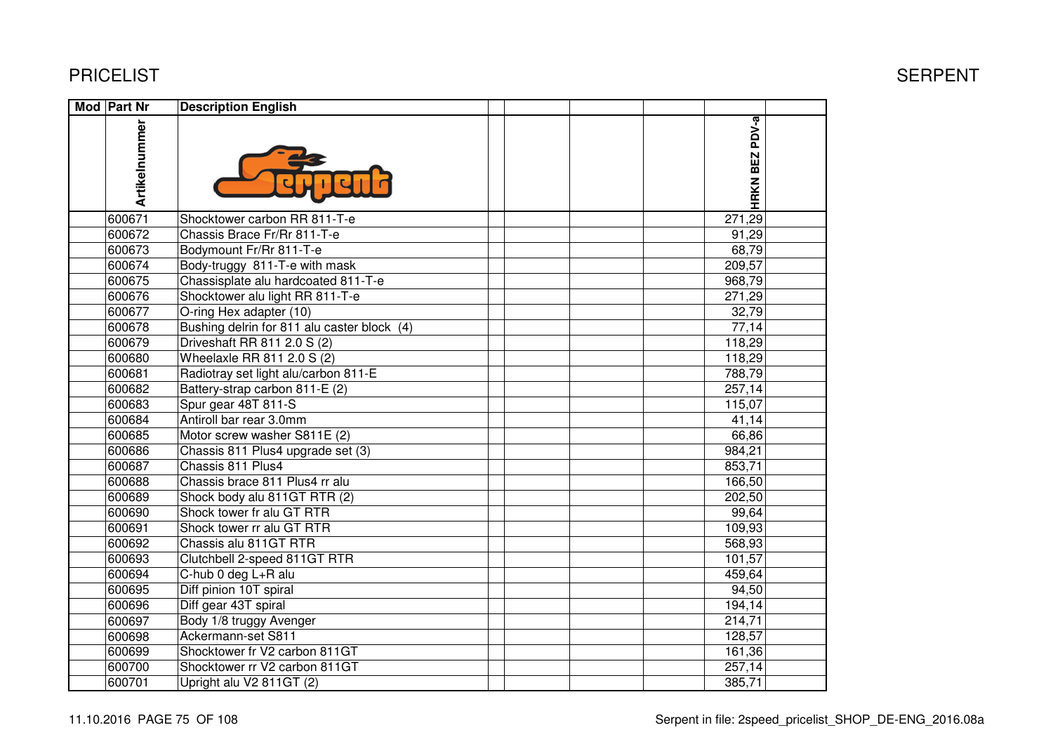# PRICELIST

SERPENT

| Mod | Part Nr | Description English | | | | | HRKN BEZ PDV-a | |
|---|---|---|---|---|---|---|---|---|
| | Artikelnummer | | | | | | | |
| | 600671 | Shocktower carbon RR 811-T-e | | | | | 271,29 | |
| | 600672 | Chassis Brace Fr/Rr 811-T-e | | | | | 91,29 | |
| | 600673 | Bodymount Fr/Rr 811-T-e | | | | | 68,79 | |
| | 600674 | Body-truggy 811-T-e with mask | | | | | 209,57 | |
| | 600675 | Chassisplate alu hardcoated 811-T-e | | | | | 968,79 | |
| | 600676 | Shocktower alu light RR 811-T-e | | | | | 271,29 | |
| | 600677 | O-ring Hex adapter (10) | | | | | 32,79 | |
| | 600678 | Bushing delrin for 811 alu caster block (4) | | | | | 77,14 | |
| | 600679 | Driveshaft RR 811 2.0 S (2) | | | | | 118,29 | |
| | 600680 | Wheelaxle RR 811 2.0 S (2) | | | | | 118,29 | |
| | 600681 | Radiotray set light alu/carbon 811-E | | | | | 788,79 | |
| | 600682 | Battery-strap carbon 811-E (2) | | | | | 257,14 | |
| | 600683 | Spur gear 48T 811-S | | | | | 115,07 | |
| | 600684 | Antiroll bar rear 3.0mm | | | | | 41,14 | |
| | 600685 | Motor screw washer S811E (2) | | | | | 66,86 | |
| | 600686 | Chassis 811 Plus4 upgrade set (3) | | | | | 984,21 | |
| | 600687 | Chassis 811 Plus4 | | | | | 853,71 | |
| | 600688 | Chassis brace 811 Plus4 rr alu | | | | | 166,50 | |
| | 600689 | Shock body alu 811GT RTR (2) | | | | | 202,50 | |
| | 600690 | Shock tower fr alu GT RTR | | | | | 99,64 | |
| | 600691 | Shock tower rr alu GT RTR | | | | | 109,93 | |
| | 600692 | Chassis alu 811GT RTR | | | | | 568,93 | |
| | 600693 | Clutchbell 2-speed 811GT RTR | | | | | 101,57 | |
| | 600694 | C-hub 0 deg L+R alu | | | | | 459,64 | |
| | 600695 | Diff pinion 10T spiral | | | | | 94,50 | |
| | 600696 | Diff gear 43T spiral | | | | | 194,14 | |
| | 600697 | Body 1/8 truggy Avenger | | | | | 214,71 | |
| | 600698 | Ackermann-set S811 | | | | | 128,57 | |
| | 600699 | Shocktower fr V2 carbon 811GT | | | | | 161,36 | |
| | 600700 | Shocktower rr V2 carbon 811GT | | | | | 257,14 | |
| | 600701 | Upright alu V2 811GT (2) | | | | | 385,71 | |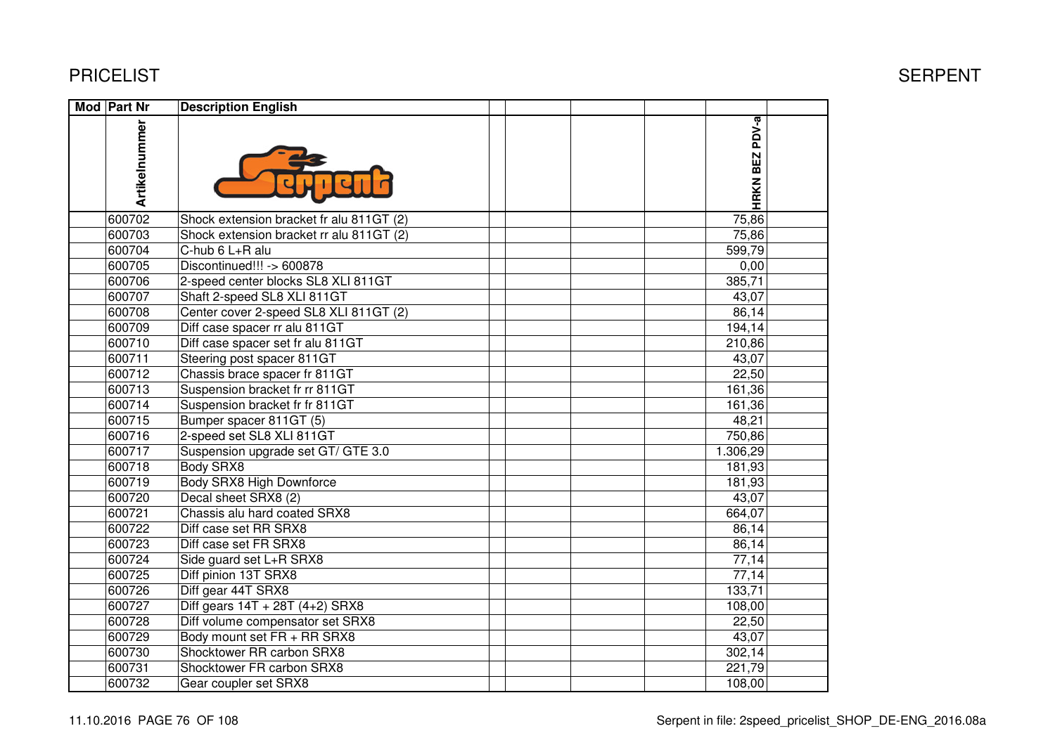PRICELIST SERPENT

| Mod | Part Nr | Description English | | | | | |
|---|---|---|---|---|---|---|---|
| | Artikelnummer | | | | | HRKN BEZ PDV-a | |
| | 600702 | Shock extension bracket fr alu 811GT (2) | | | | 75,86 | |
| | 600703 | Shock extension bracket rr alu 811GT (2) | | | | 75,86 | |
| | 600704 | C-hub 6 L+R alu | | | | 599,79 | |
| | 600705 | Discontinued!!! -> 600878 | | | | 0,00 | |
| | 600706 | 2-speed center blocks SL8 XLI 811GT | | | | 385,71 | |
| | 600707 | Shaft 2-speed SL8 XLI 811GT | | | | 43,07 | |
| | 600708 | Center cover 2-speed SL8 XLI 811GT (2) | | | | 86,14 | |
| | 600709 | Diff case spacer rr alu 811GT | | | | 194,14 | |
| | 600710 | Diff case spacer set fr alu 811GT | | | | 210,86 | |
| | 600711 | Steering post spacer 811GT | | | | 43,07 | |
| | 600712 | Chassis brace spacer fr 811GT | | | | 22,50 | |
| | 600713 | Suspension bracket fr rr 811GT | | | | 161,36 | |
| | 600714 | Suspension bracket fr fr 811GT | | | | 161,36 | |
| | 600715 | Bumper spacer 811GT (5) | | | | 48,21 | |
| | 600716 | 2-speed set SL8 XLI 811GT | | | | 750,86 | |
| | 600717 | Suspension upgrade set GT/ GTE 3.0 | | | | 1.306,29 | |
| | 600718 | Body SRX8 | | | | 181,93 | |
| | 600719 | Body SRX8 High Downforce | | | | 181,93 | |
| | 600720 | Decal sheet SRX8 (2) | | | | 43,07 | |
| | 600721 | Chassis alu hard coated SRX8 | | | | 664,07 | |
| | 600722 | Diff case set RR SRX8 | | | | 86,14 | |
| | 600723 | Diff case set FR SRX8 | | | | 86,14 | |
| | 600724 | Side guard set L+R SRX8 | | | | 77,14 | |
| | 600725 | Diff pinion 13T SRX8 | | | | 77,14 | |
| | 600726 | Diff gear 44T SRX8 | | | | 133,71 | |
| | 600727 | Diff gears 14T + 28T (4+2) SRX8 | | | | 108,00 | |
| | 600728 | Diff volume compensator set SRX8 | | | | 22,50 | |
| | 600729 | Body mount set FR + RR SRX8 | | | | 43,07 | |
| | 600730 | Shocktower RR carbon SRX8 | | | | 302,14 | |
| | 600731 | Shocktower FR carbon SRX8 | | | | 221,79 | |
| | 600732 | Gear coupler set SRX8 | | | | 108,00 | |

11.10.2016 PAGE 76 OF 108 Serpent in file: 2speed_pricelist_SHOP_DE-ENG_2016.08a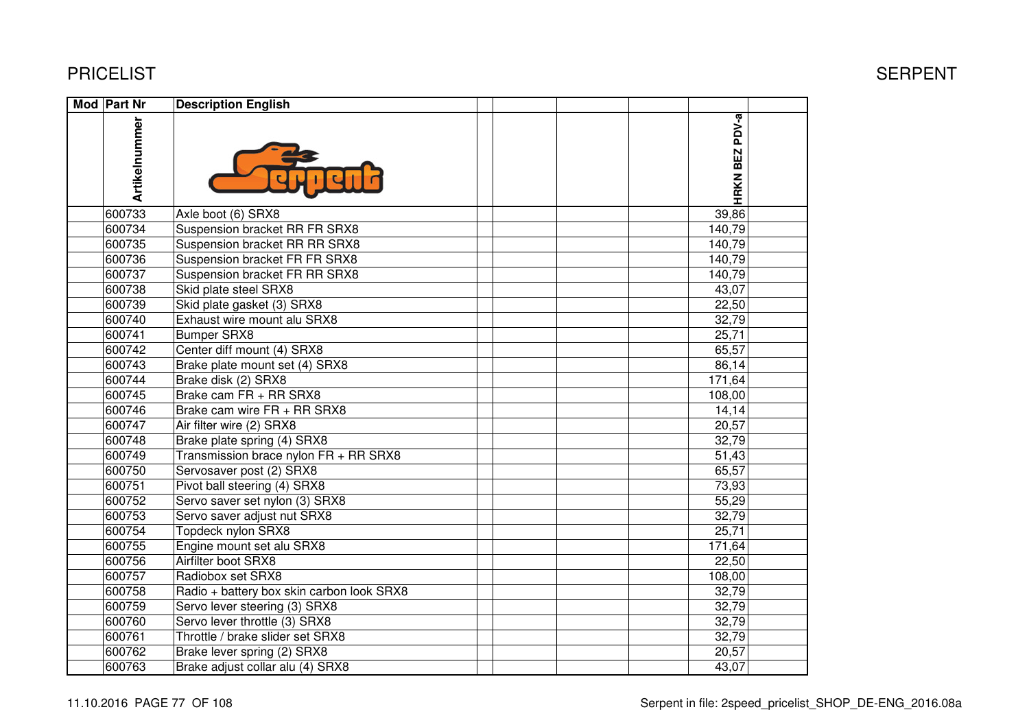# PRICELIST

SERPENT

| Mod | Part Nr | Description English | | | | | HRKN BEZ PDV-a | |
|---|---|---|---|---|---|---|---|---|
| | Artikelnummer | | | | | | | |
| | 600733 | Axle boot (6) SRX8 | | | | | 39,86 | |
| | 600734 | Suspension bracket RR FR SRX8 | | | | | 140,79 | |
| | 600735 | Suspension bracket RR RR SRX8 | | | | | 140,79 | |
| | 600736 | Suspension bracket FR FR SRX8 | | | | | 140,79 | |
| | 600737 | Suspension bracket FR RR SRX8 | | | | | 140,79 | |
| | 600738 | Skid plate steel SRX8 | | | | | 43,07 | |
| | 600739 | Skid plate gasket (3) SRX8 | | | | | 22,50 | |
| | 600740 | Exhaust wire mount alu SRX8 | | | | | 32,79 | |
| | 600741 | Bumper SRX8 | | | | | 25,71 | |
| | 600742 | Center diff mount (4) SRX8 | | | | | 65,57 | |
| | 600743 | Brake plate mount set (4) SRX8 | | | | | 86,14 | |
| | 600744 | Brake disk (2) SRX8 | | | | | 171,64 | |
| | 600745 | Brake cam FR + RR SRX8 | | | | | 108,00 | |
| | 600746 | Brake cam wire FR + RR SRX8 | | | | | 14,14 | |
| | 600747 | Air filter wire (2) SRX8 | | | | | 20,57 | |
| | 600748 | Brake plate spring (4) SRX8 | | | | | 32,79 | |
| | 600749 | Transmission brace nylon FR + RR SRX8 | | | | | 51,43 | |
| | 600750 | Servosaver post (2) SRX8 | | | | | 65,57 | |
| | 600751 | Pivot ball steering (4) SRX8 | | | | | 73,93 | |
| | 600752 | Servo saver set nylon (3) SRX8 | | | | | 55,29 | |
| | 600753 | Servo saver adjust nut SRX8 | | | | | 32,79 | |
| | 600754 | Topdeck nylon SRX8 | | | | | 25,71 | |
| | 600755 | Engine mount set alu SRX8 | | | | | 171,64 | |
| | 600756 | Airfilter boot SRX8 | | | | | 22,50 | |
| | 600757 | Radiobox set SRX8 | | | | | 108,00 | |
| | 600758 | Radio + battery box skin carbon look SRX8 | | | | | 32,79 | |
| | 600759 | Servo lever steering (3) SRX8 | | | | | 32,79 | |
| | 600760 | Servo lever throttle (3) SRX8 | | | | | 32,79 | |
| | 600761 | Throttle / brake slider set SRX8 | | | | | 32,79 | |
| | 600762 | Brake lever spring (2) SRX8 | | | | | 20,57 | |
| | 600763 | Brake adjust collar alu (4) SRX8 | | | | | 43,07 | |

11.10.2016 PAGE 77 OF 108

Serpent in file: 2speed_pricelist_SHOP_DE-ENG_2016.08a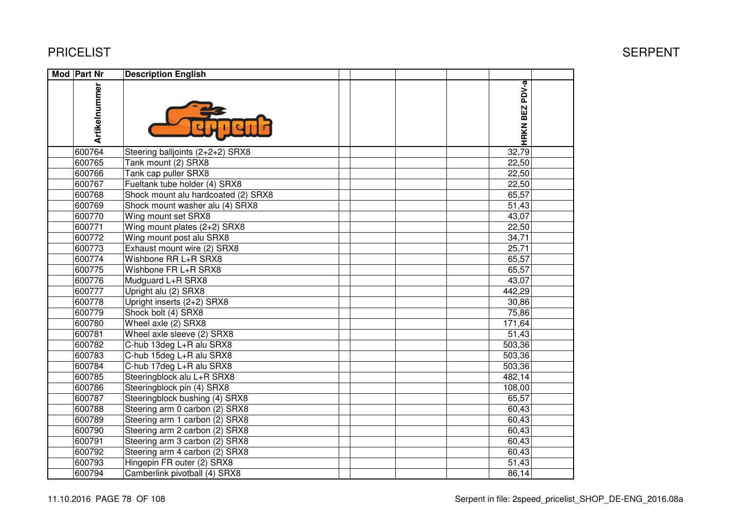# PRICELIST

SERPENT

| Mod | Part Nr | Description English | | | | | |
|---|---|---|---|---|---|---|---|
| | Artikelnummer | | | | | HRKN BEZ PDV-a | |
| | 600764 | Steering balljoints (2+2+2) SRX8 | | | | 32,79 | |
| | 600765 | Tank mount (2) SRX8 | | | | 22,50 | |
| | 600766 | Tank cap puller SRX8 | | | | 22,50 | |
| | 600767 | Fueltank tube holder (4) SRX8 | | | | 22,50 | |
| | 600768 | Shock mount alu hardcoated (2) SRX8 | | | | 65,57 | |
| | 600769 | Shock mount washer alu (4) SRX8 | | | | 51,43 | |
| | 600770 | Wing mount set SRX8 | | | | 43,07 | |
| | 600771 | Wing mount plates (2+2) SRX8 | | | | 22,50 | |
| | 600772 | Wing mount post alu SRX8 | | | | 34,71 | |
| | 600773 | Exhaust mount wire (2) SRX8 | | | | 25,71 | |
| | 600774 | Wishbone RR L+R SRX8 | | | | 65,57 | |
| | 600775 | Wishbone FR L+R SRX8 | | | | 65,57 | |
| | 600776 | Mudguard L+R SRX8 | | | | 43,07 | |
| | 600777 | Upright alu (2) SRX8 | | | | 442,29 | |
| | 600778 | Upright inserts (2+2) SRX8 | | | | 30,86 | |
| | 600779 | Shock bolt (4) SRX8 | | | | 75,86 | |
| | 600780 | Wheel axle (2) SRX8 | | | | 171,64 | |
| | 600781 | Wheel axle sleeve (2) SRX8 | | | | 51,43 | |
| | 600782 | C-hub 13deg L+R alu SRX8 | | | | 503,36 | |
| | 600783 | C-hub 15deg L+R alu SRX8 | | | | 503,36 | |
| | 600784 | C-hub 17deg L+R alu SRX8 | | | | 503,36 | |
| | 600785 | Steeringblock alu L+R SRX8 | | | | 482,14 | |
| | 600786 | Steeringblock pin (4) SRX8 | | | | 108,00 | |
| | 600787 | Steeringblock bushing (4) SRX8 | | | | 65,57 | |
| | 600788 | Steering arm 0 carbon (2) SRX8 | | | | 60,43 | |
| | 600789 | Steering arm 1 carbon (2) SRX8 | | | | 60,43 | |
| | 600790 | Steering arm 2 carbon (2) SRX8 | | | | 60,43 | |
| | 600791 | Steering arm 3 carbon (2) SRX8 | | | | 60,43 | |
| | 600792 | Steering arm 4 carbon (2) SRX8 | | | | 60,43 | |
| | 600793 | Hingepin FR outer (2) SRX8 | | | | 51,43 | |
| | 600794 | Camberlink pivotball (4) SRX8 | | | | 86,14 | |

11.10.2016 PAGE 78 OF 108

Serpent in file: 2speed_pricelist_SHOP_DE-ENG_2016.08a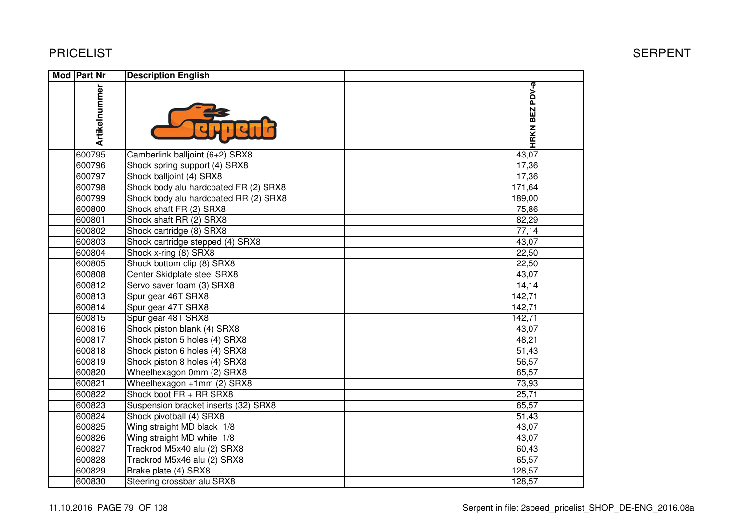# PRICELIST

SERPENT

| Mod | Part Nr | Description English | | | | | HRKN BEZ PDV-a | |
|---|---|---|---|---|---|---|---|---|
| | Artikelnummer | | | | | | | |
| | 600795 | Camberlink balljoint (6+2) SRX8 | | | | | 43,07 | |
| | 600796 | Shock spring support (4) SRX8 | | | | | 17,36 | |
| | 600797 | Shock balljoint (4) SRX8 | | | | | 17,36 | |
| | 600798 | Shock body alu hardcoated FR (2) SRX8 | | | | | 171,64 | |
| | 600799 | Shock body alu hardcoated RR (2) SRX8 | | | | | 189,00 | |
| | 600800 | Shock shaft FR (2) SRX8 | | | | | 75,86 | |
| | 600801 | Shock shaft RR (2) SRX8 | | | | | 82,29 | |
| | 600802 | Shock cartridge (8) SRX8 | | | | | 77,14 | |
| | 600803 | Shock cartridge stepped (4) SRX8 | | | | | 43,07 | |
| | 600804 | Shock x-ring (8) SRX8 | | | | | 22,50 | |
| | 600805 | Shock bottom clip (8) SRX8 | | | | | 22,50 | |
| | 600808 | Center Skidplate steel SRX8 | | | | | 43,07 | |
| | 600812 | Servo saver foam (3) SRX8 | | | | | 14,14 | |
| | 600813 | Spur gear 46T SRX8 | | | | | 142,71 | |
| | 600814 | Spur gear 47T SRX8 | | | | | 142,71 | |
| | 600815 | Spur gear 48T SRX8 | | | | | 142,71 | |
| | 600816 | Shock piston blank (4) SRX8 | | | | | 43,07 | |
| | 600817 | Shock piston 5 holes (4) SRX8 | | | | | 48,21 | |
| | 600818 | Shock piston 6 holes (4) SRX8 | | | | | 51,43 | |
| | 600819 | Shock piston 8 holes (4) SRX8 | | | | | 56,57 | |
| | 600820 | Wheelhexagon 0mm (2) SRX8 | | | | | 65,57 | |
| | 600821 | Wheelhexagon +1mm (2) SRX8 | | | | | 73,93 | |
| | 600822 | Shock boot FR + RR SRX8 | | | | | 25,71 | |
| | 600823 | Suspension bracket inserts (32) SRX8 | | | | | 65,57 | |
| | 600824 | Shock pivotball (4) SRX8 | | | | | 51,43 | |
| | 600825 | Wing straight MD black 1/8 | | | | | 43,07 | |
| | 600826 | Wing straight MD white 1/8 | | | | | 43,07 | |
| | 600827 | Trackrod M5x40 alu (2) SRX8 | | | | | 60,43 | |
| | 600828 | Trackrod M5x46 alu (2) SRX8 | | | | | 65,57 | |
| | 600829 | Brake plate (4) SRX8 | | | | | 128,57 | |
| | 600830 | Steering crossbar alu SRX8 | | | | | 128,57 | |

11.10.2016 PAGE 79 OF 108 — Serpent in file: 2speed_pricelist_SHOP_DE-ENG_2016.08a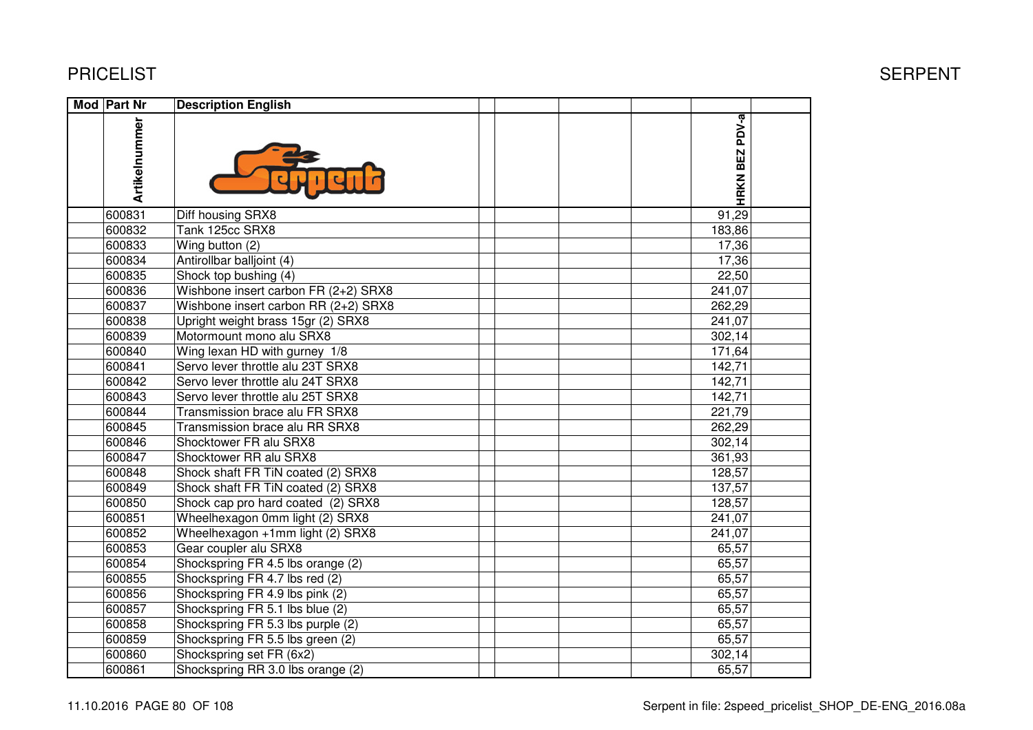PRICELIST SERPENT

| Mod | Part Nr | Description English | | | | | HRKN BEZ PDV-a | |
|---|---|---|---|---|---|---|---|---|
| | Artikelnummer | | | | | | | |
| | 600831 | Diff housing SRX8 | | | | | 91,29 | |
| | 600832 | Tank 125cc SRX8 | | | | | 183,86 | |
| | 600833 | Wing button (2) | | | | | 17,36 | |
| | 600834 | Antirollbar balljoint (4) | | | | | 17,36 | |
| | 600835 | Shock top bushing (4) | | | | | 22,50 | |
| | 600836 | Wishbone insert carbon FR (2+2) SRX8 | | | | | 241,07 | |
| | 600837 | Wishbone insert carbon RR (2+2) SRX8 | | | | | 262,29 | |
| | 600838 | Upright weight brass 15gr (2) SRX8 | | | | | 241,07 | |
| | 600839 | Motormount mono alu SRX8 | | | | | 302,14 | |
| | 600840 | Wing lexan HD with gurney 1/8 | | | | | 171,64 | |
| | 600841 | Servo lever throttle alu 23T SRX8 | | | | | 142,71 | |
| | 600842 | Servo lever throttle alu 24T SRX8 | | | | | 142,71 | |
| | 600843 | Servo lever throttle alu 25T SRX8 | | | | | 142,71 | |
| | 600844 | Transmission brace alu FR SRX8 | | | | | 221,79 | |
| | 600845 | Transmission brace alu RR SRX8 | | | | | 262,29 | |
| | 600846 | Shocktower FR alu SRX8 | | | | | 302,14 | |
| | 600847 | Shocktower RR alu SRX8 | | | | | 361,93 | |
| | 600848 | Shock shaft FR TiN coated (2) SRX8 | | | | | 128,57 | |
| | 600849 | Shock shaft FR TiN coated (2) SRX8 | | | | | 137,57 | |
| | 600850 | Shock cap pro hard coated (2) SRX8 | | | | | 128,57 | |
| | 600851 | Wheelhexagon 0mm light (2) SRX8 | | | | | 241,07 | |
| | 600852 | Wheelhexagon +1mm light (2) SRX8 | | | | | 241,07 | |
| | 600853 | Gear coupler alu SRX8 | | | | | 65,57 | |
| | 600854 | Shockspring FR 4.5 lbs orange (2) | | | | | 65,57 | |
| | 600855 | Shockspring FR 4.7 lbs red (2) | | | | | 65,57 | |
| | 600856 | Shockspring FR 4.9 lbs pink (2) | | | | | 65,57 | |
| | 600857 | Shockspring FR 5.1 lbs blue (2) | | | | | 65,57 | |
| | 600858 | Shockspring FR 5.3 lbs purple (2) | | | | | 65,57 | |
| | 600859 | Shockspring FR 5.5 lbs green (2) | | | | | 65,57 | |
| | 600860 | Shockspring set FR (6x2) | | | | | 302,14 | |
| | 600861 | Shockspring RR 3.0 lbs orange (2) | | | | | 65,57 | |

11.10.2016 PAGE 80 OF 108 Serpent in file: 2speed_pricelist_SHOP_DE-ENG_2016.08a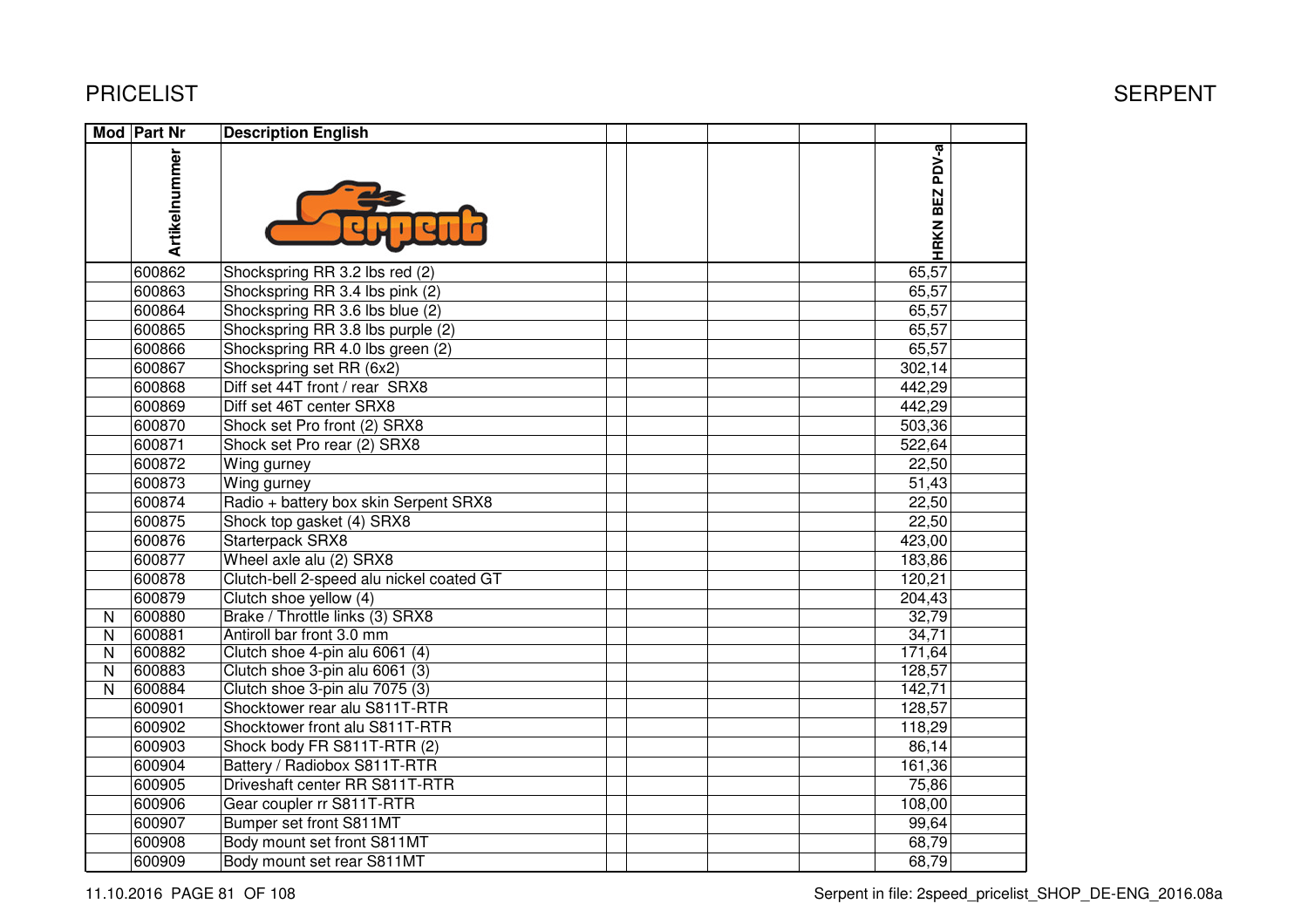PRICELIST

SERPENT

| Mod | Part Nr | Description English | | | | | HRKN BEZ PDV-a | |
|---|---|---|---|---|---|---|---|---|
| | Artikelnummer | | | | | | | |
| | 600862 | Shockspring RR 3.2 lbs red (2) | | | | | 65,57 | |
| | 600863 | Shockspring RR 3.4 lbs pink (2) | | | | | 65,57 | |
| | 600864 | Shockspring RR 3.6 lbs blue (2) | | | | | 65,57 | |
| | 600865 | Shockspring RR 3.8 lbs purple (2) | | | | | 65,57 | |
| | 600866 | Shockspring RR 4.0 lbs green (2) | | | | | 65,57 | |
| | 600867 | Shockspring set RR (6x2) | | | | | 302,14 | |
| | 600868 | Diff set 44T front / rear SRX8 | | | | | 442,29 | |
| | 600869 | Diff set 46T center SRX8 | | | | | 442,29 | |
| | 600870 | Shock set Pro front (2) SRX8 | | | | | 503,36 | |
| | 600871 | Shock set Pro rear (2) SRX8 | | | | | 522,64 | |
| | 600872 | Wing gurney | | | | | 22,50 | |
| | 600873 | Wing gurney | | | | | 51,43 | |
| | 600874 | Radio + battery box skin Serpent SRX8 | | | | | 22,50 | |
| | 600875 | Shock top gasket (4) SRX8 | | | | | 22,50 | |
| | 600876 | Starterpack SRX8 | | | | | 423,00 | |
| | 600877 | Wheel axle alu (2) SRX8 | | | | | 183,86 | |
| | 600878 | Clutch-bell 2-speed alu nickel coated GT | | | | | 120,21 | |
| | 600879 | Clutch shoe yellow (4) | | | | | 204,43 | |
| N | 600880 | Brake / Throttle links (3) SRX8 | | | | | 32,79 | |
| N | 600881 | Antiroll bar front 3.0 mm | | | | | 34,71 | |
| N | 600882 | Clutch shoe 4-pin alu 6061 (4) | | | | | 171,64 | |
| N | 600883 | Clutch shoe 3-pin alu 6061 (3) | | | | | 128,57 | |
| N | 600884 | Clutch shoe 3-pin alu 7075 (3) | | | | | 142,71 | |
| | 600901 | Shocktower rear alu S811T-RTR | | | | | 128,57 | |
| | 600902 | Shocktower front alu S811T-RTR | | | | | 118,29 | |
| | 600903 | Shock body FR S811T-RTR (2) | | | | | 86,14 | |
| | 600904 | Battery / Radiobox S811T-RTR | | | | | 161,36 | |
| | 600905 | Driveshaft center RR S811T-RTR | | | | | 75,86 | |
| | 600906 | Gear coupler rr S811T-RTR | | | | | 108,00 | |
| | 600907 | Bumper set front S811MT | | | | | 99,64 | |
| | 600908 | Body mount set front S811MT | | | | | 68,79 | |
| | 600909 | Body mount set rear S811MT | | | | | 68,79 | |

11.10.2016 PAGE 81 OF 108

Serpent in file: 2speed_pricelist_SHOP_DE-ENG_2016.08a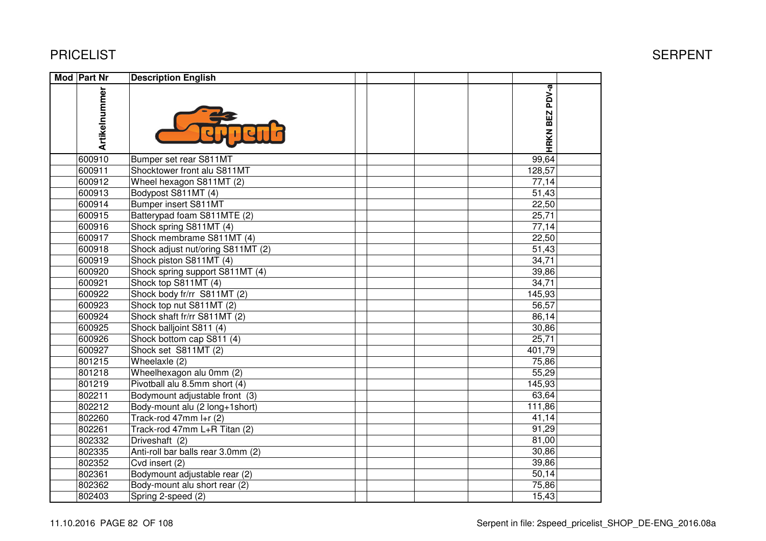# PRICELIST

SERPENT

| Mod | Part Nr | Description English | | | | | |
|---|---|---|---|---|---|---|---|
| | Artikelnummer | | | | | HRKN BEZ PDV-a | |
| | 600910 | Bumper set rear S811MT | | | | 99,64 | |
| | 600911 | Shocktower front alu S811MT | | | | 128,57 | |
| | 600912 | Wheel hexagon S811MT (2) | | | | 77,14 | |
| | 600913 | Bodypost S811MT (4) | | | | 51,43 | |
| | 600914 | Bumper insert S811MT | | | | 22,50 | |
| | 600915 | Batterypad foam S811MTE (2) | | | | 25,71 | |
| | 600916 | Shock spring S811MT (4) | | | | 77,14 | |
| | 600917 | Shock membrame S811MT (4) | | | | 22,50 | |
| | 600918 | Shock adjust nut/oring S811MT (2) | | | | 51,43 | |
| | 600919 | Shock piston S811MT (4) | | | | 34,71 | |
| | 600920 | Shock spring support S811MT (4) | | | | 39,86 | |
| | 600921 | Shock top S811MT (4) | | | | 34,71 | |
| | 600922 | Shock body fr/rr S811MT (2) | | | | 145,93 | |
| | 600923 | Shock top nut S811MT (2) | | | | 56,57 | |
| | 600924 | Shock shaft fr/rr S811MT (2) | | | | 86,14 | |
| | 600925 | Shock balljoint S811 (4) | | | | 30,86 | |
| | 600926 | Shock bottom cap S811 (4) | | | | 25,71 | |
| | 600927 | Shock set S811MT (2) | | | | 401,79 | |
| | 801215 | Wheelaxle (2) | | | | 75,86 | |
| | 801218 | Wheelhexagon alu 0mm (2) | | | | 55,29 | |
| | 801219 | Pivotball alu 8.5mm short (4) | | | | 145,93 | |
| | 802211 | Bodymount adjustable front (3) | | | | 63,64 | |
| | 802212 | Body-mount alu (2 long+1short) | | | | 111,86 | |
| | 802260 | Track-rod 47mm l+r (2) | | | | 41,14 | |
| | 802261 | Track-rod 47mm L+R Titan (2) | | | | 91,29 | |
| | 802332 | Driveshaft (2) | | | | 81,00 | |
| | 802335 | Anti-roll bar balls rear 3.0mm (2) | | | | 30,86 | |
| | 802352 | Cvd insert (2) | | | | 39,86 | |
| | 802361 | Bodymount adjustable rear (2) | | | | 50,14 | |
| | 802362 | Body-mount alu short rear (2) | | | | 75,86 | |
| | 802403 | Spring 2-speed (2) | | | | 15,43 | |

11.10.2016

Serpent in file: 2speed_pricelist_SHOP_DE-ENG_2016.08a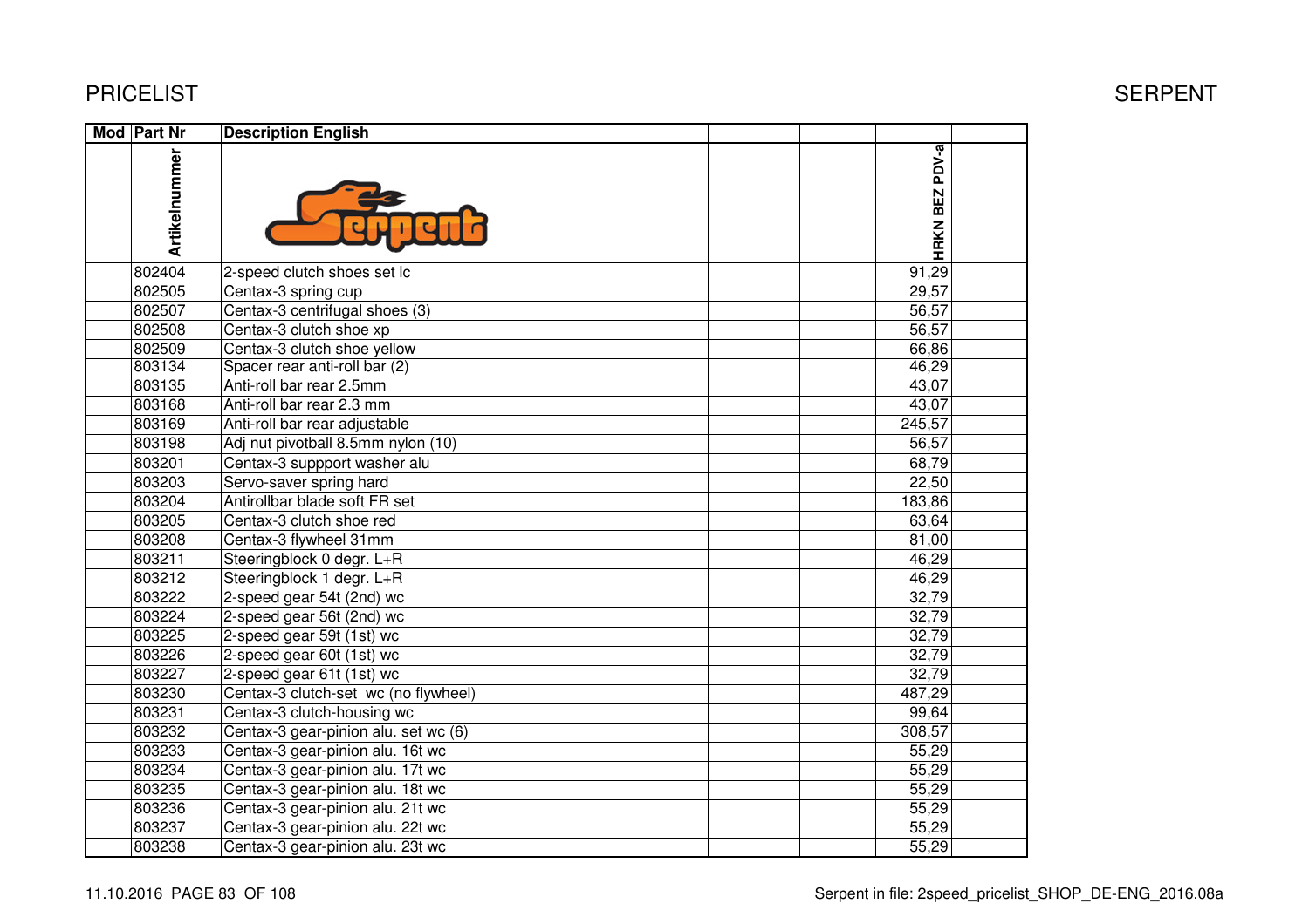# PRICELIST

SERPENT

| Mod | Part Nr | Description English | | | | | | |
|---|---|---|---|---|---|---|---|---|
| | Artikelnummer | | | | | | HRKN BEZ PDV-a | |
| | 802404 | 2-speed clutch shoes set lc | | | | | 91,29 | |
| | 802505 | Centax-3 spring cup | | | | | 29,57 | |
| | 802507 | Centax-3 centrifugal shoes (3) | | | | | 56,57 | |
| | 802508 | Centax-3 clutch shoe xp | | | | | 56,57 | |
| | 802509 | Centax-3 clutch shoe yellow | | | | | 66,86 | |
| | 803134 | Spacer rear anti-roll bar (2) | | | | | 46,29 | |
| | 803135 | Anti-roll bar rear 2.5mm | | | | | 43,07 | |
| | 803168 | Anti-roll bar rear 2.3 mm | | | | | 43,07 | |
| | 803169 | Anti-roll bar rear adjustable | | | | | 245,57 | |
| | 803198 | Adj nut pivotball 8.5mm nylon (10) | | | | | 56,57 | |
| | 803201 | Centax-3 suppport washer alu | | | | | 68,79 | |
| | 803203 | Servo-saver spring hard | | | | | 22,50 | |
| | 803204 | Antirollbar blade soft FR set | | | | | 183,86 | |
| | 803205 | Centax-3 clutch shoe red | | | | | 63,64 | |
| | 803208 | Centax-3 flywheel 31mm | | | | | 81,00 | |
| | 803211 | Steeringblock 0 degr. L+R | | | | | 46,29 | |
| | 803212 | Steeringblock 1 degr. L+R | | | | | 46,29 | |
| | 803222 | 2-speed gear 54t (2nd) wc | | | | | 32,79 | |
| | 803224 | 2-speed gear 56t (2nd) wc | | | | | 32,79 | |
| | 803225 | 2-speed gear 59t (1st) wc | | | | | 32,79 | |
| | 803226 | 2-speed gear 60t (1st) wc | | | | | 32,79 | |
| | 803227 | 2-speed gear 61t (1st) wc | | | | | 32,79 | |
| | 803230 | Centax-3 clutch-set wc (no flywheel) | | | | | 487,29 | |
| | 803231 | Centax-3 clutch-housing wc | | | | | 99,64 | |
| | 803232 | Centax-3 gear-pinion alu. set wc (6) | | | | | 308,57 | |
| | 803233 | Centax-3 gear-pinion alu. 16t wc | | | | | 55,29 | |
| | 803234 | Centax-3 gear-pinion alu. 17t wc | | | | | 55,29 | |
| | 803235 | Centax-3 gear-pinion alu. 18t wc | | | | | 55,29 | |
| | 803236 | Centax-3 gear-pinion alu. 21t wc | | | | | 55,29 | |
| | 803237 | Centax-3 gear-pinion alu. 22t wc | | | | | 55,29 | |
| | 803238 | Centax-3 gear-pinion alu. 23t wc | | | | | 55,29 | |

11.10.2016 PAGE 83 OF 108

Serpent in file: 2speed_pricelist_SHOP_DE-ENG_2016.08a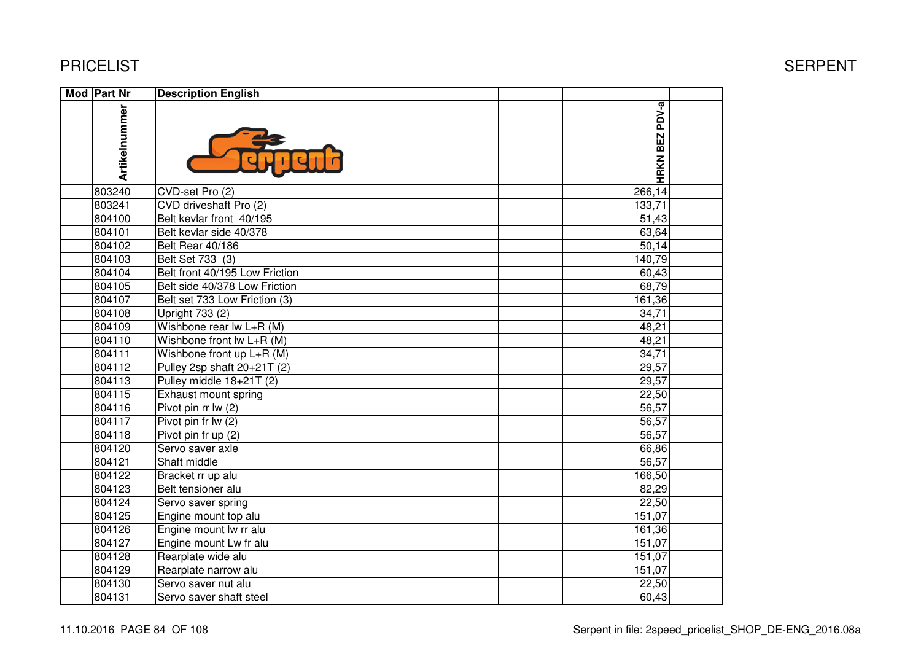PRICELIST

SERPENT

| Mod | Part Nr | Description English | | | | | HRKN BEZ PDV-a | |
|---|---|---|---|---|---|---|---|---|
| | Artikelnummer | | | | | | | |
| | 803240 | CVD-set Pro (2) | | | | | 266,14 | |
| | 803241 | CVD driveshaft Pro (2) | | | | | 133,71 | |
| | 804100 | Belt kevlar front 40/195 | | | | | 51,43 | |
| | 804101 | Belt kevlar side 40/378 | | | | | 63,64 | |
| | 804102 | Belt Rear 40/186 | | | | | 50,14 | |
| | 804103 | Belt Set 733 (3) | | | | | 140,79 | |
| | 804104 | Belt front 40/195 Low Friction | | | | | 60,43 | |
| | 804105 | Belt side 40/378 Low Friction | | | | | 68,79 | |
| | 804107 | Belt set 733 Low Friction (3) | | | | | 161,36 | |
| | 804108 | Upright 733 (2) | | | | | 34,71 | |
| | 804109 | Wishbone rear lw L+R (M) | | | | | 48,21 | |
| | 804110 | Wishbone front lw L+R (M) | | | | | 48,21 | |
| | 804111 | Wishbone front up L+R (M) | | | | | 34,71 | |
| | 804112 | Pulley 2sp shaft 20+21T (2) | | | | | 29,57 | |
| | 804113 | Pulley middle 18+21T (2) | | | | | 29,57 | |
| | 804115 | Exhaust mount spring | | | | | 22,50 | |
| | 804116 | Pivot pin rr lw (2) | | | | | 56,57 | |
| | 804117 | Pivot pin fr lw (2) | | | | | 56,57 | |
| | 804118 | Pivot pin fr up (2) | | | | | 56,57 | |
| | 804120 | Servo saver axle | | | | | 66,86 | |
| | 804121 | Shaft middle | | | | | 56,57 | |
| | 804122 | Bracket rr up alu | | | | | 166,50 | |
| | 804123 | Belt tensioner alu | | | | | 82,29 | |
| | 804124 | Servo saver spring | | | | | 22,50 | |
| | 804125 | Engine mount top alu | | | | | 151,07 | |
| | 804126 | Engine mount lw rr alu | | | | | 161,36 | |
| | 804127 | Engine mount Lw fr alu | | | | | 151,07 | |
| | 804128 | Rearplate wide alu | | | | | 151,07 | |
| | 804129 | Rearplate narrow alu | | | | | 151,07 | |
| | 804130 | Servo saver nut alu | | | | | 22,50 | |
| | 804131 | Servo saver shaft steel | | | | | 60,43 | |

11.10.2016 PAGE 84 OF 108

Serpent in file: 2speed_pricelist_SHOP_DE-ENG_2016.08a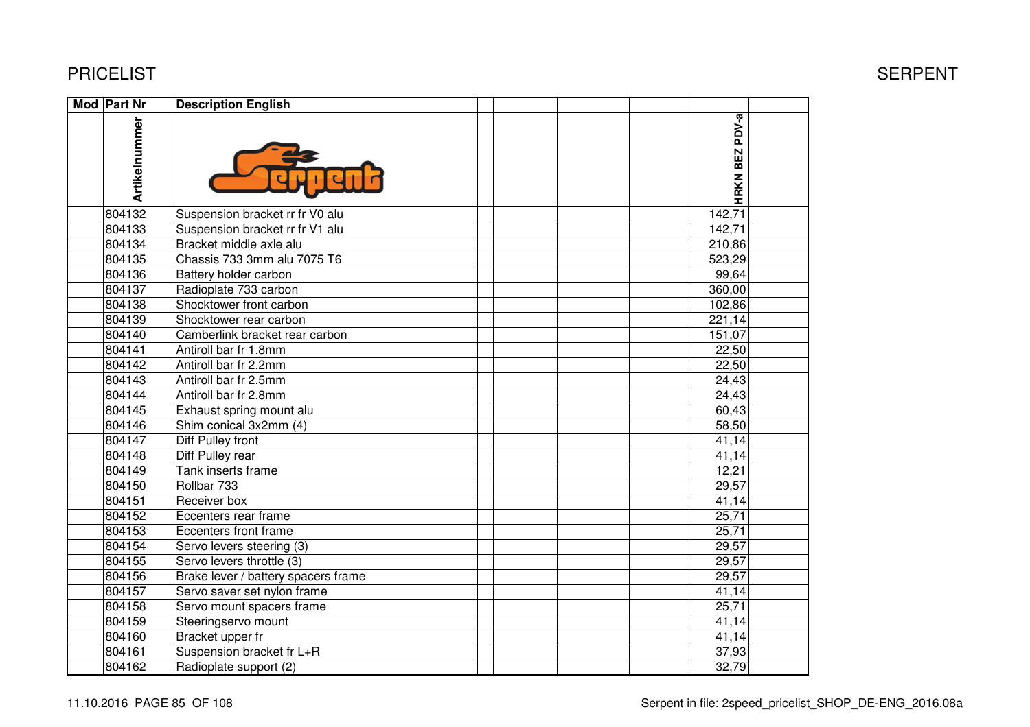# PRICELIST

SERPENT

| Mod | Part Nr | Description English | | | | | HRKN BEZ PDV-a | |
|---|---|---|---|---|---|---|---|---|
| | Artikelnummer | | | | | | | |
| | 804132 | Suspension bracket rr fr V0 alu | | | | | 142,71 | |
| | 804133 | Suspension bracket rr fr V1 alu | | | | | 142,71 | |
| | 804134 | Bracket middle axle alu | | | | | 210,86 | |
| | 804135 | Chassis 733 3mm alu 7075 T6 | | | | | 523,29 | |
| | 804136 | Battery holder carbon | | | | | 99,64 | |
| | 804137 | Radioplate 733 carbon | | | | | 360,00 | |
| | 804138 | Shocktower front carbon | | | | | 102,86 | |
| | 804139 | Shocktower rear carbon | | | | | 221,14 | |
| | 804140 | Camberlink bracket rear carbon | | | | | 151,07 | |
| | 804141 | Antiroll bar fr 1.8mm | | | | | 22,50 | |
| | 804142 | Antiroll bar fr 2.2mm | | | | | 22,50 | |
| | 804143 | Antiroll bar fr 2.5mm | | | | | 24,43 | |
| | 804144 | Antiroll bar fr 2.8mm | | | | | 24,43 | |
| | 804145 | Exhaust spring mount alu | | | | | 60,43 | |
| | 804146 | Shim conical 3x2mm (4) | | | | | 58,50 | |
| | 804147 | Diff Pulley front | | | | | 41,14 | |
| | 804148 | Diff Pulley rear | | | | | 41,14 | |
| | 804149 | Tank inserts frame | | | | | 12,21 | |
| | 804150 | Rollbar 733 | | | | | 29,57 | |
| | 804151 | Receiver box | | | | | 41,14 | |
| | 804152 | Eccenters rear frame | | | | | 25,71 | |
| | 804153 | Eccenters front frame | | | | | 25,71 | |
| | 804154 | Servo levers steering (3) | | | | | 29,57 | |
| | 804155 | Servo levers throttle (3) | | | | | 29,57 | |
| | 804156 | Brake lever / battery spacers frame | | | | | 29,57 | |
| | 804157 | Servo saver set nylon frame | | | | | 41,14 | |
| | 804158 | Servo mount spacers frame | | | | | 25,71 | |
| | 804159 | Steeringservo mount | | | | | 41,14 | |
| | 804160 | Bracket upper fr | | | | | 41,14 | |
| | 804161 | Suspension bracket fr L+R | | | | | 37,93 | |
| | 804162 | Radioplate support (2) | | | | | 32,79 | |

11.10.2016 PAGE 85 OF 108 Serpent in file: 2speed_pricelist_SHOP_DE-ENG_2016.08a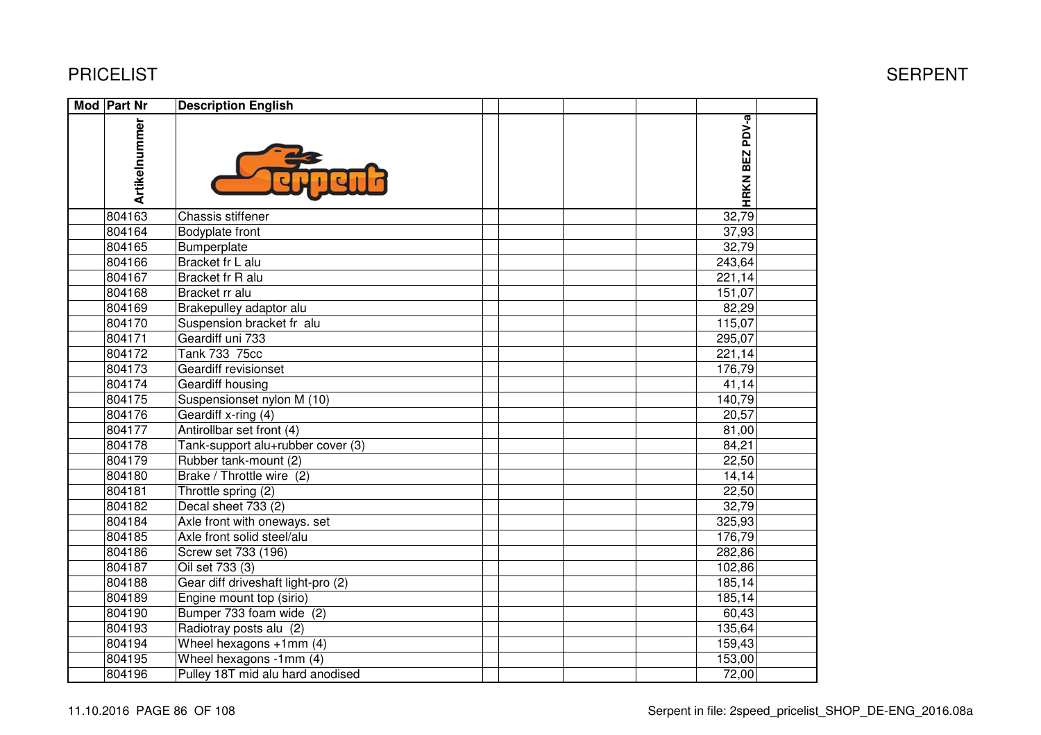PRICELIST

SERPENT

| Mod | Part Nr | Description English | | | | | HRKN BEZ PDV-a | |
|---|---|---|---|---|---|---|---|---|
| | Artikelnummer | | | | | | | |
| | 804163 | Chassis stiffener | | | | | 32,79 | |
| | 804164 | Bodyplate front | | | | | 37,93 | |
| | 804165 | Bumperplate | | | | | 32,79 | |
| | 804166 | Bracket fr L alu | | | | | 243,64 | |
| | 804167 | Bracket fr R alu | | | | | 221,14 | |
| | 804168 | Bracket rr alu | | | | | 151,07 | |
| | 804169 | Brakepulley adaptor alu | | | | | 82,29 | |
| | 804170 | Suspension bracket fr alu | | | | | 115,07 | |
| | 804171 | Geardiff uni 733 | | | | | 295,07 | |
| | 804172 | Tank 733 75cc | | | | | 221,14 | |
| | 804173 | Geardiff revisionset | | | | | 176,79 | |
| | 804174 | Geardiff housing | | | | | 41,14 | |
| | 804175 | Suspensionset nylon M (10) | | | | | 140,79 | |
| | 804176 | Geardiff x-ring (4) | | | | | 20,57 | |
| | 804177 | Antirollbar set front (4) | | | | | 81,00 | |
| | 804178 | Tank-support alu+rubber cover (3) | | | | | 84,21 | |
| | 804179 | Rubber tank-mount (2) | | | | | 22,50 | |
| | 804180 | Brake / Throttle wire (2) | | | | | 14,14 | |
| | 804181 | Throttle spring (2) | | | | | 22,50 | |
| | 804182 | Decal sheet 733 (2) | | | | | 32,79 | |
| | 804184 | Axle front with oneways. set | | | | | 325,93 | |
| | 804185 | Axle front solid steel/alu | | | | | 176,79 | |
| | 804186 | Screw set 733 (196) | | | | | 282,86 | |
| | 804187 | Oil set 733 (3) | | | | | 102,86 | |
| | 804188 | Gear diff driveshaft light-pro (2) | | | | | 185,14 | |
| | 804189 | Engine mount top (sirio) | | | | | 185,14 | |
| | 804190 | Bumper 733 foam wide (2) | | | | | 60,43 | |
| | 804193 | Radiotray posts alu (2) | | | | | 135,64 | |
| | 804194 | Wheel hexagons +1mm (4) | | | | | 159,43 | |
| | 804195 | Wheel hexagons -1mm (4) | | | | | 153,00 | |
| | 804196 | Pulley 18T mid alu hard anodised | | | | | 72,00 | |

11.10.2016 PAGE 86 OF 108 — Serpent in file: 2speed_pricelist_SHOP_DE-ENG_2016.08a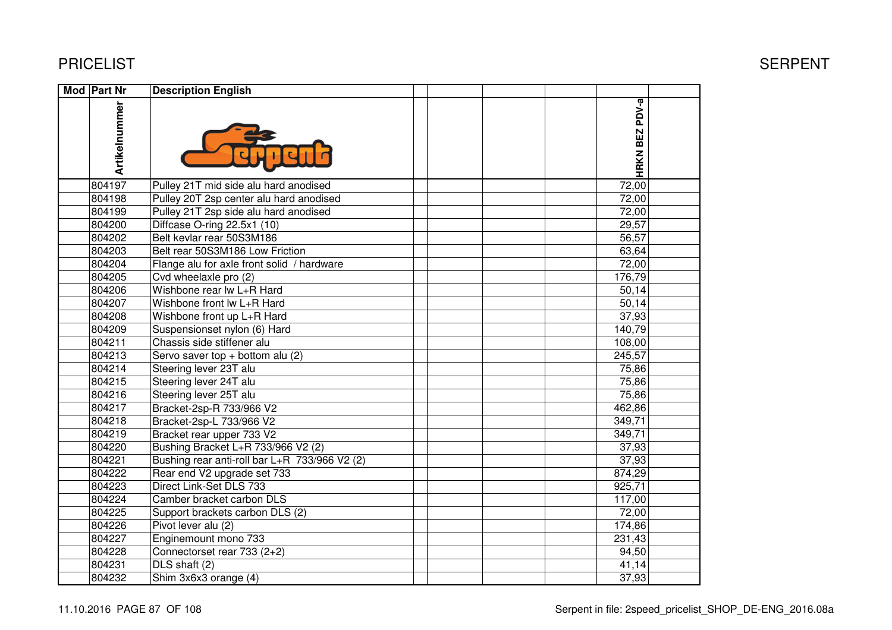PRICELIST

SERPENT

| Mod | Part Nr | Description English | | | | | HRKN BEZ PDV-a | |
|---|---|---|---|---|---|---|---|---|
| | Artikelnummer | | | | | | | |
| | 804197 | Pulley 21T mid side alu hard anodised | | | | | 72,00 | |
| | 804198 | Pulley 20T 2sp center alu hard anodised | | | | | 72,00 | |
| | 804199 | Pulley 21T 2sp side alu hard anodised | | | | | 72,00 | |
| | 804200 | Diffcase O-ring 22.5x1 (10) | | | | | 29,57 | |
| | 804202 | Belt kevlar rear 50S3M186 | | | | | 56,57 | |
| | 804203 | Belt rear 50S3M186 Low Friction | | | | | 63,64 | |
| | 804204 | Flange alu for axle front solid / hardware | | | | | 72,00 | |
| | 804205 | Cvd wheelaxle pro (2) | | | | | 176,79 | |
| | 804206 | Wishbone rear lw L+R Hard | | | | | 50,14 | |
| | 804207 | Wishbone front lw L+R Hard | | | | | 50,14 | |
| | 804208 | Wishbone front up L+R Hard | | | | | 37,93 | |
| | 804209 | Suspensionset nylon (6) Hard | | | | | 140,79 | |
| | 804211 | Chassis side stiffener alu | | | | | 108,00 | |
| | 804213 | Servo saver top + bottom alu (2) | | | | | 245,57 | |
| | 804214 | Steering lever 23T alu | | | | | 75,86 | |
| | 804215 | Steering lever 24T alu | | | | | 75,86 | |
| | 804216 | Steering lever 25T alu | | | | | 75,86 | |
| | 804217 | Bracket-2sp-R 733/966 V2 | | | | | 462,86 | |
| | 804218 | Bracket-2sp-L 733/966 V2 | | | | | 349,71 | |
| | 804219 | Bracket rear upper 733 V2 | | | | | 349,71 | |
| | 804220 | Bushing Bracket L+R 733/966 V2 (2) | | | | | 37,93 | |
| | 804221 | Bushing rear anti-roll bar L+R 733/966 V2 (2) | | | | | 37,93 | |
| | 804222 | Rear end V2 upgrade set 733 | | | | | 874,29 | |
| | 804223 | Direct Link-Set DLS 733 | | | | | 925,71 | |
| | 804224 | Camber bracket carbon DLS | | | | | 117,00 | |
| | 804225 | Support brackets carbon DLS (2) | | | | | 72,00 | |
| | 804226 | Pivot lever alu (2) | | | | | 174,86 | |
| | 804227 | Enginemount mono 733 | | | | | 231,43 | |
| | 804228 | Connectorset rear 733 (2+2) | | | | | 94,50 | |
| | 804231 | DLS shaft (2) | | | | | 41,14 | |
| | 804232 | Shim 3x6x3 orange (4) | | | | | 37,93 | |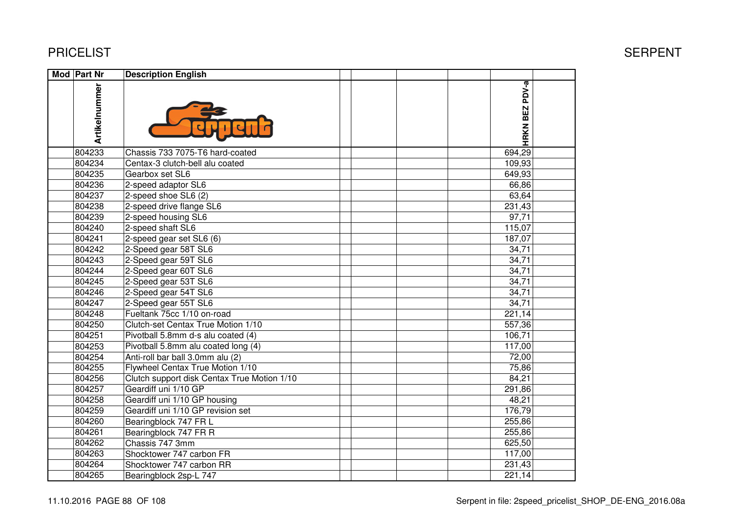# PRICELIST

# SERPENT

| Mod | Part Nr | Description English | | | | | | |
|---|---|---|---|---|---|---|---|---|
| | Artikelnummer | | | | | | HRKN BEZ PDV-a | |
| | 804233 | Chassis 733 7075-T6 hard-coated | | | | | 694,29 | |
| | 804234 | Centax-3 clutch-bell alu coated | | | | | 109,93 | |
| | 804235 | Gearbox set SL6 | | | | | 649,93 | |
| | 804236 | 2-speed adaptor SL6 | | | | | 66,86 | |
| | 804237 | 2-speed shoe SL6 (2) | | | | | 63,64 | |
| | 804238 | 2-speed drive flange SL6 | | | | | 231,43 | |
| | 804239 | 2-speed housing SL6 | | | | | 97,71 | |
| | 804240 | 2-speed shaft SL6 | | | | | 115,07 | |
| | 804241 | 2-speed gear set SL6 (6) | | | | | 187,07 | |
| | 804242 | 2-Speed gear 58T SL6 | | | | | 34,71 | |
| | 804243 | 2-Speed gear 59T SL6 | | | | | 34,71 | |
| | 804244 | 2-Speed gear 60T SL6 | | | | | 34,71 | |
| | 804245 | 2-Speed gear 53T SL6 | | | | | 34,71 | |
| | 804246 | 2-Speed gear 54T SL6 | | | | | 34,71 | |
| | 804247 | 2-Speed gear 55T SL6 | | | | | 34,71 | |
| | 804248 | Fueltank 75cc 1/10 on-road | | | | | 221,14 | |
| | 804250 | Clutch-set Centax True Motion 1/10 | | | | | 557,36 | |
| | 804251 | Pivotball 5.8mm d-s alu coated (4) | | | | | 106,71 | |
| | 804253 | Pivotball 5.8mm alu coated long (4) | | | | | 117,00 | |
| | 804254 | Anti-roll bar ball 3.0mm alu (2) | | | | | 72,00 | |
| | 804255 | Flywheel Centax True Motion 1/10 | | | | | 75,86 | |
| | 804256 | Clutch support disk Centax True Motion 1/10 | | | | | 84,21 | |
| | 804257 | Geardiff uni 1/10 GP | | | | | 291,86 | |
| | 804258 | Geardiff uni 1/10 GP housing | | | | | 48,21 | |
| | 804259 | Geardiff uni 1/10 GP revision set | | | | | 176,79 | |
| | 804260 | Bearingblock 747 FR L | | | | | 255,86 | |
| | 804261 | Bearingblock 747 FR R | | | | | 255,86 | |
| | 804262 | Chassis 747 3mm | | | | | 625,50 | |
| | 804263 | Shocktower 747 carbon FR | | | | | 117,00 | |
| | 804264 | Shocktower 747 carbon RR | | | | | 231,43 | |
| | 804265 | Bearingblock 2sp-L 747 | | | | | 221,14 | |

11.10.2016 Serpent in file: 2speed_pricelist_SHOP_DE-ENG_2016.08a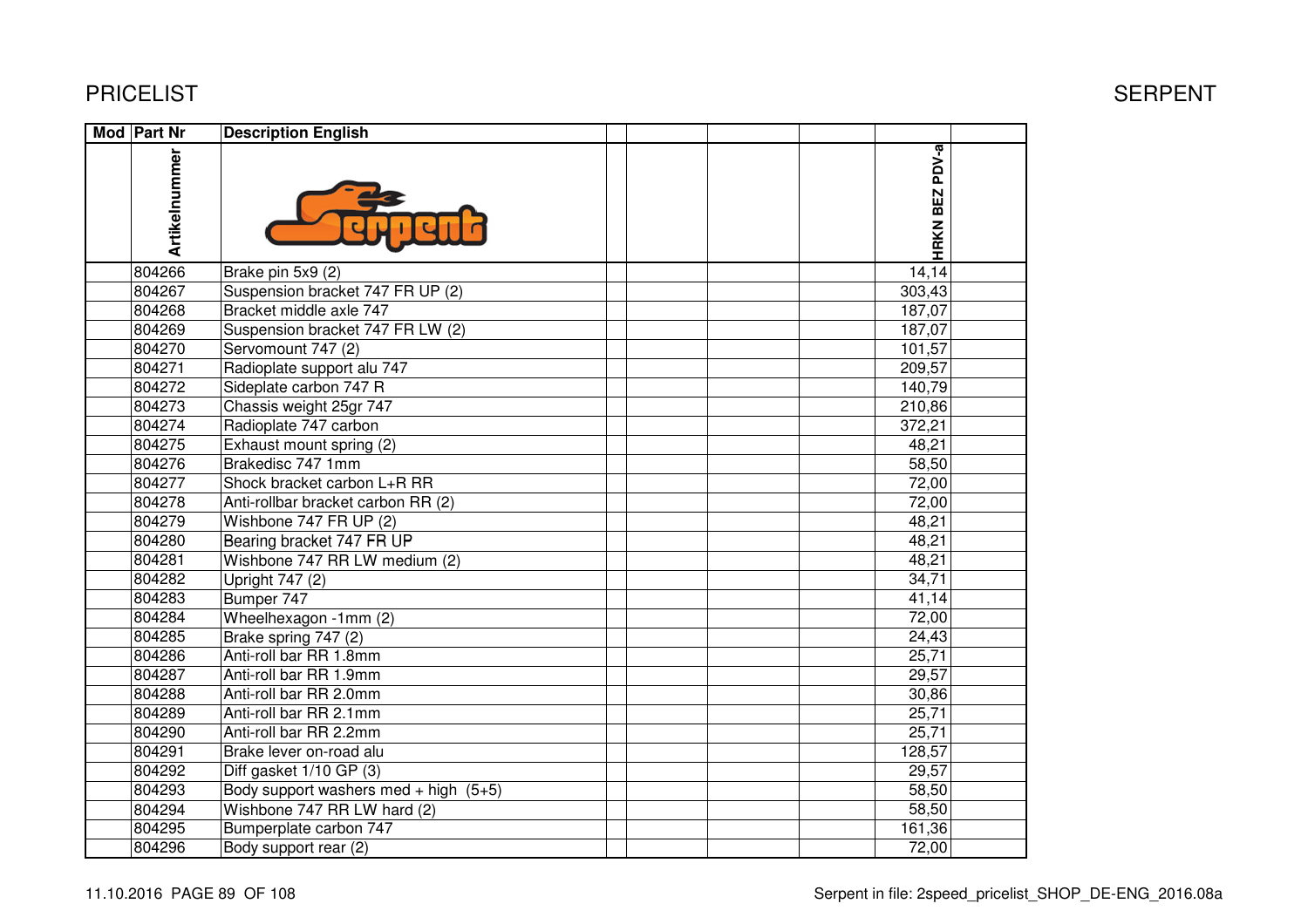| Mod | Part Nr | Description English | | | | | HRKN BEZ PDV-a | |
|---|---|---|---|---|---|---|---|---|
| | Artikelnummer | | | | | | | |
| | 804266 | Brake pin 5x9 (2) | | | | | 14,14 | |
| | 804267 | Suspension bracket 747 FR UP (2) | | | | | 303,43 | |
| | 804268 | Bracket middle axle 747 | | | | | 187,07 | |
| | 804269 | Suspension bracket 747 FR LW (2) | | | | | 187,07 | |
| | 804270 | Servomount 747 (2) | | | | | 101,57 | |
| | 804271 | Radioplate support alu 747 | | | | | 209,57 | |
| | 804272 | Sideplate carbon 747 R | | | | | 140,79 | |
| | 804273 | Chassis weight 25gr 747 | | | | | 210,86 | |
| | 804274 | Radioplate 747 carbon | | | | | 372,21 | |
| | 804275 | Exhaust mount spring (2) | | | | | 48,21 | |
| | 804276 | Brakedisc 747 1mm | | | | | 58,50 | |
| | 804277 | Shock bracket carbon L+R RR | | | | | 72,00 | |
| | 804278 | Anti-rollbar bracket carbon RR (2) | | | | | 72,00 | |
| | 804279 | Wishbone 747 FR UP (2) | | | | | 48,21 | |
| | 804280 | Bearing bracket 747 FR UP | | | | | 48,21 | |
| | 804281 | Wishbone 747 RR LW medium (2) | | | | | 48,21 | |
| | 804282 | Upright 747 (2) | | | | | 34,71 | |
| | 804283 | Bumper 747 | | | | | 41,14 | |
| | 804284 | Wheelhexagon -1mm (2) | | | | | 72,00 | |
| | 804285 | Brake spring 747 (2) | | | | | 24,43 | |
| | 804286 | Anti-roll bar RR 1.8mm | | | | | 25,71 | |
| | 804287 | Anti-roll bar RR 1.9mm | | | | | 29,57 | |
| | 804288 | Anti-roll bar RR 2.0mm | | | | | 30,86 | |
| | 804289 | Anti-roll bar RR 2.1mm | | | | | 25,71 | |
| | 804290 | Anti-roll bar RR 2.2mm | | | | | 25,71 | |
| | 804291 | Brake lever on-road alu | | | | | 128,57 | |
| | 804292 | Diff gasket 1/10 GP (3) | | | | | 29,57 | |
| | 804293 | Body support washers med + high (5+5) | | | | | 58,50 | |
| | 804294 | Wishbone 747 RR LW hard (2) | | | | | 58,50 | |
| | 804295 | Bumperplate carbon 747 | | | | | 161,36 | |
| | 804296 | Body support rear (2) | | | | | 72,00 | |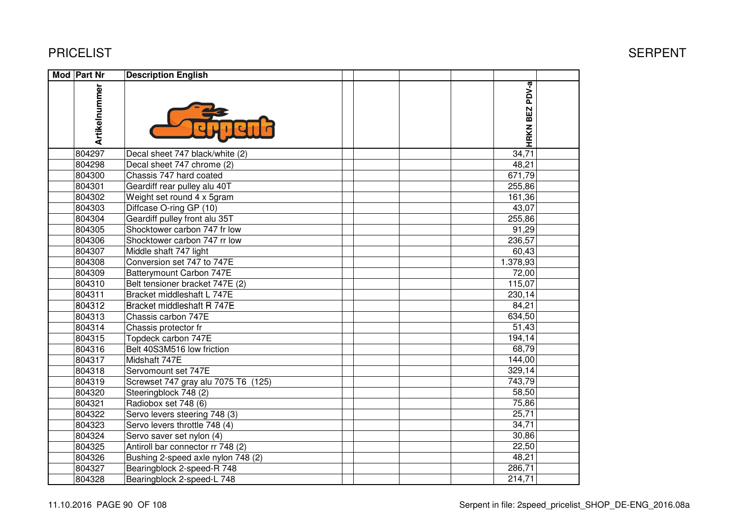# PRICELIST

| Mod | Part Nr | Description English | | | | | HRKN BEZ PDV-a | |
|---|---|---|---|---|---|---|---|---|
| | Artikelnummer | | | | | | | |
| | 804297 | Decal sheet 747 black/white (2) | | | | | 34,71 | |
| | 804298 | Decal sheet 747 chrome (2) | | | | | 48,21 | |
| | 804300 | Chassis 747 hard coated | | | | | 671,79 | |
| | 804301 | Geardiff rear pulley alu 40T | | | | | 255,86 | |
| | 804302 | Weight set round 4 x 5gram | | | | | 161,36 | |
| | 804303 | Diffcase O-ring GP (10) | | | | | 43,07 | |
| | 804304 | Geardiff pulley front alu 35T | | | | | 255,86 | |
| | 804305 | Shocktower carbon 747 fr low | | | | | 91,29 | |
| | 804306 | Shocktower carbon 747 rr low | | | | | 236,57 | |
| | 804307 | Middle shaft 747 light | | | | | 60,43 | |
| | 804308 | Conversion set 747 to 747E | | | | | 1.378,93 | |
| | 804309 | Batterymount Carbon 747E | | | | | 72,00 | |
| | 804310 | Belt tensioner bracket 747E (2) | | | | | 115,07 | |
| | 804311 | Bracket middleshaft L 747E | | | | | 230,14 | |
| | 804312 | Bracket middleshaft R 747E | | | | | 84,21 | |
| | 804313 | Chassis carbon 747E | | | | | 634,50 | |
| | 804314 | Chassis protector fr | | | | | 51,43 | |
| | 804315 | Topdeck carbon 747E | | | | | 194,14 | |
| | 804316 | Belt 40S3M516 low friction | | | | | 68,79 | |
| | 804317 | Midshaft 747E | | | | | 144,00 | |
| | 804318 | Servomount set 747E | | | | | 329,14 | |
| | 804319 | Screwset 747 gray alu 7075 T6 (125) | | | | | 743,79 | |
| | 804320 | Steeringblock 748 (2) | | | | | 58,50 | |
| | 804321 | Radiobox set 748 (6) | | | | | 75,86 | |
| | 804322 | Servo levers steering 748 (3) | | | | | 25,71 | |
| | 804323 | Servo levers throttle 748 (4) | | | | | 34,71 | |
| | 804324 | Servo saver set nylon (4) | | | | | 30,86 | |
| | 804325 | Antiroll bar connector rr 748 (2) | | | | | 22,50 | |
| | 804326 | Bushing 2-speed axle nylon 748 (2) | | | | | 48,21 | |
| | 804327 | Bearingblock 2-speed-R 748 | | | | | 286,71 | |
| | 804328 | Bearingblock 2-speed-L 748 | | | | | 214,71 | |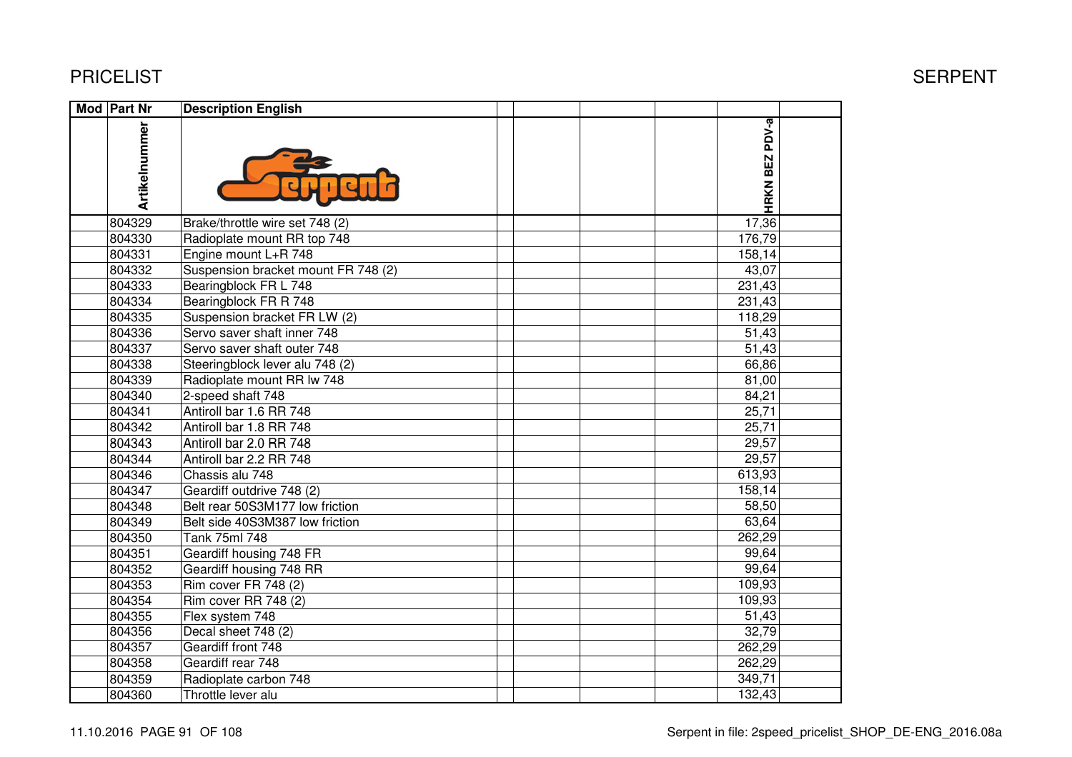# PRICELIST

SERPENT

| Mod | Part Nr | Description English | | | | HRKN BEZ PDV-a | |
|---|---|---|---|---|---|---|---|
| | Artikelnummer | | | | | | |
| | 804329 | Brake/throttle wire set 748 (2) | | | | 17,36 | |
| | 804330 | Radioplate mount RR top 748 | | | | 176,79 | |
| | 804331 | Engine mount L+R 748 | | | | 158,14 | |
| | 804332 | Suspension bracket mount FR 748 (2) | | | | 43,07 | |
| | 804333 | Bearingblock FR L 748 | | | | 231,43 | |
| | 804334 | Bearingblock FR R 748 | | | | 231,43 | |
| | 804335 | Suspension bracket FR LW (2) | | | | 118,29 | |
| | 804336 | Servo saver shaft inner 748 | | | | 51,43 | |
| | 804337 | Servo saver shaft outer 748 | | | | 51,43 | |
| | 804338 | Steeringblock lever alu 748 (2) | | | | 66,86 | |
| | 804339 | Radioplate mount RR lw 748 | | | | 81,00 | |
| | 804340 | 2-speed shaft 748 | | | | 84,21 | |
| | 804341 | Antiroll bar 1.6 RR 748 | | | | 25,71 | |
| | 804342 | Antiroll bar 1.8 RR 748 | | | | 25,71 | |
| | 804343 | Antiroll bar 2.0 RR 748 | | | | 29,57 | |
| | 804344 | Antiroll bar 2.2 RR 748 | | | | 29,57 | |
| | 804346 | Chassis alu 748 | | | | 613,93 | |
| | 804347 | Geardiff outdrive 748 (2) | | | | 158,14 | |
| | 804348 | Belt rear 50S3M177 low friction | | | | 58,50 | |
| | 804349 | Belt side 40S3M387 low friction | | | | 63,64 | |
| | 804350 | Tank 75ml 748 | | | | 262,29 | |
| | 804351 | Geardiff housing 748 FR | | | | 99,64 | |
| | 804352 | Geardiff housing 748 RR | | | | 99,64 | |
| | 804353 | Rim cover FR 748 (2) | | | | 109,93 | |
| | 804354 | Rim cover RR 748 (2) | | | | 109,93 | |
| | 804355 | Flex system 748 | | | | 51,43 | |
| | 804356 | Decal sheet 748 (2) | | | | 32,79 | |
| | 804357 | Geardiff front 748 | | | | 262,29 | |
| | 804358 | Geardiff rear 748 | | | | 262,29 | |
| | 804359 | Radioplate carbon 748 | | | | 349,71 | |
| | 804360 | Throttle lever alu | | | | 132,43 | |

11.10.2016 PAGE 91 OF 108

Serpent in file: 2speed_pricelist_SHOP_DE-ENG_2016.08a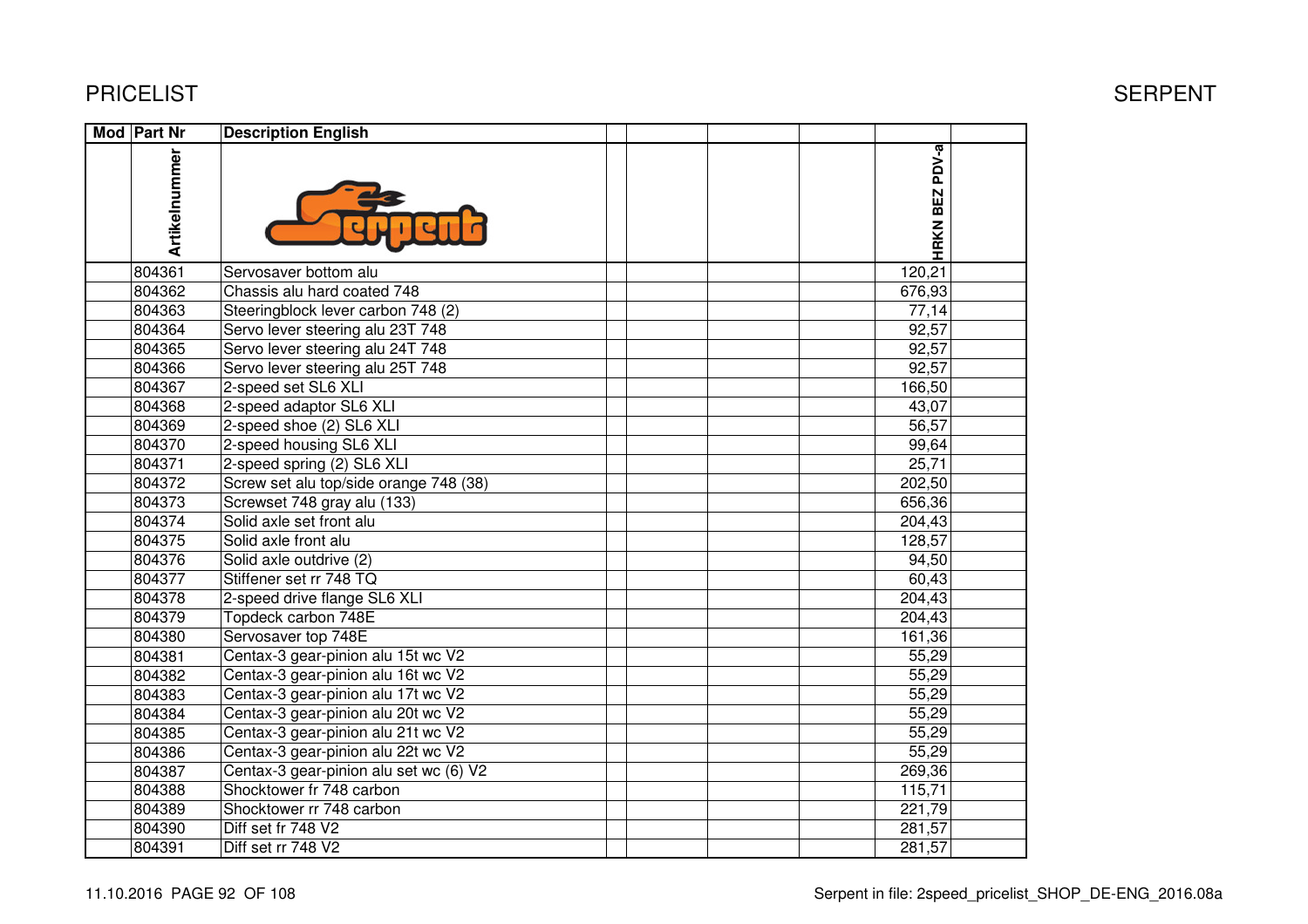# PRICELIST

SERPENT

| Mod | Part Nr | Description English | | | | | HRKN BEZ PDV-a | |
|---|---|---|---|---|---|---|---|---|
| | Artikelnummer | | | | | | | |
| | 804361 | Servosaver bottom alu | | | | | 120,21 | |
| | 804362 | Chassis alu hard coated 748 | | | | | 676,93 | |
| | 804363 | Steeringblock lever carbon 748 (2) | | | | | 77,14 | |
| | 804364 | Servo lever steering alu 23T 748 | | | | | 92,57 | |
| | 804365 | Servo lever steering alu 24T 748 | | | | | 92,57 | |
| | 804366 | Servo lever steering alu 25T 748 | | | | | 92,57 | |
| | 804367 | 2-speed set SL6 XLI | | | | | 166,50 | |
| | 804368 | 2-speed adaptor SL6 XLI | | | | | 43,07 | |
| | 804369 | 2-speed shoe (2) SL6 XLI | | | | | 56,57 | |
| | 804370 | 2-speed housing SL6 XLI | | | | | 99,64 | |
| | 804371 | 2-speed spring (2) SL6 XLI | | | | | 25,71 | |
| | 804372 | Screw set alu top/side orange 748 (38) | | | | | 202,50 | |
| | 804373 | Screwset 748 gray alu (133) | | | | | 656,36 | |
| | 804374 | Solid axle set front alu | | | | | 204,43 | |
| | 804375 | Solid axle front alu | | | | | 128,57 | |
| | 804376 | Solid axle outdrive (2) | | | | | 94,50 | |
| | 804377 | Stiffener set rr 748 TQ | | | | | 60,43 | |
| | 804378 | 2-speed drive flange SL6 XLI | | | | | 204,43 | |
| | 804379 | Topdeck carbon 748E | | | | | 204,43 | |
| | 804380 | Servosaver top 748E | | | | | 161,36 | |
| | 804381 | Centax-3 gear-pinion alu 15t wc V2 | | | | | 55,29 | |
| | 804382 | Centax-3 gear-pinion alu 16t wc V2 | | | | | 55,29 | |
| | 804383 | Centax-3 gear-pinion alu 17t wc V2 | | | | | 55,29 | |
| | 804384 | Centax-3 gear-pinion alu 20t wc V2 | | | | | 55,29 | |
| | 804385 | Centax-3 gear-pinion alu 21t wc V2 | | | | | 55,29 | |
| | 804386 | Centax-3 gear-pinion alu 22t wc V2 | | | | | 55,29 | |
| | 804387 | Centax-3 gear-pinion alu set wc (6) V2 | | | | | 269,36 | |
| | 804388 | Shocktower fr 748 carbon | | | | | 115,71 | |
| | 804389 | Shocktower rr 748 carbon | | | | | 221,79 | |
| | 804390 | Diff set fr 748 V2 | | | | | 281,57 | |
| | 804391 | Diff set rr 748 V2 | | | | | 281,57 | |

11.10.2016 PAGE 92 OF 108

Serpent in file: 2speed_pricelist_SHOP_DE-ENG_2016.08a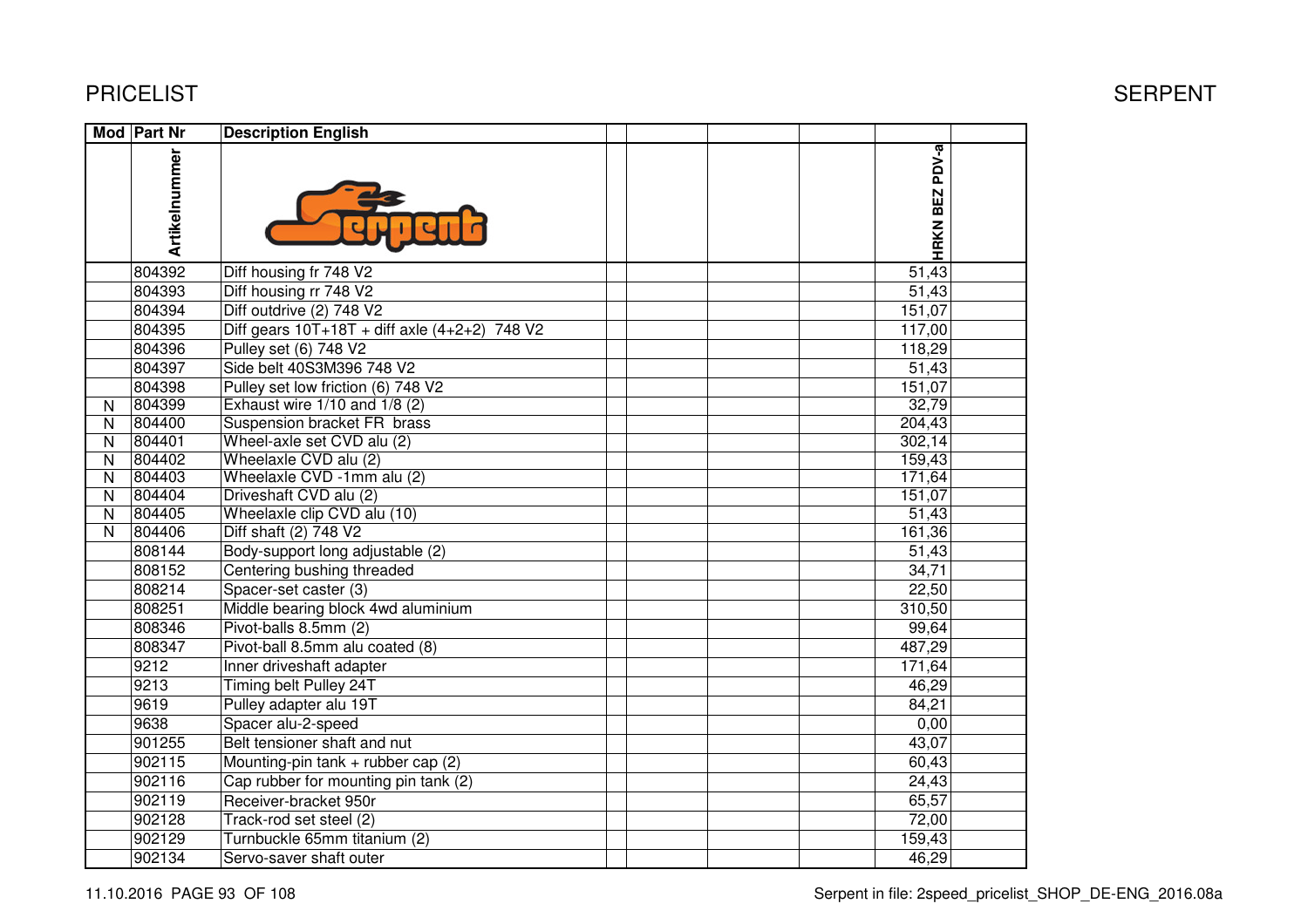# PRICELIST

SERPENT

| Mod | Part Nr | Description English | | | | | | |
|---|---|---|---|---|---|---|---|---|
| | Artikelnummer | | | | | | HRKN BEZ PDV-a | |
| | 804392 | Diff housing fr 748 V2 | | | | | 51,43 | |
| | 804393 | Diff housing rr 748 V2 | | | | | 51,43 | |
| | 804394 | Diff outdrive (2) 748 V2 | | | | | 151,07 | |
| | 804395 | Diff gears 10T+18T + diff axle (4+2+2) 748 V2 | | | | | 117,00 | |
| | 804396 | Pulley set (6) 748 V2 | | | | | 118,29 | |
| | 804397 | Side belt 40S3M396 748 V2 | | | | | 51,43 | |
| | 804398 | Pulley set low friction (6) 748 V2 | | | | | 151,07 | |
| N | 804399 | Exhaust wire 1/10 and 1/8 (2) | | | | | 32,79 | |
| N | 804400 | Suspension bracket FR brass | | | | | 204,43 | |
| N | 804401 | Wheel-axle set CVD alu (2) | | | | | 302,14 | |
| N | 804402 | Wheelaxle CVD alu (2) | | | | | 159,43 | |
| N | 804403 | Wheelaxle CVD -1mm alu (2) | | | | | 171,64 | |
| N | 804404 | Driveshaft CVD alu (2) | | | | | 151,07 | |
| N | 804405 | Wheelaxle clip CVD alu (10) | | | | | 51,43 | |
| N | 804406 | Diff shaft (2) 748 V2 | | | | | 161,36 | |
| | 808144 | Body-support long adjustable (2) | | | | | 51,43 | |
| | 808152 | Centering bushing threaded | | | | | 34,71 | |
| | 808214 | Spacer-set caster (3) | | | | | 22,50 | |
| | 808251 | Middle bearing block 4wd aluminium | | | | | 310,50 | |
| | 808346 | Pivot-balls 8.5mm (2) | | | | | 99,64 | |
| | 808347 | Pivot-ball 8.5mm alu coated (8) | | | | | 487,29 | |
| | 9212 | Inner driveshaft adapter | | | | | 171,64 | |
| | 9213 | Timing belt Pulley 24T | | | | | 46,29 | |
| | 9619 | Pulley adapter alu 19T | | | | | 84,21 | |
| | 9638 | Spacer alu-2-speed | | | | | 0,00 | |
| | 901255 | Belt tensioner shaft and nut | | | | | 43,07 | |
| | 902115 | Mounting-pin tank + rubber cap (2) | | | | | 60,43 | |
| | 902116 | Cap rubber for mounting pin tank (2) | | | | | 24,43 | |
| | 902119 | Receiver-bracket 950r | | | | | 65,57 | |
| | 902128 | Track-rod set steel (2) | | | | | 72,00 | |
| | 902129 | Turnbuckle 65mm titanium (2) | | | | | 159,43 | |
| | 902134 | Servo-saver shaft outer | | | | | 46,29 | |

11.10.2016 PAGE 93 OF 108 Serpent in file: 2speed_pricelist_SHOP_DE-ENG_2016.08a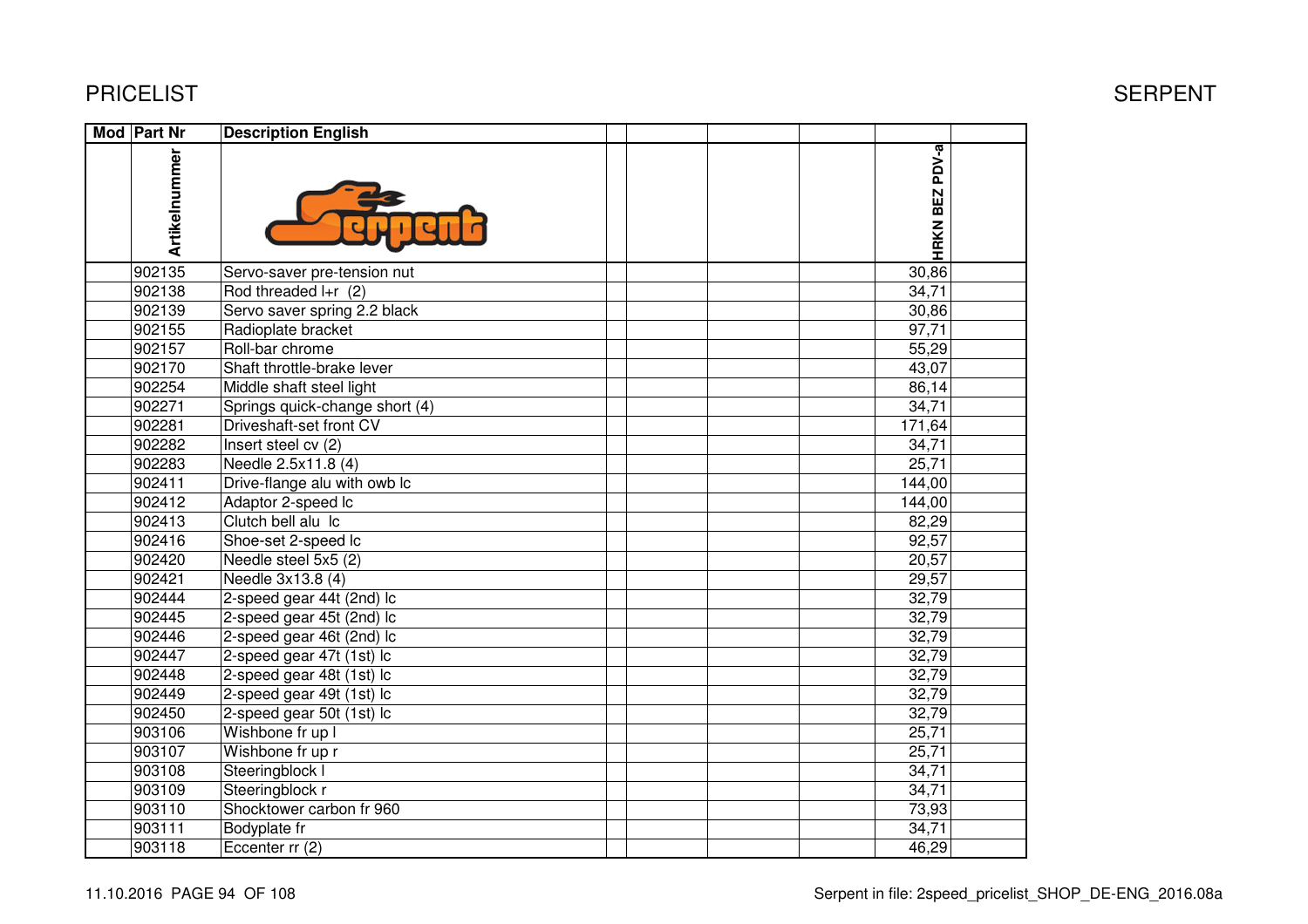| Mod | Part Nr | Description English | | | | | HRKN BEZ PDV-a | |
|---|---|---|---|---|---|---|---|---|
| | Artikelnummer | | | | | | | |
| | 902135 | Servo-saver pre-tension nut | | | | | 30,86 | |
| | 902138 | Rod threaded l+r (2) | | | | | 34,71 | |
| | 902139 | Servo saver spring 2.2 black | | | | | 30,86 | |
| | 902155 | Radioplate bracket | | | | | 97,71 | |
| | 902157 | Roll-bar chrome | | | | | 55,29 | |
| | 902170 | Shaft throttle-brake lever | | | | | 43,07 | |
| | 902254 | Middle shaft steel light | | | | | 86,14 | |
| | 902271 | Springs quick-change short (4) | | | | | 34,71 | |
| | 902281 | Driveshaft-set front CV | | | | | 171,64 | |
| | 902282 | Insert steel cv (2) | | | | | 34,71 | |
| | 902283 | Needle 2.5x11.8 (4) | | | | | 25,71 | |
| | 902411 | Drive-flange alu with owb lc | | | | | 144,00 | |
| | 902412 | Adaptor 2-speed lc | | | | | 144,00 | |
| | 902413 | Clutch bell alu lc | | | | | 82,29 | |
| | 902416 | Shoe-set 2-speed lc | | | | | 92,57 | |
| | 902420 | Needle steel 5x5 (2) | | | | | 20,57 | |
| | 902421 | Needle 3x13.8 (4) | | | | | 29,57 | |
| | 902444 | 2-speed gear 44t (2nd) lc | | | | | 32,79 | |
| | 902445 | 2-speed gear 45t (2nd) lc | | | | | 32,79 | |
| | 902446 | 2-speed gear 46t (2nd) lc | | | | | 32,79 | |
| | 902447 | 2-speed gear 47t (1st) lc | | | | | 32,79 | |
| | 902448 | 2-speed gear 48t (1st) lc | | | | | 32,79 | |
| | 902449 | 2-speed gear 49t (1st) lc | | | | | 32,79 | |
| | 902450 | 2-speed gear 50t (1st) lc | | | | | 32,79 | |
| | 903106 | Wishbone fr up l | | | | | 25,71 | |
| | 903107 | Wishbone fr up r | | | | | 25,71 | |
| | 903108 | Steeringblock l | | | | | 34,71 | |
| | 903109 | Steeringblock r | | | | | 34,71 | |
| | 903110 | Shocktower carbon fr 960 | | | | | 73,93 | |
| | 903111 | Bodyplate fr | | | | | 34,71 | |
| | 903118 | Eccenter rr (2) | | | | | 46,29 | |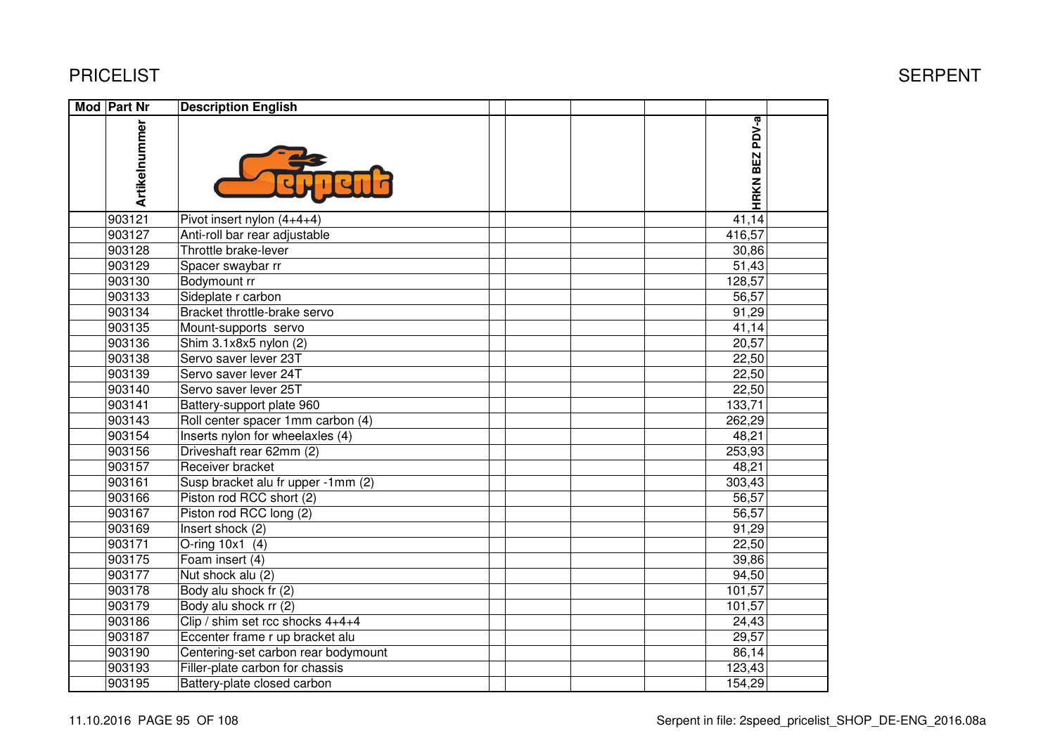PRICELIST SERPENT

| Mod | Part Nr | Description English | | | | | |
|---|---|---|---|---|---|---|---|
| | Artikelnummer | | | | | HRKN BEZ PDV-a | |
| | 903121 | Pivot insert nylon (4+4+4) | | | | 41,14 | |
| | 903127 | Anti-roll bar rear adjustable | | | | 416,57 | |
| | 903128 | Throttle brake-lever | | | | 30,86 | |
| | 903129 | Spacer swaybar rr | | | | 51,43 | |
| | 903130 | Bodymount rr | | | | 128,57 | |
| | 903133 | Sideplate r carbon | | | | 56,57 | |
| | 903134 | Bracket throttle-brake servo | | | | 91,29 | |
| | 903135 | Mount-supports servo | | | | 41,14 | |
| | 903136 | Shim 3.1x8x5 nylon (2) | | | | 20,57 | |
| | 903138 | Servo saver lever 23T | | | | 22,50 | |
| | 903139 | Servo saver lever 24T | | | | 22,50 | |
| | 903140 | Servo saver lever 25T | | | | 22,50 | |
| | 903141 | Battery-support plate 960 | | | | 133,71 | |
| | 903143 | Roll center spacer 1mm carbon (4) | | | | 262,29 | |
| | 903154 | Inserts nylon for wheelaxles (4) | | | | 48,21 | |
| | 903156 | Driveshaft rear 62mm (2) | | | | 253,93 | |
| | 903157 | Receiver bracket | | | | 48,21 | |
| | 903161 | Susp bracket alu fr upper -1mm (2) | | | | 303,43 | |
| | 903166 | Piston rod RCC short (2) | | | | 56,57 | |
| | 903167 | Piston rod RCC long (2) | | | | 56,57 | |
| | 903169 | Insert shock (2) | | | | 91,29 | |
| | 903171 | O-ring 10x1 (4) | | | | 22,50 | |
| | 903175 | Foam insert (4) | | | | 39,86 | |
| | 903177 | Nut shock alu (2) | | | | 94,50 | |
| | 903178 | Body alu shock fr (2) | | | | 101,57 | |
| | 903179 | Body alu shock rr (2) | | | | 101,57 | |
| | 903186 | Clip / shim set rcc shocks 4+4+4 | | | | 24,43 | |
| | 903187 | Eccenter frame r up bracket alu | | | | 29,57 | |
| | 903190 | Centering-set carbon rear bodymount | | | | 86,14 | |
| | 903193 | Filler-plate carbon for chassis | | | | 123,43 | |
| | 903195 | Battery-plate closed carbon | | | | 154,29 | |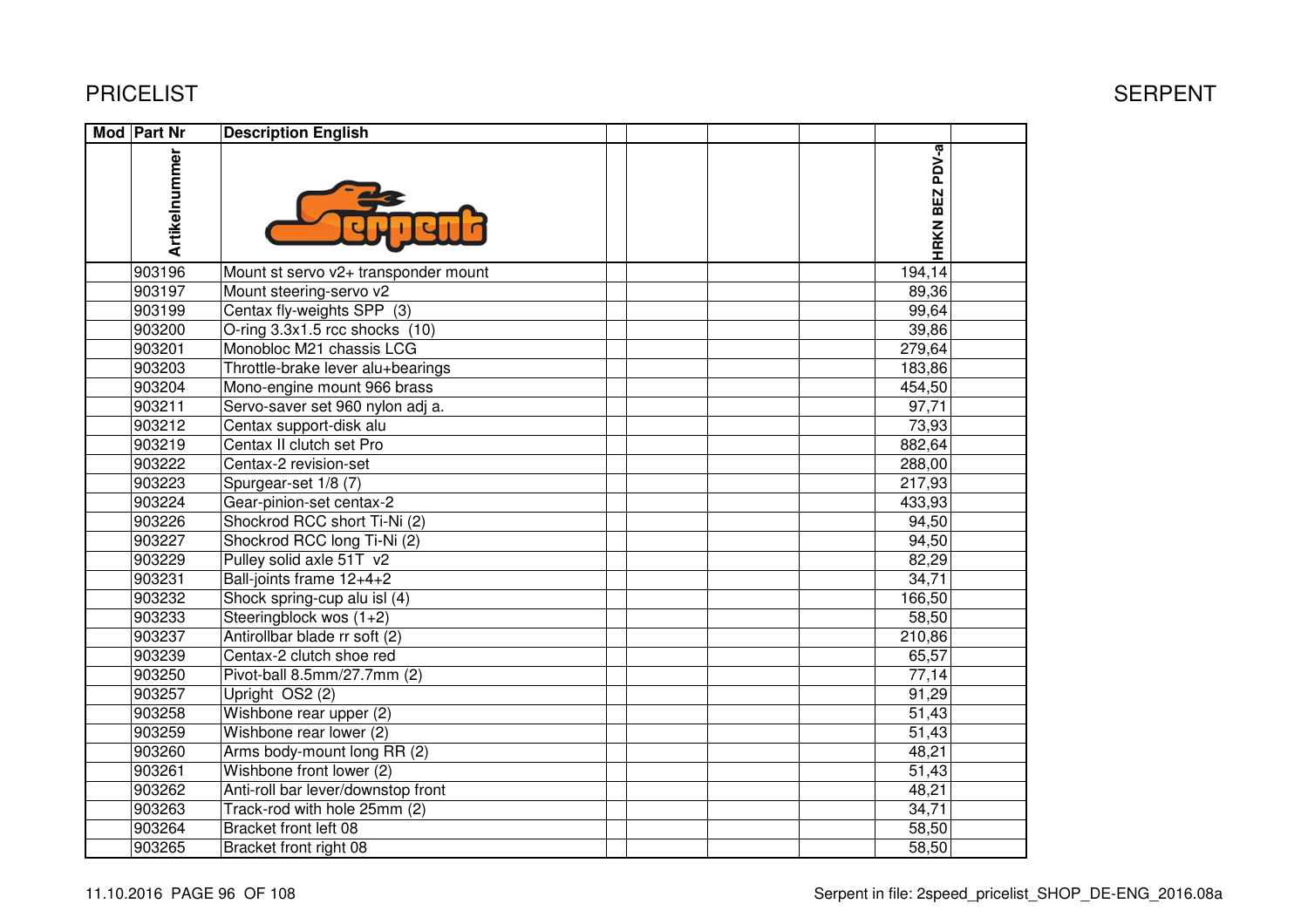# PRICELIST

| Mod | Part Nr | Description English | | | | | HRKN BEZ PDV-a | |
|---|---|---|---|---|---|---|---|---|
| | Artikelnummer | | | | | | | |
| | 903196 | Mount st servo v2+ transponder mount | | | | | 194,14 | |
| | 903197 | Mount steering-servo v2 | | | | | 89,36 | |
| | 903199 | Centax fly-weights SPP (3) | | | | | 99,64 | |
| | 903200 | O-ring 3.3x1.5 rcc shocks (10) | | | | | 39,86 | |
| | 903201 | Monobloc M21 chassis LCG | | | | | 279,64 | |
| | 903203 | Throttle-brake lever alu+bearings | | | | | 183,86 | |
| | 903204 | Mono-engine mount 966 brass | | | | | 454,50 | |
| | 903211 | Servo-saver set 960 nylon adj a. | | | | | 97,71 | |
| | 903212 | Centax support-disk alu | | | | | 73,93 | |
| | 903219 | Centax II clutch set Pro | | | | | 882,64 | |
| | 903222 | Centax-2 revision-set | | | | | 288,00 | |
| | 903223 | Spurgear-set 1/8 (7) | | | | | 217,93 | |
| | 903224 | Gear-pinion-set centax-2 | | | | | 433,93 | |
| | 903226 | Shockrod RCC short Ti-Ni (2) | | | | | 94,50 | |
| | 903227 | Shockrod RCC long Ti-Ni (2) | | | | | 94,50 | |
| | 903229 | Pulley solid axle 51T v2 | | | | | 82,29 | |
| | 903231 | Ball-joints frame 12+4+2 | | | | | 34,71 | |
| | 903232 | Shock spring-cup alu isl (4) | | | | | 166,50 | |
| | 903233 | Steeringblock wos (1+2) | | | | | 58,50 | |
| | 903237 | Antirollbar blade rr soft (2) | | | | | 210,86 | |
| | 903239 | Centax-2 clutch shoe red | | | | | 65,57 | |
| | 903250 | Pivot-ball 8.5mm/27.7mm (2) | | | | | 77,14 | |
| | 903257 | Upright OS2 (2) | | | | | 91,29 | |
| | 903258 | Wishbone rear upper (2) | | | | | 51,43 | |
| | 903259 | Wishbone rear lower (2) | | | | | 51,43 | |
| | 903260 | Arms body-mount long RR (2) | | | | | 48,21 | |
| | 903261 | Wishbone front lower (2) | | | | | 51,43 | |
| | 903262 | Anti-roll bar lever/downstop front | | | | | 48,21 | |
| | 903263 | Track-rod with hole 25mm (2) | | | | | 34,71 | |
| | 903264 | Bracket front left 08 | | | | | 58,50 | |
| | 903265 | Bracket front right 08 | | | | | 58,50 | |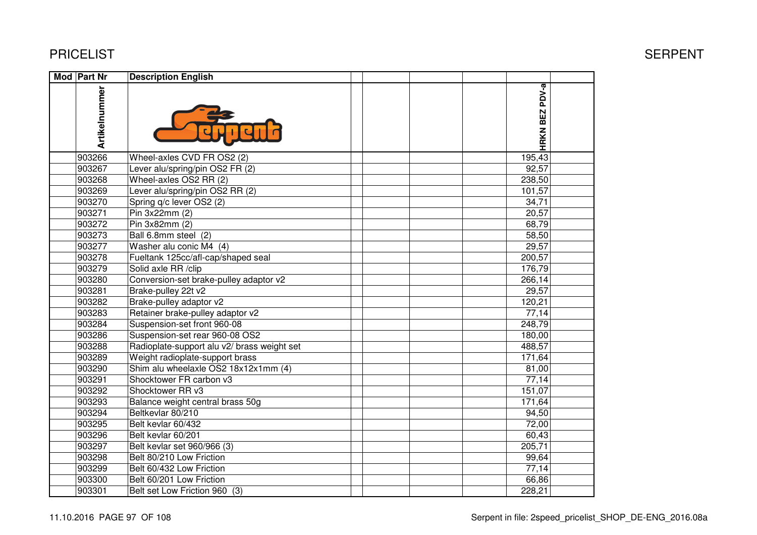# PRICELIST

SERPENT

| Mod | Part Nr | Description English | | | | | HRKN BEZ PDV-a | |
|---|---|---|---|---|---|---|---|---|
| | Artikelnummer | | | | | | | |
| | 903266 | Wheel-axles CVD FR OS2 (2) | | | | | 195,43 | |
| | 903267 | Lever alu/spring/pin OS2 FR (2) | | | | | 92,57 | |
| | 903268 | Wheel-axles OS2 RR (2) | | | | | 238,50 | |
| | 903269 | Lever alu/spring/pin OS2 RR (2) | | | | | 101,57 | |
| | 903270 | Spring q/c lever OS2 (2) | | | | | 34,71 | |
| | 903271 | Pin 3x22mm (2) | | | | | 20,57 | |
| | 903272 | Pin 3x82mm (2) | | | | | 68,79 | |
| | 903273 | Ball 6.8mm steel (2) | | | | | 58,50 | |
| | 903277 | Washer alu conic M4 (4) | | | | | 29,57 | |
| | 903278 | Fueltank 125cc/afl-cap/shaped seal | | | | | 200,57 | |
| | 903279 | Solid axle RR /clip | | | | | 176,79 | |
| | 903280 | Conversion-set brake-pulley adaptor v2 | | | | | 266,14 | |
| | 903281 | Brake-pulley 22t v2 | | | | | 29,57 | |
| | 903282 | Brake-pulley adaptor v2 | | | | | 120,21 | |
| | 903283 | Retainer brake-pulley adaptor v2 | | | | | 77,14 | |
| | 903284 | Suspension-set front 960-08 | | | | | 248,79 | |
| | 903286 | Suspension-set rear 960-08 OS2 | | | | | 180,00 | |
| | 903288 | Radioplate-support alu v2/ brass weight set | | | | | 488,57 | |
| | 903289 | Weight radioplate-support brass | | | | | 171,64 | |
| | 903290 | Shim alu wheelaxle OS2 18x12x1mm (4) | | | | | 81,00 | |
| | 903291 | Shocktower FR carbon v3 | | | | | 77,14 | |
| | 903292 | Shocktower RR v3 | | | | | 151,07 | |
| | 903293 | Balance weight central brass 50g | | | | | 171,64 | |
| | 903294 | Beltkevlar 80/210 | | | | | 94,50 | |
| | 903295 | Belt kevlar 60/432 | | | | | 72,00 | |
| | 903296 | Belt kevlar 60/201 | | | | | 60,43 | |
| | 903297 | Belt kevlar set 960/966 (3) | | | | | 205,71 | |
| | 903298 | Belt 80/210 Low Friction | | | | | 99,64 | |
| | 903299 | Belt 60/432 Low Friction | | | | | 77,14 | |
| | 903300 | Belt 60/201 Low Friction | | | | | 66,86 | |
| | 903301 | Belt set Low Friction 960 (3) | | | | | 228,21 | |

11.10.2016 PAGE 97 OF 108 — Serpent in file: 2speed_pricelist_SHOP_DE-ENG_2016.08a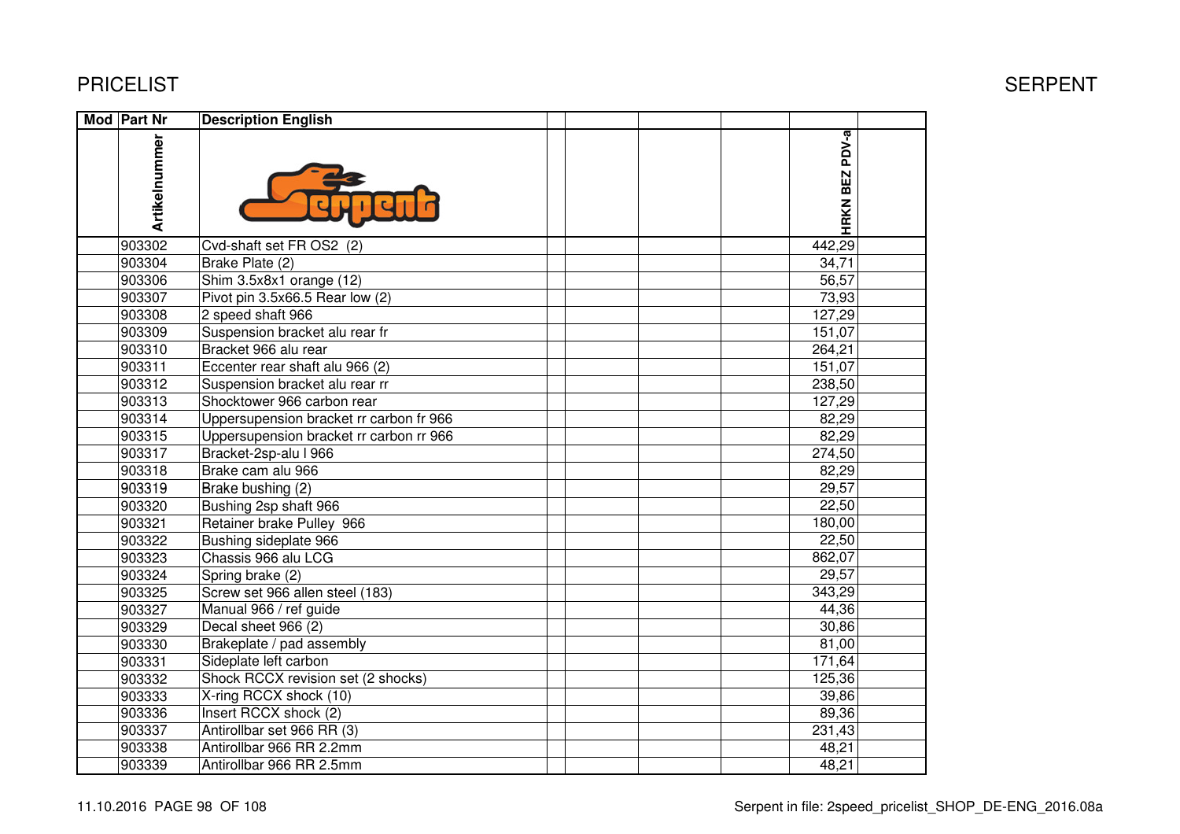PRICELIST SERPENT

| Mod | Part Nr | Description English | | | | | HRKN BEZ PDV-a | |
|---|---|---|---|---|---|---|---|---|
| | Artikelnummer | | | | | | | |
| | 903302 | Cvd-shaft set FR OS2 (2) | | | | | 442,29 | |
| | 903304 | Brake Plate (2) | | | | | 34,71 | |
| | 903306 | Shim 3.5x8x1 orange (12) | | | | | 56,57 | |
| | 903307 | Pivot pin 3.5x66.5 Rear low (2) | | | | | 73,93 | |
| | 903308 | 2 speed shaft 966 | | | | | 127,29 | |
| | 903309 | Suspension bracket alu rear fr | | | | | 151,07 | |
| | 903310 | Bracket 966 alu rear | | | | | 264,21 | |
| | 903311 | Eccenter rear shaft alu 966 (2) | | | | | 151,07 | |
| | 903312 | Suspension bracket alu rear rr | | | | | 238,50 | |
| | 903313 | Shocktower 966 carbon rear | | | | | 127,29 | |
| | 903314 | Uppersupension bracket rr carbon fr 966 | | | | | 82,29 | |
| | 903315 | Uppersupension bracket rr carbon rr 966 | | | | | 82,29 | |
| | 903317 | Bracket-2sp-alu l 966 | | | | | 274,50 | |
| | 903318 | Brake cam alu 966 | | | | | 82,29 | |
| | 903319 | Brake bushing (2) | | | | | 29,57 | |
| | 903320 | Bushing 2sp shaft 966 | | | | | 22,50 | |
| | 903321 | Retainer brake Pulley 966 | | | | | 180,00 | |
| | 903322 | Bushing sideplate 966 | | | | | 22,50 | |
| | 903323 | Chassis 966 alu LCG | | | | | 862,07 | |
| | 903324 | Spring brake (2) | | | | | 29,57 | |
| | 903325 | Screw set 966 allen steel (183) | | | | | 343,29 | |
| | 903327 | Manual 966 / ref guide | | | | | 44,36 | |
| | 903329 | Decal sheet 966 (2) | | | | | 30,86 | |
| | 903330 | Brakeplate / pad assembly | | | | | 81,00 | |
| | 903331 | Sideplate left carbon | | | | | 171,64 | |
| | 903332 | Shock RCCX revision set (2 shocks) | | | | | 125,36 | |
| | 903333 | X-ring RCCX shock (10) | | | | | 39,86 | |
| | 903336 | Insert RCCX shock (2) | | | | | 89,36 | |
| | 903337 | Antirollbar set 966 RR (3) | | | | | 231,43 | |
| | 903338 | Antirollbar 966 RR 2.2mm | | | | | 48,21 | |
| | 903339 | Antirollbar 966 RR 2.5mm | | | | | 48,21 | |

11.10.2016 PAGE 98 OF 108 Serpent in file: 2speed_pricelist_SHOP_DE-ENG_2016.08a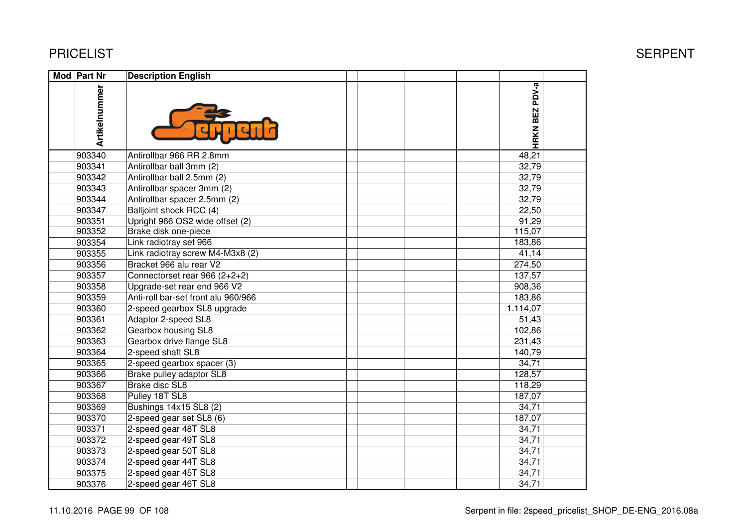# PRICELIST

SERPENT

| Mod | Part Nr | Description English | | | | | | |
|---|---|---|---|---|---|---|---|---|
| | Artikelnummer | | | | | | HRKN BEZ PDV-a | |
| | 903340 | Antirollbar 966 RR 2.8mm | | | | | 48,21 | |
| | 903341 | Antirollbar ball 3mm (2) | | | | | 32,79 | |
| | 903342 | Antirollbar ball 2.5mm (2) | | | | | 32,79 | |
| | 903343 | Antirollbar spacer 3mm (2) | | | | | 32,79 | |
| | 903344 | Antirollbar spacer 2.5mm (2) | | | | | 32,79 | |
| | 903347 | Balljoint shock RCC (4) | | | | | 22,50 | |
| | 903351 | Upright 966 OS2 wide offset (2) | | | | | 91,29 | |
| | 903352 | Brake disk one-piece | | | | | 115,07 | |
| | 903354 | Link radiotray set 966 | | | | | 183,86 | |
| | 903355 | Link radiotray screw M4-M3x8 (2) | | | | | 41,14 | |
| | 903356 | Bracket 966 alu rear V2 | | | | | 274,50 | |
| | 903357 | Connectorset rear 966 (2+2+2) | | | | | 137,57 | |
| | 903358 | Upgrade-set rear end 966 V2 | | | | | 908,36 | |
| | 903359 | Anti-roll bar-set front alu 960/966 | | | | | 183,86 | |
| | 903360 | 2-speed gearbox SL8 upgrade | | | | | 1.114,07 | |
| | 903361 | Adaptor 2-speed SL8 | | | | | 51,43 | |
| | 903362 | Gearbox housing SL8 | | | | | 102,86 | |
| | 903363 | Gearbox drive flange SL8 | | | | | 231,43 | |
| | 903364 | 2-speed shaft SL8 | | | | | 140,79 | |
| | 903365 | 2-speed gearbox spacer (3) | | | | | 34,71 | |
| | 903366 | Brake pulley adaptor SL8 | | | | | 128,57 | |
| | 903367 | Brake disc SL8 | | | | | 118,29 | |
| | 903368 | Pulley 18T SL8 | | | | | 187,07 | |
| | 903369 | Bushings 14x15 SL8 (2) | | | | | 34,71 | |
| | 903370 | 2-speed gear set SL8 (6) | | | | | 187,07 | |
| | 903371 | 2-speed gear 48T SL8 | | | | | 34,71 | |
| | 903372 | 2-speed gear 49T SL8 | | | | | 34,71 | |
| | 903373 | 2-speed gear 50T SL8 | | | | | 34,71 | |
| | 903374 | 2-speed gear 44T SL8 | | | | | 34,71 | |
| | 903375 | 2-speed gear 45T SL8 | | | | | 34,71 | |
| | 903376 | 2-speed gear 46T SL8 | | | | | 34,71 | |

11.10.2016 Serpent in file: 2speed_pricelist_SHOP_DE-ENG_2016.08a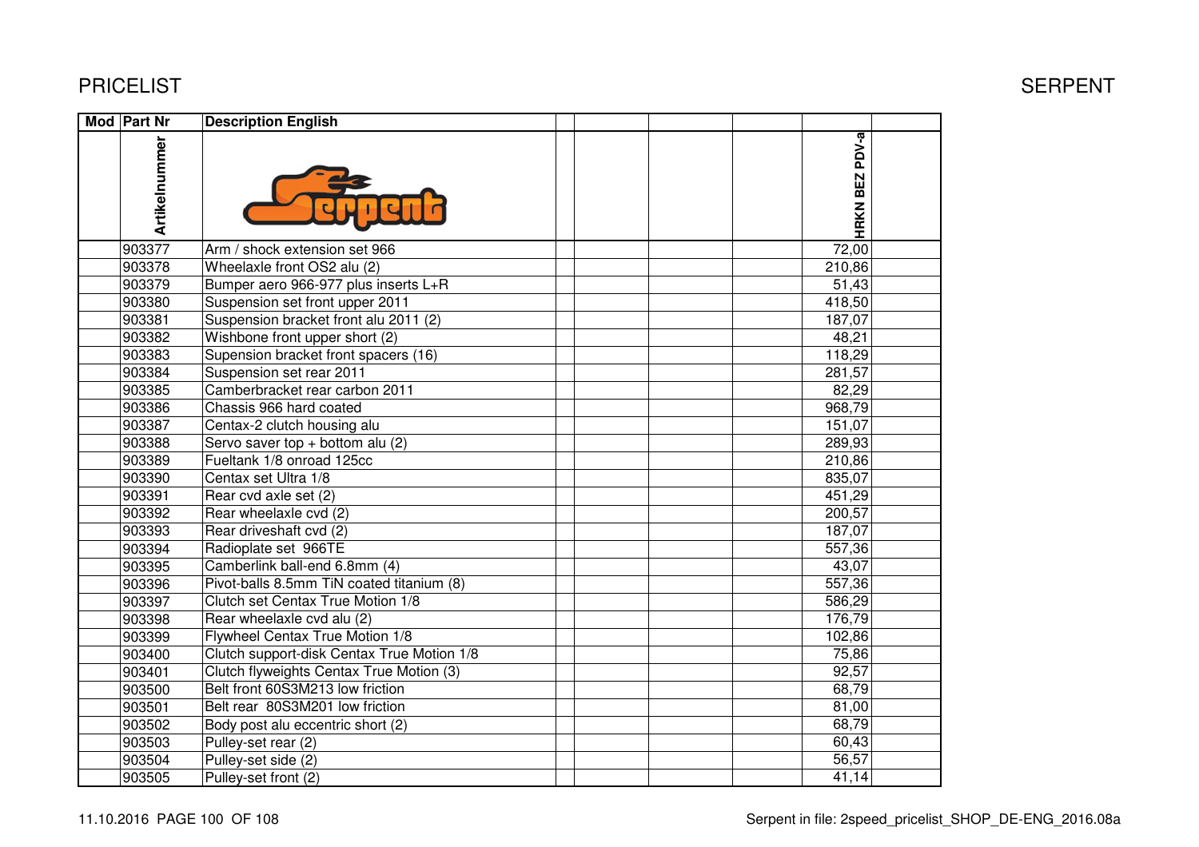# PRICELIST

SERPENT

| Mod | Part Nr | Description English | | | | | | |
|---|---|---|---|---|---|---|---|---|
| | Artikelnummer | | | | | | HRKN BEZ PDV-a | |
| | 903377 | Arm / shock extension set 966 | | | | | 72,00 | |
| | 903378 | Wheelaxle front OS2 alu (2) | | | | | 210,86 | |
| | 903379 | Bumper aero 966-977 plus inserts L+R | | | | | 51,43 | |
| | 903380 | Suspension set front upper 2011 | | | | | 418,50 | |
| | 903381 | Suspension bracket front alu 2011 (2) | | | | | 187,07 | |
| | 903382 | Wishbone front upper short (2) | | | | | 48,21 | |
| | 903383 | Supension bracket front spacers (16) | | | | | 118,29 | |
| | 903384 | Suspension set rear 2011 | | | | | 281,57 | |
| | 903385 | Camberbracket rear carbon 2011 | | | | | 82,29 | |
| | 903386 | Chassis 966 hard coated | | | | | 968,79 | |
| | 903387 | Centax-2 clutch housing alu | | | | | 151,07 | |
| | 903388 | Servo saver top + bottom alu (2) | | | | | 289,93 | |
| | 903389 | Fueltank 1/8 onroad 125cc | | | | | 210,86 | |
| | 903390 | Centax set Ultra 1/8 | | | | | 835,07 | |
| | 903391 | Rear cvd axle set (2) | | | | | 451,29 | |
| | 903392 | Rear wheelaxle cvd (2) | | | | | 200,57 | |
| | 903393 | Rear driveshaft cvd (2) | | | | | 187,07 | |
| | 903394 | Radioplate set 966TE | | | | | 557,36 | |
| | 903395 | Camberlink ball-end 6.8mm (4) | | | | | 43,07 | |
| | 903396 | Pivot-balls 8.5mm TiN coated titanium (8) | | | | | 557,36 | |
| | 903397 | Clutch set Centax True Motion 1/8 | | | | | 586,29 | |
| | 903398 | Rear wheelaxle cvd alu (2) | | | | | 176,79 | |
| | 903399 | Flywheel Centax True Motion 1/8 | | | | | 102,86 | |
| | 903400 | Clutch support-disk Centax True Motion 1/8 | | | | | 75,86 | |
| | 903401 | Clutch flyweights Centax True Motion (3) | | | | | 92,57 | |
| | 903500 | Belt front 60S3M213 low friction | | | | | 68,79 | |
| | 903501 | Belt rear 80S3M201 low friction | | | | | 81,00 | |
| | 903502 | Body post alu eccentric short (2) | | | | | 68,79 | |
| | 903503 | Pulley-set rear (2) | | | | | 60,43 | |
| | 903504 | Pulley-set side (2) | | | | | 56,57 | |
| | 903505 | Pulley-set front (2) | | | | | 41,14 | |

11.10.2016 PAGE 100 OF 108

Serpent in file: 2speed_pricelist_SHOP_DE-ENG_2016.08a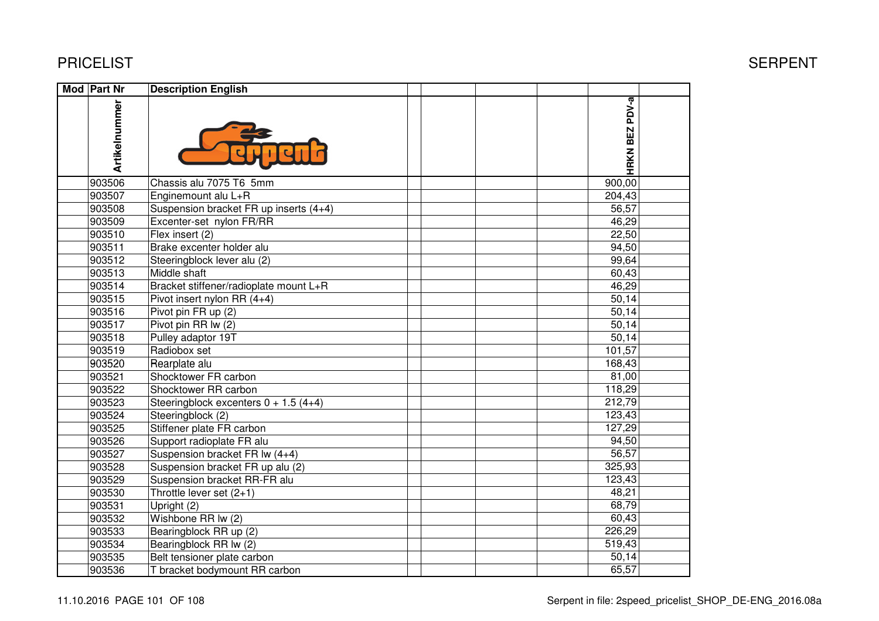PRICELIST

SERPENT

| Mod | Part Nr | Description English | | | | | HRKN BEZ PDV-a | |
|---|---|---|---|---|---|---|---|---|
| | Artikelnummer | | | | | | | |
| | 903506 | Chassis alu 7075 T6 5mm | | | | | 900,00 | |
| | 903507 | Enginemount alu L+R | | | | | 204,43 | |
| | 903508 | Suspension bracket FR up inserts (4+4) | | | | | 56,57 | |
| | 903509 | Excenter-set nylon FR/RR | | | | | 46,29 | |
| | 903510 | Flex insert (2) | | | | | 22,50 | |
| | 903511 | Brake excenter holder alu | | | | | 94,50 | |
| | 903512 | Steeringblock lever alu (2) | | | | | 99,64 | |
| | 903513 | Middle shaft | | | | | 60,43 | |
| | 903514 | Bracket stiffener/radioplate mount L+R | | | | | 46,29 | |
| | 903515 | Pivot insert nylon RR (4+4) | | | | | 50,14 | |
| | 903516 | Pivot pin FR up (2) | | | | | 50,14 | |
| | 903517 | Pivot pin RR lw (2) | | | | | 50,14 | |
| | 903518 | Pulley adaptor 19T | | | | | 50,14 | |
| | 903519 | Radiobox set | | | | | 101,57 | |
| | 903520 | Rearplate alu | | | | | 168,43 | |
| | 903521 | Shocktower FR carbon | | | | | 81,00 | |
| | 903522 | Shocktower RR carbon | | | | | 118,29 | |
| | 903523 | Steeringblock excenters 0 + 1.5 (4+4) | | | | | 212,79 | |
| | 903524 | Steeringblock (2) | | | | | 123,43 | |
| | 903525 | Stiffener plate FR carbon | | | | | 127,29 | |
| | 903526 | Support radioplate FR alu | | | | | 94,50 | |
| | 903527 | Suspension bracket FR lw (4+4) | | | | | 56,57 | |
| | 903528 | Suspension bracket FR up alu (2) | | | | | 325,93 | |
| | 903529 | Suspension bracket RR-FR alu | | | | | 123,43 | |
| | 903530 | Throttle lever set (2+1) | | | | | 48,21 | |
| | 903531 | Upright (2) | | | | | 68,79 | |
| | 903532 | Wishbone RR lw (2) | | | | | 60,43 | |
| | 903533 | Bearingblock RR up (2) | | | | | 226,29 | |
| | 903534 | Bearingblock RR lw (2) | | | | | 519,43 | |
| | 903535 | Belt tensioner plate carbon | | | | | 50,14 | |
| | 903536 | T bracket bodymount RR carbon | | | | | 65,57 | |

11.10.2016 PAGE 101 OF 108

Serpent in file: 2speed_pricelist_SHOP_DE-ENG_2016.08a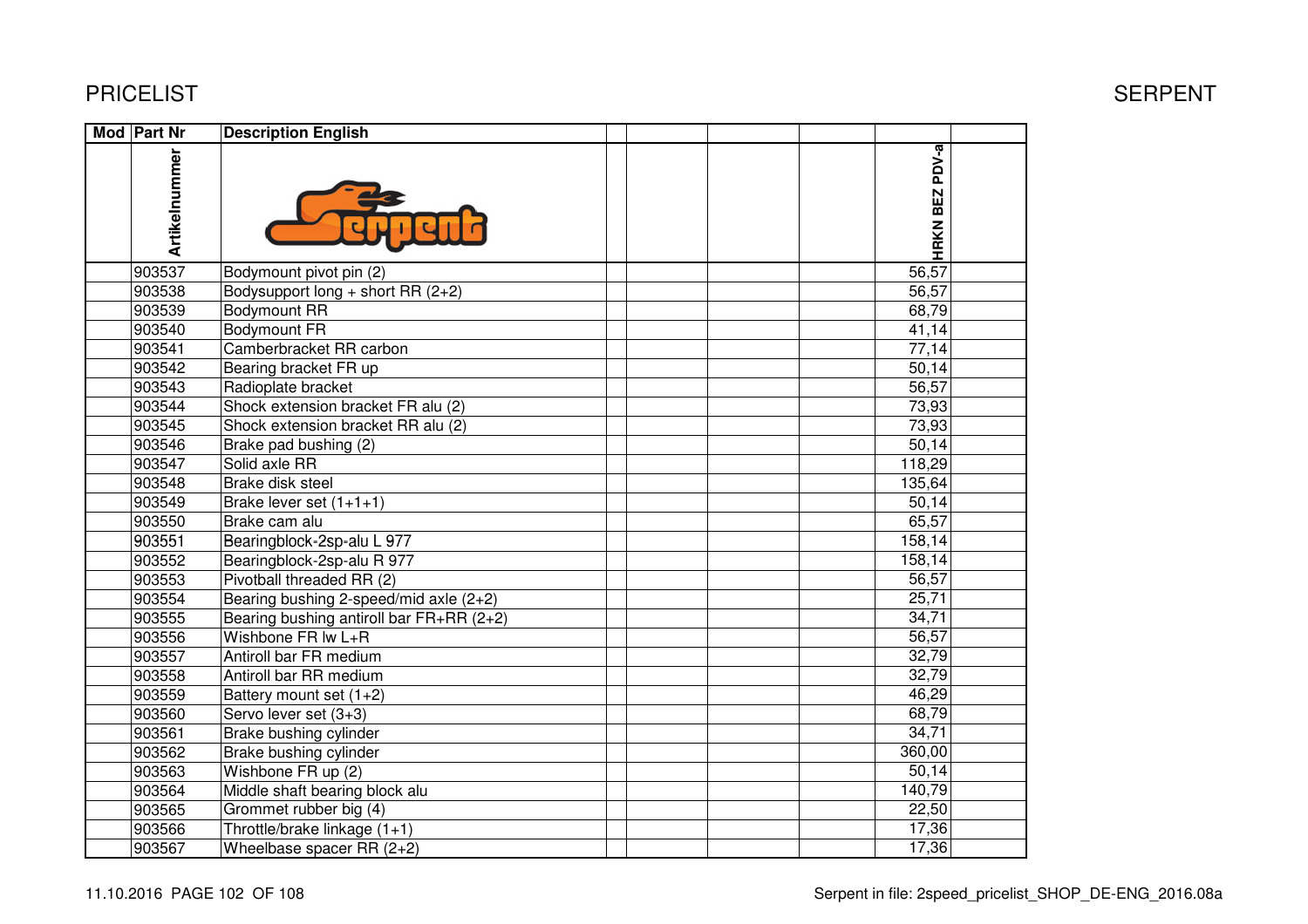# PRICELIST

SERPENT

| Mod | Part Nr | Description English | | | | | HRKN BEZ PDV-a | |
|---|---|---|---|---|---|---|---|---|
| | Artikelnummer | | | | | | | |
| | 903537 | Bodymount pivot pin (2) | | | | | 56,57 | |
| | 903538 | Bodysupport long + short RR (2+2) | | | | | 56,57 | |
| | 903539 | Bodymount RR | | | | | 68,79 | |
| | 903540 | Bodymount FR | | | | | 41,14 | |
| | 903541 | Camberbracket RR carbon | | | | | 77,14 | |
| | 903542 | Bearing bracket FR up | | | | | 50,14 | |
| | 903543 | Radioplate bracket | | | | | 56,57 | |
| | 903544 | Shock extension bracket FR alu (2) | | | | | 73,93 | |
| | 903545 | Shock extension bracket RR alu (2) | | | | | 73,93 | |
| | 903546 | Brake pad bushing (2) | | | | | 50,14 | |
| | 903547 | Solid axle RR | | | | | 118,29 | |
| | 903548 | Brake disk steel | | | | | 135,64 | |
| | 903549 | Brake lever set (1+1+1) | | | | | 50,14 | |
| | 903550 | Brake cam alu | | | | | 65,57 | |
| | 903551 | Bearingblock-2sp-alu L 977 | | | | | 158,14 | |
| | 903552 | Bearingblock-2sp-alu R 977 | | | | | 158,14 | |
| | 903553 | Pivotball threaded RR (2) | | | | | 56,57 | |
| | 903554 | Bearing bushing 2-speed/mid axle (2+2) | | | | | 25,71 | |
| | 903555 | Bearing bushing antiroll bar FR+RR (2+2) | | | | | 34,71 | |
| | 903556 | Wishbone FR lw L+R | | | | | 56,57 | |
| | 903557 | Antiroll bar FR medium | | | | | 32,79 | |
| | 903558 | Antiroll bar RR medium | | | | | 32,79 | |
| | 903559 | Battery mount set (1+2) | | | | | 46,29 | |
| | 903560 | Servo lever set (3+3) | | | | | 68,79 | |
| | 903561 | Brake bushing cylinder | | | | | 34,71 | |
| | 903562 | Brake bushing cylinder | | | | | 360,00 | |
| | 903563 | Wishbone FR up (2) | | | | | 50,14 | |
| | 903564 | Middle shaft bearing block alu | | | | | 140,79 | |
| | 903565 | Grommet rubber big (4) | | | | | 22,50 | |
| | 903566 | Throttle/brake linkage (1+1) | | | | | 17,36 | |
| | 903567 | Wheelbase spacer RR (2+2) | | | | | 17,36 | |

11.10.2016

Serpent in file: 2speed_pricelist_SHOP_DE-ENG_2016.08a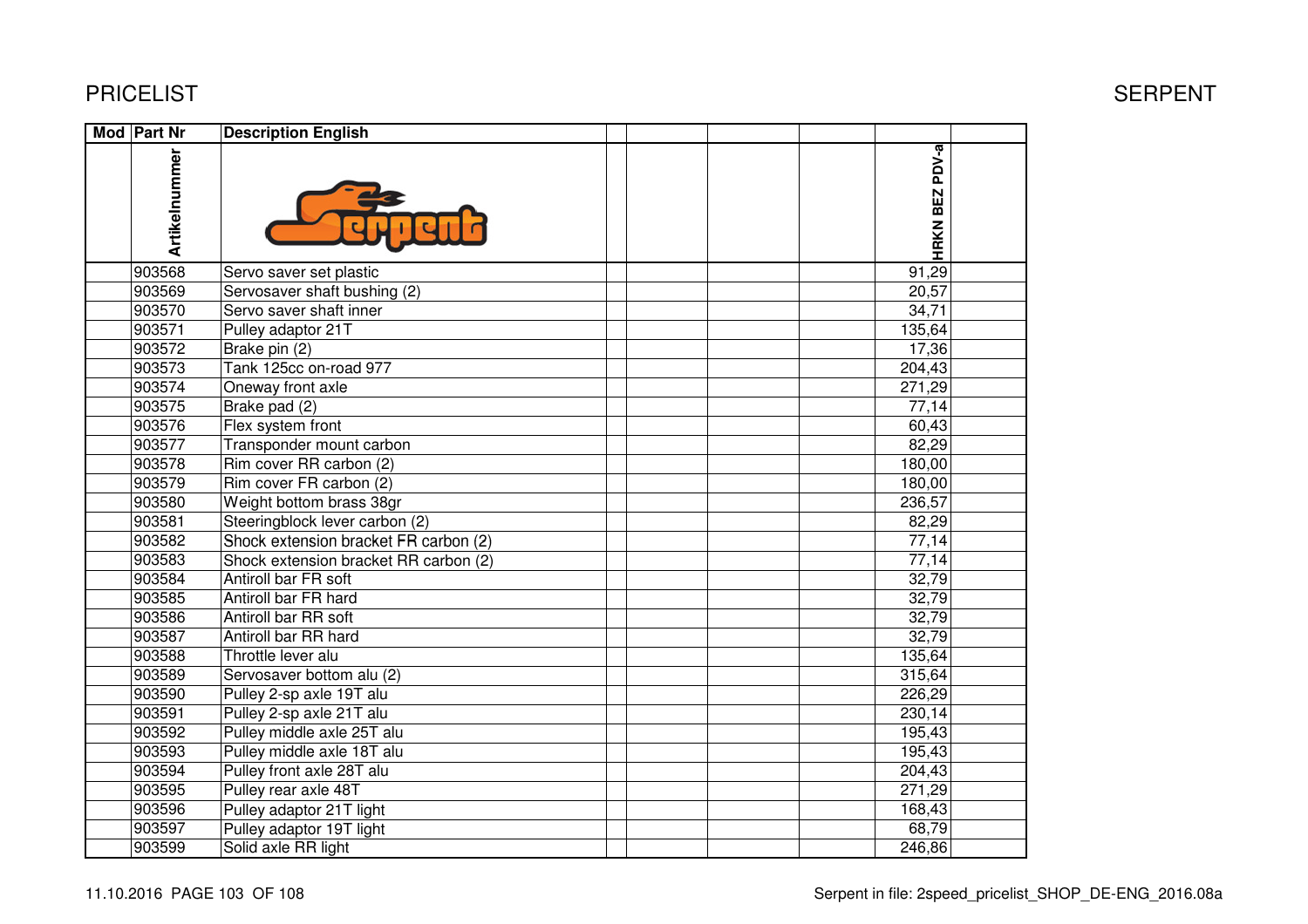# PRICELIST

SERPENT

| Mod | Part Nr | Description English | | | | | |
|---|---|---|---|---|---|---|---|
| | Artikelnummer | | | | | HRKN BEZ PDV-a | |
| | 903568 | Servo saver set plastic | | | | 91,29 | |
| | 903569 | Servosaver shaft bushing (2) | | | | 20,57 | |
| | 903570 | Servo saver shaft inner | | | | 34,71 | |
| | 903571 | Pulley adaptor 21T | | | | 135,64 | |
| | 903572 | Brake pin (2) | | | | 17,36 | |
| | 903573 | Tank 125cc on-road 977 | | | | 204,43 | |
| | 903574 | Oneway front axle | | | | 271,29 | |
| | 903575 | Brake pad (2) | | | | 77,14 | |
| | 903576 | Flex system front | | | | 60,43 | |
| | 903577 | Transponder mount carbon | | | | 82,29 | |
| | 903578 | Rim cover RR carbon (2) | | | | 180,00 | |
| | 903579 | Rim cover FR carbon (2) | | | | 180,00 | |
| | 903580 | Weight bottom brass 38gr | | | | 236,57 | |
| | 903581 | Steeringblock lever carbon (2) | | | | 82,29 | |
| | 903582 | Shock extension bracket FR carbon (2) | | | | 77,14 | |
| | 903583 | Shock extension bracket RR carbon (2) | | | | 77,14 | |
| | 903584 | Antiroll bar FR soft | | | | 32,79 | |
| | 903585 | Antiroll bar FR hard | | | | 32,79 | |
| | 903586 | Antiroll bar RR soft | | | | 32,79 | |
| | 903587 | Antiroll bar RR hard | | | | 32,79 | |
| | 903588 | Throttle lever alu | | | | 135,64 | |
| | 903589 | Servosaver bottom alu (2) | | | | 315,64 | |
| | 903590 | Pulley 2-sp axle 19T alu | | | | 226,29 | |
| | 903591 | Pulley 2-sp axle 21T alu | | | | 230,14 | |
| | 903592 | Pulley middle axle 25T alu | | | | 195,43 | |
| | 903593 | Pulley middle axle 18T alu | | | | 195,43 | |
| | 903594 | Pulley front axle 28T alu | | | | 204,43 | |
| | 903595 | Pulley rear axle 48T | | | | 271,29 | |
| | 903596 | Pulley adaptor 21T light | | | | 168,43 | |
| | 903597 | Pulley adaptor 19T light | | | | 68,79 | |
| | 903599 | Solid axle RR light | | | | 246,86 | |

11.10.2016 PAGE 103 OF 108

Serpent in file: 2speed_pricelist_SHOP_DE-ENG_2016.08a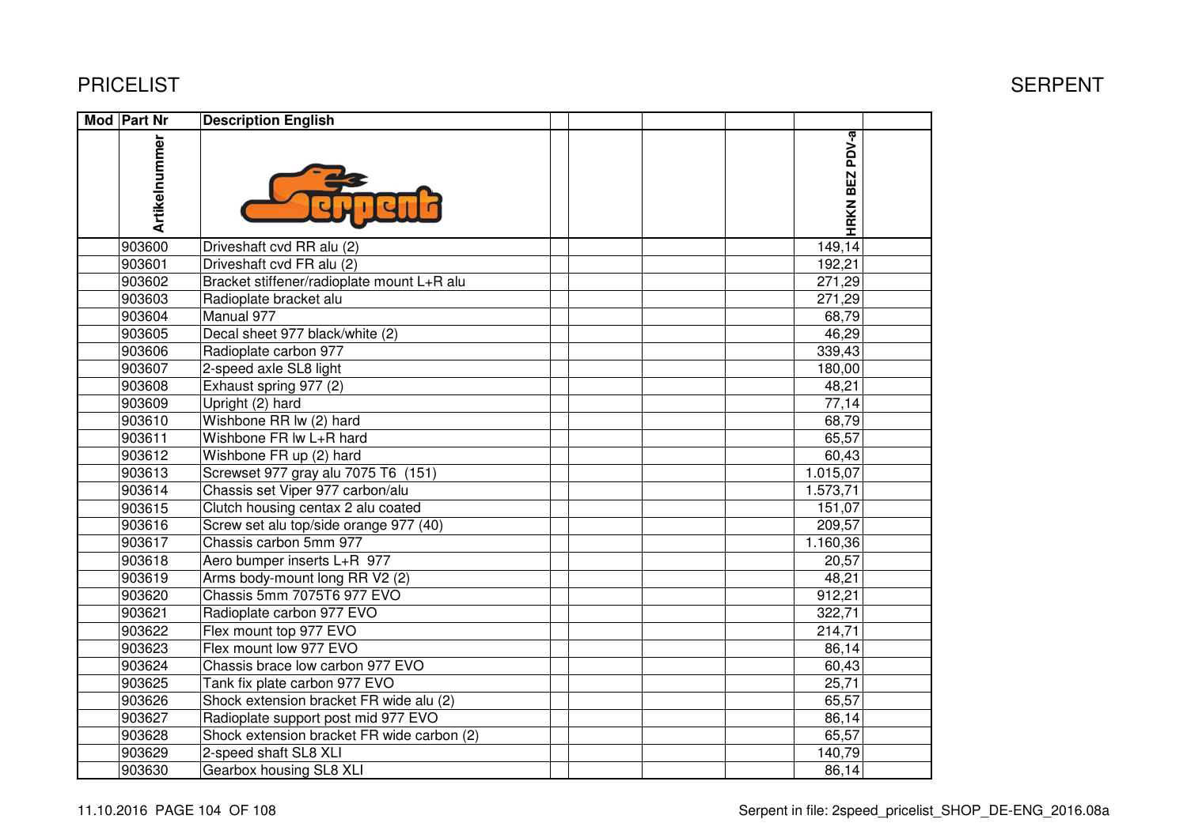# PRICELIST

SERPENT

| Mod | Part Nr | Description English | | | | | HRKN BEZ PDV-a | |
|---|---|---|---|---|---|---|---|---|
| | Artikelnummer | | | | | | | |
| | 903600 | Driveshaft cvd RR alu (2) | | | | | 149,14 | |
| | 903601 | Driveshaft cvd FR alu (2) | | | | | 192,21 | |
| | 903602 | Bracket stiffener/radioplate mount L+R alu | | | | | 271,29 | |
| | 903603 | Radioplate bracket alu | | | | | 271,29 | |
| | 903604 | Manual 977 | | | | | 68,79 | |
| | 903605 | Decal sheet 977 black/white (2) | | | | | 46,29 | |
| | 903606 | Radioplate carbon 977 | | | | | 339,43 | |
| | 903607 | 2-speed axle SL8 light | | | | | 180,00 | |
| | 903608 | Exhaust spring 977 (2) | | | | | 48,21 | |
| | 903609 | Upright (2) hard | | | | | 77,14 | |
| | 903610 | Wishbone RR lw (2) hard | | | | | 68,79 | |
| | 903611 | Wishbone FR lw L+R hard | | | | | 65,57 | |
| | 903612 | Wishbone FR up (2) hard | | | | | 60,43 | |
| | 903613 | Screwset 977 gray alu 7075 T6 (151) | | | | | 1.015,07 | |
| | 903614 | Chassis set Viper 977 carbon/alu | | | | | 1.573,71 | |
| | 903615 | Clutch housing centax 2 alu coated | | | | | 151,07 | |
| | 903616 | Screw set alu top/side orange 977 (40) | | | | | 209,57 | |
| | 903617 | Chassis carbon 5mm 977 | | | | | 1.160,36 | |
| | 903618 | Aero bumper inserts L+R 977 | | | | | 20,57 | |
| | 903619 | Arms body-mount long RR V2 (2) | | | | | 48,21 | |
| | 903620 | Chassis 5mm 7075T6 977 EVO | | | | | 912,21 | |
| | 903621 | Radioplate carbon 977 EVO | | | | | 322,71 | |
| | 903622 | Flex mount top 977 EVO | | | | | 214,71 | |
| | 903623 | Flex mount low 977 EVO | | | | | 86,14 | |
| | 903624 | Chassis brace low carbon 977 EVO | | | | | 60,43 | |
| | 903625 | Tank fix plate carbon 977 EVO | | | | | 25,71 | |
| | 903626 | Shock extension bracket FR wide alu (2) | | | | | 65,57 | |
| | 903627 | Radioplate support post mid 977 EVO | | | | | 86,14 | |
| | 903628 | Shock extension bracket FR wide carbon (2) | | | | | 65,57 | |
| | 903629 | 2-speed shaft SL8 XLI | | | | | 140,79 | |
| | 903630 | Gearbox housing SL8 XLI | | | | | 86,14 | |

11.10.2016 Serpent in file: 2speed_pricelist_SHOP_DE-ENG_2016.08a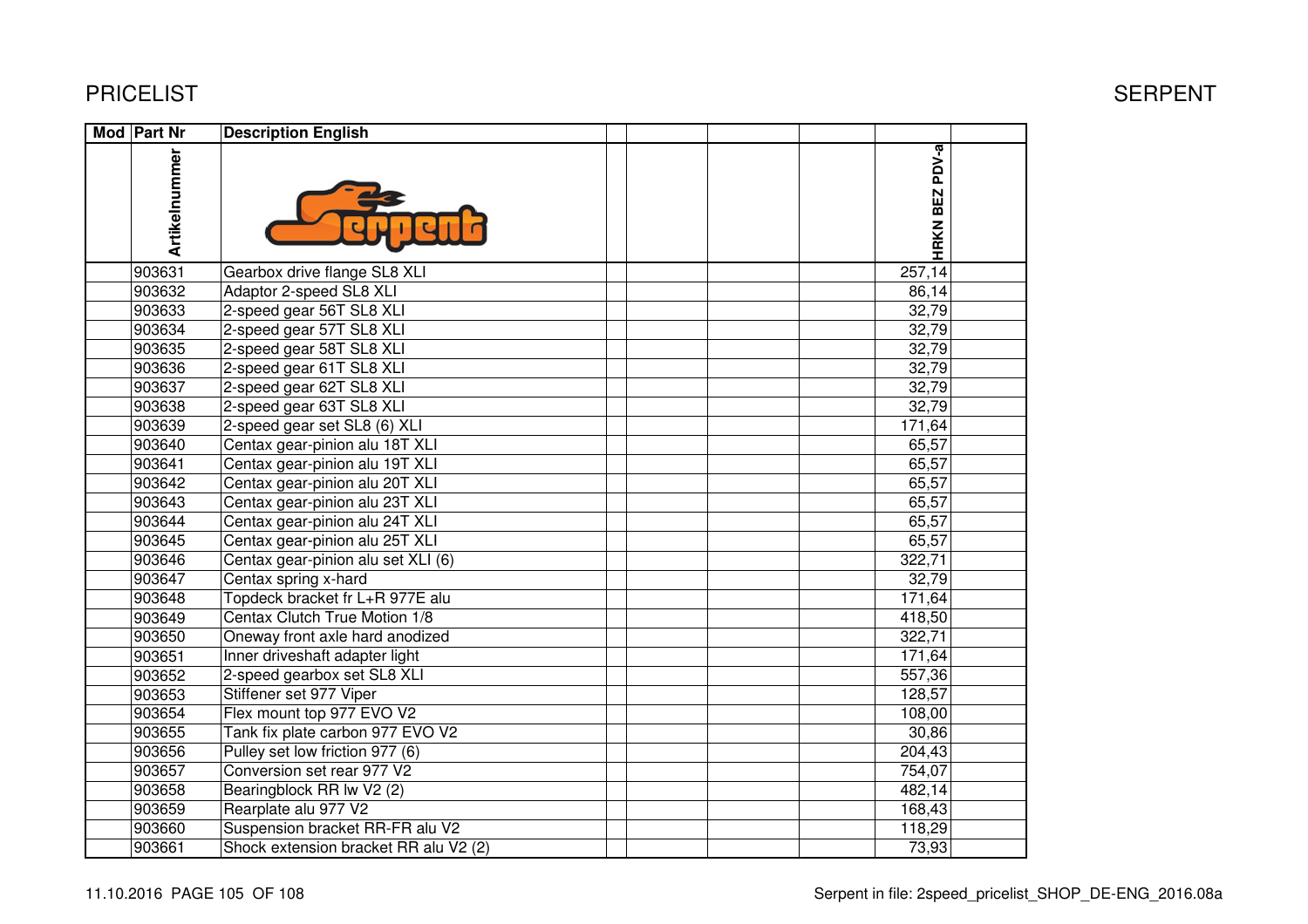PRICELIST

SERPENT

| Mod | Part Nr | Description English | | | | | HRKN BEZ PDV-a | |
|---|---|---|---|---|---|---|---|---|
| | Artikelnummer | | | | | | | |
| | 903631 | Gearbox drive flange SL8 XLI | | | | | 257,14 | |
| | 903632 | Adaptor 2-speed SL8 XLI | | | | | 86,14 | |
| | 903633 | 2-speed gear 56T SL8 XLI | | | | | 32,79 | |
| | 903634 | 2-speed gear 57T SL8 XLI | | | | | 32,79 | |
| | 903635 | 2-speed gear 58T SL8 XLI | | | | | 32,79 | |
| | 903636 | 2-speed gear 61T SL8 XLI | | | | | 32,79 | |
| | 903637 | 2-speed gear 62T SL8 XLI | | | | | 32,79 | |
| | 903638 | 2-speed gear 63T SL8 XLI | | | | | 32,79 | |
| | 903639 | 2-speed gear set SL8 (6) XLI | | | | | 171,64 | |
| | 903640 | Centax gear-pinion alu 18T XLI | | | | | 65,57 | |
| | 903641 | Centax gear-pinion alu 19T XLI | | | | | 65,57 | |
| | 903642 | Centax gear-pinion alu 20T XLI | | | | | 65,57 | |
| | 903643 | Centax gear-pinion alu 23T XLI | | | | | 65,57 | |
| | 903644 | Centax gear-pinion alu 24T XLI | | | | | 65,57 | |
| | 903645 | Centax gear-pinion alu 25T XLI | | | | | 65,57 | |
| | 903646 | Centax gear-pinion alu set XLI (6) | | | | | 322,71 | |
| | 903647 | Centax spring x-hard | | | | | 32,79 | |
| | 903648 | Topdeck bracket fr L+R 977E alu | | | | | 171,64 | |
| | 903649 | Centax Clutch True Motion 1/8 | | | | | 418,50 | |
| | 903650 | Oneway front axle hard anodized | | | | | 322,71 | |
| | 903651 | Inner driveshaft adapter light | | | | | 171,64 | |
| | 903652 | 2-speed gearbox set SL8 XLI | | | | | 557,36 | |
| | 903653 | Stiffener set 977 Viper | | | | | 128,57 | |
| | 903654 | Flex mount top 977 EVO V2 | | | | | 108,00 | |
| | 903655 | Tank fix plate carbon 977 EVO V2 | | | | | 30,86 | |
| | 903656 | Pulley set low friction 977 (6) | | | | | 204,43 | |
| | 903657 | Conversion set rear 977 V2 | | | | | 754,07 | |
| | 903658 | Bearingblock RR lw V2 (2) | | | | | 482,14 | |
| | 903659 | Rearplate alu 977 V2 | | | | | 168,43 | |
| | 903660 | Suspension bracket RR-FR alu V2 | | | | | 118,29 | |
| | 903661 | Shock extension bracket RR alu V2 (2) | | | | | 73,93 | |

11.10.2016 PAGE 105 OF 108

Serpent in file: 2speed_pricelist_SHOP_DE-ENG_2016.08a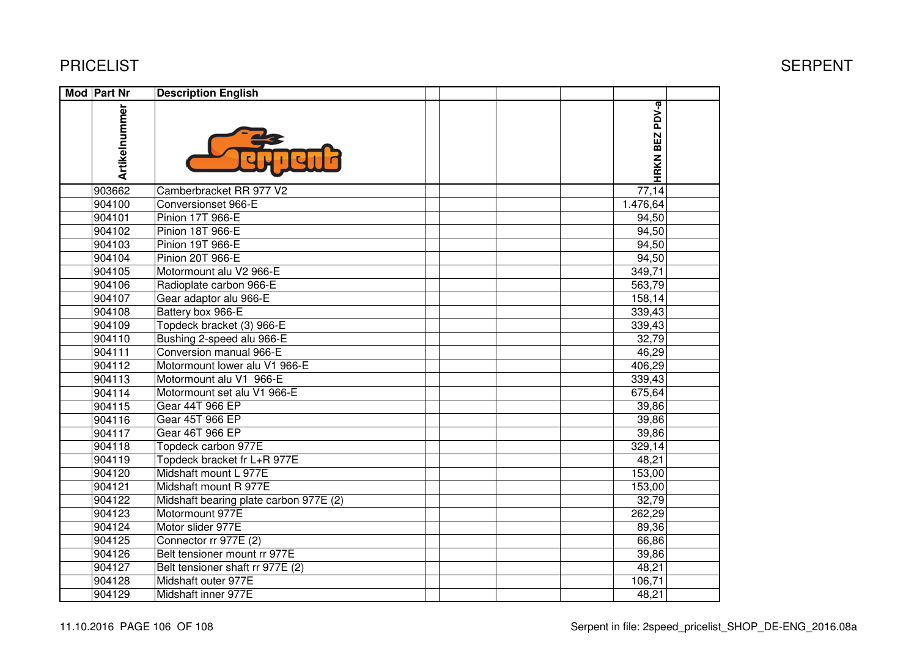# PRICELIST

SERPENT

| Mod | Part Nr | Description English | | | | | | |
|---|---|---|---|---|---|---|---|---|
| | Artikelnummer | | | | | | HRKN BEZ PDV-a | |
| | 903662 | Camberbracket RR 977 V2 | | | | | 77,14 | |
| | 904100 | Conversionset 966-E | | | | | 1.476,64 | |
| | 904101 | Pinion 17T 966-E | | | | | 94,50 | |
| | 904102 | Pinion 18T 966-E | | | | | 94,50 | |
| | 904103 | Pinion 19T 966-E | | | | | 94,50 | |
| | 904104 | Pinion 20T 966-E | | | | | 94,50 | |
| | 904105 | Motormount alu V2 966-E | | | | | 349,71 | |
| | 904106 | Radioplate carbon 966-E | | | | | 563,79 | |
| | 904107 | Gear adaptor alu 966-E | | | | | 158,14 | |
| | 904108 | Battery box 966-E | | | | | 339,43 | |
| | 904109 | Topdeck bracket (3) 966-E | | | | | 339,43 | |
| | 904110 | Bushing 2-speed alu 966-E | | | | | 32,79 | |
| | 904111 | Conversion manual 966-E | | | | | 46,29 | |
| | 904112 | Motormount lower alu V1 966-E | | | | | 406,29 | |
| | 904113 | Motormount alu V1 966-E | | | | | 339,43 | |
| | 904114 | Motormount set alu V1 966-E | | | | | 675,64 | |
| | 904115 | Gear 44T 966 EP | | | | | 39,86 | |
| | 904116 | Gear 45T 966 EP | | | | | 39,86 | |
| | 904117 | Gear 46T 966 EP | | | | | 39,86 | |
| | 904118 | Topdeck carbon 977E | | | | | 329,14 | |
| | 904119 | Topdeck bracket fr L+R 977E | | | | | 48,21 | |
| | 904120 | Midshaft mount L 977E | | | | | 153,00 | |
| | 904121 | Midshaft mount R 977E | | | | | 153,00 | |
| | 904122 | Midshaft bearing plate carbon 977E (2) | | | | | 32,79 | |
| | 904123 | Motormount 977E | | | | | 262,29 | |
| | 904124 | Motor slider 977E | | | | | 89,36 | |
| | 904125 | Connector rr 977E (2) | | | | | 66,86 | |
| | 904126 | Belt tensioner mount rr 977E | | | | | 39,86 | |
| | 904127 | Belt tensioner shaft rr 977E (2) | | | | | 48,21 | |
| | 904128 | Midshaft outer 977E | | | | | 106,71 | |
| | 904129 | Midshaft inner 977E | | | | | 48,21 | |

11.10.2016 PAGE 106 OF 108

Serpent in file: 2speed_pricelist_SHOP_DE-ENG_2016.08a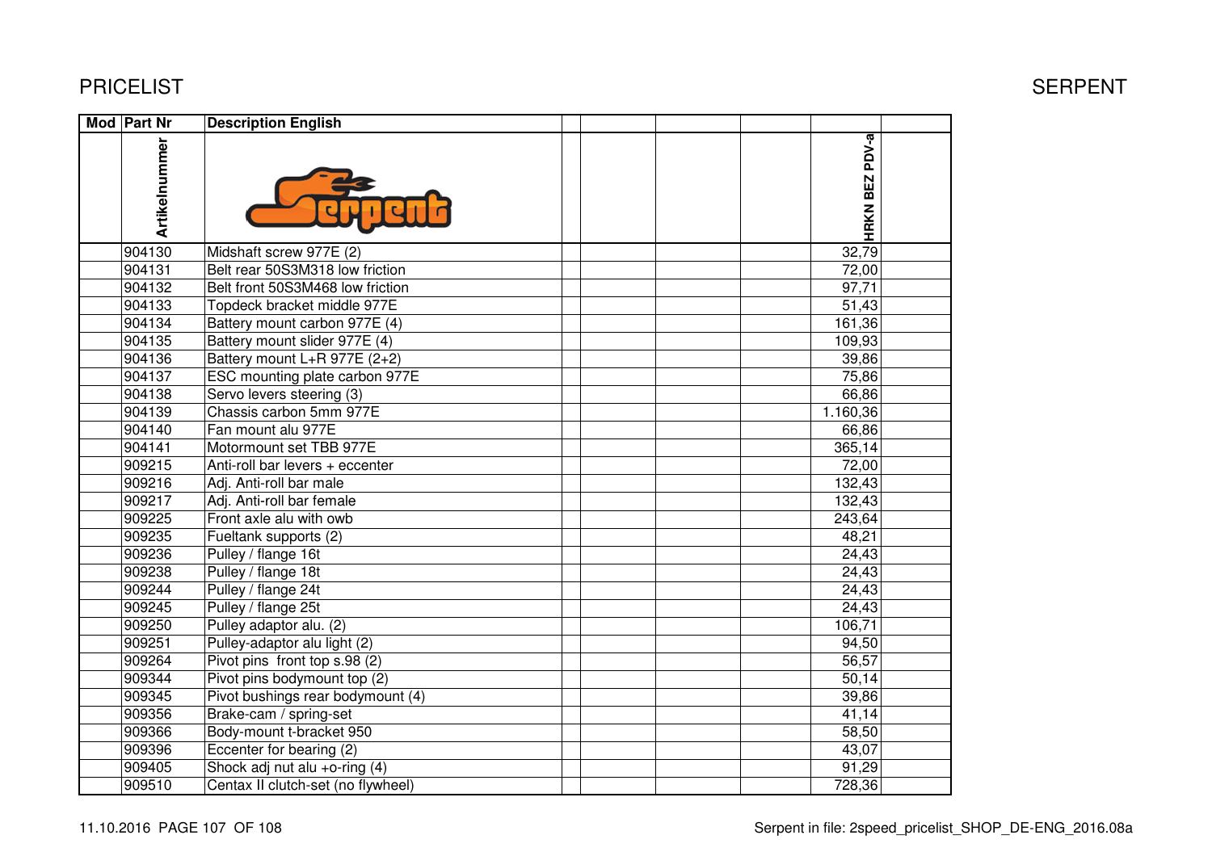# PRICELIST

SERPENT

| Mod | Part Nr | Description English | | | | | |
|---|---|---|---|---|---|---|---|
| | Artikelnummer | | | | | HRKN BEZ PDV-a | |
| | 904130 | Midshaft screw 977E (2) | | | | 32,79 | |
| | 904131 | Belt rear 50S3M318 low friction | | | | 72,00 | |
| | 904132 | Belt front 50S3M468 low friction | | | | 97,71 | |
| | 904133 | Topdeck bracket middle 977E | | | | 51,43 | |
| | 904134 | Battery mount carbon 977E (4) | | | | 161,36 | |
| | 904135 | Battery mount slider 977E (4) | | | | 109,93 | |
| | 904136 | Battery mount L+R 977E (2+2) | | | | 39,86 | |
| | 904137 | ESC mounting plate carbon 977E | | | | 75,86 | |
| | 904138 | Servo levers steering (3) | | | | 66,86 | |
| | 904139 | Chassis carbon 5mm 977E | | | | 1.160,36 | |
| | 904140 | Fan mount alu 977E | | | | 66,86 | |
| | 904141 | Motormount set TBB 977E | | | | 365,14 | |
| | 909215 | Anti-roll bar levers + eccenter | | | | 72,00 | |
| | 909216 | Adj. Anti-roll bar male | | | | 132,43 | |
| | 909217 | Adj. Anti-roll bar female | | | | 132,43 | |
| | 909225 | Front axle alu with owb | | | | 243,64 | |
| | 909235 | Fueltank supports (2) | | | | 48,21 | |
| | 909236 | Pulley / flange 16t | | | | 24,43 | |
| | 909238 | Pulley / flange 18t | | | | 24,43 | |
| | 909244 | Pulley / flange 24t | | | | 24,43 | |
| | 909245 | Pulley / flange 25t | | | | 24,43 | |
| | 909250 | Pulley adaptor alu. (2) | | | | 106,71 | |
| | 909251 | Pulley-adaptor alu light (2) | | | | 94,50 | |
| | 909264 | Pivot pins front top s.98 (2) | | | | 56,57 | |
| | 909344 | Pivot pins bodymount top (2) | | | | 50,14 | |
| | 909345 | Pivot bushings rear bodymount (4) | | | | 39,86 | |
| | 909356 | Brake-cam / spring-set | | | | 41,14 | |
| | 909366 | Body-mount t-bracket 950 | | | | 58,50 | |
| | 909396 | Eccenter for bearing (2) | | | | 43,07 | |
| | 909405 | Shock adj nut alu +o-ring (4) | | | | 91,29 | |
| | 909510 | Centax II clutch-set (no flywheel) | | | | 728,36 | |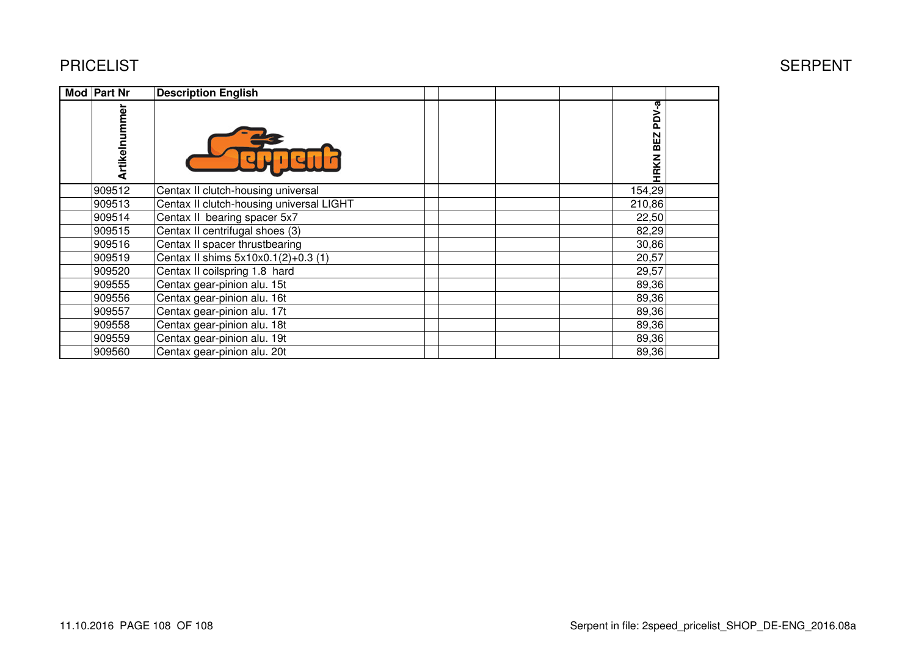PRICELIST SERPENT

| Mod | Part Nr | Description English | | | | | HRKN BEZ PDV-a | |
|---|---|---|---|---|---|---|---|---|
| | Artikelnummer | | | | | | | |
| | 909512 | Centax II clutch-housing universal | | | | | 154,29 | |
| | 909513 | Centax II clutch-housing universal LIGHT | | | | | 210,86 | |
| | 909514 | Centax II bearing spacer 5x7 | | | | | 22,50 | |
| | 909515 | Centax II centrifugal shoes (3) | | | | | 82,29 | |
| | 909516 | Centax II spacer thrustbearing | | | | | 30,86 | |
| | 909519 | Centax II shims 5x10x0.1(2)+0.3 (1) | | | | | 20,57 | |
| | 909520 | Centax II coilspring 1.8 hard | | | | | 29,57 | |
| | 909555 | Centax gear-pinion alu. 15t | | | | | 89,36 | |
| | 909556 | Centax gear-pinion alu. 16t | | | | | 89,36 | |
| | 909557 | Centax gear-pinion alu. 17t | | | | | 89,36 | |
| | 909558 | Centax gear-pinion alu. 18t | | | | | 89,36 | |
| | 909559 | Centax gear-pinion alu. 19t | | | | | 89,36 | |
| | 909560 | Centax gear-pinion alu. 20t | | | | | 89,36 | |

11.10.2016

Serpent in file: 2speed_pricelist_SHOP_DE-ENG_2016.08a